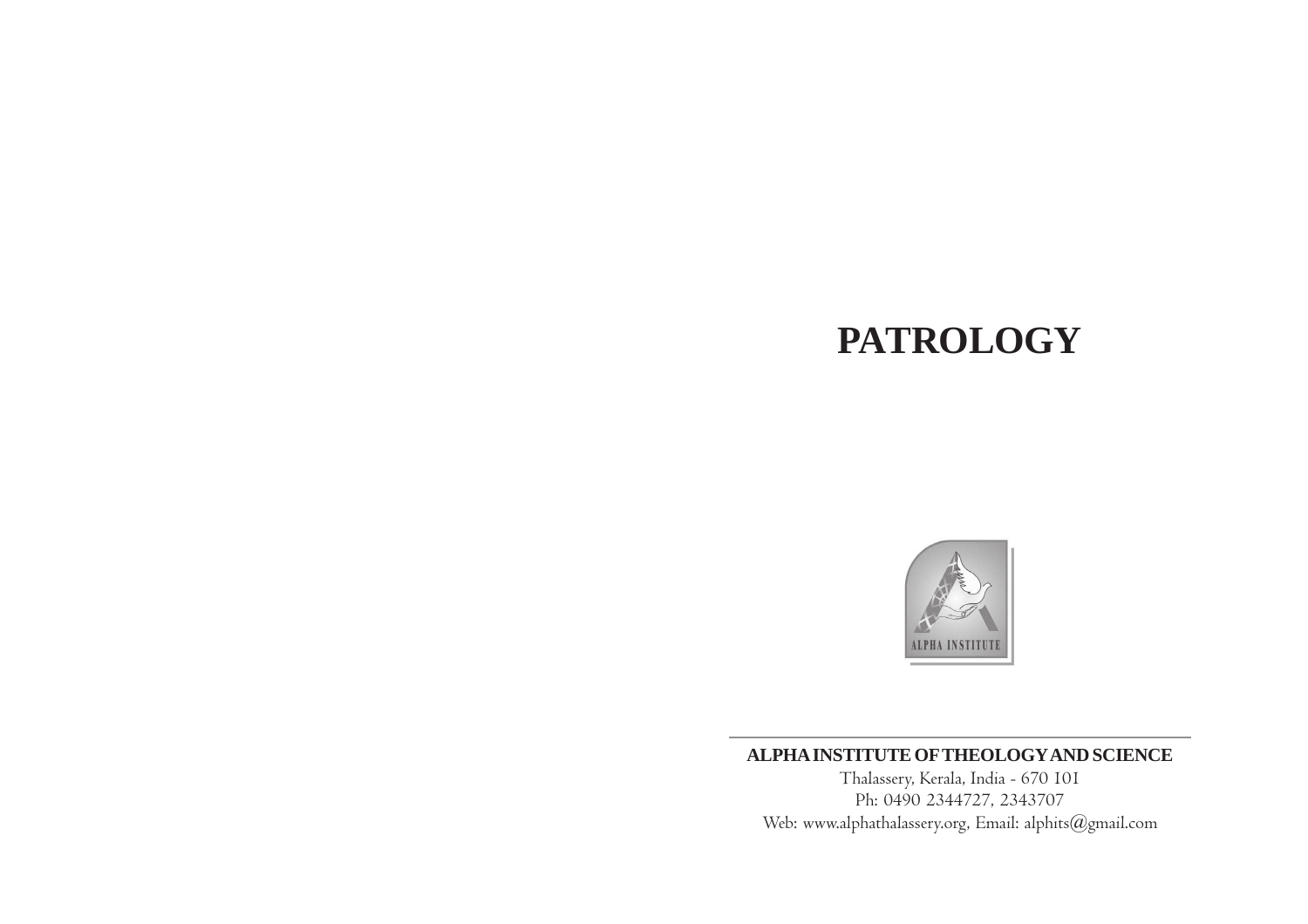# PATROLOGY

**ALPHA INSTITUTE OF THEOLOGY AND SCIENCE**

Thalassery, Kerala, India - 670 101

Ph: 0490 2344727, 2343707

Web: www.alphathalassery.org, Email: alphits@gmail.com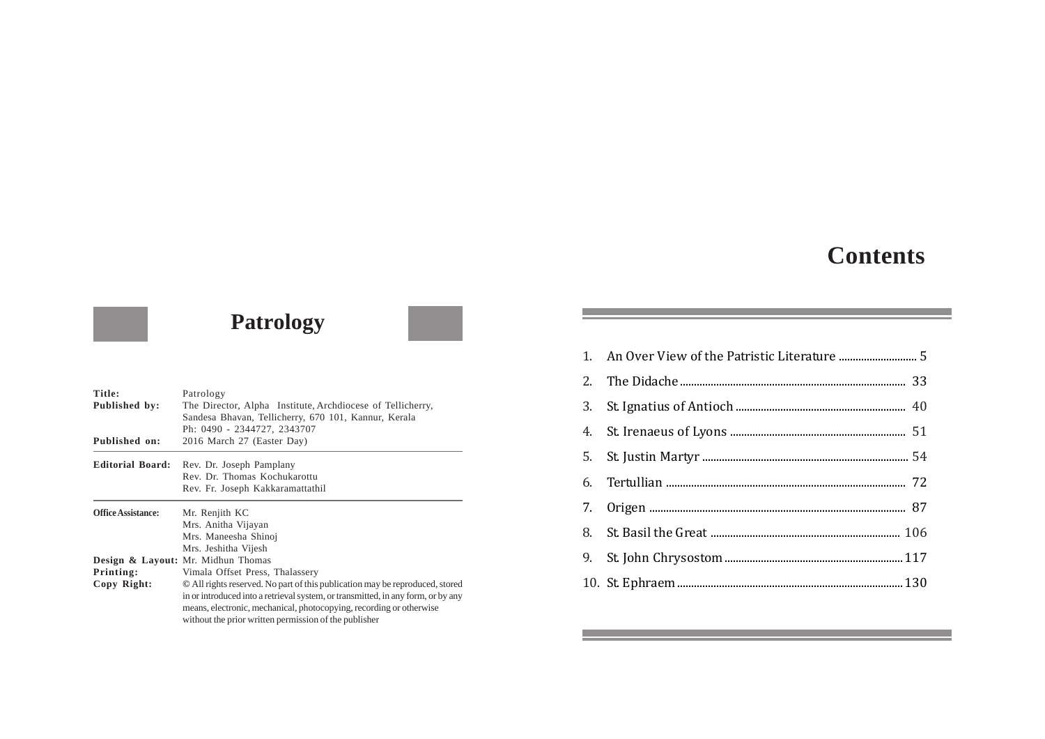# Patrology

**Title:** Patrology
**Published by:** The Director, Alpha Institute, Archdiocese of Tellicherry, Sandesa Bhavan, Tellicherry, 670 101, Kannur, Kerala Ph: 0490 - 2344727, 2343707
**Published on:** 2016 March 27 (Easter Day)

---

**Editorial Board:** Rev. Dr. Joseph Pamplany
Rev. Dr. Thomas Kochukarottu
Rev. Fr. Joseph Kakkaramattathil

---

**Office Assistance:** Mr. Renjith KC
Mrs. Anitha Vijayan
Mrs. Maneesha Shinoj
Mrs. Jeshitha Vijesh
**Design & Layout:** Mr. Midhun Thomas
**Printing:** Vimala Offset Press, Thalassery
**Copy Right:** © All rights reserved. No part of this publication may be reproduced, stored in or introduced into a retrieval system, or transmitted, in any form, or by any means, electronic, mechanical, photocopying, recording or otherwise without the prior written permission of the publisher

# Contents

1. An Over View of the Patristic Literature ............ 5
2. The Didache ............ 33
3. St. Ignatius of Antioch ............ 40
4. St. Irenaeus of Lyons ............ 51
5. St. Justin Martyr ............ 54
6. Tertullian ............ 72
7. Origen ............ 87
8. St. Basil the Great ............ 106
9. St. John Chrysostom ............ 117
10. St. Ephraem ............ 130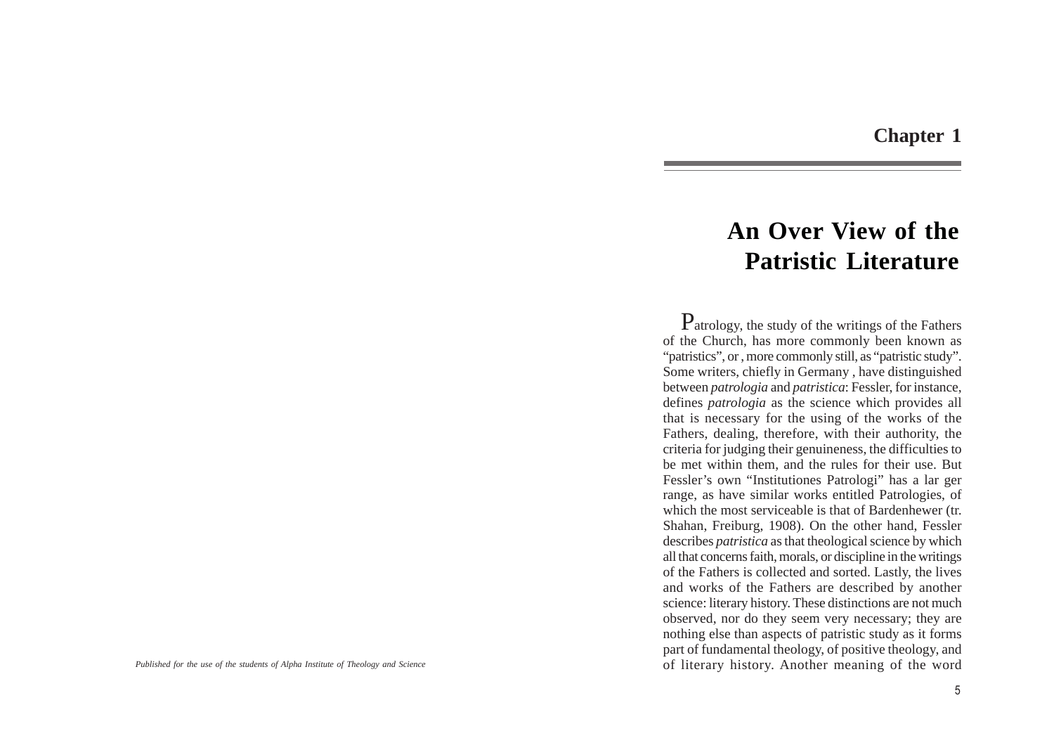# Chapter 1

## An Over View of the Patristic Literature

Patrology, the study of the writings of the Fathers of the Church, has more commonly been known as "patristics", or , more commonly still, as "patristic study". Some writers, chiefly in Germany , have distinguished between *patrologia* and *patristica*: Fessler, for instance, defines *patrologia* as the science which provides all that is necessary for the using of the works of the Fathers, dealing, therefore, with their authority, the criteria for judging their genuineness, the difficulties to be met within them, and the rules for their use. But Fessler's own "Institutiones Patrologi" has a lar ger range, as have similar works entitled Patrologies, of which the most serviceable is that of Bardenhewer (tr. Shahan, Freiburg, 1908). On the other hand, Fessler describes *patristica* as that theological science by which all that concerns faith, morals, or discipline in the writings of the Fathers is collected and sorted. Lastly, the lives and works of the Fathers are described by another science: literary history. These distinctions are not much observed, nor do they seem very necessary; they are nothing else than aspects of patristic study as it forms part of fundamental theology, of positive theology, and of literary history. Another meaning of the word

*Published for the use of the students of Alpha Institute of Theology and Science*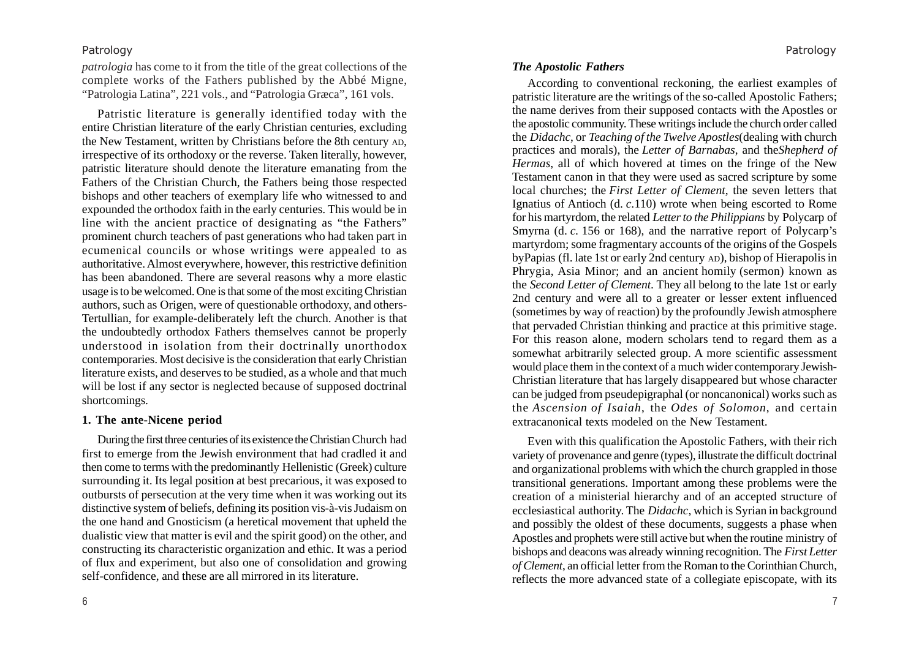*patrologia* has come to it from the title of the great collections of the complete works of the Fathers published by the Abbé Migne, "Patrologia Latina", 221 vols., and "Patrologia Græca", 161 vols.

Patristic literature is generally identified today with the entire Christian literature of the early Christian centuries, excluding the New Testament, written by Christians before the 8th century AD, irrespective of its orthodoxy or the reverse. Taken literally, however, patristic literature should denote the literature emanating from the Fathers of the Christian Church, the Fathers being those respected bishops and other teachers of exemplary life who witnessed to and expounded the orthodox faith in the early centuries. This would be in line with the ancient practice of designating as "the Fathers" prominent church teachers of past generations who had taken part in ecumenical councils or whose writings were appealed to as authoritative. Almost everywhere, however, this restrictive definition has been abandoned. There are several reasons why a more elastic usage is to be welcomed. One is that some of the most exciting Christian authors, such as Origen, were of questionable orthodoxy, and others-Tertullian, for example-deliberately left the church. Another is that the undoubtedly orthodox Fathers themselves cannot be properly understood in isolation from their doctrinally unorthodox contemporaries. Most decisive is the consideration that early Christian literature exists, and deserves to be studied, as a whole and that much will be lost if any sector is neglected because of supposed doctrinal shortcomings.

## 1. The ante-Nicene period

During the first three centuries of its existence the Christian Church had first to emerge from the Jewish environment that had cradled it and then come to terms with the predominantly Hellenistic (Greek) culture surrounding it. Its legal position at best precarious, it was exposed to outbursts of persecution at the very time when it was working out its distinctive system of beliefs, defining its position vis-à-vis Judaism on the one hand and Gnosticism (a heretical movement that upheld the dualistic view that matter is evil and the spirit good) on the other, and constructing its characteristic organization and ethic. It was a period of flux and experiment, but also one of consolidation and growing self-confidence, and these are all mirrored in its literature.

### *The Apostolic Fathers*

According to conventional reckoning, the earliest examples of patristic literature are the writings of the so-called Apostolic Fathers; the name derives from their supposed contacts with the Apostles or the apostolic community. These writings include the church order called the *Didachc*, or *Teaching of the Twelve Apostles*(dealing with church practices and morals), the *Letter of Barnabas*, and the*Shepherd of Hermas*, all of which hovered at times on the fringe of the New Testament canon in that they were used as sacred scripture by some local churches; the *First Letter of Clement*, the seven letters that Ignatius of Antioch (d. *c*.110) wrote when being escorted to Rome for his martyrdom, the related *Letter to the Philippians* by Polycarp of Smyrna (d. *c*. 156 or 168), and the narrative report of Polycarp's martyrdom; some fragmentary accounts of the origins of the Gospels byPapias (fl. late 1st or early 2nd century AD), bishop of Hierapolis in Phrygia, Asia Minor; and an ancient homily (sermon) known as the *Second Letter of Clement*. They all belong to the late 1st or early 2nd century and were all to a greater or lesser extent influenced (sometimes by way of reaction) by the profoundly Jewish atmosphere that pervaded Christian thinking and practice at this primitive stage. For this reason alone, modern scholars tend to regard them as a somewhat arbitrarily selected group. A more scientific assessment would place them in the context of a much wider contemporary Jewish-Christian literature that has largely disappeared but whose character can be judged from pseudepigraphal (or noncanonical) works such as the *Ascension of Isaiah*, the *Odes of Solomon*, and certain extracanonical texts modeled on the New Testament.

Even with this qualification the Apostolic Fathers, with their rich variety of provenance and genre (types), illustrate the difficult doctrinal and organizational problems with which the church grappled in those transitional generations. Important among these problems were the creation of a ministerial hierarchy and of an accepted structure of ecclesiastical authority. The *Didachc*, which is Syrian in background and possibly the oldest of these documents, suggests a phase when Apostles and prophets were still active but when the routine ministry of bishops and deacons was already winning recognition. The *First Letter of Clement*, an official letter from the Roman to the Corinthian Church, reflects the more advanced state of a collegiate episcopate, with its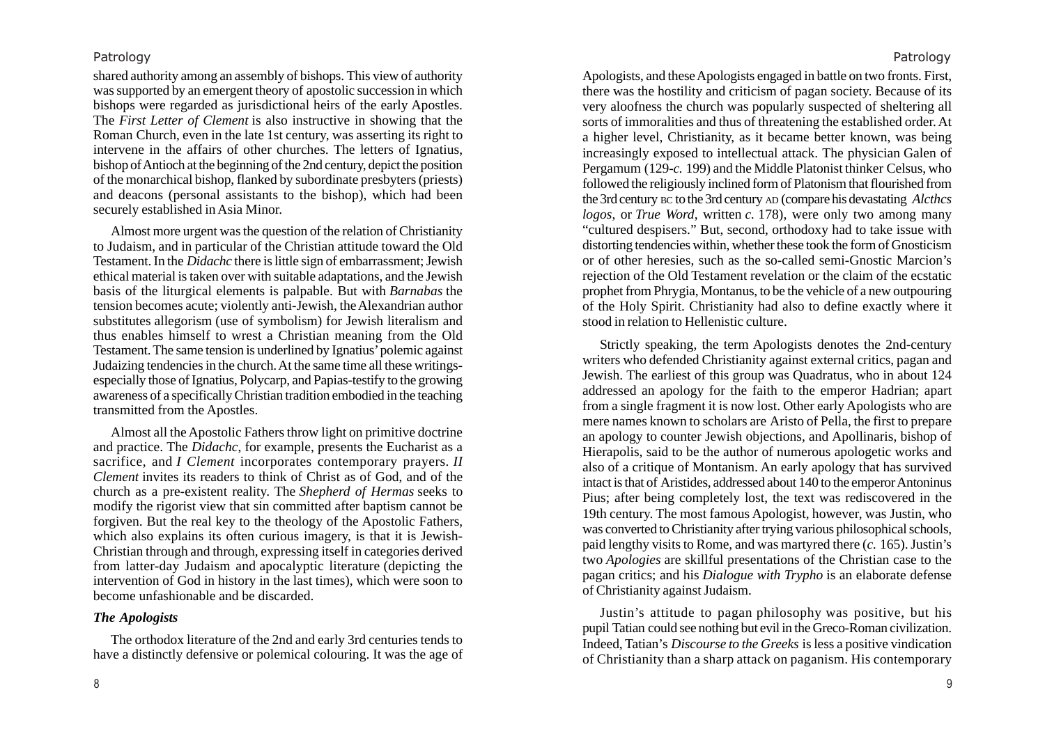shared authority among an assembly of bishops. This view of authority was supported by an emergent theory of apostolic succession in which bishops were regarded as jurisdictional heirs of the early Apostles. The *First Letter of Clement* is also instructive in showing that the Roman Church, even in the late 1st century, was asserting its right to intervene in the affairs of other churches. The letters of Ignatius, bishop of Antioch at the beginning of the 2nd century, depict the position of the monarchical bishop, flanked by subordinate presbyters (priests) and deacons (personal assistants to the bishop), which had been securely established in Asia Minor.

Almost more urgent was the question of the relation of Christianity to Judaism, and in particular of the Christian attitude toward the Old Testament. In the *Didachc* there is little sign of embarrassment; Jewish ethical material is taken over with suitable adaptations, and the Jewish basis of the liturgical elements is palpable. But with *Barnabas* the tension becomes acute; violently anti-Jewish, the Alexandrian author substitutes allegorism (use of symbolism) for Jewish literalism and thus enables himself to wrest a Christian meaning from the Old Testament. The same tension is underlined by Ignatius' polemic against Judaizing tendencies in the church. At the same time all these writings-especially those of Ignatius, Polycarp, and Papias-testify to the growing awareness of a specifically Christian tradition embodied in the teaching transmitted from the Apostles.

Almost all the Apostolic Fathers throw light on primitive doctrine and practice. The *Didachc*, for example, presents the Eucharist as a sacrifice, and *I Clement* incorporates contemporary prayers. *II Clement* invites its readers to think of Christ as of God, and of the church as a pre-existent reality. The *Shepherd of Hermas* seeks to modify the rigorist view that sin committed after baptism cannot be forgiven. But the real key to the theology of the Apostolic Fathers, which also explains its often curious imagery, is that it is Jewish-Christian through and through, expressing itself in categories derived from latter-day Judaism and apocalyptic literature (depicting the intervention of God in history in the last times), which were soon to become unfashionable and be discarded.

### *The Apologists*

The orthodox literature of the 2nd and early 3rd centuries tends to have a distinctly defensive or polemical colouring. It was the age of Apologists, and these Apologists engaged in battle on two fronts. First, there was the hostility and criticism of pagan society. Because of its very aloofness the church was popularly suspected of sheltering all sorts of immoralities and thus of threatening the established order. At a higher level, Christianity, as it became better known, was being increasingly exposed to intellectual attack. The physician Galen of Pergamum (129-*c.* 199) and the Middle Platonist thinker Celsus, who followed the religiously inclined form of Platonism that flourished from the 3rd century BC to the 3rd century AD (compare his devastating *Alcthcs logos*, or *True Word*, written *c.* 178), were only two among many "cultured despisers." But, second, orthodoxy had to take issue with distorting tendencies within, whether these took the form of Gnosticism or of other heresies, such as the so-called semi-Gnostic Marcion's rejection of the Old Testament revelation or the claim of the ecstatic prophet from Phrygia, Montanus, to be the vehicle of a new outpouring of the Holy Spirit. Christianity had also to define exactly where it stood in relation to Hellenistic culture.

Strictly speaking, the term Apologists denotes the 2nd-century writers who defended Christianity against external critics, pagan and Jewish. The earliest of this group was Quadratus, who in about 124 addressed an apology for the faith to the emperor Hadrian; apart from a single fragment it is now lost. Other early Apologists who are mere names known to scholars are Aristo of Pella, the first to prepare an apology to counter Jewish objections, and Apollinaris, bishop of Hierapolis, said to be the author of numerous apologetic works and also of a critique of Montanism. An early apology that has survived intact is that of Aristides, addressed about 140 to the emperor Antoninus Pius; after being completely lost, the text was rediscovered in the 19th century. The most famous Apologist, however, was Justin, who was converted to Christianity after trying various philosophical schools, paid lengthy visits to Rome, and was martyred there (*c.* 165). Justin's two *Apologies* are skillful presentations of the Christian case to the pagan critics; and his *Dialogue with Trypho* is an elaborate defense of Christianity against Judaism.

Justin's attitude to pagan philosophy was positive, but his pupil Tatian could see nothing but evil in the Greco-Roman civilization. Indeed, Tatian's *Discourse to the Greeks* is less a positive vindication of Christianity than a sharp attack on paganism. His contemporary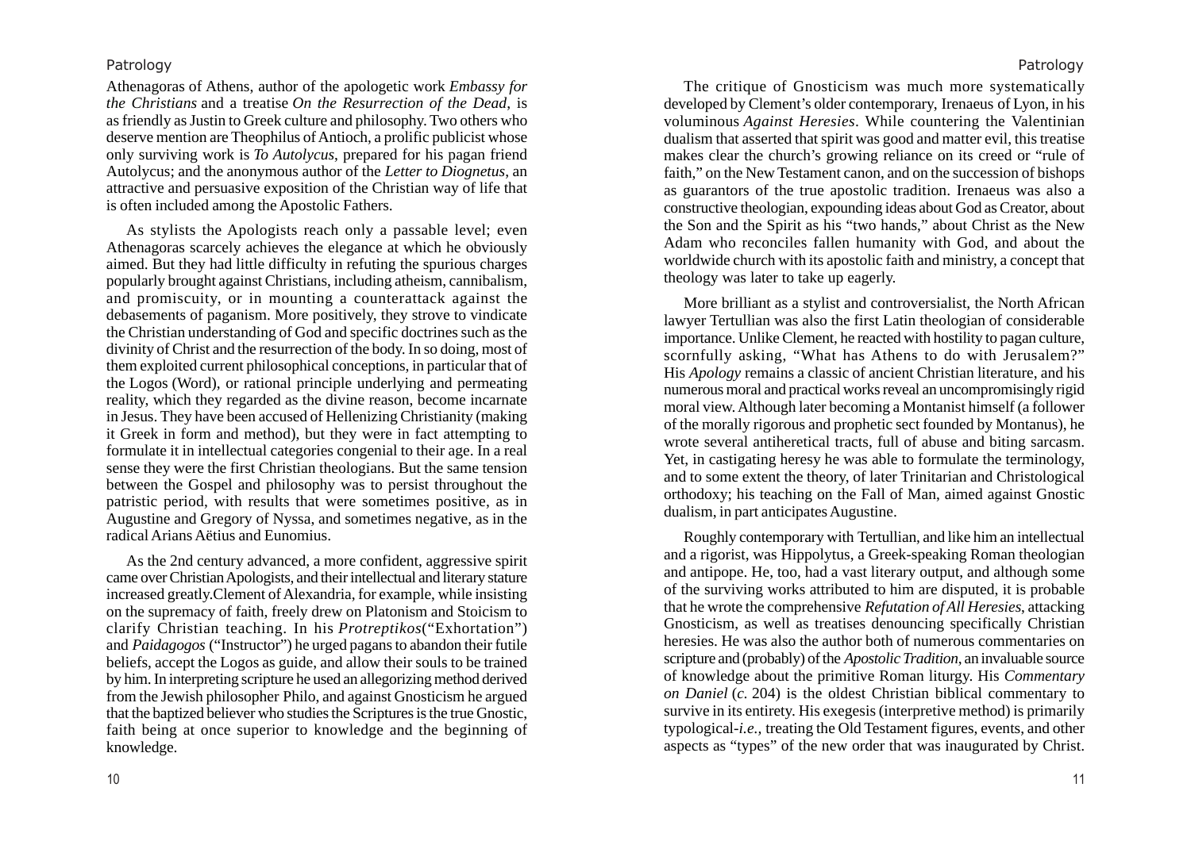Athenagoras of Athens, author of the apologetic work *Embassy for the Christians* and a treatise *On the Resurrection of the Dead*, is as friendly as Justin to Greek culture and philosophy. Two others who deserve mention are Theophilus of Antioch, a prolific publicist whose only surviving work is *To Autolycus*, prepared for his pagan friend Autolycus; and the anonymous author of the *Letter to Diognetus*, an attractive and persuasive exposition of the Christian way of life that is often included among the Apostolic Fathers.

As stylists the Apologists reach only a passable level; even Athenagoras scarcely achieves the elegance at which he obviously aimed. But they had little difficulty in refuting the spurious charges popularly brought against Christians, including atheism, cannibalism, and promiscuity, or in mounting a counterattack against the debasements of paganism. More positively, they strove to vindicate the Christian understanding of God and specific doctrines such as the divinity of Christ and the resurrection of the body. In so doing, most of them exploited current philosophical conceptions, in particular that of the Logos (Word), or rational principle underlying and permeating reality, which they regarded as the divine reason, become incarnate in Jesus. They have been accused of Hellenizing Christianity (making it Greek in form and method), but they were in fact attempting to formulate it in intellectual categories congenial to their age. In a real sense they were the first Christian theologians. But the same tension between the Gospel and philosophy was to persist throughout the patristic period, with results that were sometimes positive, as in Augustine and Gregory of Nyssa, and sometimes negative, as in the radical Arians Aëtius and Eunomius.

As the 2nd century advanced, a more confident, aggressive spirit came over Christian Apologists, and their intellectual and literary stature increased greatly.Clement of Alexandria, for example, while insisting on the supremacy of faith, freely drew on Platonism and Stoicism to clarify Christian teaching. In his *Protreptikos*("Exhortation") and *Paidagogos* ("Instructor") he urged pagans to abandon their futile beliefs, accept the Logos as guide, and allow their souls to be trained by him. In interpreting scripture he used an allegorizing method derived from the Jewish philosopher Philo, and against Gnosticism he argued that the baptized believer who studies the Scriptures is the true Gnostic, faith being at once superior to knowledge and the beginning of knowledge.

The critique of Gnosticism was much more systematically developed by Clement's older contemporary, Irenaeus of Lyon, in his voluminous *Against Heresies*. While countering the Valentinian dualism that asserted that spirit was good and matter evil, this treatise makes clear the church's growing reliance on its creed or "rule of faith," on the New Testament canon, and on the succession of bishops as guarantors of the true apostolic tradition. Irenaeus was also a constructive theologian, expounding ideas about God as Creator, about the Son and the Spirit as his "two hands," about Christ as the New Adam who reconciles fallen humanity with God, and about the worldwide church with its apostolic faith and ministry, a concept that theology was later to take up eagerly.

More brilliant as a stylist and controversialist, the North African lawyer Tertullian was also the first Latin theologian of considerable importance. Unlike Clement, he reacted with hostility to pagan culture, scornfully asking, "What has Athens to do with Jerusalem?" His *Apology* remains a classic of ancient Christian literature, and his numerous moral and practical works reveal an uncompromisingly rigid moral view. Although later becoming a Montanist himself (a follower of the morally rigorous and prophetic sect founded by Montanus), he wrote several antiheretical tracts, full of abuse and biting sarcasm. Yet, in castigating heresy he was able to formulate the terminology, and to some extent the theory, of later Trinitarian and Christological orthodoxy; his teaching on the Fall of Man, aimed against Gnostic dualism, in part anticipates Augustine.

Roughly contemporary with Tertullian, and like him an intellectual and a rigorist, was Hippolytus, a Greek-speaking Roman theologian and antipope. He, too, had a vast literary output, and although some of the surviving works attributed to him are disputed, it is probable that he wrote the comprehensive *Refutation of All Heresies*, attacking Gnosticism, as well as treatises denouncing specifically Christian heresies. He was also the author both of numerous commentaries on scripture and (probably) of the *Apostolic Tradition*, an invaluable source of knowledge about the primitive Roman liturgy. His *Commentary on Daniel* (*c.* 204) is the oldest Christian biblical commentary to survive in its entirety. His exegesis (interpretive method) is primarily typological-*i.e.,* treating the Old Testament figures, events, and other aspects as "types" of the new order that was inaugurated by Christ.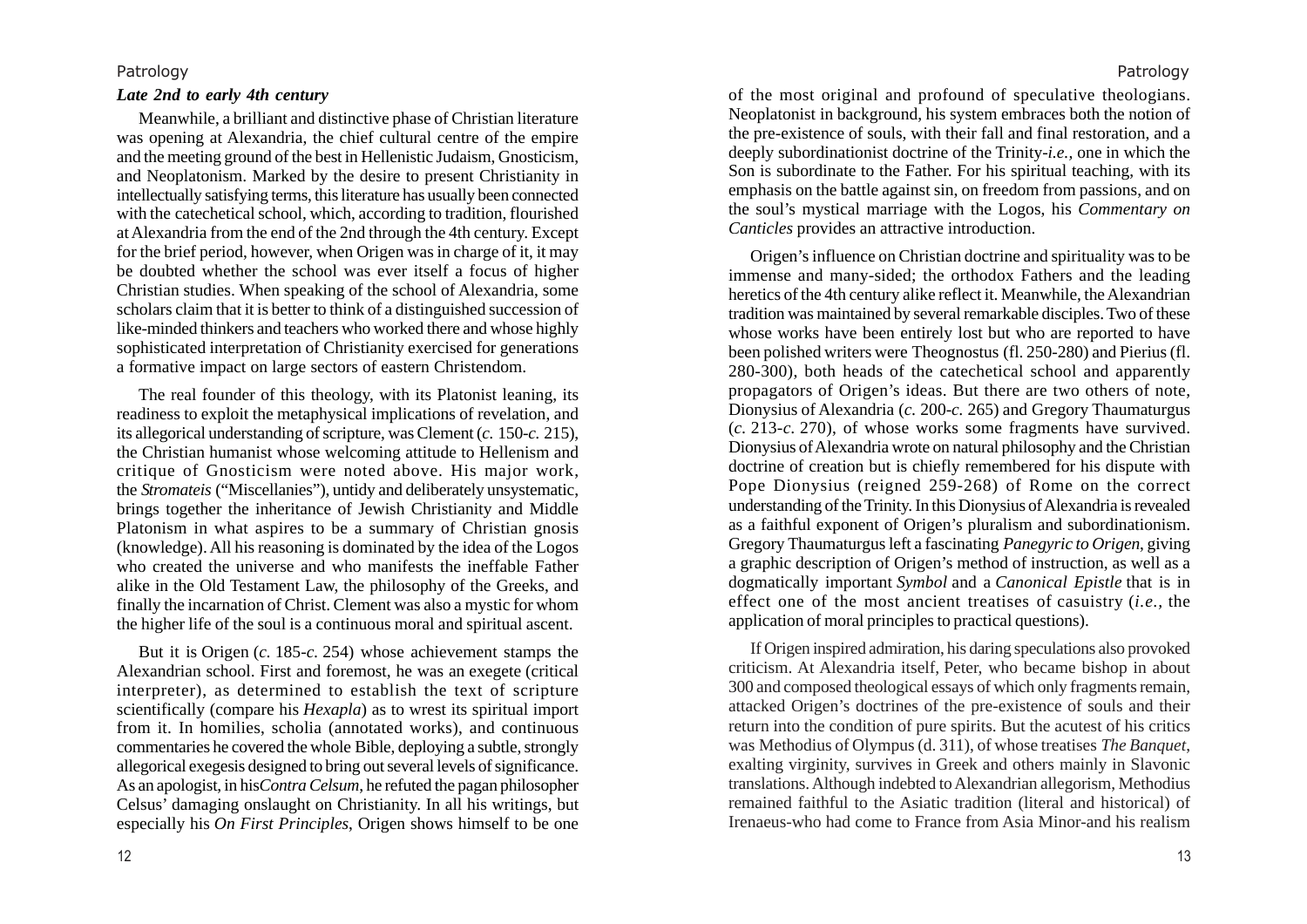### *Late 2nd to early 4th century*

Meanwhile, a brilliant and distinctive phase of Christian literature was opening at Alexandria, the chief cultural centre of the empire and the meeting ground of the best in Hellenistic Judaism, Gnosticism, and Neoplatonism. Marked by the desire to present Christianity in intellectually satisfying terms, this literature has usually been connected with the catechetical school, which, according to tradition, flourished at Alexandria from the end of the 2nd through the 4th century. Except for the brief period, however, when Origen was in charge of it, it may be doubted whether the school was ever itself a focus of higher Christian studies. When speaking of the school of Alexandria, some scholars claim that it is better to think of a distinguished succession of like-minded thinkers and teachers who worked there and whose highly sophisticated interpretation of Christianity exercised for generations a formative impact on large sectors of eastern Christendom.

The real founder of this theology, with its Platonist leaning, its readiness to exploit the metaphysical implications of revelation, and its allegorical understanding of scripture, was Clement (*c.* 150-*c.* 215), the Christian humanist whose welcoming attitude to Hellenism and critique of Gnosticism were noted above. His major work, the *Stromateis* ("Miscellanies"), untidy and deliberately unsystematic, brings together the inheritance of Jewish Christianity and Middle Platonism in what aspires to be a summary of Christian gnosis (knowledge). All his reasoning is dominated by the idea of the Logos who created the universe and who manifests the ineffable Father alike in the Old Testament Law, the philosophy of the Greeks, and finally the incarnation of Christ. Clement was also a mystic for whom the higher life of the soul is a continuous moral and spiritual ascent.

But it is Origen (*c.* 185-*c.* 254) whose achievement stamps the Alexandrian school. First and foremost, he was an exegete (critical interpreter), as determined to establish the text of scripture scientifically (compare his *Hexapla*) as to wrest its spiritual import from it. In homilies, scholia (annotated works), and continuous commentaries he covered the whole Bible, deploying a subtle, strongly allegorical exegesis designed to bring out several levels of significance. As an apologist, in his*Contra Celsum*, he refuted the pagan philosopher Celsus' damaging onslaught on Christianity. In all his writings, but especially his *On First Principles*, Origen shows himself to be one of the most original and profound of speculative theologians. Neoplatonist in background, his system embraces both the notion of the pre-existence of souls, with their fall and final restoration, and a deeply subordinationist doctrine of the Trinity-*i.e.,* one in which the Son is subordinate to the Father. For his spiritual teaching, with its emphasis on the battle against sin, on freedom from passions, and on the soul's mystical marriage with the Logos, his *Commentary on Canticles* provides an attractive introduction.

Origen's influence on Christian doctrine and spirituality was to be immense and many-sided; the orthodox Fathers and the leading heretics of the 4th century alike reflect it. Meanwhile, the Alexandrian tradition was maintained by several remarkable disciples. Two of these whose works have been entirely lost but who are reported to have been polished writers were Theognostus (fl. 250-280) and Pierius (fl. 280-300), both heads of the catechetical school and apparently propagators of Origen's ideas. But there are two others of note, Dionysius of Alexandria (*c.* 200-*c.* 265) and Gregory Thaumaturgus (*c.* 213-*c.* 270), of whose works some fragments have survived. Dionysius of Alexandria wrote on natural philosophy and the Christian doctrine of creation but is chiefly remembered for his dispute with Pope Dionysius (reigned 259-268) of Rome on the correct understanding of the Trinity. In this Dionysius of Alexandria is revealed as a faithful exponent of Origen's pluralism and subordinationism. Gregory Thaumaturgus left a fascinating *Panegyric to Origen,* giving a graphic description of Origen's method of instruction, as well as a dogmatically important *Symbol* and a *Canonical Epistle* that is in effect one of the most ancient treatises of casuistry (*i.e.,* the application of moral principles to practical questions).

If Origen inspired admiration, his daring speculations also provoked criticism. At Alexandria itself, Peter, who became bishop in about 300 and composed theological essays of which only fragments remain, attacked Origen's doctrines of the pre-existence of souls and their return into the condition of pure spirits. But the acutest of his critics was Methodius of Olympus (d. 311), of whose treatises *The Banquet*, exalting virginity, survives in Greek and others mainly in Slavonic translations. Although indebted to Alexandrian allegorism, Methodius remained faithful to the Asiatic tradition (literal and historical) of Irenaeus-who had come to France from Asia Minor-and his realism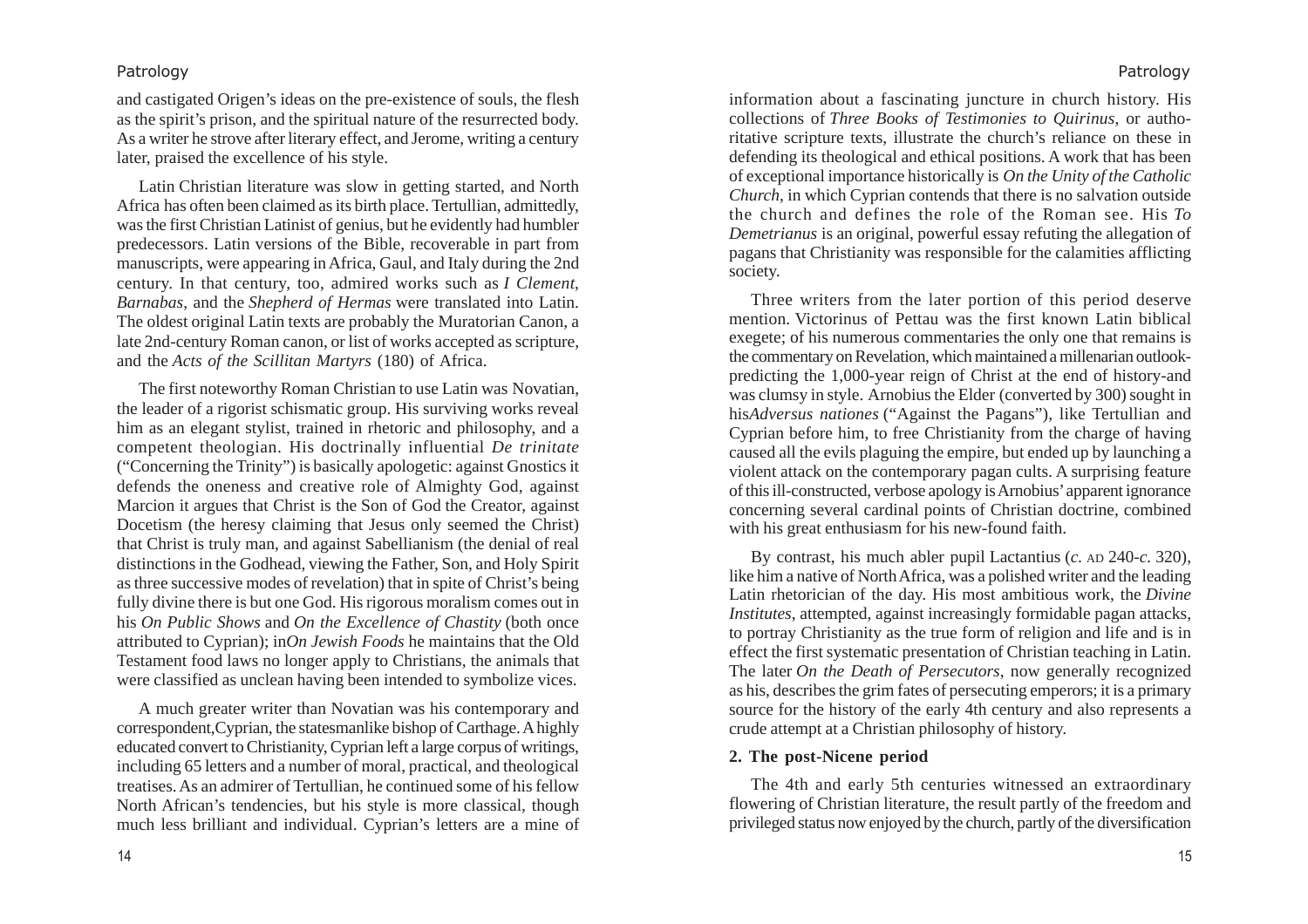and castigated Origen's ideas on the pre-existence of souls, the flesh as the spirit's prison, and the spiritual nature of the resurrected body. As a writer he strove after literary effect, and Jerome, writing a century later, praised the excellence of his style.

Latin Christian literature was slow in getting started, and North Africa has often been claimed as its birth place. Tertullian, admittedly, was the first Christian Latinist of genius, but he evidently had humbler predecessors. Latin versions of the Bible, recoverable in part from manuscripts, were appearing in Africa, Gaul, and Italy during the 2nd century. In that century, too, admired works such as *I Clement*, *Barnabas*, and the *Shepherd of Hermas* were translated into Latin. The oldest original Latin texts are probably the Muratorian Canon, a late 2nd-century Roman canon, or list of works accepted as scripture, and the *Acts of the Scillitan Martyrs* (180) of Africa.

The first noteworthy Roman Christian to use Latin was Novatian, the leader of a rigorist schismatic group. His surviving works reveal him as an elegant stylist, trained in rhetoric and philosophy, and a competent theologian. His doctrinally influential *De trinitate* ("Concerning the Trinity") is basically apologetic: against Gnostics it defends the oneness and creative role of Almighty God, against Marcion it argues that Christ is the Son of God the Creator, against Docetism (the heresy claiming that Jesus only seemed the Christ) that Christ is truly man, and against Sabellianism (the denial of real distinctions in the Godhead, viewing the Father, Son, and Holy Spirit as three successive modes of revelation) that in spite of Christ's being fully divine there is but one God. His rigorous moralism comes out in his *On Public Shows* and *On the Excellence of Chastity* (both once attributed to Cyprian); in*On Jewish Foods* he maintains that the Old Testament food laws no longer apply to Christians, the animals that were classified as unclean having been intended to symbolize vices.

A much greater writer than Novatian was his contemporary and correspondent,Cyprian, the statesmanlike bishop of Carthage. A highly educated convert to Christianity, Cyprian left a large corpus of writings, including 65 letters and a number of moral, practical, and theological treatises. As an admirer of Tertullian, he continued some of his fellow North African's tendencies, but his style is more classical, though much less brilliant and individual. Cyprian's letters are a mine of information about a fascinating juncture in church history. His collections of *Three Books of Testimonies to Quirinus*, or authoritative scripture texts, illustrate the church's reliance on these in defending its theological and ethical positions. A work that has been of exceptional importance historically is *On the Unity of the Catholic Church*, in which Cyprian contends that there is no salvation outside the church and defines the role of the Roman see. His *To Demetrianus* is an original, powerful essay refuting the allegation of pagans that Christianity was responsible for the calamities afflicting society.

Three writers from the later portion of this period deserve mention. Victorinus of Pettau was the first known Latin biblical exegete; of his numerous commentaries the only one that remains is the commentary on Revelation, which maintained a millenarian outlook-predicting the 1,000-year reign of Christ at the end of history-and was clumsy in style. Arnobius the Elder (converted by 300) sought in his*Adversus nationes* ("Against the Pagans"), like Tertullian and Cyprian before him, to free Christianity from the charge of having caused all the evils plaguing the empire, but ended up by launching a violent attack on the contemporary pagan cults. A surprising feature of this ill-constructed, verbose apology is Arnobius' apparent ignorance concerning several cardinal points of Christian doctrine, combined with his great enthusiasm for his new-found faith.

By contrast, his much abler pupil Lactantius (*c*. AD 240-*c*. 320), like him a native of North Africa, was a polished writer and the leading Latin rhetorician of the day. His most ambitious work, the *Divine Institutes*, attempted, against increasingly formidable pagan attacks, to portray Christianity as the true form of religion and life and is in effect the first systematic presentation of Christian teaching in Latin. The later *On the Death of Persecutors*, now generally recognized as his, describes the grim fates of persecuting emperors; it is a primary source for the history of the early 4th century and also represents a crude attempt at a Christian philosophy of history.

## 2. The post-Nicene period

The 4th and early 5th centuries witnessed an extraordinary flowering of Christian literature, the result partly of the freedom and privileged status now enjoyed by the church, partly of the diversification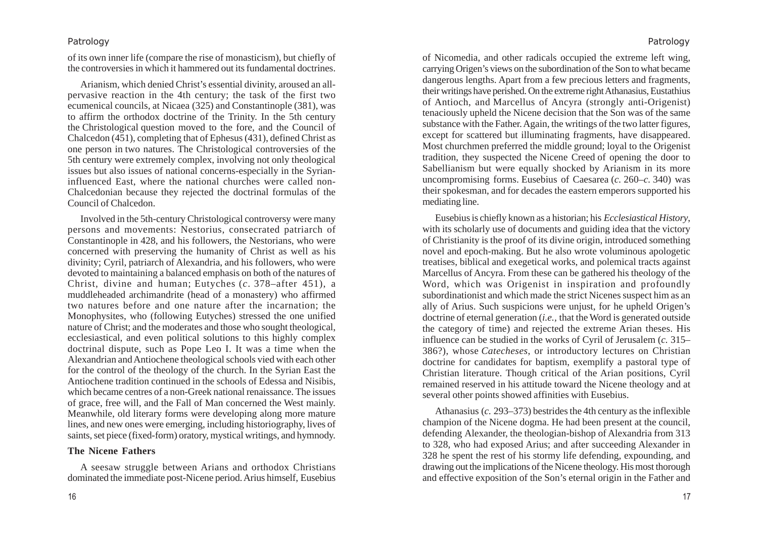of its own inner life (compare the rise of monasticism), but chiefly of the controversies in which it hammered out its fundamental doctrines.

Arianism, which denied Christ's essential divinity, aroused an all-pervasive reaction in the 4th century; the task of the first two ecumenical councils, at Nicaea (325) and Constantinople (381), was to affirm the orthodox doctrine of the Trinity. In the 5th century the Christological question moved to the fore, and the Council of Chalcedon (451), completing that of Ephesus (431), defined Christ as one person in two natures. The Christological controversies of the 5th century were extremely complex, involving not only theological issues but also issues of national concerns-especially in the Syrian-influenced East, where the national churches were called non-Chalcedonian because they rejected the doctrinal formulas of the Council of Chalcedon.

Involved in the 5th-century Christological controversy were many persons and movements: Nestorius, consecrated patriarch of Constantinople in 428, and his followers, the Nestorians, who were concerned with preserving the humanity of Christ as well as his divinity; Cyril, patriarch of Alexandria, and his followers, who were devoted to maintaining a balanced emphasis on both of the natures of Christ, divine and human; Eutyches (*c*. 378–after 451), a muddleheaded archimandrite (head of a monastery) who affirmed two natures before and one nature after the incarnation; the Monophysites, who (following Eutyches) stressed the one unified nature of Christ; and the moderates and those who sought theological, ecclesiastical, and even political solutions to this highly complex doctrinal dispute, such as Pope Leo I. It was a time when the Alexandrian and Antiochene theological schools vied with each other for the control of the theology of the church. In the Syrian East the Antiochene tradition continued in the schools of Edessa and Nisibis, which became centres of a non-Greek national renaissance. The issues of grace, free will, and the Fall of Man concerned the West mainly. Meanwhile, old literary forms were developing along more mature lines, and new ones were emerging, including historiography, lives of saints, set piece (fixed-form) oratory, mystical writings, and hymnody.

**The Nicene Fathers**

A seesaw struggle between Arians and orthodox Christians dominated the immediate post-Nicene period. Arius himself, Eusebius of Nicomedia, and other radicals occupied the extreme left wing, carrying Origen's views on the subordination of the Son to what became dangerous lengths. Apart from a few precious letters and fragments, their writings have perished. On the extreme right Athanasius, Eustathius of Antioch, and Marcellus of Ancyra (strongly anti-Origenist) tenaciously upheld the Nicene decision that the Son was of the same substance with the Father. Again, the writings of the two latter figures, except for scattered but illuminating fragments, have disappeared. Most churchmen preferred the middle ground; loyal to the Origenist tradition, they suspected the Nicene Creed of opening the door to Sabellianism but were equally shocked by Arianism in its more uncompromising forms. Eusebius of Caesarea (*c*. 260–*c*. 340) was their spokesman, and for decades the eastern emperors supported his mediating line.

Eusebius is chiefly known as a historian; his *Ecclesiastical History*, with its scholarly use of documents and guiding idea that the victory of Christianity is the proof of its divine origin, introduced something novel and epoch-making. But he also wrote voluminous apologetic treatises, biblical and exegetical works, and polemical tracts against Marcellus of Ancyra. From these can be gathered his theology of the Word, which was Origenist in inspiration and profoundly subordinationist and which made the strict Nicenes suspect him as an ally of Arius. Such suspicions were unjust, for he upheld Origen's doctrine of eternal generation (*i.e.,* that the Word is generated outside the category of time) and rejected the extreme Arian theses. His influence can be studied in the works of Cyril of Jerusalem (*c.* 315–386?), whose *Catecheses*, or introductory lectures on Christian doctrine for candidates for baptism, exemplify a pastoral type of Christian literature. Though critical of the Arian positions, Cyril remained reserved in his attitude toward the Nicene theology and at several other points showed affinities with Eusebius.

Athanasius (*c.* 293–373) bestrides the 4th century as the inflexible champion of the Nicene dogma. He had been present at the council, defending Alexander, the theologian-bishop of Alexandria from 313 to 328, who had exposed Arius; and after succeeding Alexander in 328 he spent the rest of his stormy life defending, expounding, and drawing out the implications of the Nicene theology. His most thorough and effective exposition of the Son's eternal origin in the Father and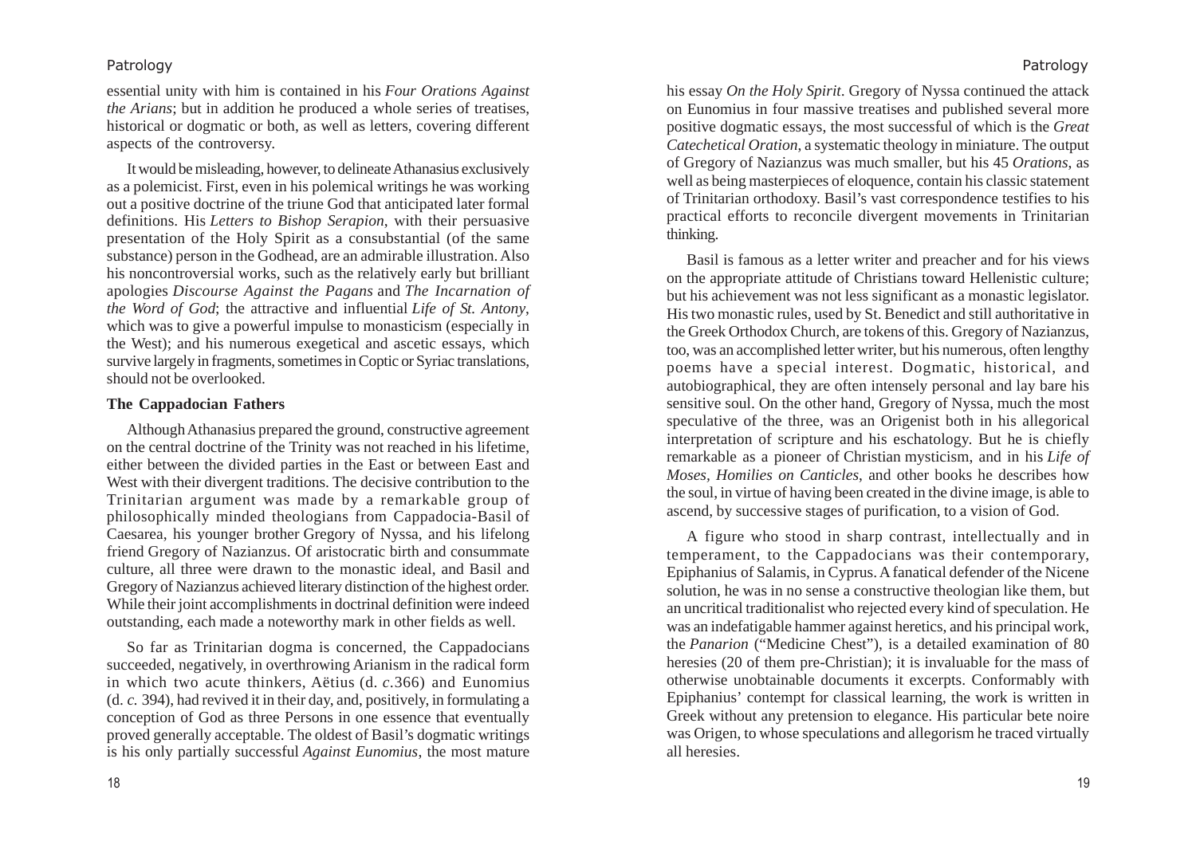essential unity with him is contained in his *Four Orations Against the Arians*; but in addition he produced a whole series of treatises, historical or dogmatic or both, as well as letters, covering different aspects of the controversy.

It would be misleading, however, to delineate Athanasius exclusively as a polemicist. First, even in his polemical writings he was working out a positive doctrine of the triune God that anticipated later formal definitions. His *Letters to Bishop Serapion*, with their persuasive presentation of the Holy Spirit as a consubstantial (of the same substance) person in the Godhead, are an admirable illustration. Also his noncontroversial works, such as the relatively early but brilliant apologies *Discourse Against the Pagans* and *The Incarnation of the Word of God*; the attractive and influential *Life of St. Antony*, which was to give a powerful impulse to monasticism (especially in the West); and his numerous exegetical and ascetic essays, which survive largely in fragments, sometimes in Coptic or Syriac translations, should not be overlooked.

**The Cappadocian Fathers**

Although Athanasius prepared the ground, constructive agreement on the central doctrine of the Trinity was not reached in his lifetime, either between the divided parties in the East or between East and West with their divergent traditions. The decisive contribution to the Trinitarian argument was made by a remarkable group of philosophically minded theologians from Cappadocia-Basil of Caesarea, his younger brother Gregory of Nyssa, and his lifelong friend Gregory of Nazianzus. Of aristocratic birth and consummate culture, all three were drawn to the monastic ideal, and Basil and Gregory of Nazianzus achieved literary distinction of the highest order. While their joint accomplishments in doctrinal definition were indeed outstanding, each made a noteworthy mark in other fields as well.

So far as Trinitarian dogma is concerned, the Cappadocians succeeded, negatively, in overthrowing Arianism in the radical form in which two acute thinkers, Aëtius (d. *c*.366) and Eunomius (d. *c.* 394), had revived it in their day, and, positively, in formulating a conception of God as three Persons in one essence that eventually proved generally acceptable. The oldest of Basil's dogmatic writings is his only partially successful *Against Eunomius*, the most mature his essay *On the Holy Spirit*. Gregory of Nyssa continued the attack on Eunomius in four massive treatises and published several more positive dogmatic essays, the most successful of which is the *Great Catechetical Oration*, a systematic theology in miniature. The output of Gregory of Nazianzus was much smaller, but his 45 *Orations*, as well as being masterpieces of eloquence, contain his classic statement of Trinitarian orthodoxy. Basil's vast correspondence testifies to his practical efforts to reconcile divergent movements in Trinitarian thinking.

Basil is famous as a letter writer and preacher and for his views on the appropriate attitude of Christians toward Hellenistic culture; but his achievement was not less significant as a monastic legislator. His two monastic rules, used by St. Benedict and still authoritative in the Greek Orthodox Church, are tokens of this. Gregory of Nazianzus, too, was an accomplished letter writer, but his numerous, often lengthy poems have a special interest. Dogmatic, historical, and autobiographical, they are often intensely personal and lay bare his sensitive soul. On the other hand, Gregory of Nyssa, much the most speculative of the three, was an Origenist both in his allegorical interpretation of scripture and his eschatology. But he is chiefly remarkable as a pioneer of Christian mysticism, and in his *Life of Moses*, *Homilies on Canticles*, and other books he describes how the soul, in virtue of having been created in the divine image, is able to ascend, by successive stages of purification, to a vision of God.

A figure who stood in sharp contrast, intellectually and in temperament, to the Cappadocians was their contemporary, Epiphanius of Salamis, in Cyprus. A fanatical defender of the Nicene solution, he was in no sense a constructive theologian like them, but an uncritical traditionalist who rejected every kind of speculation. He was an indefatigable hammer against heretics, and his principal work, the *Panarion* ("Medicine Chest"), is a detailed examination of 80 heresies (20 of them pre-Christian); it is invaluable for the mass of otherwise unobtainable documents it excerpts. Conformably with Epiphanius' contempt for classical learning, the work is written in Greek without any pretension to elegance. His particular bete noire was Origen, to whose speculations and allegorism he traced virtually all heresies.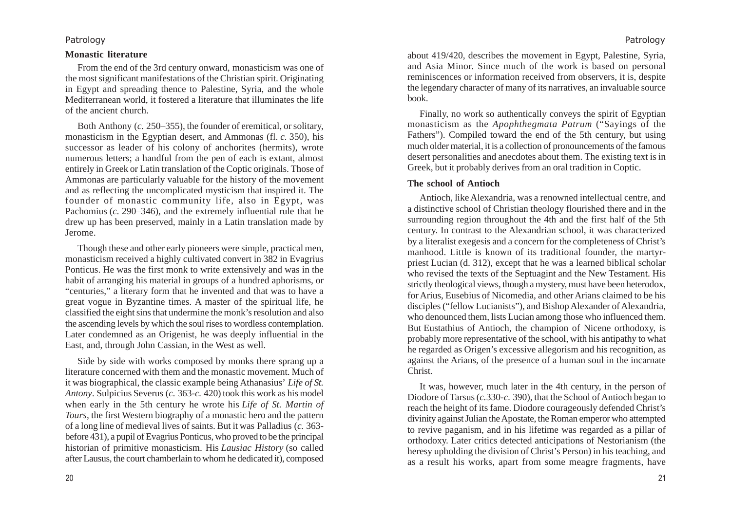## Monastic literature

From the end of the 3rd century onward, monasticism was one of the most significant manifestations of the Christian spirit. Originating in Egypt and spreading thence to Palestine, Syria, and the whole Mediterranean world, it fostered a literature that illuminates the life of the ancient church.

Both Anthony (*c.* 250–355), the founder of eremitical, or solitary, monasticism in the Egyptian desert, and Ammonas (fl. *c.* 350), his successor as leader of his colony of anchorites (hermits), wrote numerous letters; a handful from the pen of each is extant, almost entirely in Greek or Latin translation of the Coptic originals. Those of Ammonas are particularly valuable for the history of the movement and as reflecting the uncomplicated mysticism that inspired it. The founder of monastic community life, also in Egypt, was Pachomius (*c.* 290–346), and the extremely influential rule that he drew up has been preserved, mainly in a Latin translation made by Jerome.

Though these and other early pioneers were simple, practical men, monasticism received a highly cultivated convert in 382 in Evagrius Ponticus. He was the first monk to write extensively and was in the habit of arranging his material in groups of a hundred aphorisms, or "centuries," a literary form that he invented and that was to have a great vogue in Byzantine times. A master of the spiritual life, he classified the eight sins that undermine the monk's resolution and also the ascending levels by which the soul rises to wordless contemplation. Later condemned as an Origenist, he was deeply influential in the East, and, through John Cassian, in the West as well.

Side by side with works composed by monks there sprang up a literature concerned with them and the monastic movement. Much of it was biographical, the classic example being Athanasius' *Life of St. Antony*. Sulpicius Severus (*c.* 363-*c.* 420) took this work as his model when early in the 5th century he wrote his *Life of St. Martin of Tours*, the first Western biography of a monastic hero and the pattern of a long line of medieval lives of saints. But it was Palladius (*c.* 363-before 431), a pupil of Evagrius Ponticus, who proved to be the principal historian of primitive monasticism. His *Lausiac History* (so called after Lausus, the court chamberlain to whom he dedicated it), composed about 419/420, describes the movement in Egypt, Palestine, Syria, and Asia Minor. Since much of the work is based on personal reminiscences or information received from observers, it is, despite the legendary character of many of its narratives, an invaluable source book.

Finally, no work so authentically conveys the spirit of Egyptian monasticism as the *Apophthegmata Patrum* ("Sayings of the Fathers"). Compiled toward the end of the 5th century, but using much older material, it is a collection of pronouncements of the famous desert personalities and anecdotes about them. The existing text is in Greek, but it probably derives from an oral tradition in Coptic.

## The school of Antioch

Antioch, like Alexandria, was a renowned intellectual centre, and a distinctive school of Christian theology flourished there and in the surrounding region throughout the 4th and the first half of the 5th century. In contrast to the Alexandrian school, it was characterized by a literalist exegesis and a concern for the completeness of Christ's manhood. Little is known of its traditional founder, the martyr-priest Lucian (d. 312), except that he was a learned biblical scholar who revised the texts of the Septuagint and the New Testament. His strictly theological views, though a mystery, must have been heterodox, for Arius, Eusebius of Nicomedia, and other Arians claimed to be his disciples ("fellow Lucianists"), and Bishop Alexander of Alexandria, who denounced them, lists Lucian among those who influenced them. But Eustathius of Antioch, the champion of Nicene orthodoxy, is probably more representative of the school, with his antipathy to what he regarded as Origen's excessive allegorism and his recognition, as against the Arians, of the presence of a human soul in the incarnate Christ.

It was, however, much later in the 4th century, in the person of Diodore of Tarsus (*c.*330-*c.* 390), that the School of Antioch began to reach the height of its fame. Diodore courageously defended Christ's divinity against Julian the Apostate, the Roman emperor who attempted to revive paganism, and in his lifetime was regarded as a pillar of orthodoxy. Later critics detected anticipations of Nestorianism (the heresy upholding the division of Christ's Person) in his teaching, and as a result his works, apart from some meagre fragments, have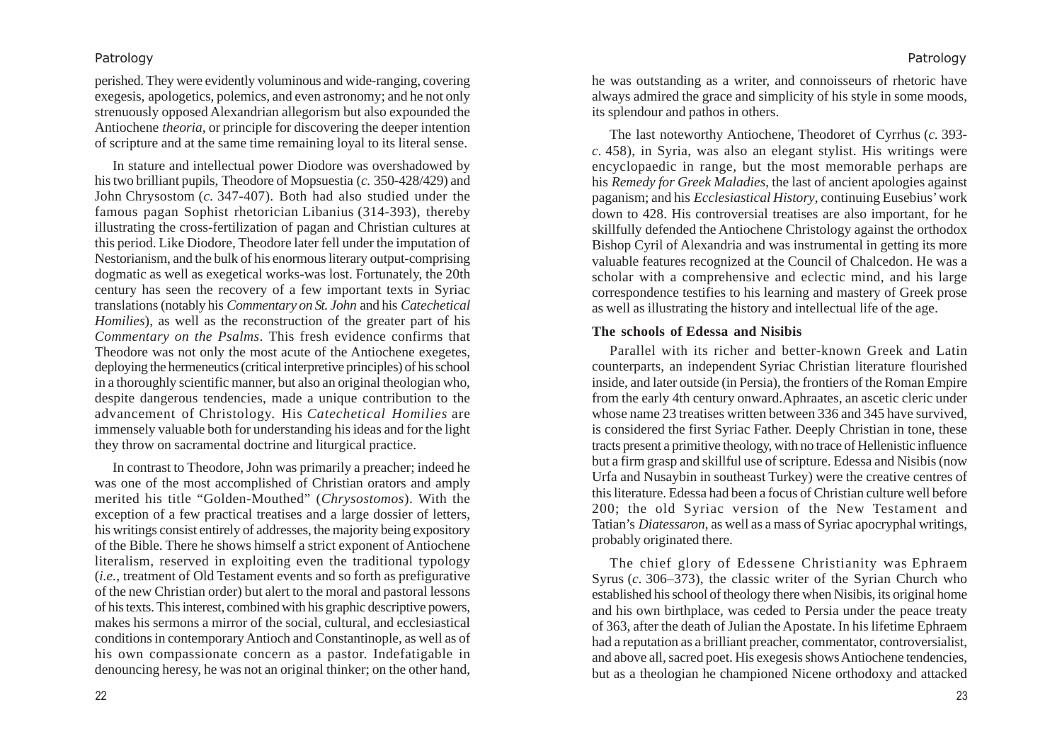perished. They were evidently voluminous and wide-ranging, covering exegesis, apologetics, polemics, and even astronomy; and he not only strenuously opposed Alexandrian allegorism but also expounded the Antiochene *theoria*, or principle for discovering the deeper intention of scripture and at the same time remaining loyal to its literal sense.

In stature and intellectual power Diodore was overshadowed by his two brilliant pupils, Theodore of Mopsuestia (*c.* 350-428/429) and John Chrysostom (*c.* 347-407). Both had also studied under the famous pagan Sophist rhetorician Libanius (314-393), thereby illustrating the cross-fertilization of pagan and Christian cultures at this period. Like Diodore, Theodore later fell under the imputation of Nestorianism, and the bulk of his enormous literary output-comprising dogmatic as well as exegetical works-was lost. Fortunately, the 20th century has seen the recovery of a few important texts in Syriac translations (notably his *Commentary on St. John* and his *Catechetical Homilies*), as well as the reconstruction of the greater part of his *Commentary on the Psalms*. This fresh evidence confirms that Theodore was not only the most acute of the Antiochene exegetes, deploying the hermeneutics (critical interpretive principles) of his school in a thoroughly scientific manner, but also an original theologian who, despite dangerous tendencies, made a unique contribution to the advancement of Christology. His *Catechetical Homilies* are immensely valuable both for understanding his ideas and for the light they throw on sacramental doctrine and liturgical practice.

In contrast to Theodore, John was primarily a preacher; indeed he was one of the most accomplished of Christian orators and amply merited his title "Golden-Mouthed" (*Chrysostomos*). With the exception of a few practical treatises and a large dossier of letters, his writings consist entirely of addresses, the majority being expository of the Bible. There he shows himself a strict exponent of Antiochene literalism, reserved in exploiting even the traditional typology (*i.e.,* treatment of Old Testament events and so forth as prefigurative of the new Christian order) but alert to the moral and pastoral lessons of his texts. This interest, combined with his graphic descriptive powers, makes his sermons a mirror of the social, cultural, and ecclesiastical conditions in contemporary Antioch and Constantinople, as well as of his own compassionate concern as a pastor. Indefatigable in denouncing heresy, he was not an original thinker; on the other hand, he was outstanding as a writer, and connoisseurs of rhetoric have always admired the grace and simplicity of his style in some moods, its splendour and pathos in others.

The last noteworthy Antiochene, Theodoret of Cyrrhus (*c.* 393-*c.* 458), in Syria, was also an elegant stylist. His writings were encyclopaedic in range, but the most memorable perhaps are his *Remedy for Greek Maladies*, the last of ancient apologies against paganism; and his *Ecclesiastical History*, continuing Eusebius' work down to 428. His controversial treatises are also important, for he skillfully defended the Antiochene Christology against the orthodox Bishop Cyril of Alexandria and was instrumental in getting its more valuable features recognized at the Council of Chalcedon. He was a scholar with a comprehensive and eclectic mind, and his large correspondence testifies to his learning and mastery of Greek prose as well as illustrating the history and intellectual life of the age.

**The schools of Edessa and Nisibis**

Parallel with its richer and better-known Greek and Latin counterparts, an independent Syriac Christian literature flourished inside, and later outside (in Persia), the frontiers of the Roman Empire from the early 4th century onward.Aphraates, an ascetic cleric under whose name 23 treatises written between 336 and 345 have survived, is considered the first Syriac Father. Deeply Christian in tone, these tracts present a primitive theology, with no trace of Hellenistic influence but a firm grasp and skillful use of scripture. Edessa and Nisibis (now Urfa and Nusaybin in southeast Turkey) were the creative centres of this literature. Edessa had been a focus of Christian culture well before 200; the old Syriac version of the New Testament and Tatian's *Diatessaron*, as well as a mass of Syriac apocryphal writings, probably originated there.

The chief glory of Edessene Christianity was Ephraem Syrus (*c.* 306–373), the classic writer of the Syrian Church who established his school of theology there when Nisibis, its original home and his own birthplace, was ceded to Persia under the peace treaty of 363, after the death of Julian the Apostate. In his lifetime Ephraem had a reputation as a brilliant preacher, commentator, controversialist, and above all, sacred poet. His exegesis shows Antiochene tendencies, but as a theologian he championed Nicene orthodoxy and attacked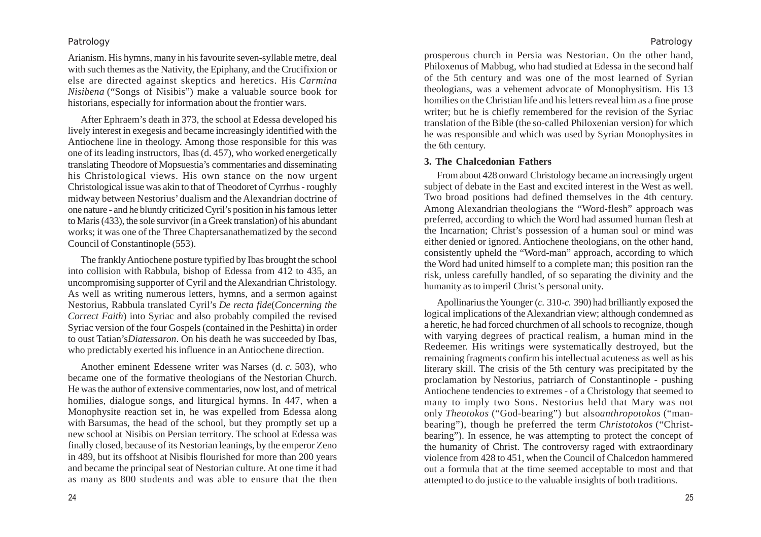Arianism. His hymns, many in his favourite seven-syllable metre, deal with such themes as the Nativity, the Epiphany, and the Crucifixion or else are directed against skeptics and heretics. His *Carmina Nisibena* ("Songs of Nisibis") make a valuable source book for historians, especially for information about the frontier wars.

After Ephraem's death in 373, the school at Edessa developed his lively interest in exegesis and became increasingly identified with the Antiochene line in theology. Among those responsible for this was one of its leading instructors, Ibas (d. 457), who worked energetically translating Theodore of Mopsuestia's commentaries and disseminating his Christological views. His own stance on the now urgent Christological issue was akin to that of Theodoret of Cyrrhus - roughly midway between Nestorius' dualism and the Alexandrian doctrine of one nature - and he bluntly criticized Cyril's position in his famous letter to Maris (433), the sole survivor (in a Greek translation) of his abundant works; it was one of the Three Chaptersanathematized by the second Council of Constantinople (553).

The frankly Antiochene posture typified by Ibas brought the school into collision with Rabbula, bishop of Edessa from 412 to 435, an uncompromising supporter of Cyril and the Alexandrian Christology. As well as writing numerous letters, hymns, and a sermon against Nestorius, Rabbula translated Cyril's *De recta fide*(*Concerning the Correct Faith*) into Syriac and also probably compiled the revised Syriac version of the four Gospels (contained in the Peshitta) in order to oust Tatian's*Diatessaron*. On his death he was succeeded by Ibas, who predictably exerted his influence in an Antiochene direction.

Another eminent Edessene writer was Narses (d. *c.* 503), who became one of the formative theologians of the Nestorian Church. He was the author of extensive commentaries, now lost, and of metrical homilies, dialogue songs, and liturgical hymns. In 447, when a Monophysite reaction set in, he was expelled from Edessa along with Barsumas, the head of the school, but they promptly set up a new school at Nisibis on Persian territory. The school at Edessa was finally closed, because of its Nestorian leanings, by the emperor Zeno in 489, but its offshoot at Nisibis flourished for more than 200 years and became the principal seat of Nestorian culture. At one time it had as many as 800 students and was able to ensure that the then prosperous church in Persia was Nestorian. On the other hand, Philoxenus of Mabbug, who had studied at Edessa in the second half of the 5th century and was one of the most learned of Syrian theologians, was a vehement advocate of Monophysitism. His 13 homilies on the Christian life and his letters reveal him as a fine prose writer; but he is chiefly remembered for the revision of the Syriac translation of the Bible (the so-called Philoxenian version) for which he was responsible and which was used by Syrian Monophysites in the 6th century.

### 3. The Chalcedonian Fathers

From about 428 onward Christology became an increasingly urgent subject of debate in the East and excited interest in the West as well. Two broad positions had defined themselves in the 4th century. Among Alexandrian theologians the "Word-flesh" approach was preferred, according to which the Word had assumed human flesh at the Incarnation; Christ's possession of a human soul or mind was either denied or ignored. Antiochene theologians, on the other hand, consistently upheld the "Word-man" approach, according to which the Word had united himself to a complete man; this position ran the risk, unless carefully handled, of so separating the divinity and the humanity as to imperil Christ's personal unity.

Apollinarius the Younger (*c.* 310-*c.* 390) had brilliantly exposed the logical implications of the Alexandrian view; although condemned as a heretic, he had forced churchmen of all schools to recognize, though with varying degrees of practical realism, a human mind in the Redeemer. His writings were systematically destroyed, but the remaining fragments confirm his intellectual acuteness as well as his literary skill. The crisis of the 5th century was precipitated by the proclamation by Nestorius, patriarch of Constantinople - pushing Antiochene tendencies to extremes - of a Christology that seemed to many to imply two Sons. Nestorius held that Mary was not only *Theotokos* ("God-bearing") but also*anthropotokos* ("man-bearing"), though he preferred the term *Christotokos* ("Christ-bearing"). In essence, he was attempting to protect the concept of the humanity of Christ. The controversy raged with extraordinary violence from 428 to 451, when the Council of Chalcedon hammered out a formula that at the time seemed acceptable to most and that attempted to do justice to the valuable insights of both traditions.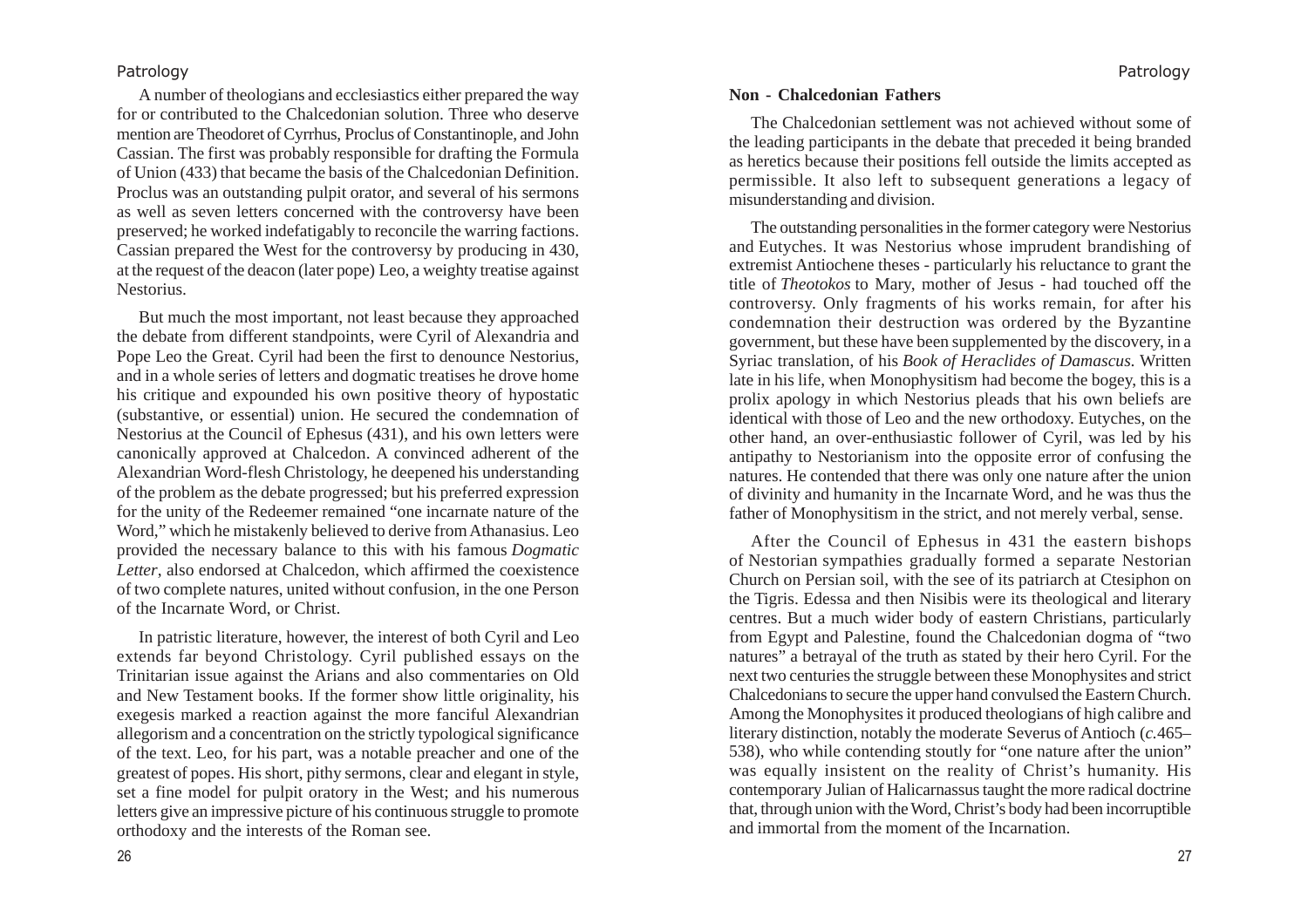A number of theologians and ecclesiastics either prepared the way for or contributed to the Chalcedonian solution. Three who deserve mention are Theodoret of Cyrrhus, Proclus of Constantinople, and John Cassian. The first was probably responsible for drafting the Formula of Union (433) that became the basis of the Chalcedonian Definition. Proclus was an outstanding pulpit orator, and several of his sermons as well as seven letters concerned with the controversy have been preserved; he worked indefatigably to reconcile the warring factions. Cassian prepared the West for the controversy by producing in 430, at the request of the deacon (later pope) Leo, a weighty treatise against Nestorius.

But much the most important, not least because they approached the debate from different standpoints, were Cyril of Alexandria and Pope Leo the Great. Cyril had been the first to denounce Nestorius, and in a whole series of letters and dogmatic treatises he drove home his critique and expounded his own positive theory of hypostatic (substantive, or essential) union. He secured the condemnation of Nestorius at the Council of Ephesus (431), and his own letters were canonically approved at Chalcedon. A convinced adherent of the Alexandrian Word-flesh Christology, he deepened his understanding of the problem as the debate progressed; but his preferred expression for the unity of the Redeemer remained "one incarnate nature of the Word," which he mistakenly believed to derive from Athanasius. Leo provided the necessary balance to this with his famous *Dogmatic Letter*, also endorsed at Chalcedon, which affirmed the coexistence of two complete natures, united without confusion, in the one Person of the Incarnate Word, or Christ.

In patristic literature, however, the interest of both Cyril and Leo extends far beyond Christology. Cyril published essays on the Trinitarian issue against the Arians and also commentaries on Old and New Testament books. If the former show little originality, his exegesis marked a reaction against the more fanciful Alexandrian allegorism and a concentration on the strictly typological significance of the text. Leo, for his part, was a notable preacher and one of the greatest of popes. His short, pithy sermons, clear and elegant in style, set a fine model for pulpit oratory in the West; and his numerous letters give an impressive picture of his continuous struggle to promote orthodoxy and the interests of the Roman see.

## Non - Chalcedonian Fathers

The Chalcedonian settlement was not achieved without some of the leading participants in the debate that preceded it being branded as heretics because their positions fell outside the limits accepted as permissible. It also left to subsequent generations a legacy of misunderstanding and division.

The outstanding personalities in the former category were Nestorius and Eutyches. It was Nestorius whose imprudent brandishing of extremist Antiochene theses - particularly his reluctance to grant the title of *Theotokos* to Mary, mother of Jesus - had touched off the controversy. Only fragments of his works remain, for after his condemnation their destruction was ordered by the Byzantine government, but these have been supplemented by the discovery, in a Syriac translation, of his *Book of Heraclides of Damascus*. Written late in his life, when Monophysitism had become the bogey, this is a prolix apology in which Nestorius pleads that his own beliefs are identical with those of Leo and the new orthodoxy. Eutyches, on the other hand, an over-enthusiastic follower of Cyril, was led by his antipathy to Nestorianism into the opposite error of confusing the natures. He contended that there was only one nature after the union of divinity and humanity in the Incarnate Word, and he was thus the father of Monophysitism in the strict, and not merely verbal, sense.

After the Council of Ephesus in 431 the eastern bishops of Nestorian sympathies gradually formed a separate Nestorian Church on Persian soil, with the see of its patriarch at Ctesiphon on the Tigris. Edessa and then Nisibis were its theological and literary centres. But a much wider body of eastern Christians, particularly from Egypt and Palestine, found the Chalcedonian dogma of "two natures" a betrayal of the truth as stated by their hero Cyril. For the next two centuries the struggle between these Monophysites and strict Chalcedonians to secure the upper hand convulsed the Eastern Church. Among the Monophysites it produced theologians of high calibre and literary distinction, notably the moderate Severus of Antioch (*c.*465–538), who while contending stoutly for "one nature after the union" was equally insistent on the reality of Christ's humanity. His contemporary Julian of Halicarnassus taught the more radical doctrine that, through union with the Word, Christ's body had been incorruptible and immortal from the moment of the Incarnation.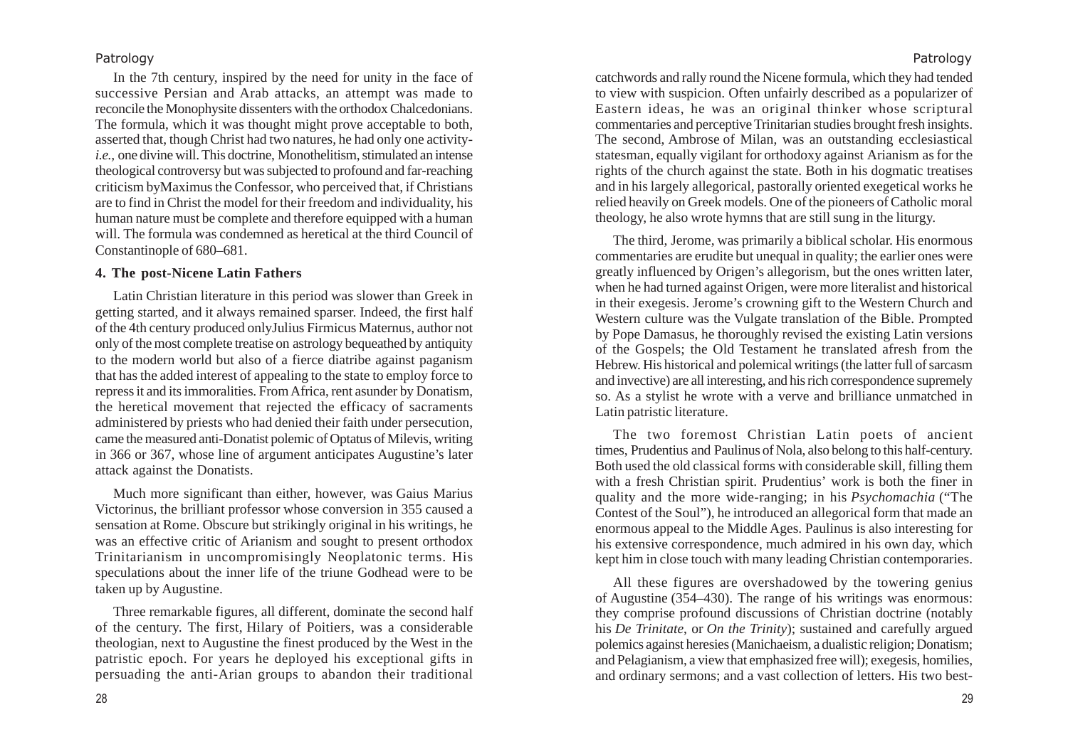In the 7th century, inspired by the need for unity in the face of successive Persian and Arab attacks, an attempt was made to reconcile the Monophysite dissenters with the orthodox Chalcedonians. The formula, which it was thought might prove acceptable to both, asserted that, though Christ had two natures, he had only one activity-*i.e.,* one divine will. This doctrine, Monothelitism, stimulated an intense theological controversy but was subjected to profound and far-reaching criticism byMaximus the Confessor, who perceived that, if Christians are to find in Christ the model for their freedom and individuality, his human nature must be complete and therefore equipped with a human will. The formula was condemned as heretical at the third Council of Constantinople of 680–681.

### 4. The post-Nicene Latin Fathers

Latin Christian literature in this period was slower than Greek in getting started, and it always remained sparser. Indeed, the first half of the 4th century produced onlyJulius Firmicus Maternus, author not only of the most complete treatise on astrology bequeathed by antiquity to the modern world but also of a fierce diatribe against paganism that has the added interest of appealing to the state to employ force to repress it and its immoralities. From Africa, rent asunder by Donatism, the heretical movement that rejected the efficacy of sacraments administered by priests who had denied their faith under persecution, came the measured anti-Donatist polemic of Optatus of Milevis, writing in 366 or 367, whose line of argument anticipates Augustine's later attack against the Donatists.

Much more significant than either, however, was Gaius Marius Victorinus, the brilliant professor whose conversion in 355 caused a sensation at Rome. Obscure but strikingly original in his writings, he was an effective critic of Arianism and sought to present orthodox Trinitarianism in uncompromisingly Neoplatonic terms. His speculations about the inner life of the triune Godhead were to be taken up by Augustine.

Three remarkable figures, all different, dominate the second half of the century. The first, Hilary of Poitiers, was a considerable theologian, next to Augustine the finest produced by the West in the patristic epoch. For years he deployed his exceptional gifts in persuading the anti-Arian groups to abandon their traditional catchwords and rally round the Nicene formula, which they had tended to view with suspicion. Often unfairly described as a popularizer of Eastern ideas, he was an original thinker whose scriptural commentaries and perceptive Trinitarian studies brought fresh insights. The second, Ambrose of Milan, was an outstanding ecclesiastical statesman, equally vigilant for orthodoxy against Arianism as for the rights of the church against the state. Both in his dogmatic treatises and in his largely allegorical, pastorally oriented exegetical works he relied heavily on Greek models. One of the pioneers of Catholic moral theology, he also wrote hymns that are still sung in the liturgy.

The third, Jerome, was primarily a biblical scholar. His enormous commentaries are erudite but unequal in quality; the earlier ones were greatly influenced by Origen's allegorism, but the ones written later, when he had turned against Origen, were more literalist and historical in their exegesis. Jerome's crowning gift to the Western Church and Western culture was the Vulgate translation of the Bible. Prompted by Pope Damasus, he thoroughly revised the existing Latin versions of the Gospels; the Old Testament he translated afresh from the Hebrew. His historical and polemical writings (the latter full of sarcasm and invective) are all interesting, and his rich correspondence supremely so. As a stylist he wrote with a verve and brilliance unmatched in Latin patristic literature.

The two foremost Christian Latin poets of ancient times, Prudentius and Paulinus of Nola, also belong to this half-century. Both used the old classical forms with considerable skill, filling them with a fresh Christian spirit. Prudentius' work is both the finer in quality and the more wide-ranging; in his *Psychomachia* ("The Contest of the Soul"), he introduced an allegorical form that made an enormous appeal to the Middle Ages. Paulinus is also interesting for his extensive correspondence, much admired in his own day, which kept him in close touch with many leading Christian contemporaries.

All these figures are overshadowed by the towering genius of Augustine (354–430). The range of his writings was enormous: they comprise profound discussions of Christian doctrine (notably his *De Trinitate*, or *On the Trinity*); sustained and carefully argued polemics against heresies (Manichaeism, a dualistic religion; Donatism; and Pelagianism, a view that emphasized free will); exegesis, homilies, and ordinary sermons; and a vast collection of letters. His two best-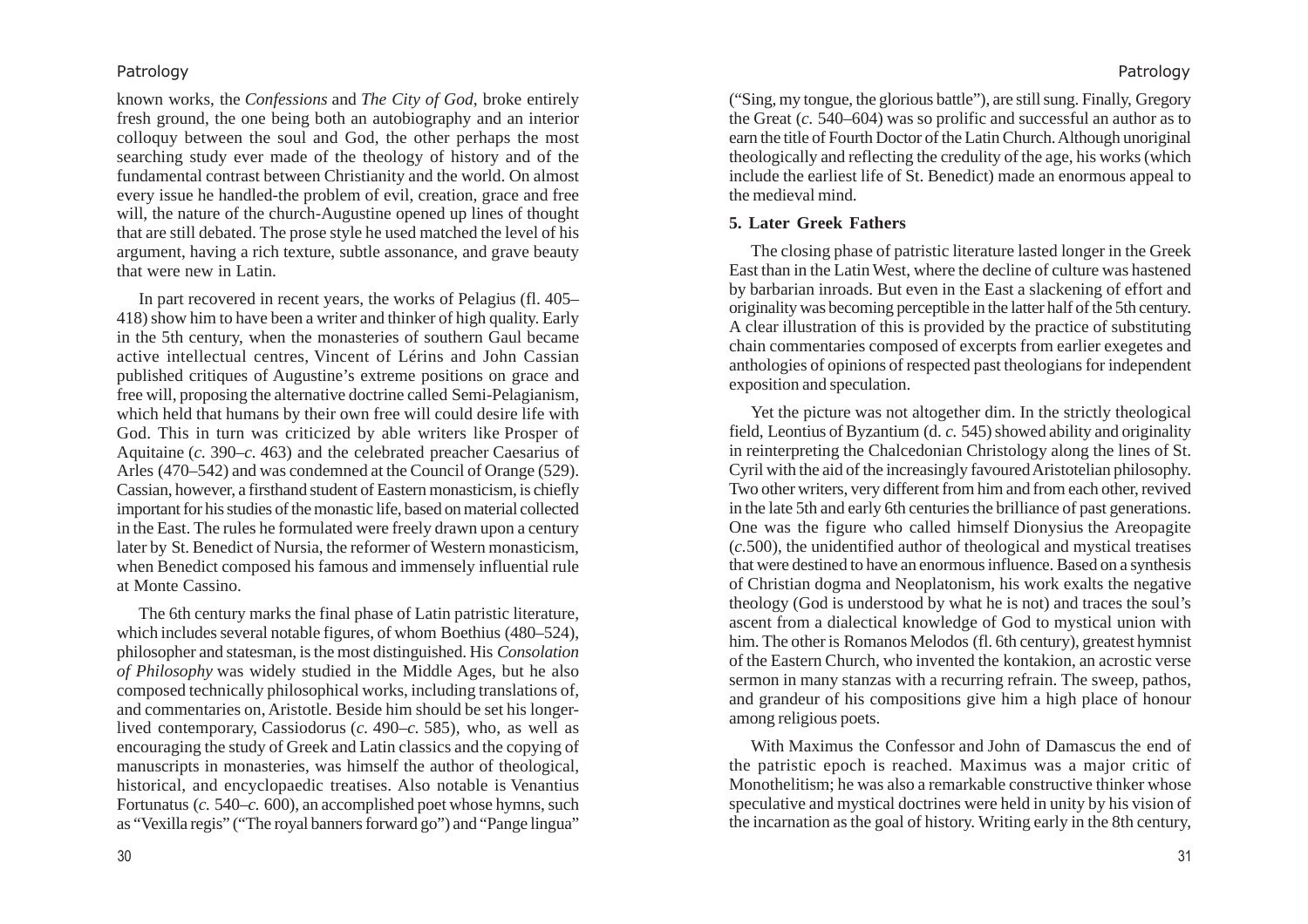known works, the *Confessions* and *The City of God*, broke entirely fresh ground, the one being both an autobiography and an interior colloquy between the soul and God, the other perhaps the most searching study ever made of the theology of history and of the fundamental contrast between Christianity and the world. On almost every issue he handled-the problem of evil, creation, grace and free will, the nature of the church-Augustine opened up lines of thought that are still debated. The prose style he used matched the level of his argument, having a rich texture, subtle assonance, and grave beauty that were new in Latin.

In part recovered in recent years, the works of Pelagius (fl. 405–418) show him to have been a writer and thinker of high quality. Early in the 5th century, when the monasteries of southern Gaul became active intellectual centres, Vincent of Lérins and John Cassian published critiques of Augustine's extreme positions on grace and free will, proposing the alternative doctrine called Semi-Pelagianism, which held that humans by their own free will could desire life with God. This in turn was criticized by able writers like Prosper of Aquitaine (*c.* 390–*c.* 463) and the celebrated preacher Caesarius of Arles (470–542) and was condemned at the Council of Orange (529). Cassian, however, a firsthand student of Eastern monasticism, is chiefly important for his studies of the monastic life, based on material collected in the East. The rules he formulated were freely drawn upon a century later by St. Benedict of Nursia, the reformer of Western monasticism, when Benedict composed his famous and immensely influential rule at Monte Cassino.

The 6th century marks the final phase of Latin patristic literature, which includes several notable figures, of whom Boethius (480–524), philosopher and statesman, is the most distinguished. His *Consolation of Philosophy* was widely studied in the Middle Ages, but he also composed technically philosophical works, including translations of, and commentaries on, Aristotle. Beside him should be set his longer-lived contemporary, Cassiodorus (*c.* 490–*c.* 585), who, as well as encouraging the study of Greek and Latin classics and the copying of manuscripts in monasteries, was himself the author of theological, historical, and encyclopaedic treatises. Also notable is Venantius Fortunatus (*c.* 540–*c.* 600), an accomplished poet whose hymns, such as "Vexilla regis" ("The royal banners forward go") and "Pange lingua" ("Sing, my tongue, the glorious battle"), are still sung. Finally, Gregory the Great (*c.* 540–604) was so prolific and successful an author as to earn the title of Fourth Doctor of the Latin Church. Although unoriginal theologically and reflecting the credulity of the age, his works (which include the earliest life of St. Benedict) made an enormous appeal to the medieval mind.

### 5. Later Greek Fathers

The closing phase of patristic literature lasted longer in the Greek East than in the Latin West, where the decline of culture was hastened by barbarian inroads. But even in the East a slackening of effort and originality was becoming perceptible in the latter half of the 5th century. A clear illustration of this is provided by the practice of substituting chain commentaries composed of excerpts from earlier exegetes and anthologies of opinions of respected past theologians for independent exposition and speculation.

Yet the picture was not altogether dim. In the strictly theological field, Leontius of Byzantium (d. *c.* 545) showed ability and originality in reinterpreting the Chalcedonian Christology along the lines of St. Cyril with the aid of the increasingly favoured Aristotelian philosophy. Two other writers, very different from him and from each other, revived in the late 5th and early 6th centuries the brilliance of past generations. One was the figure who called himself Dionysius the Areopagite (*c.*500), the unidentified author of theological and mystical treatises that were destined to have an enormous influence. Based on a synthesis of Christian dogma and Neoplatonism, his work exalts the negative theology (God is understood by what he is not) and traces the soul's ascent from a dialectical knowledge of God to mystical union with him. The other is Romanos Melodos (fl. 6th century), greatest hymnist of the Eastern Church, who invented the kontakion, an acrostic verse sermon in many stanzas with a recurring refrain. The sweep, pathos, and grandeur of his compositions give him a high place of honour among religious poets.

With Maximus the Confessor and John of Damascus the end of the patristic epoch is reached. Maximus was a major critic of Monothelitism; he was also a remarkable constructive thinker whose speculative and mystical doctrines were held in unity by his vision of the incarnation as the goal of history. Writing early in the 8th century,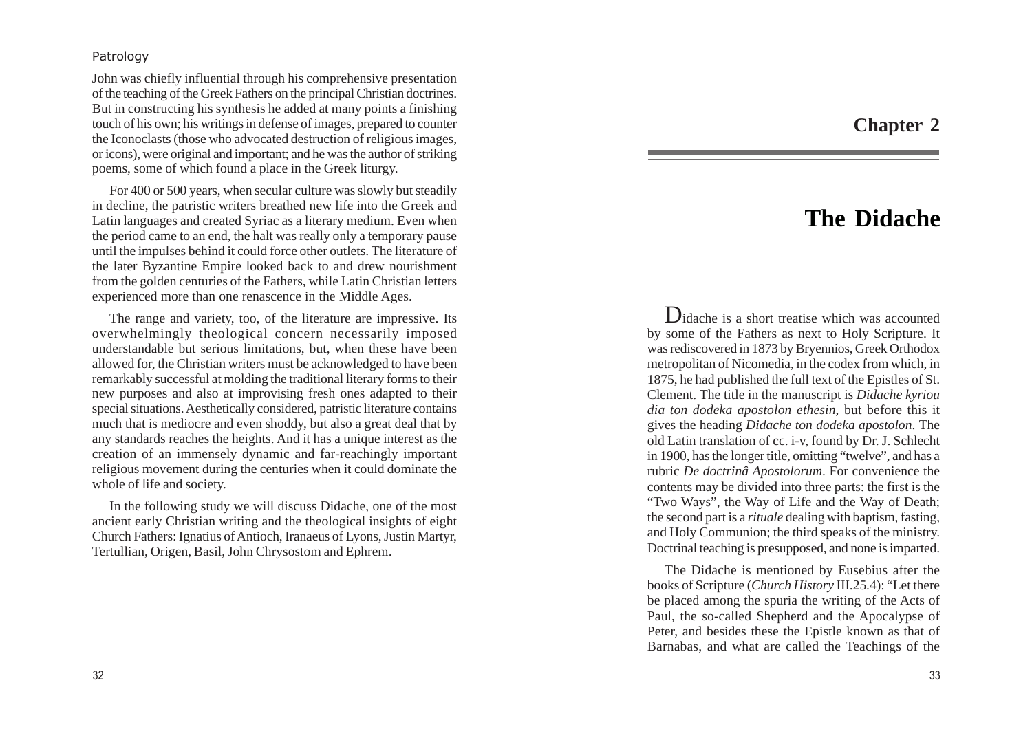John was chiefly influential through his comprehensive presentation of the teaching of the Greek Fathers on the principal Christian doctrines. But in constructing his synthesis he added at many points a finishing touch of his own; his writings in defense of images, prepared to counter the Iconoclasts (those who advocated destruction of religious images, or icons), were original and important; and he was the author of striking poems, some of which found a place in the Greek liturgy.

For 400 or 500 years, when secular culture was slowly but steadily in decline, the patristic writers breathed new life into the Greek and Latin languages and created Syriac as a literary medium. Even when the period came to an end, the halt was really only a temporary pause until the impulses behind it could force other outlets. The literature of the later Byzantine Empire looked back to and drew nourishment from the golden centuries of the Fathers, while Latin Christian letters experienced more than one renascence in the Middle Ages.

The range and variety, too, of the literature are impressive. Its overwhelmingly theological concern necessarily imposed understandable but serious limitations, but, when these have been allowed for, the Christian writers must be acknowledged to have been remarkably successful at molding the traditional literary forms to their new purposes and also at improvising fresh ones adapted to their special situations. Aesthetically considered, patristic literature contains much that is mediocre and even shoddy, but also a great deal that by any standards reaches the heights. And it has a unique interest as the creation of an immensely dynamic and far-reachingly important religious movement during the centuries when it could dominate the whole of life and society.

In the following study we will discuss Didache, one of the most ancient early Christian writing and the theological insights of eight Church Fathers: Ignatius of Antioch, Iranaeus of Lyons, Justin Martyr, Tertullian, Origen, Basil, John Chrysostom and Ephrem.

# Chapter 2

# The Didache

Didache is a short treatise which was accounted by some of the Fathers as next to Holy Scripture. It was rediscovered in 1873 by Bryennios, Greek Orthodox metropolitan of Nicomedia, in the codex from which, in 1875, he had published the full text of the Epistles of St. Clement. The title in the manuscript is *Didache kyriou dia ton dodeka apostolon ethesin*, but before this it gives the heading *Didache ton dodeka apostolon*. The old Latin translation of cc. i-v, found by Dr. J. Schlecht in 1900, has the longer title, omitting "twelve", and has a rubric *De doctrinâ Apostolorum*. For convenience the contents may be divided into three parts: the first is the "Two Ways", the Way of Life and the Way of Death; the second part is a *rituale* dealing with baptism, fasting, and Holy Communion; the third speaks of the ministry. Doctrinal teaching is presupposed, and none is imparted.

The Didache is mentioned by Eusebius after the books of Scripture (*Church History* III.25.4): "Let there be placed among the spuria the writing of the Acts of Paul, the so-called Shepherd and the Apocalypse of Peter, and besides these the Epistle known as that of Barnabas, and what are called the Teachings of the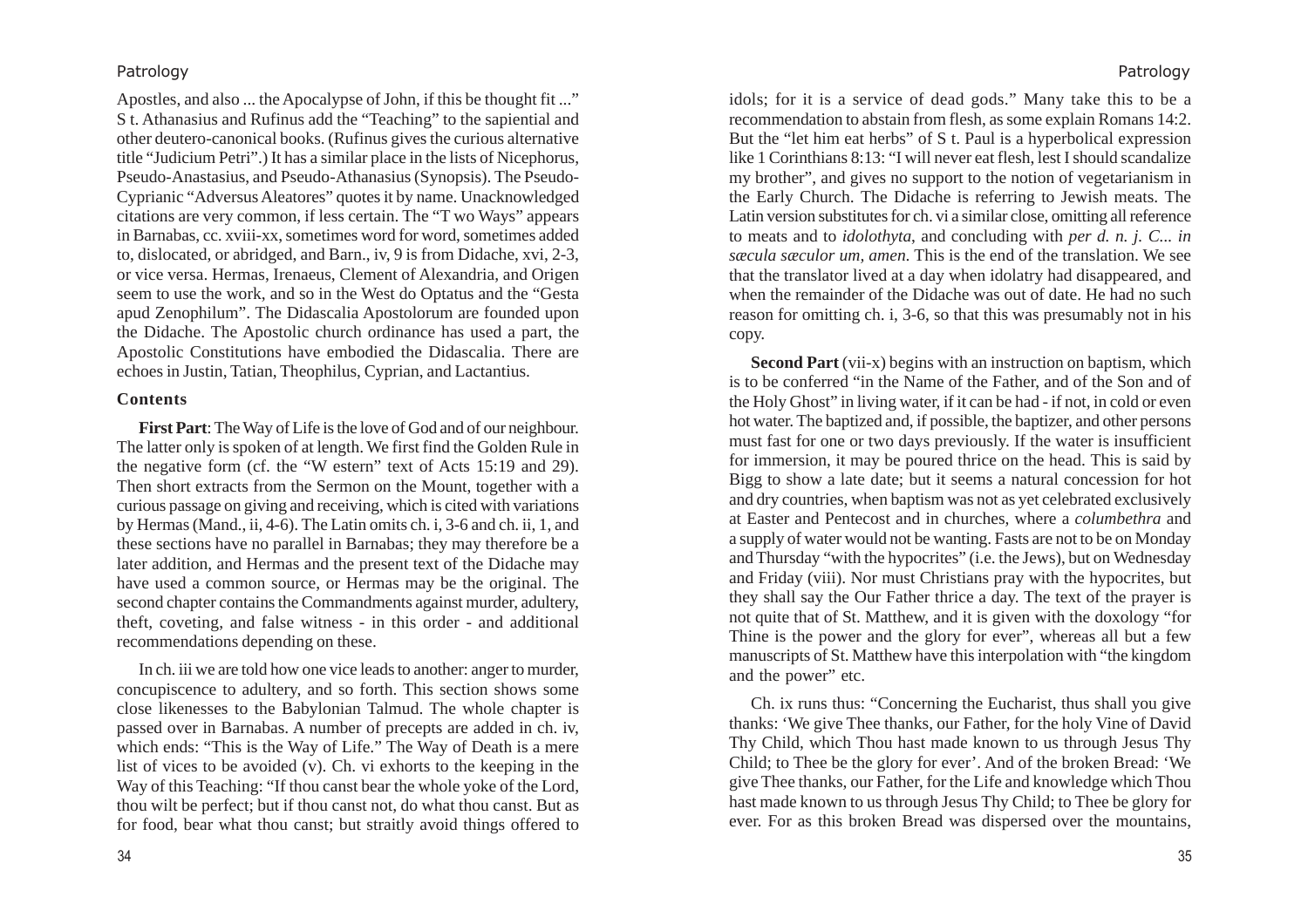Apostles, and also ... the Apocalypse of John, if this be thought fit ..." St. Athanasius and Rufinus add the "Teaching" to the sapiential and other deutero-canonical books. (Rufinus gives the curious alternative title "Judicium Petri".) It has a similar place in the lists of Nicephorus, Pseudo-Anastasius, and Pseudo-Athanasius (Synopsis). The Pseudo-Cyprianic "Adversus Aleatores" quotes it by name. Unacknowledged citations are very common, if less certain. The "Two Ways" appears in Barnabas, cc. xviii-xx, sometimes word for word, sometimes added to, dislocated, or abridged, and Barn., iv, 9 is from Didache, xvi, 2-3, or vice versa. Hermas, Irenaeus, Clement of Alexandria, and Origen seem to use the work, and so in the West do Optatus and the "Gesta apud Zenophilum". The Didascalia Apostolorum are founded upon the Didache. The Apostolic church ordinance has used a part, the Apostolic Constitutions have embodied the Didascalia. There are echoes in Justin, Tatian, Theophilus, Cyprian, and Lactantius.

### Contents

**First Part**: The Way of Life is the love of God and of our neighbour. The latter only is spoken of at length. We first find the Golden Rule in the negative form (cf. the "Western" text of Acts 15:19 and 29). Then short extracts from the Sermon on the Mount, together with a curious passage on giving and receiving, which is cited with variations by Hermas (Mand., ii, 4-6). The Latin omits ch. i, 3-6 and ch. ii, 1, and these sections have no parallel in Barnabas; they may therefore be a later addition, and Hermas and the present text of the Didache may have used a common source, or Hermas may be the original. The second chapter contains the Commandments against murder, adultery, theft, coveting, and false witness - in this order - and additional recommendations depending on these.

In ch. iii we are told how one vice leads to another: anger to murder, concupiscence to adultery, and so forth. This section shows some close likenesses to the Babylonian Talmud. The whole chapter is passed over in Barnabas. A number of precepts are added in ch. iv, which ends: "This is the Way of Life." The Way of Death is a mere list of vices to be avoided (v). Ch. vi exhorts to the keeping in the Way of this Teaching: "If thou canst bear the whole yoke of the Lord, thou wilt be perfect; but if thou canst not, do what thou canst. But as for food, bear what thou canst; but straitly avoid things offered to idols; for it is a service of dead gods." Many take this to be a recommendation to abstain from flesh, as some explain Romans 14:2. But the "let him eat herbs" of St. Paul is a hyperbolical expression like 1 Corinthians 8:13: "I will never eat flesh, lest I should scandalize my brother", and gives no support to the notion of vegetarianism in the Early Church. The Didache is referring to Jewish meats. The Latin version substitutes for ch. vi a similar close, omitting all reference to meats and to *idolothyta*, and concluding with *per d. n. j. C... in sæcula sæculorum, amen.* This is the end of the translation. We see that the translator lived at a day when idolatry had disappeared, and when the remainder of the Didache was out of date. He had no such reason for omitting ch. i, 3-6, so that this was presumably not in his copy.

**Second Part** (vii-x) begins with an instruction on baptism, which is to be conferred "in the Name of the Father, and of the Son and of the Holy Ghost" in living water, if it can be had - if not, in cold or even hot water. The baptized and, if possible, the baptizer, and other persons must fast for one or two days previously. If the water is insufficient for immersion, it may be poured thrice on the head. This is said by Bigg to show a late date; but it seems a natural concession for hot and dry countries, when baptism was not as yet celebrated exclusively at Easter and Pentecost and in churches, where a *columbethra* and a supply of water would not be wanting. Fasts are not to be on Monday and Thursday "with the hypocrites" (i.e. the Jews), but on Wednesday and Friday (viii). Nor must Christians pray with the hypocrites, but they shall say the Our Father thrice a day. The text of the prayer is not quite that of St. Matthew, and it is given with the doxology "for Thine is the power and the glory for ever", whereas all but a few manuscripts of St. Matthew have this interpolation with "the kingdom and the power" etc.

Ch. ix runs thus: "Concerning the Eucharist, thus shall you give thanks: 'We give Thee thanks, our Father, for the holy Vine of David Thy Child, which Thou hast made known to us through Jesus Thy Child; to Thee be the glory for ever'. And of the broken Bread: 'We give Thee thanks, our Father, for the Life and knowledge which Thou hast made known to us through Jesus Thy Child; to Thee be glory for ever. For as this broken Bread was dispersed over the mountains,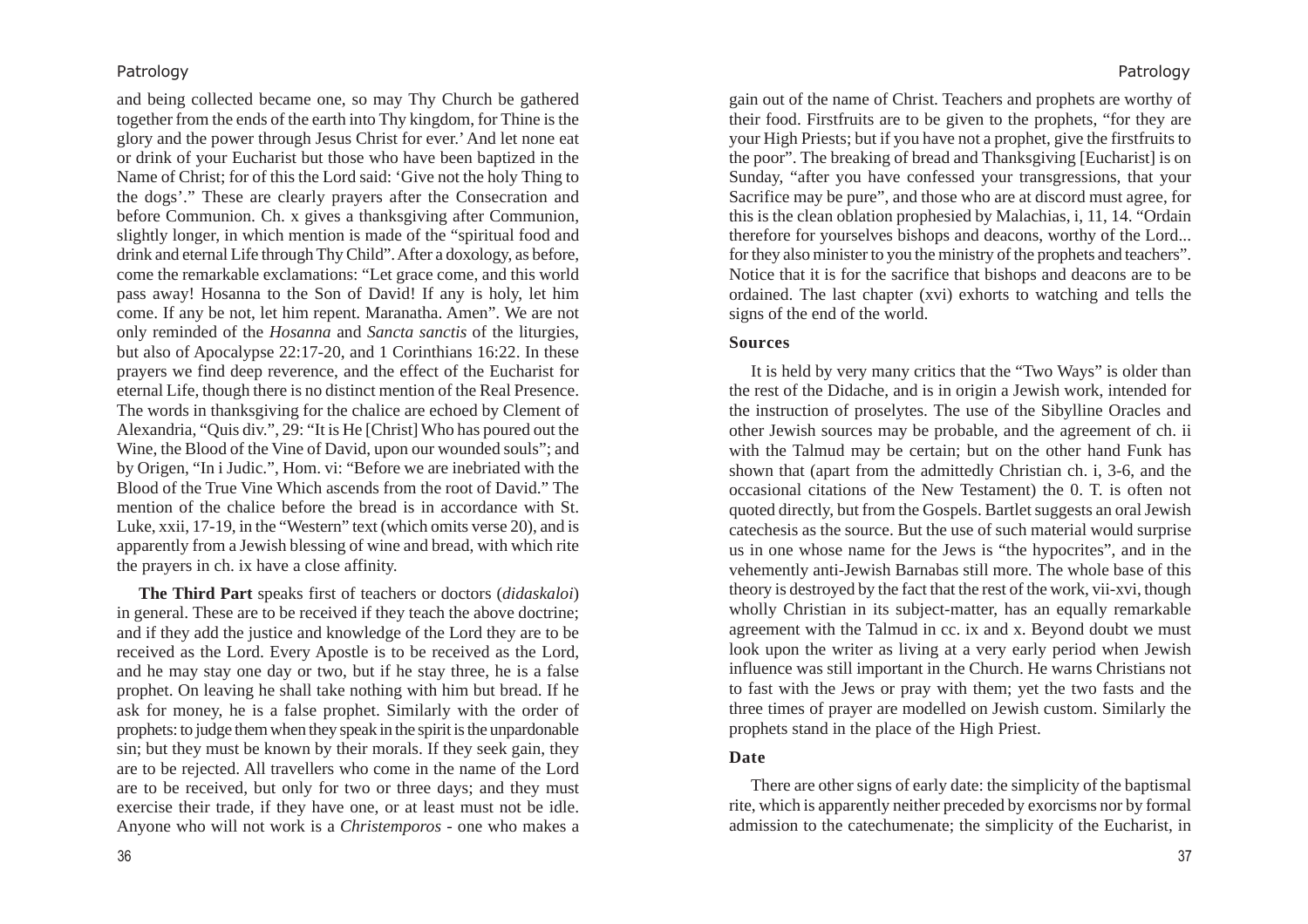and being collected became one, so may Thy Church be gathered together from the ends of the earth into Thy kingdom, for Thine is the glory and the power through Jesus Christ for ever.' And let none eat or drink of your Eucharist but those who have been baptized in the Name of Christ; for of this the Lord said: 'Give not the holy Thing to the dogs'." These are clearly prayers after the Consecration and before Communion. Ch. x gives a thanksgiving after Communion, slightly longer, in which mention is made of the "spiritual food and drink and eternal Life through Thy Child". After a doxology, as before, come the remarkable exclamations: "Let grace come, and this world pass away! Hosanna to the Son of David! If any is holy, let him come. If any be not, let him repent. Maranatha. Amen". We are not only reminded of the *Hosanna* and *Sancta sanctis* of the liturgies, but also of Apocalypse 22:17-20, and 1 Corinthians 16:22. In these prayers we find deep reverence, and the effect of the Eucharist for eternal Life, though there is no distinct mention of the Real Presence. The words in thanksgiving for the chalice are echoed by Clement of Alexandria, "Quis div.", 29: "It is He [Christ] Who has poured out the Wine, the Blood of the Vine of David, upon our wounded souls"; and by Origen, "In i Judic.", Hom. vi: "Before we are inebriated with the Blood of the True Vine Which ascends from the root of David." The mention of the chalice before the bread is in accordance with St. Luke, xxii, 17-19, in the "Western" text (which omits verse 20), and is apparently from a Jewish blessing of wine and bread, with which rite the prayers in ch. ix have a close affinity.

**The Third Part** speaks first of teachers or doctors (*didaskaloi*) in general. These are to be received if they teach the above doctrine; and if they add the justice and knowledge of the Lord they are to be received as the Lord. Every Apostle is to be received as the Lord, and he may stay one day or two, but if he stay three, he is a false prophet. On leaving he shall take nothing with him but bread. If he ask for money, he is a false prophet. Similarly with the order of prophets: to judge them when they speak in the spirit is the unpardonable sin; but they must be known by their morals. If they seek gain, they are to be rejected. All travellers who come in the name of the Lord are to be received, but only for two or three days; and they must exercise their trade, if they have one, or at least must not be idle. Anyone who will not work is a *Christemporos* - one who makes a gain out of the name of Christ. Teachers and prophets are worthy of their food. Firstfruits are to be given to the prophets, "for they are your High Priests; but if you have not a prophet, give the firstfruits to the poor". The breaking of bread and Thanksgiving [Eucharist] is on Sunday, "after you have confessed your transgressions, that your Sacrifice may be pure", and those who are at discord must agree, for this is the clean oblation prophesied by Malachias, i, 11, 14. "Ordain therefore for yourselves bishops and deacons, worthy of the Lord... for they also minister to you the ministry of the prophets and teachers". Notice that it is for the sacrifice that bishops and deacons are to be ordained. The last chapter (xvi) exhorts to watching and tells the signs of the end of the world.

### Sources

It is held by very many critics that the "Two Ways" is older than the rest of the Didache, and is in origin a Jewish work, intended for the instruction of proselytes. The use of the Sibylline Oracles and other Jewish sources may be probable, and the agreement of ch. ii with the Talmud may be certain; but on the other hand Funk has shown that (apart from the admittedly Christian ch. i, 3-6, and the occasional citations of the New Testament) the 0. T. is often not quoted directly, but from the Gospels. Bartlet suggests an oral Jewish catechesis as the source. But the use of such material would surprise us in one whose name for the Jews is "the hypocrites", and in the vehemently anti-Jewish Barnabas still more. The whole base of this theory is destroyed by the fact that the rest of the work, vii-xvi, though wholly Christian in its subject-matter, has an equally remarkable agreement with the Talmud in cc. ix and x. Beyond doubt we must look upon the writer as living at a very early period when Jewish influence was still important in the Church. He warns Christians not to fast with the Jews or pray with them; yet the two fasts and the three times of prayer are modelled on Jewish custom. Similarly the prophets stand in the place of the High Priest.

### Date

There are other signs of early date: the simplicity of the baptismal rite, which is apparently neither preceded by exorcisms nor by formal admission to the catechumenate; the simplicity of the Eucharist, in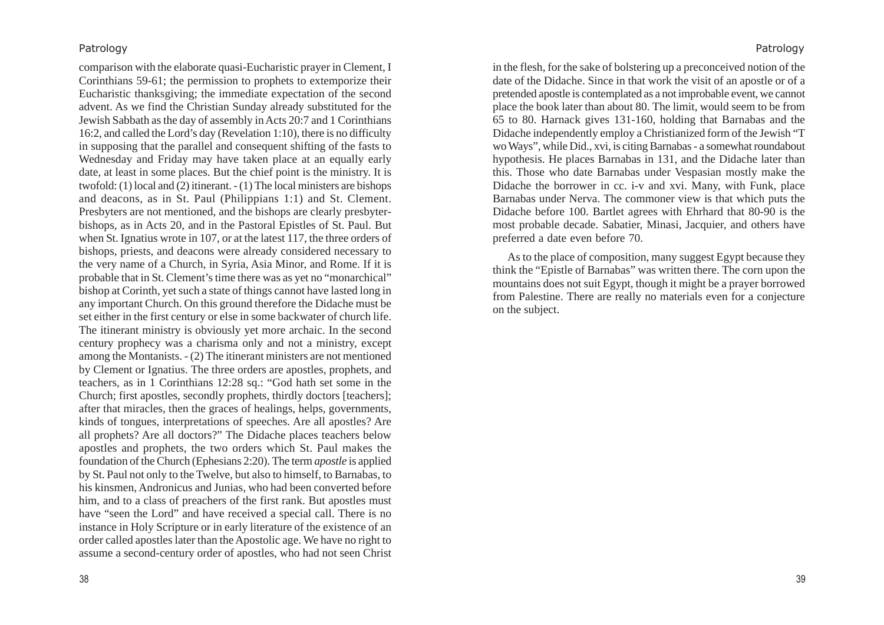comparison with the elaborate quasi-Eucharistic prayer in Clement, I Corinthians 59-61; the permission to prophets to extemporize their Eucharistic thanksgiving; the immediate expectation of the second advent. As we find the Christian Sunday already substituted for the Jewish Sabbath as the day of assembly in Acts 20:7 and 1 Corinthians 16:2, and called the Lord's day (Revelation 1:10), there is no difficulty in supposing that the parallel and consequent shifting of the fasts to Wednesday and Friday may have taken place at an equally early date, at least in some places. But the chief point is the ministry. It is twofold: (1) local and (2) itinerant. - (1) The local ministers are bishops and deacons, as in St. Paul (Philippians 1:1) and St. Clement. Presbyters are not mentioned, and the bishops are clearly presbyter-bishops, as in Acts 20, and in the Pastoral Epistles of St. Paul. But when St. Ignatius wrote in 107, or at the latest 117, the three orders of bishops, priests, and deacons were already considered necessary to the very name of a Church, in Syria, Asia Minor, and Rome. If it is probable that in St. Clement's time there was as yet no "monarchical" bishop at Corinth, yet such a state of things cannot have lasted long in any important Church. On this ground therefore the Didache must be set either in the first century or else in some backwater of church life. The itinerant ministry is obviously yet more archaic. In the second century prophecy was a charisma only and not a ministry, except among the Montanists. - (2) The itinerant ministers are not mentioned by Clement or Ignatius. The three orders are apostles, prophets, and teachers, as in 1 Corinthians 12:28 sq.: "God hath set some in the Church; first apostles, secondly prophets, thirdly doctors [teachers]; after that miracles, then the graces of healings, helps, governments, kinds of tongues, interpretations of speeches. Are all apostles? Are all prophets? Are all doctors?" The Didache places teachers below apostles and prophets, the two orders which St. Paul makes the foundation of the Church (Ephesians 2:20). The term *apostle* is applied by St. Paul not only to the Twelve, but also to himself, to Barnabas, to his kinsmen, Andronicus and Junias, who had been converted before him, and to a class of preachers of the first rank. But apostles must have "seen the Lord" and have received a special call. There is no instance in Holy Scripture or in early literature of the existence of an order called apostles later than the Apostolic age. We have no right to assume a second-century order of apostles, who had not seen Christ in the flesh, for the sake of bolstering up a preconceived notion of the date of the Didache. Since in that work the visit of an apostle or of a pretended apostle is contemplated as a not improbable event, we cannot place the book later than about 80. The limit, would seem to be from 65 to 80. Harnack gives 131-160, holding that Barnabas and the Didache independently employ a Christianized form of the Jewish "Two Ways", while Did., xvi, is citing Barnabas - a somewhat roundabout hypothesis. He places Barnabas in 131, and the Didache later than this. Those who date Barnabas under Vespasian mostly make the Didache the borrower in cc. i-v and xvi. Many, with Funk, place Barnabas under Nerva. The commoner view is that which puts the Didache before 100. Bartlet agrees with Ehrhard that 80-90 is the most probable decade. Sabatier, Minasi, Jacquier, and others have preferred a date even before 70.

As to the place of composition, many suggest Egypt because they think the "Epistle of Barnabas" was written there. The corn upon the mountains does not suit Egypt, though it might be a prayer borrowed from Palestine. There are really no materials even for a conjecture on the subject.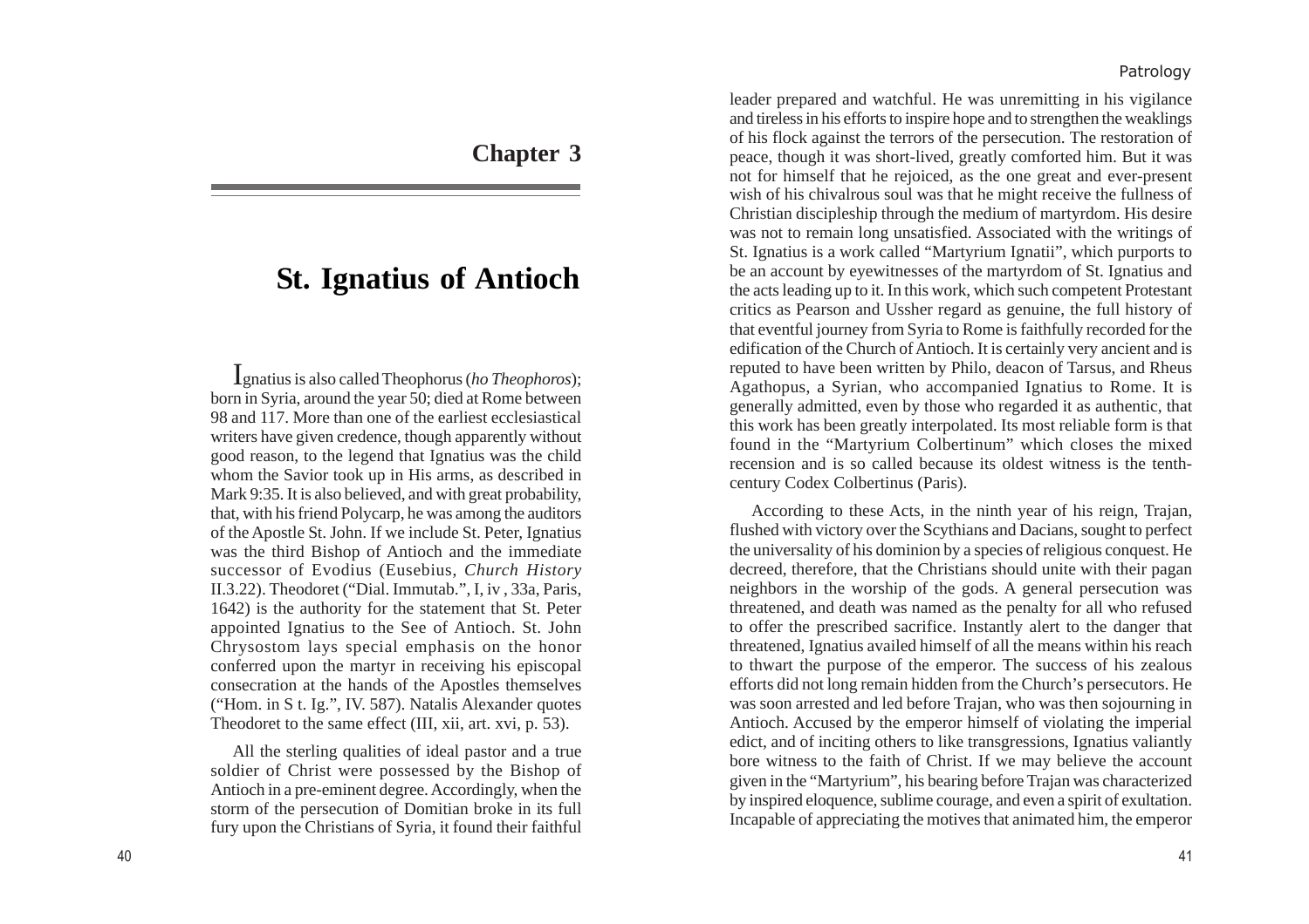# Chapter 3

# St. Ignatius of Antioch

Ignatius is also called Theophorus (*ho Theophoros*); born in Syria, around the year 50; died at Rome between 98 and 117. More than one of the earliest ecclesiastical writers have given credence, though apparently without good reason, to the legend that Ignatius was the child whom the Savior took up in His arms, as described in Mark 9:35. It is also believed, and with great probability, that, with his friend Polycarp, he was among the auditors of the Apostle St. John. If we include St. Peter, Ignatius was the third Bishop of Antioch and the immediate successor of Evodius (Eusebius, *Church History* II.3.22). Theodoret ("Dial. Immutab.", I, iv , 33a, Paris, 1642) is the authority for the statement that St. Peter appointed Ignatius to the See of Antioch. St. John Chrysostom lays special emphasis on the honor conferred upon the martyr in receiving his episcopal consecration at the hands of the Apostles themselves ("Hom. in S t. Ig.", IV. 587). Natalis Alexander quotes Theodoret to the same effect (III, xii, art. xvi, p. 53).

All the sterling qualities of ideal pastor and a true soldier of Christ were possessed by the Bishop of Antioch in a pre-eminent degree. Accordingly, when the storm of the persecution of Domitian broke in its full fury upon the Christians of Syria, it found their faithful leader prepared and watchful. He was unremitting in his vigilance and tireless in his efforts to inspire hope and to strengthen the weaklings of his flock against the terrors of the persecution. The restoration of peace, though it was short-lived, greatly comforted him. But it was not for himself that he rejoiced, as the one great and ever-present wish of his chivalrous soul was that he might receive the fullness of Christian discipleship through the medium of martyrdom. His desire was not to remain long unsatisfied. Associated with the writings of St. Ignatius is a work called "Martyrium Ignatii", which purports to be an account by eyewitnesses of the martyrdom of St. Ignatius and the acts leading up to it. In this work, which such competent Protestant critics as Pearson and Ussher regard as genuine, the full history of that eventful journey from Syria to Rome is faithfully recorded for the edification of the Church of Antioch. It is certainly very ancient and is reputed to have been written by Philo, deacon of Tarsus, and Rheus Agathopus, a Syrian, who accompanied Ignatius to Rome. It is generally admitted, even by those who regarded it as authentic, that this work has been greatly interpolated. Its most reliable form is that found in the "Martyrium Colbertinum" which closes the mixed recension and is so called because its oldest witness is the tenth-century Codex Colbertinus (Paris).

According to these Acts, in the ninth year of his reign, Trajan, flushed with victory over the Scythians and Dacians, sought to perfect the universality of his dominion by a species of religious conquest. He decreed, therefore, that the Christians should unite with their pagan neighbors in the worship of the gods. A general persecution was threatened, and death was named as the penalty for all who refused to offer the prescribed sacrifice. Instantly alert to the danger that threatened, Ignatius availed himself of all the means within his reach to thwart the purpose of the emperor. The success of his zealous efforts did not long remain hidden from the Church's persecutors. He was soon arrested and led before Trajan, who was then sojourning in Antioch. Accused by the emperor himself of violating the imperial edict, and of inciting others to like transgressions, Ignatius valiantly bore witness to the faith of Christ. If we may believe the account given in the "Martyrium", his bearing before Trajan was characterized by inspired eloquence, sublime courage, and even a spirit of exultation. Incapable of appreciating the motives that animated him, the emperor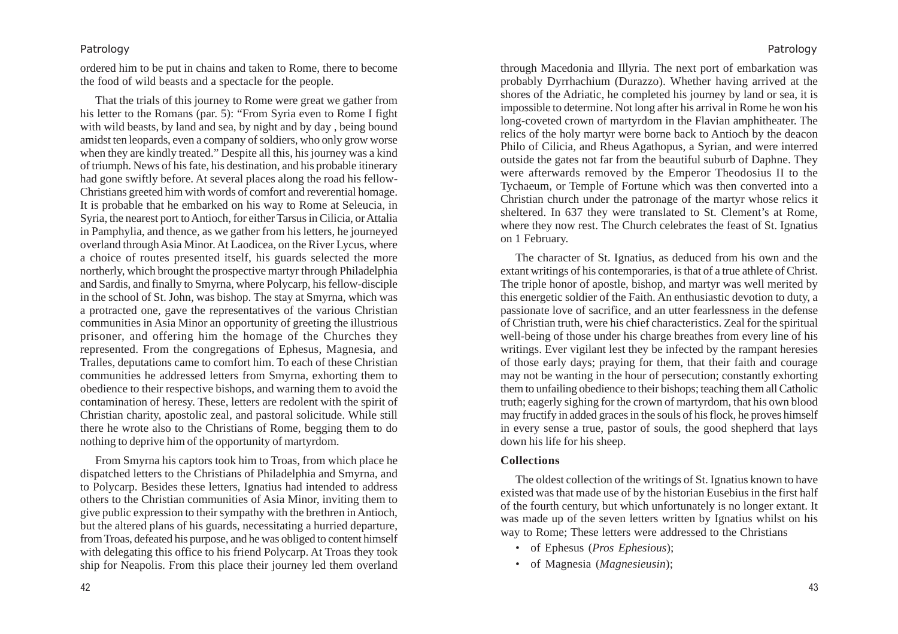ordered him to be put in chains and taken to Rome, there to become the food of wild beasts and a spectacle for the people.

That the trials of this journey to Rome were great we gather from his letter to the Romans (par. 5): "From Syria even to Rome I fight with wild beasts, by land and sea, by night and by day , being bound amidst ten leopards, even a company of soldiers, who only grow worse when they are kindly treated." Despite all this, his journey was a kind of triumph. News of his fate, his destination, and his probable itinerary had gone swiftly before. At several places along the road his fellow-Christians greeted him with words of comfort and reverential homage. It is probable that he embarked on his way to Rome at Seleucia, in Syria, the nearest port to Antioch, for either Tarsus in Cilicia, or Attalia in Pamphylia, and thence, as we gather from his letters, he journeyed overland through Asia Minor. At Laodicea, on the River Lycus, where a choice of routes presented itself, his guards selected the more northerly, which brought the prospective martyr through Philadelphia and Sardis, and finally to Smyrna, where Polycarp, his fellow-disciple in the school of St. John, was bishop. The stay at Smyrna, which was a protracted one, gave the representatives of the various Christian communities in Asia Minor an opportunity of greeting the illustrious prisoner, and offering him the homage of the Churches they represented. From the congregations of Ephesus, Magnesia, and Tralles, deputations came to comfort him. To each of these Christian communities he addressed letters from Smyrna, exhorting them to obedience to their respective bishops, and warning them to avoid the contamination of heresy. These, letters are redolent with the spirit of Christian charity, apostolic zeal, and pastoral solicitude. While still there he wrote also to the Christians of Rome, begging them to do nothing to deprive him of the opportunity of martyrdom.

From Smyrna his captors took him to Troas, from which place he dispatched letters to the Christians of Philadelphia and Smyrna, and to Polycarp. Besides these letters, Ignatius had intended to address others to the Christian communities of Asia Minor, inviting them to give public expression to their sympathy with the brethren in Antioch, but the altered plans of his guards, necessitating a hurried departure, from Troas, defeated his purpose, and he was obliged to content himself with delegating this office to his friend Polycarp. At Troas they took ship for Neapolis. From this place their journey led them overland through Macedonia and Illyria. The next port of embarkation was probably Dyrrhachium (Durazzo). Whether having arrived at the shores of the Adriatic, he completed his journey by land or sea, it is impossible to determine. Not long after his arrival in Rome he won his long-coveted crown of martyrdom in the Flavian amphitheater. The relics of the holy martyr were borne back to Antioch by the deacon Philo of Cilicia, and Rheus Agathopus, a Syrian, and were interred outside the gates not far from the beautiful suburb of Daphne. They were afterwards removed by the Emperor Theodosius II to the Tychaeum, or Temple of Fortune which was then converted into a Christian church under the patronage of the martyr whose relics it sheltered. In 637 they were translated to St. Clement's at Rome, where they now rest. The Church celebrates the feast of St. Ignatius on 1 February.

The character of St. Ignatius, as deduced from his own and the extant writings of his contemporaries, is that of a true athlete of Christ. The triple honor of apostle, bishop, and martyr was well merited by this energetic soldier of the Faith. An enthusiastic devotion to duty, a passionate love of sacrifice, and an utter fearlessness in the defense of Christian truth, were his chief characteristics. Zeal for the spiritual well-being of those under his charge breathes from every line of his writings. Ever vigilant lest they be infected by the rampant heresies of those early days; praying for them, that their faith and courage may not be wanting in the hour of persecution; constantly exhorting them to unfailing obedience to their bishops; teaching them all Catholic truth; eagerly sighing for the crown of martyrdom, that his own blood may fructify in added graces in the souls of his flock, he proves himself in every sense a true, pastor of souls, the good shepherd that lays down his life for his sheep.

**Collections**

The oldest collection of the writings of St. Ignatius known to have existed was that made use of by the historian Eusebius in the first half of the fourth century, but which unfortunately is no longer extant. It was made up of the seven letters written by Ignatius whilst on his way to Rome; These letters were addressed to the Christians

- of Ephesus (*Pros Ephesious*);
- of Magnesia (*Magnesieusin*);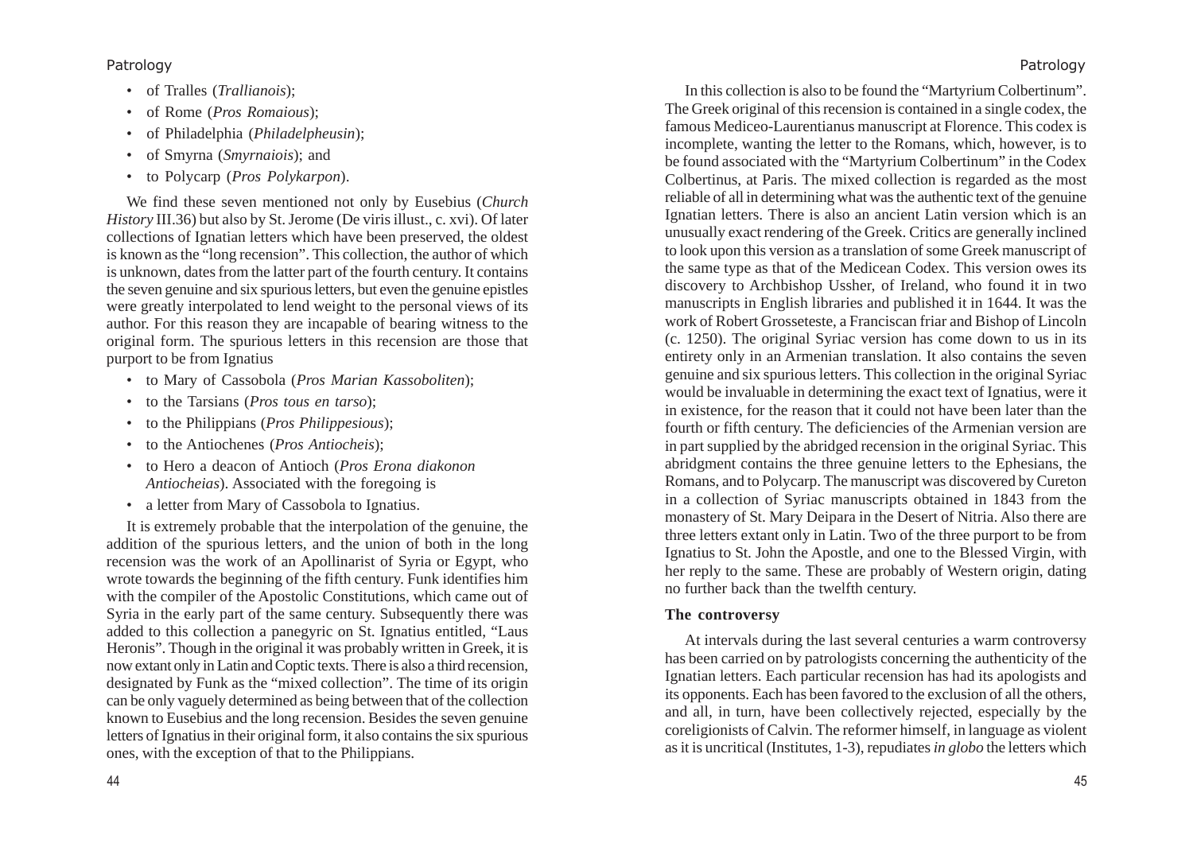- of Tralles (*Trallianois*);
- of Rome (*Pros Romaious*);
- of Philadelphia (*Philadelpheusin*);
- of Smyrna (*Smyrnaiois*); and
- to Polycarp (*Pros Polykarpon*).

We find these seven mentioned not only by Eusebius (*Church History* III.36) but also by St. Jerome (De viris illust., c. xvi). Of later collections of Ignatian letters which have been preserved, the oldest is known as the "long recension". This collection, the author of which is unknown, dates from the latter part of the fourth century. It contains the seven genuine and six spurious letters, but even the genuine epistles were greatly interpolated to lend weight to the personal views of its author. For this reason they are incapable of bearing witness to the original form. The spurious letters in this recension are those that purport to be from Ignatius

- to Mary of Cassobola (*Pros Marian Kassoboliten*);
- to the Tarsians (*Pros tous en tarso*);
- to the Philippians (*Pros Philippesious*);
- to the Antiochenes (*Pros Antiocheis*);
- to Hero a deacon of Antioch (*Pros Erona diakonon Antiocheias*). Associated with the foregoing is
- a letter from Mary of Cassobola to Ignatius.

It is extremely probable that the interpolation of the genuine, the addition of the spurious letters, and the union of both in the long recension was the work of an Apollinarist of Syria or Egypt, who wrote towards the beginning of the fifth century. Funk identifies him with the compiler of the Apostolic Constitutions, which came out of Syria in the early part of the same century. Subsequently there was added to this collection a panegyric on St. Ignatius entitled, "Laus Heronis". Though in the original it was probably written in Greek, it is now extant only in Latin and Coptic texts. There is also a third recension, designated by Funk as the "mixed collection". The time of its origin can be only vaguely determined as being between that of the collection known to Eusebius and the long recension. Besides the seven genuine letters of Ignatius in their original form, it also contains the six spurious ones, with the exception of that to the Philippians.

In this collection is also to be found the "Martyrium Colbertinum". The Greek original of this recension is contained in a single codex, the famous Mediceo-Laurentianus manuscript at Florence. This codex is incomplete, wanting the letter to the Romans, which, however, is to be found associated with the "Martyrium Colbertinum" in the Codex Colbertinus, at Paris. The mixed collection is regarded as the most reliable of all in determining what was the authentic text of the genuine Ignatian letters. There is also an ancient Latin version which is an unusually exact rendering of the Greek. Critics are generally inclined to look upon this version as a translation of some Greek manuscript of the same type as that of the Medicean Codex. This version owes its discovery to Archbishop Ussher, of Ireland, who found it in two manuscripts in English libraries and published it in 1644. It was the work of Robert Grosseteste, a Franciscan friar and Bishop of Lincoln (c. 1250). The original Syriac version has come down to us in its entirety only in an Armenian translation. It also contains the seven genuine and six spurious letters. This collection in the original Syriac would be invaluable in determining the exact text of Ignatius, were it in existence, for the reason that it could not have been later than the fourth or fifth century. The deficiencies of the Armenian version are in part supplied by the abridged recension in the original Syriac. This abridgment contains the three genuine letters to the Ephesians, the Romans, and to Polycarp. The manuscript was discovered by Cureton in a collection of Syriac manuscripts obtained in 1843 from the monastery of St. Mary Deipara in the Desert of Nitria. Also there are three letters extant only in Latin. Two of the three purport to be from Ignatius to St. John the Apostle, and one to the Blessed Virgin, with her reply to the same. These are probably of Western origin, dating no further back than the twelfth century.

### The controversy

At intervals during the last several centuries a warm controversy has been carried on by patrologists concerning the authenticity of the Ignatian letters. Each particular recension has had its apologists and its opponents. Each has been favored to the exclusion of all the others, and all, in turn, have been collectively rejected, especially by the coreligionists of Calvin. The reformer himself, in language as violent as it is uncritical (Institutes, 1-3), repudiates *in globo* the letters which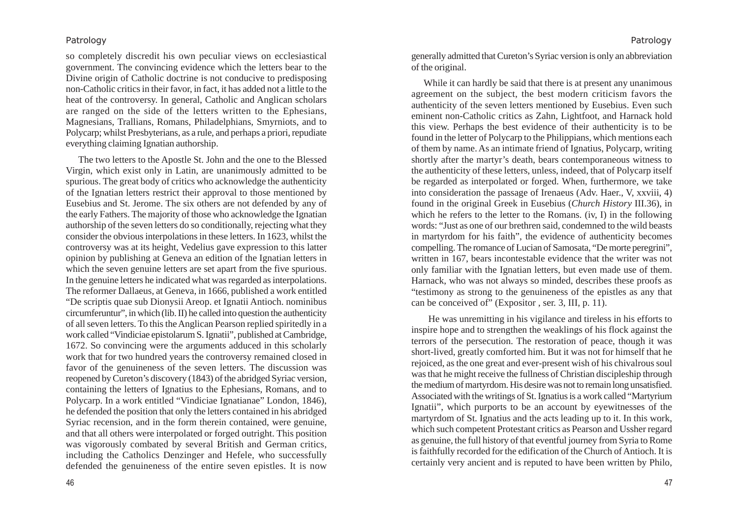so completely discredit his own peculiar views on ecclesiastical government. The convincing evidence which the letters bear to the Divine origin of Catholic doctrine is not conducive to predisposing non-Catholic critics in their favor, in fact, it has added not a little to the heat of the controversy. In general, Catholic and Anglican scholars are ranged on the side of the letters written to the Ephesians, Magnesians, Trallians, Romans, Philadelphians, Smyrniots, and to Polycarp; whilst Presbyterians, as a rule, and perhaps a priori, repudiate everything claiming Ignatian authorship.

The two letters to the Apostle St. John and the one to the Blessed Virgin, which exist only in Latin, are unanimously admitted to be spurious. The great body of critics who acknowledge the authenticity of the Ignatian letters restrict their approval to those mentioned by Eusebius and St. Jerome. The six others are not defended by any of the early Fathers. The majority of those who acknowledge the Ignatian authorship of the seven letters do so conditionally, rejecting what they consider the obvious interpolations in these letters. In 1623, whilst the controversy was at its height, Vedelius gave expression to this latter opinion by publishing at Geneva an edition of the Ignatian letters in which the seven genuine letters are set apart from the five spurious. In the genuine letters he indicated what was regarded as interpolations. The reformer Dallaeus, at Geneva, in 1666, published a work entitled "De scriptis quae sub Dionysii Areop. et Ignatii Antioch. nominibus circumferuntur", in which (lib. II) he called into question the authenticity of all seven letters. To this the Anglican Pearson replied spiritedly in a work called "Vindiciae epistolarum S. Ignatii", published at Cambridge, 1672. So convincing were the arguments adduced in this scholarly work that for two hundred years the controversy remained closed in favor of the genuineness of the seven letters. The discussion was reopened by Cureton's discovery (1843) of the abridged Syriac version, containing the letters of Ignatius to the Ephesians, Romans, and to Polycarp. In a work entitled "Vindiciae Ignatianae" London, 1846), he defended the position that only the letters contained in his abridged Syriac recension, and in the form therein contained, were genuine, and that all others were interpolated or forged outright. This position was vigorously combated by several British and German critics, including the Catholics Denzinger and Hefele, who successfully defended the genuineness of the entire seven epistles. It is now generally admitted that Cureton's Syriac version is only an abbreviation of the original.

While it can hardly be said that there is at present any unanimous agreement on the subject, the best modern criticism favors the authenticity of the seven letters mentioned by Eusebius. Even such eminent non-Catholic critics as Zahn, Lightfoot, and Harnack hold this view. Perhaps the best evidence of their authenticity is to be found in the letter of Polycarp to the Philippians, which mentions each of them by name. As an intimate friend of Ignatius, Polycarp, writing shortly after the martyr's death, bears contemporaneous witness to the authenticity of these letters, unless, indeed, that of Polycarp itself be regarded as interpolated or forged. When, furthermore, we take into consideration the passage of Irenaeus (Adv. Haer., V, xxviii, 4) found in the original Greek in Eusebius (*Church History* III.36), in which he refers to the letter to the Romans. (iv, I) in the following words: "Just as one of our brethren said, condemned to the wild beasts in martyrdom for his faith", the evidence of authenticity becomes compelling. The romance of Lucian of Samosata, "De morte peregrini", written in 167, bears incontestable evidence that the writer was not only familiar with the Ignatian letters, but even made use of them. Harnack, who was not always so minded, describes these proofs as "testimony as strong to the genuineness of the epistles as any that can be conceived of" (Expositor , ser. 3, III, p. 11).

He was unremitting in his vigilance and tireless in his efforts to inspire hope and to strengthen the weaklings of his flock against the terrors of the persecution. The restoration of peace, though it was short-lived, greatly comforted him. But it was not for himself that he rejoiced, as the one great and ever-present wish of his chivalrous soul was that he might receive the fullness of Christian discipleship through the medium of martyrdom. His desire was not to remain long unsatisfied. Associated with the writings of St. Ignatius is a work called "Martyrium Ignatii", which purports to be an account by eyewitnesses of the martyrdom of St. Ignatius and the acts leading up to it. In this work, which such competent Protestant critics as Pearson and Ussher regard as genuine, the full history of that eventful journey from Syria to Rome is faithfully recorded for the edification of the Church of Antioch. It is certainly very ancient and is reputed to have been written by Philo,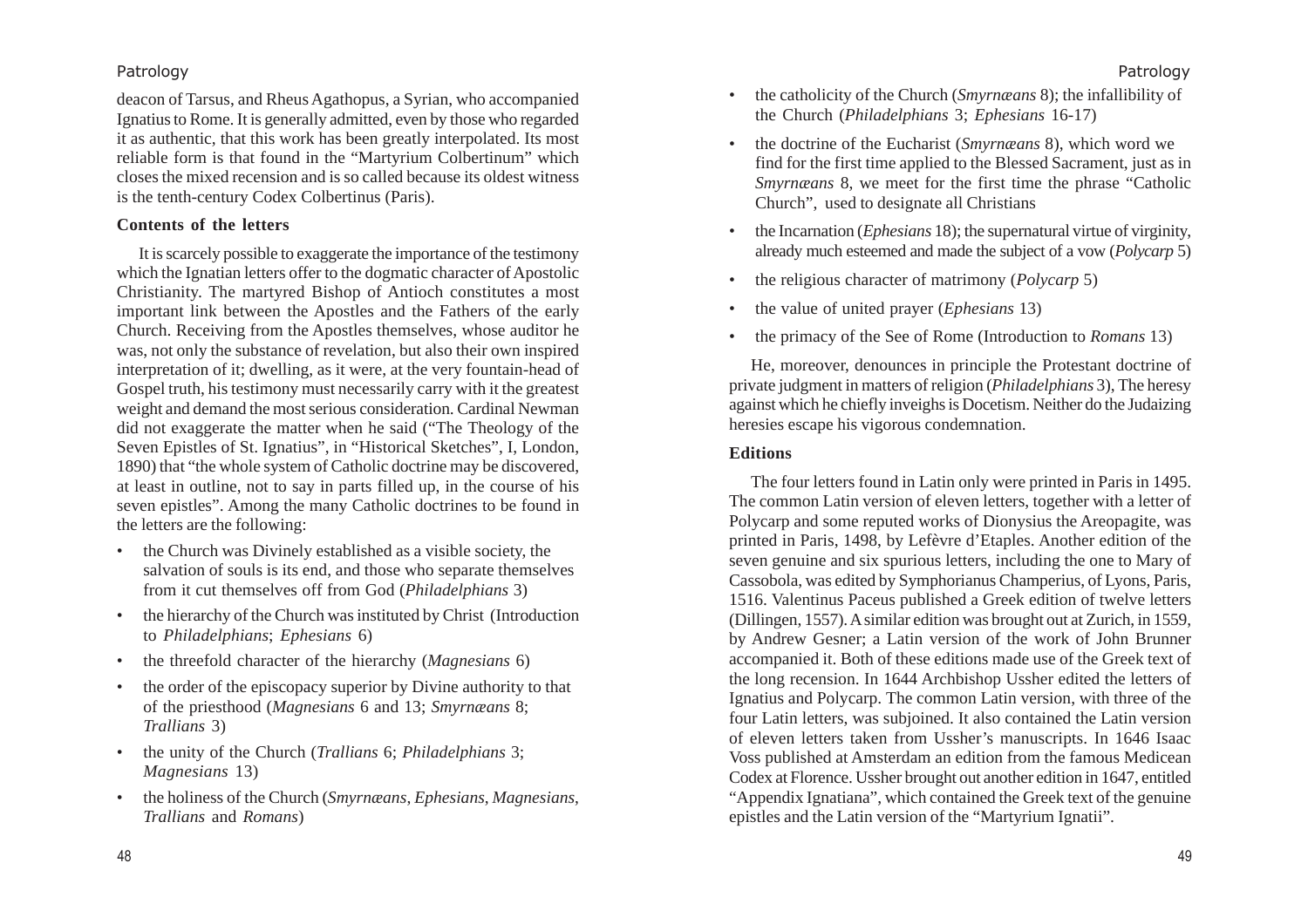deacon of Tarsus, and Rheus Agathopus, a Syrian, who accompanied Ignatius to Rome. It is generally admitted, even by those who regarded it as authentic, that this work has been greatly interpolated. Its most reliable form is that found in the "Martyrium Colbertinum" which closes the mixed recension and is so called because its oldest witness is the tenth-century Codex Colbertinus (Paris).

### Contents of the letters

It is scarcely possible to exaggerate the importance of the testimony which the Ignatian letters offer to the dogmatic character of Apostolic Christianity. The martyred Bishop of Antioch constitutes a most important link between the Apostles and the Fathers of the early Church. Receiving from the Apostles themselves, whose auditor he was, not only the substance of revelation, but also their own inspired interpretation of it; dwelling, as it were, at the very fountain-head of Gospel truth, his testimony must necessarily carry with it the greatest weight and demand the most serious consideration. Cardinal Newman did not exaggerate the matter when he said ("The Theology of the Seven Epistles of St. Ignatius", in "Historical Sketches", I, London, 1890) that "the whole system of Catholic doctrine may be discovered, at least in outline, not to say in parts filled up, in the course of his seven epistles". Among the many Catholic doctrines to be found in the letters are the following:

- the Church was Divinely established as a visible society, the salvation of souls is its end, and those who separate themselves from it cut themselves off from God (*Philadelphians* 3)
- the hierarchy of the Church was instituted by Christ (Introduction to *Philadelphians*; *Ephesians* 6)
- the threefold character of the hierarchy (*Magnesians* 6)
- the order of the episcopacy superior by Divine authority to that of the priesthood (*Magnesians* 6 and 13; *Smyrnæans* 8; *Trallians* 3)
- the unity of the Church (*Trallians* 6; *Philadelphians* 3; *Magnesians* 13)
- the holiness of the Church (*Smyrnæans*, *Ephesians*, *Magnesians*, *Trallians* and *Romans*)
- the catholicity of the Church (*Smyrnæans* 8); the infallibility of the Church (*Philadelphians* 3; *Ephesians* 16-17)
- the doctrine of the Eucharist (*Smyrnæans* 8), which word we find for the first time applied to the Blessed Sacrament, just as in *Smyrnæans* 8, we meet for the first time the phrase "Catholic Church", used to designate all Christians
- the Incarnation (*Ephesians* 18); the supernatural virtue of virginity, already much esteemed and made the subject of a vow (*Polycarp* 5)
- the religious character of matrimony (*Polycarp* 5)
- the value of united prayer (*Ephesians* 13)
- the primacy of the See of Rome (Introduction to *Romans* 13)

He, moreover, denounces in principle the Protestant doctrine of private judgment in matters of religion (*Philadelphians* 3), The heresy against which he chiefly inveighs is Docetism. Neither do the Judaizing heresies escape his vigorous condemnation.

### Editions

The four letters found in Latin only were printed in Paris in 1495. The common Latin version of eleven letters, together with a letter of Polycarp and some reputed works of Dionysius the Areopagite, was printed in Paris, 1498, by Lefèvre d'Etaples. Another edition of the seven genuine and six spurious letters, including the one to Mary of Cassobola, was edited by Symphorianus Champerius, of Lyons, Paris, 1516. Valentinus Paceus published a Greek edition of twelve letters (Dillingen, 1557). A similar edition was brought out at Zurich, in 1559, by Andrew Gesner; a Latin version of the work of John Brunner accompanied it. Both of these editions made use of the Greek text of the long recension. In 1644 Archbishop Ussher edited the letters of Ignatius and Polycarp. The common Latin version, with three of the four Latin letters, was subjoined. It also contained the Latin version of eleven letters taken from Ussher's manuscripts. In 1646 Isaac Voss published at Amsterdam an edition from the famous Medicean Codex at Florence. Ussher brought out another edition in 1647, entitled "Appendix Ignatiana", which contained the Greek text of the genuine epistles and the Latin version of the "Martyrium Ignatii".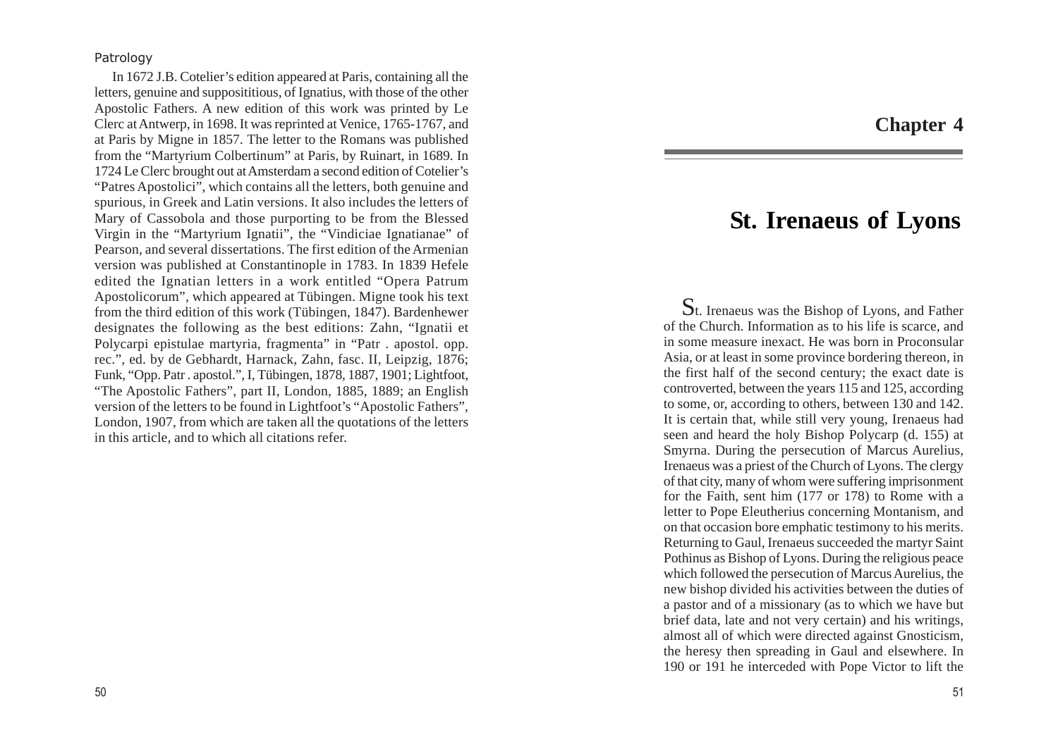In 1672 J.B. Cotelier's edition appeared at Paris, containing all the letters, genuine and supposititious, of Ignatius, with those of the other Apostolic Fathers. A new edition of this work was printed by Le Clerc at Antwerp, in 1698. It was reprinted at Venice, 1765-1767, and at Paris by Migne in 1857. The letter to the Romans was published from the "Martyrium Colbertinum" at Paris, by Ruinart, in 1689. In 1724 Le Clerc brought out at Amsterdam a second edition of Cotelier's "Patres Apostolici", which contains all the letters, both genuine and spurious, in Greek and Latin versions. It also includes the letters of Mary of Cassobola and those purporting to be from the Blessed Virgin in the "Martyrium Ignatii", the "Vindiciae Ignatianae" of Pearson, and several dissertations. The first edition of the Armenian version was published at Constantinople in 1783. In 1839 Hefele edited the Ignatian letters in a work entitled "Opera Patrum Apostolicorum", which appeared at Tübingen. Migne took his text from the third edition of this work (Tübingen, 1847). Bardenhewer designates the following as the best editions: Zahn, "Ignatii et Polycarpi epistulae martyria, fragmenta" in "Patr . apostol. opp. rec.", ed. by de Gebhardt, Harnack, Zahn, fasc. II, Leipzig, 1876; Funk, "Opp. Patr . apostol.", I, Tübingen, 1878, 1887, 1901; Lightfoot, "The Apostolic Fathers", part II, London, 1885, 1889; an English version of the letters to be found in Lightfoot's "Apostolic Fathers", London, 1907, from which are taken all the quotations of the letters in this article, and to which all citations refer.

# Chapter 4

# St. Irenaeus of Lyons

St. Irenaeus was the Bishop of Lyons, and Father of the Church. Information as to his life is scarce, and in some measure inexact. He was born in Proconsular Asia, or at least in some province bordering thereon, in the first half of the second century; the exact date is controverted, between the years 115 and 125, according to some, or, according to others, between 130 and 142. It is certain that, while still very young, Irenaeus had seen and heard the holy Bishop Polycarp (d. 155) at Smyrna. During the persecution of Marcus Aurelius, Irenaeus was a priest of the Church of Lyons. The clergy of that city, many of whom were suffering imprisonment for the Faith, sent him (177 or 178) to Rome with a letter to Pope Eleutherius concerning Montanism, and on that occasion bore emphatic testimony to his merits. Returning to Gaul, Irenaeus succeeded the martyr Saint Pothinus as Bishop of Lyons. During the religious peace which followed the persecution of Marcus Aurelius, the new bishop divided his activities between the duties of a pastor and of a missionary (as to which we have but brief data, late and not very certain) and his writings, almost all of which were directed against Gnosticism, the heresy then spreading in Gaul and elsewhere. In 190 or 191 he interceded with Pope Victor to lift the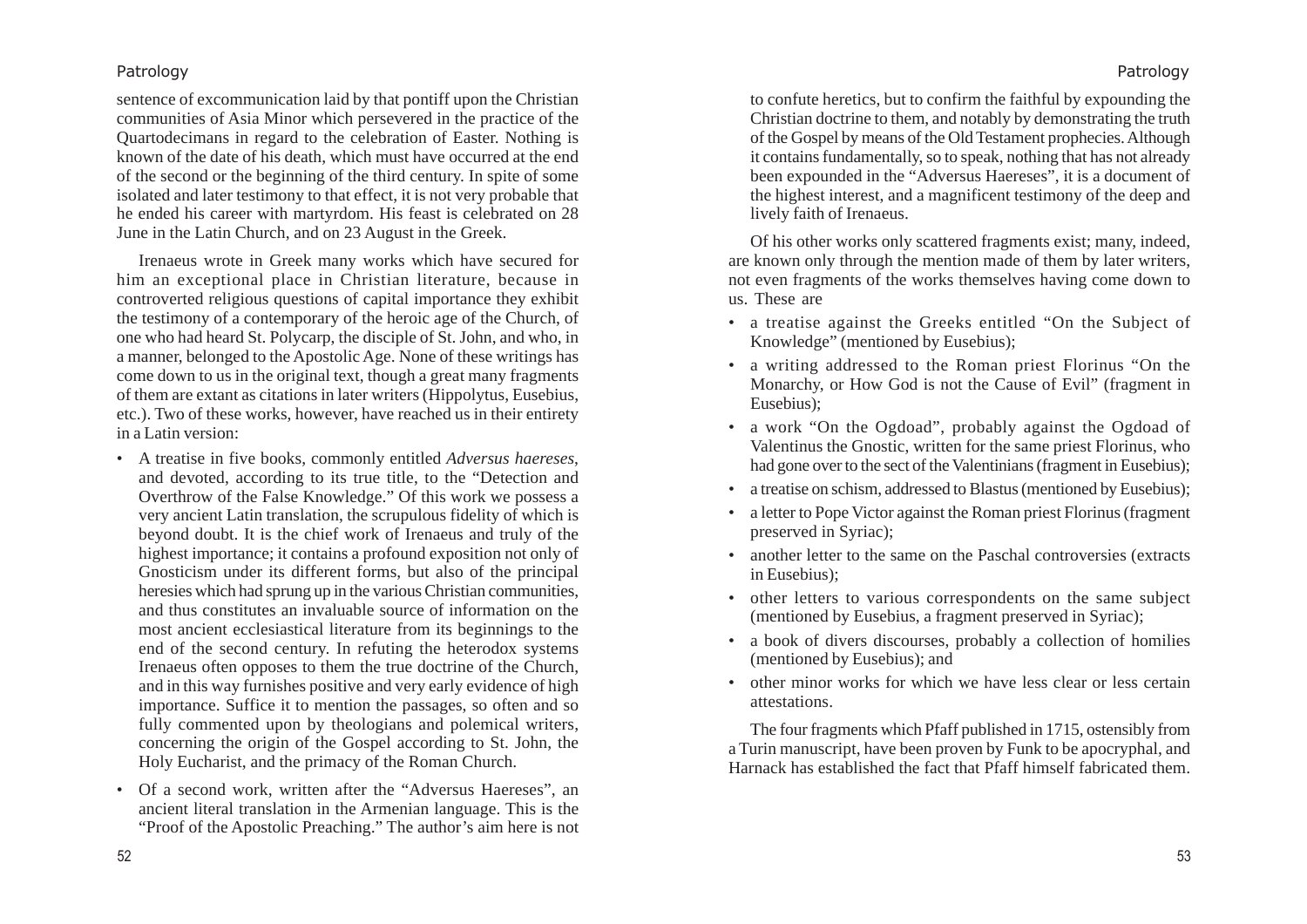sentence of excommunication laid by that pontiff upon the Christian communities of Asia Minor which persevered in the practice of the Quartodecimans in regard to the celebration of Easter. Nothing is known of the date of his death, which must have occurred at the end of the second or the beginning of the third century. In spite of some isolated and later testimony to that effect, it is not very probable that he ended his career with martyrdom. His feast is celebrated on 28 June in the Latin Church, and on 23 August in the Greek.

Irenaeus wrote in Greek many works which have secured for him an exceptional place in Christian literature, because in controverted religious questions of capital importance they exhibit the testimony of a contemporary of the heroic age of the Church, of one who had heard St. Polycarp, the disciple of St. John, and who, in a manner, belonged to the Apostolic Age. None of these writings has come down to us in the original text, though a great many fragments of them are extant as citations in later writers (Hippolytus, Eusebius, etc.). Two of these works, however, have reached us in their entirety in a Latin version:

- A treatise in five books, commonly entitled *Adversus haereses*, and devoted, according to its true title, to the "Detection and Overthrow of the False Knowledge." Of this work we possess a very ancient Latin translation, the scrupulous fidelity of which is beyond doubt. It is the chief work of Irenaeus and truly of the highest importance; it contains a profound exposition not only of Gnosticism under its different forms, but also of the principal heresies which had sprung up in the various Christian communities, and thus constitutes an invaluable source of information on the most ancient ecclesiastical literature from its beginnings to the end of the second century. In refuting the heterodox systems Irenaeus often opposes to them the true doctrine of the Church, and in this way furnishes positive and very early evidence of high importance. Suffice it to mention the passages, so often and so fully commented upon by theologians and polemical writers, concerning the origin of the Gospel according to St. John, the Holy Eucharist, and the primacy of the Roman Church.
- Of a second work, written after the "Adversus Haereses", an ancient literal translation in the Armenian language. This is the "Proof of the Apostolic Preaching." The author's aim here is not to confute heretics, but to confirm the faithful by expounding the Christian doctrine to them, and notably by demonstrating the truth of the Gospel by means of the Old Testament prophecies. Although it contains fundamentally, so to speak, nothing that has not already been expounded in the "Adversus Haereses", it is a document of the highest interest, and a magnificent testimony of the deep and lively faith of Irenaeus.

Of his other works only scattered fragments exist; many, indeed, are known only through the mention made of them by later writers, not even fragments of the works themselves having come down to us. These are

- a treatise against the Greeks entitled "On the Subject of Knowledge" (mentioned by Eusebius);
- a writing addressed to the Roman priest Florinus "On the Monarchy, or How God is not the Cause of Evil" (fragment in Eusebius);
- a work "On the Ogdoad", probably against the Ogdoad of Valentinus the Gnostic, written for the same priest Florinus, who had gone over to the sect of the Valentinians (fragment in Eusebius);
- a treatise on schism, addressed to Blastus (mentioned by Eusebius);
- a letter to Pope Victor against the Roman priest Florinus (fragment preserved in Syriac);
- another letter to the same on the Paschal controversies (extracts in Eusebius);
- other letters to various correspondents on the same subject (mentioned by Eusebius, a fragment preserved in Syriac);
- a book of divers discourses, probably a collection of homilies (mentioned by Eusebius); and
- other minor works for which we have less clear or less certain attestations.

The four fragments which Pfaff published in 1715, ostensibly from a Turin manuscript, have been proven by Funk to be apocryphal, and Harnack has established the fact that Pfaff himself fabricated them.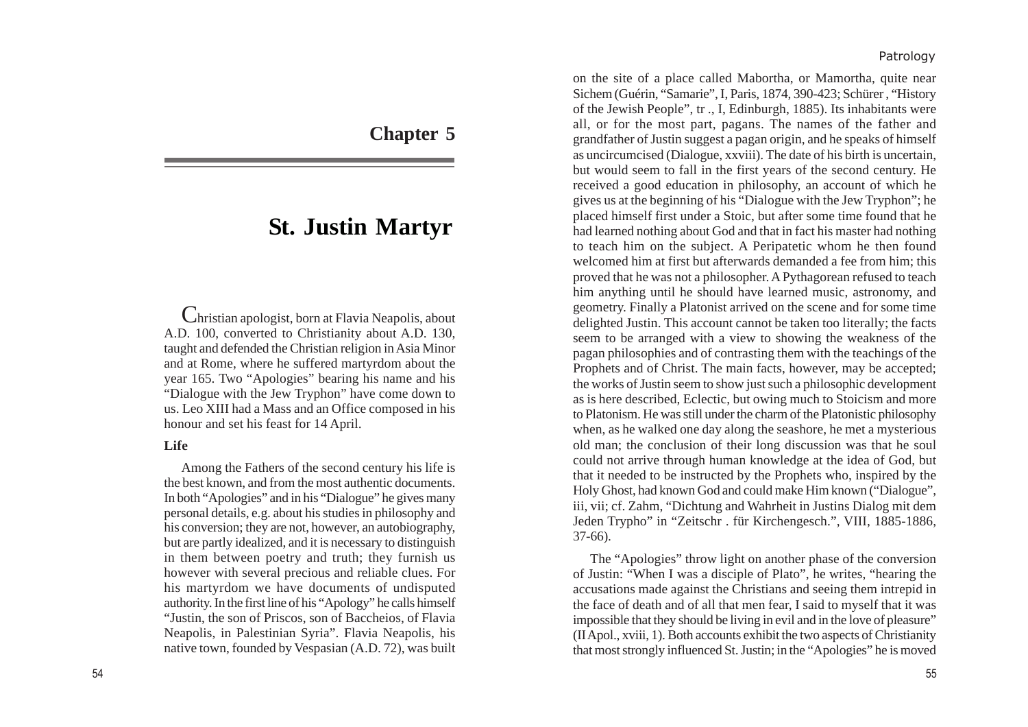# Chapter 5

# St. Justin Martyr

Christian apologist, born at Flavia Neapolis, about A.D. 100, converted to Christianity about A.D. 130, taught and defended the Christian religion in Asia Minor and at Rome, where he suffered martyrdom about the year 165. Two "Apologies" bearing his name and his "Dialogue with the Jew Tryphon" have come down to us. Leo XIII had a Mass and an Office composed in his honour and set his feast for 14 April.

### Life

Among the Fathers of the second century his life is the best known, and from the most authentic documents. In both "Apologies" and in his "Dialogue" he gives many personal details, e.g. about his studies in philosophy and his conversion; they are not, however, an autobiography, but are partly idealized, and it is necessary to distinguish in them between poetry and truth; they furnish us however with several precious and reliable clues. For his martyrdom we have documents of undisputed authority. In the first line of his "Apology" he calls himself "Justin, the son of Priscos, son of Baccheios, of Flavia Neapolis, in Palestinian Syria". Flavia Neapolis, his native town, founded by Vespasian (A.D. 72), was built on the site of a place called Mabortha, or Mamortha, quite near Sichem (Guérin, "Samarie", I, Paris, 1874, 390-423; Schürer , "History of the Jewish People", tr ., I, Edinburgh, 1885). Its inhabitants were all, or for the most part, pagans. The names of the father and grandfather of Justin suggest a pagan origin, and he speaks of himself as uncircumcised (Dialogue, xxviii). The date of his birth is uncertain, but would seem to fall in the first years of the second century. He received a good education in philosophy, an account of which he gives us at the beginning of his "Dialogue with the Jew Tryphon"; he placed himself first under a Stoic, but after some time found that he had learned nothing about God and that in fact his master had nothing to teach him on the subject. A Peripatetic whom he then found welcomed him at first but afterwards demanded a fee from him; this proved that he was not a philosopher. A Pythagorean refused to teach him anything until he should have learned music, astronomy, and geometry. Finally a Platonist arrived on the scene and for some time delighted Justin. This account cannot be taken too literally; the facts seem to be arranged with a view to showing the weakness of the pagan philosophies and of contrasting them with the teachings of the Prophets and of Christ. The main facts, however, may be accepted; the works of Justin seem to show just such a philosophic development as is here described, Eclectic, but owing much to Stoicism and more to Platonism. He was still under the charm of the Platonistic philosophy when, as he walked one day along the seashore, he met a mysterious old man; the conclusion of their long discussion was that he soul could not arrive through human knowledge at the idea of God, but that it needed to be instructed by the Prophets who, inspired by the Holy Ghost, had known God and could make Him known ("Dialogue", iii, vii; cf. Zahm, "Dichtung and Wahrheit in Justins Dialog mit dem Jeden Trypho" in "Zeitschr . für Kirchengesch.", VIII, 1885-1886, 37-66).

The "Apologies" throw light on another phase of the conversion of Justin: "When I was a disciple of Plato", he writes, "hearing the accusations made against the Christians and seeing them intrepid in the face of death and of all that men fear, I said to myself that it was impossible that they should be living in evil and in the love of pleasure" (II Apol., xviii, 1). Both accounts exhibit the two aspects of Christianity that most strongly influenced St. Justin; in the "Apologies" he is moved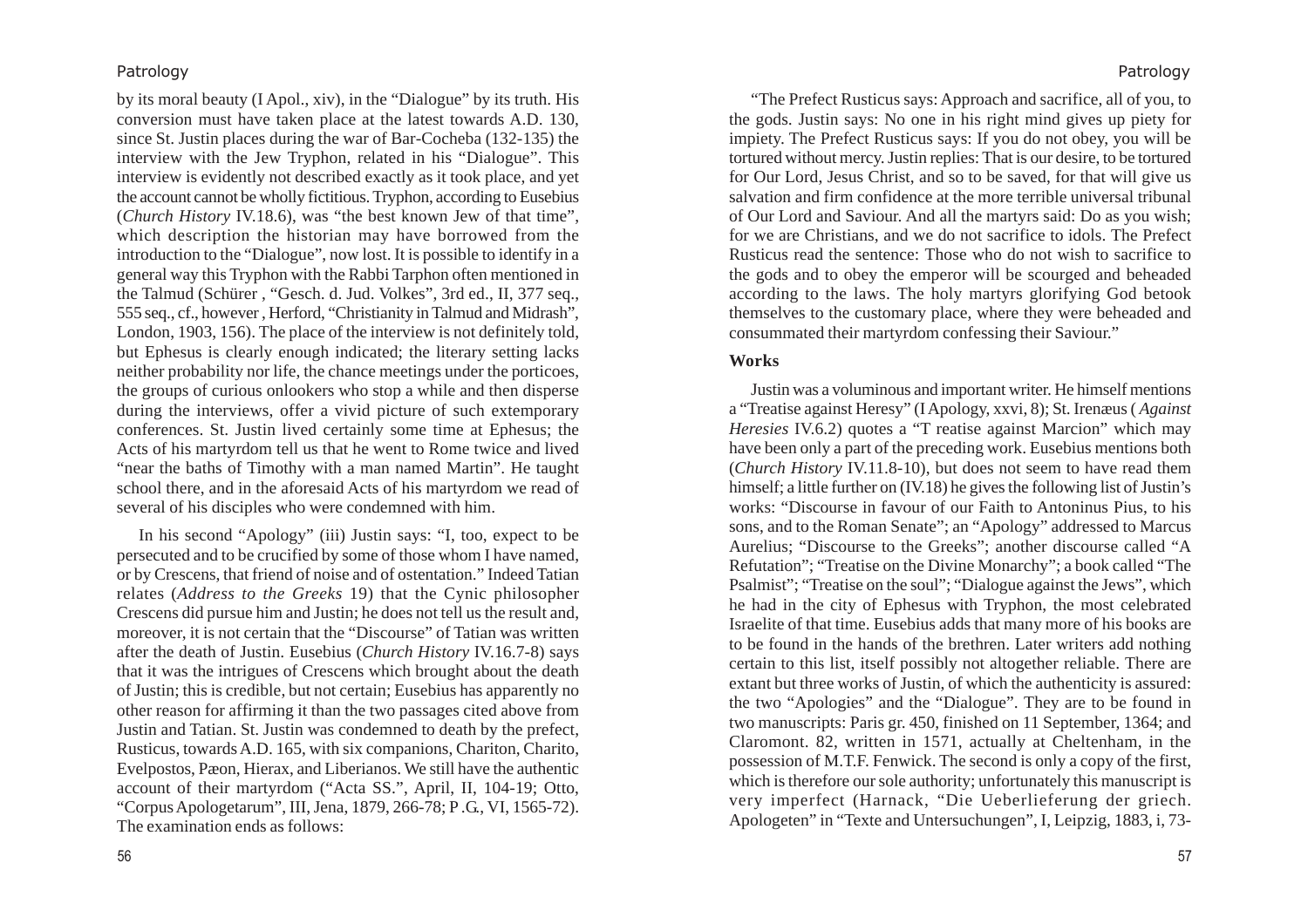by its moral beauty (I Apol., xiv), in the "Dialogue" by its truth. His conversion must have taken place at the latest towards A.D. 130, since St. Justin places during the war of Bar-Cocheba (132-135) the interview with the Jew Tryphon, related in his "Dialogue". This interview is evidently not described exactly as it took place, and yet the account cannot be wholly fictitious. Tryphon, according to Eusebius (*Church History* IV.18.6), was "the best known Jew of that time", which description the historian may have borrowed from the introduction to the "Dialogue", now lost. It is possible to identify in a general way this Tryphon with the Rabbi Tarphon often mentioned in the Talmud (Schürer , "Gesch. d. Jud. Volkes", 3rd ed., II, 377 seq., 555 seq., cf., however , Herford, "Christianity in Talmud and Midrash", London, 1903, 156). The place of the interview is not definitely told, but Ephesus is clearly enough indicated; the literary setting lacks neither probability nor life, the chance meetings under the porticoes, the groups of curious onlookers who stop a while and then disperse during the interviews, offer a vivid picture of such extemporary conferences. St. Justin lived certainly some time at Ephesus; the Acts of his martyrdom tell us that he went to Rome twice and lived "near the baths of Timothy with a man named Martin". He taught school there, and in the aforesaid Acts of his martyrdom we read of several of his disciples who were condemned with him.

In his second "Apology" (iii) Justin says: "I, too, expect to be persecuted and to be crucified by some of those whom I have named, or by Crescens, that friend of noise and of ostentation." Indeed Tatian relates (*Address to the Greeks* 19) that the Cynic philosopher Crescens did pursue him and Justin; he does not tell us the result and, moreover, it is not certain that the "Discourse" of Tatian was written after the death of Justin. Eusebius (*Church History* IV.16.7-8) says that it was the intrigues of Crescens which brought about the death of Justin; this is credible, but not certain; Eusebius has apparently no other reason for affirming it than the two passages cited above from Justin and Tatian. St. Justin was condemned to death by the prefect, Rusticus, towards A.D. 165, with six companions, Chariton, Charito, Evelpostos, Pæon, Hierax, and Liberianos. We still have the authentic account of their martyrdom ("Acta SS.", April, II, 104-19; Otto, "Corpus Apologetarum", III, Jena, 1879, 266-78; P .G., VI, 1565-72). The examination ends as follows:

"The Prefect Rusticus says: Approach and sacrifice, all of you, to the gods. Justin says: No one in his right mind gives up piety for impiety. The Prefect Rusticus says: If you do not obey, you will be tortured without mercy. Justin replies: That is our desire, to be tortured for Our Lord, Jesus Christ, and so to be saved, for that will give us salvation and firm confidence at the more terrible universal tribunal of Our Lord and Saviour. And all the martyrs said: Do as you wish; for we are Christians, and we do not sacrifice to idols. The Prefect Rusticus read the sentence: Those who do not wish to sacrifice to the gods and to obey the emperor will be scourged and beheaded according to the laws. The holy martyrs glorifying God betook themselves to the customary place, where they were beheaded and consummated their martyrdom confessing their Saviour."

**Works**

Justin was a voluminous and important writer. He himself mentions a "Treatise against Heresy" (I Apology, xxvi, 8); St. Irenæus ( *Against Heresies* IV.6.2) quotes a "T reatise against Marcion" which may have been only a part of the preceding work. Eusebius mentions both (*Church History* IV.11.8-10), but does not seem to have read them himself; a little further on (IV.18) he gives the following list of Justin's works: "Discourse in favour of our Faith to Antoninus Pius, to his sons, and to the Roman Senate"; an "Apology" addressed to Marcus Aurelius; "Discourse to the Greeks"; another discourse called "A Refutation"; "Treatise on the Divine Monarchy"; a book called "The Psalmist"; "Treatise on the soul"; "Dialogue against the Jews", which he had in the city of Ephesus with Tryphon, the most celebrated Israelite of that time. Eusebius adds that many more of his books are to be found in the hands of the brethren. Later writers add nothing certain to this list, itself possibly not altogether reliable. There are extant but three works of Justin, of which the authenticity is assured: the two "Apologies" and the "Dialogue". They are to be found in two manuscripts: Paris gr. 450, finished on 11 September, 1364; and Claromont. 82, written in 1571, actually at Cheltenham, in the possession of M.T.F. Fenwick. The second is only a copy of the first, which is therefore our sole authority; unfortunately this manuscript is very imperfect (Harnack, "Die Ueberlieferung der griech. Apologeten" in "Texte and Untersuchungen", I, Leipzig, 1883, i, 73-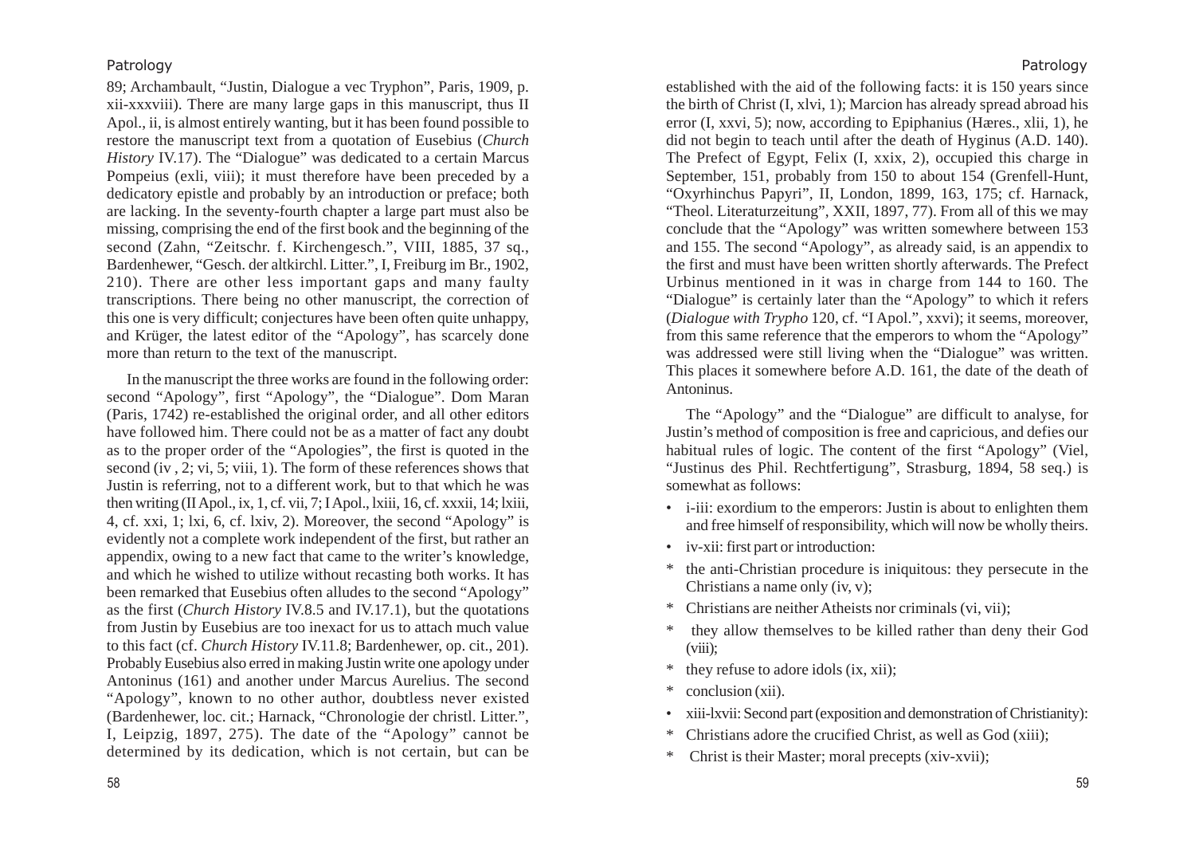89; Archambault, "Justin, Dialogue a vec Tryphon", Paris, 1909, p. xii-xxxviii). There are many large gaps in this manuscript, thus II Apol., ii, is almost entirely wanting, but it has been found possible to restore the manuscript text from a quotation of Eusebius (*Church History* IV.17). The "Dialogue" was dedicated to a certain Marcus Pompeius (exli, viii); it must therefore have been preceded by a dedicatory epistle and probably by an introduction or preface; both are lacking. In the seventy-fourth chapter a large part must also be missing, comprising the end of the first book and the beginning of the second (Zahn, "Zeitschr. f. Kirchengesch.", VIII, 1885, 37 sq., Bardenhewer, "Gesch. der altkirchl. Litter.", I, Freiburg im Br., 1902, 210). There are other less important gaps and many faulty transcriptions. There being no other manuscript, the correction of this one is very difficult; conjectures have been often quite unhappy, and Krüger, the latest editor of the "Apology", has scarcely done more than return to the text of the manuscript.

In the manuscript the three works are found in the following order: second "Apology", first "Apology", the "Dialogue". Dom Maran (Paris, 1742) re-established the original order, and all other editors have followed him. There could not be as a matter of fact any doubt as to the proper order of the "Apologies", the first is quoted in the second (iv , 2; vi, 5; viii, 1). The form of these references shows that Justin is referring, not to a different work, but to that which he was then writing (II Apol., ix, 1, cf. vii, 7; I Apol., lxiii, 16, cf. xxxii, 14; lxiii, 4, cf. xxi, 1; lxi, 6, cf. lxiv, 2). Moreover, the second "Apology" is evidently not a complete work independent of the first, but rather an appendix, owing to a new fact that came to the writer's knowledge, and which he wished to utilize without recasting both works. It has been remarked that Eusebius often alludes to the second "Apology" as the first (*Church History* IV.8.5 and IV.17.1), but the quotations from Justin by Eusebius are too inexact for us to attach much value to this fact (cf. *Church History* IV.11.8; Bardenhewer, op. cit., 201). Probably Eusebius also erred in making Justin write one apology under Antoninus (161) and another under Marcus Aurelius. The second "Apology", known to no other author, doubtless never existed (Bardenhewer, loc. cit.; Harnack, "Chronologie der christl. Litter.", I, Leipzig, 1897, 275). The date of the "Apology" cannot be determined by its dedication, which is not certain, but can be established with the aid of the following facts: it is 150 years since the birth of Christ (I, xlvi, 1); Marcion has already spread abroad his error (I, xxvi, 5); now, according to Epiphanius (Hæres., xlii, 1), he did not begin to teach until after the death of Hyginus (A.D. 140). The Prefect of Egypt, Felix (I, xxix, 2), occupied this charge in September, 151, probably from 150 to about 154 (Grenfell-Hunt, "Oxyrhinchus Papyri", II, London, 1899, 163, 175; cf. Harnack, "Theol. Literaturzeitung", XXII, 1897, 77). From all of this we may conclude that the "Apology" was written somewhere between 153 and 155. The second "Apology", as already said, is an appendix to the first and must have been written shortly afterwards. The Prefect Urbinus mentioned in it was in charge from 144 to 160. The "Dialogue" is certainly later than the "Apology" to which it refers (*Dialogue with Trypho* 120, cf. "I Apol.", xxvi); it seems, moreover, from this same reference that the emperors to whom the "Apology" was addressed were still living when the "Dialogue" was written. This places it somewhere before A.D. 161, the date of the death of Antoninus.

The "Apology" and the "Dialogue" are difficult to analyse, for Justin's method of composition is free and capricious, and defies our habitual rules of logic. The content of the first "Apology" (Viel, "Justinus des Phil. Rechtfertigung", Strasburg, 1894, 58 seq.) is somewhat as follows:

- i-iii: exordium to the emperors: Justin is about to enlighten them and free himself of responsibility, which will now be wholly theirs.
- iv-xii: first part or introduction:
  * the anti-Christian procedure is iniquitous: they persecute in the Christians a name only (iv, v);
  * Christians are neither Atheists nor criminals (vi, vii);
  * they allow themselves to be killed rather than deny their God (viii);
  * they refuse to adore idols (ix, xii);
  * conclusion (xii).
- xiii-lxvii: Second part (exposition and demonstration of Christianity):
  * Christians adore the crucified Christ, as well as God (xiii);
  * Christ is their Master; moral precepts (xiv-xvii);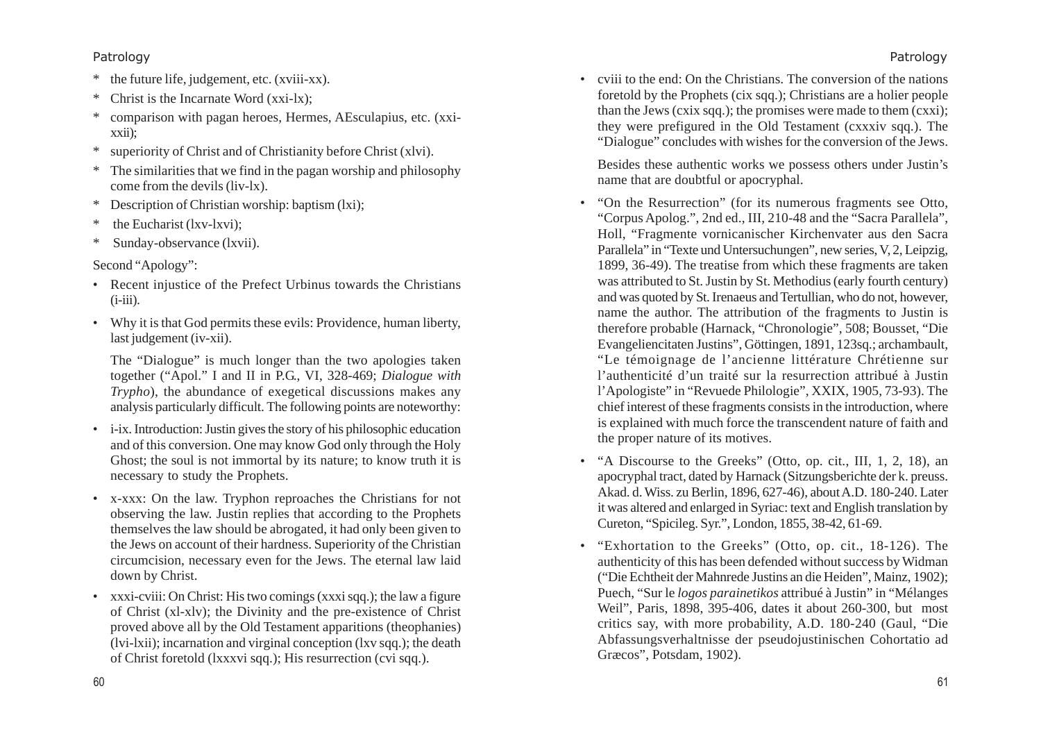- * the future life, judgement, etc. (xviii-xx).
- * Christ is the Incarnate Word (xxi-lx);
- * comparison with pagan heroes, Hermes, AEsculapius, etc. (xxi-xxii);
- * superiority of Christ and of Christianity before Christ (xlvi).
- * The similarities that we find in the pagan worship and philosophy come from the devils (liv-lx).
- * Description of Christian worship: baptism (lxi);
- * the Eucharist (lxv-lxvi);
- * Sunday-observance (lxvii).

Second "Apology":

- Recent injustice of the Prefect Urbinus towards the Christians (i-iii).
- Why it is that God permits these evils: Providence, human liberty, last judgement (iv-xii).

The "Dialogue" is much longer than the two apologies taken together ("Apol." I and II in P.G., VI, 328-469; *Dialogue with Trypho*), the abundance of exegetical discussions makes any analysis particularly difficult. The following points are noteworthy:

- i-ix. Introduction: Justin gives the story of his philosophic education and of this conversion. One may know God only through the Holy Ghost; the soul is not immortal by its nature; to know truth it is necessary to study the Prophets.
- x-xxx: On the law. Tryphon reproaches the Christians for not observing the law. Justin replies that according to the Prophets themselves the law should be abrogated, it had only been given to the Jews on account of their hardness. Superiority of the Christian circumcision, necessary even for the Jews. The eternal law laid down by Christ.
- xxxi-cviii: On Christ: His two comings (xxxi sqq.); the law a figure of Christ (xl-xlv); the Divinity and the pre-existence of Christ proved above all by the Old Testament apparitions (theophanies) (lvi-lxii); incarnation and virginal conception (lxv sqq.); the death of Christ foretold (lxxxvi sqq.); His resurrection (cvi sqq.).
- cviii to the end: On the Christians. The conversion of the nations foretold by the Prophets (cix sqq.); Christians are a holier people than the Jews (cxix sqq.); the promises were made to them (cxxi); they were prefigured in the Old Testament (cxxxiv sqq.). The "Dialogue" concludes with wishes for the conversion of the Jews.

Besides these authentic works we possess others under Justin's name that are doubtful or apocryphal.

- "On the Resurrection" (for its numerous fragments see Otto, "Corpus Apolog.", 2nd ed., III, 210-48 and the "Sacra Parallela", Holl, "Fragmente vornicanischer Kirchenvater aus den Sacra Parallela" in "Texte und Untersuchungen", new series, V, 2, Leipzig, 1899, 36-49). The treatise from which these fragments are taken was attributed to St. Justin by St. Methodius (early fourth century) and was quoted by St. Irenaeus and Tertullian, who do not, however, name the author. The attribution of the fragments to Justin is therefore probable (Harnack, "Chronologie", 508; Bousset, "Die Evangeliencitaten Justins", Göttingen, 1891, 123sq.; archambault, "Le témoignage de l'ancienne littérature Chrétienne sur l'authenticité d'un traité sur la resurrection attribué à Justin l'Apologiste" in "Revuede Philologie", XXIX, 1905, 73-93). The chief interest of these fragments consists in the introduction, where is explained with much force the transcendent nature of faith and the proper nature of its motives.
- "A Discourse to the Greeks" (Otto, op. cit., III, 1, 2, 18), an apocryphal tract, dated by Harnack (Sitzungsberichte der k. preuss. Akad. d. Wiss. zu Berlin, 1896, 627-46), about A.D. 180-240. Later it was altered and enlarged in Syriac: text and English translation by Cureton, "Spicileg. Syr.", London, 1855, 38-42, 61-69.
- "Exhortation to the Greeks" (Otto, op. cit., 18-126). The authenticity of this has been defended without success by Widman ("Die Echtheit der Mahnrede Justins an die Heiden", Mainz, 1902); Puech, "Sur le *logos parainetikos* attribué à Justin" in "Mélanges Weil", Paris, 1898, 395-406, dates it about 260-300, but most critics say, with more probability, A.D. 180-240 (Gaul, "Die Abfassungsverhaltnisse der pseudojustinischen Cohortatio ad Græcos", Potsdam, 1902).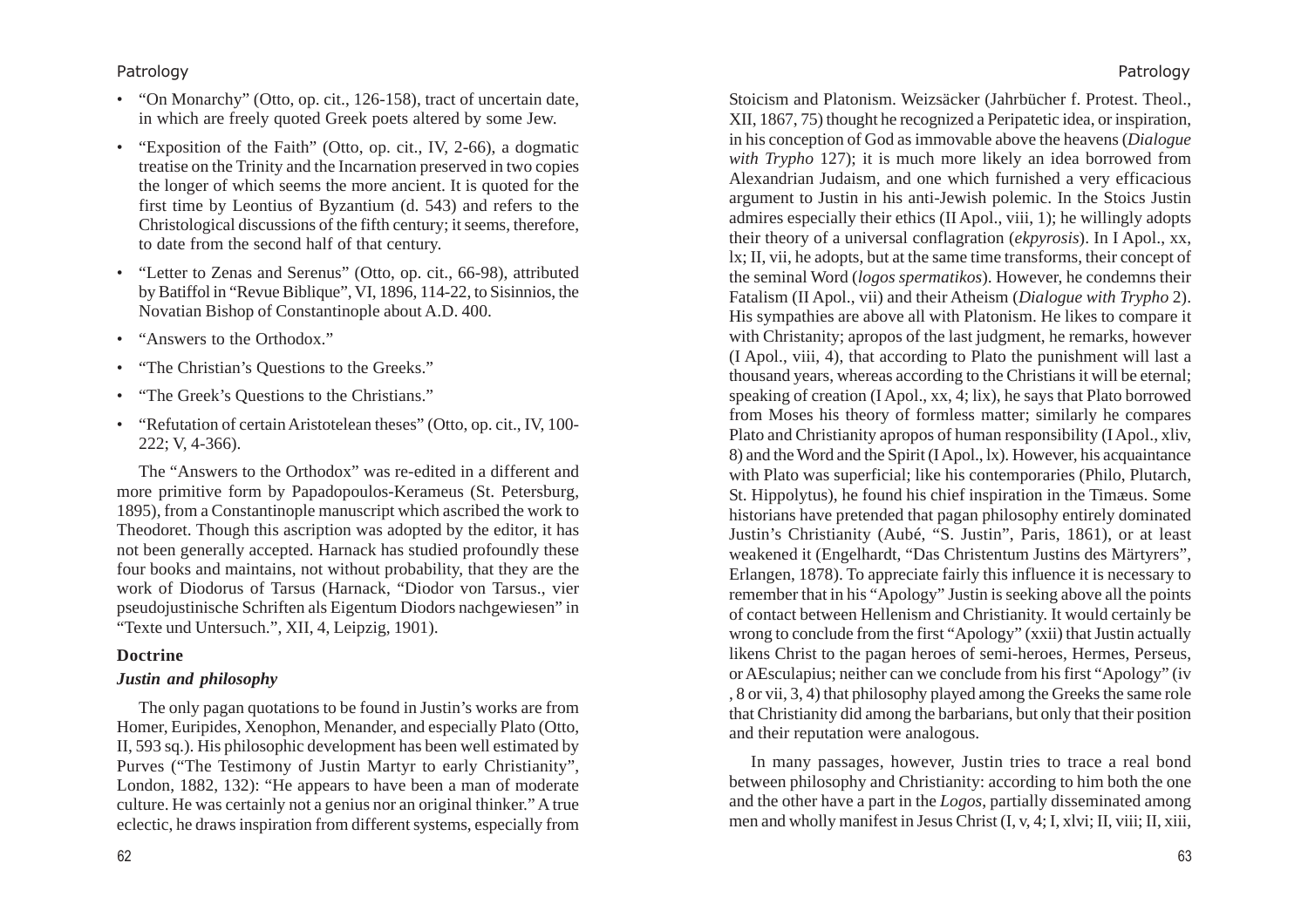- "On Monarchy" (Otto, op. cit., 126-158), tract of uncertain date, in which are freely quoted Greek poets altered by some Jew.
- "Exposition of the Faith" (Otto, op. cit., IV, 2-66), a dogmatic treatise on the Trinity and the Incarnation preserved in two copies the longer of which seems the more ancient. It is quoted for the first time by Leontius of Byzantium (d. 543) and refers to the Christological discussions of the fifth century; it seems, therefore, to date from the second half of that century.
- "Letter to Zenas and Serenus" (Otto, op. cit., 66-98), attributed by Batiffol in "Revue Biblique", VI, 1896, 114-22, to Sisinnios, the Novatian Bishop of Constantinople about A.D. 400.
- "Answers to the Orthodox."
- "The Christian's Questions to the Greeks."
- "The Greek's Questions to the Christians."
- "Refutation of certain Aristotelean theses" (Otto, op. cit., IV, 100-222; V, 4-366).

The "Answers to the Orthodox" was re-edited in a different and more primitive form by Papadopoulos-Kerameus (St. Petersburg, 1895), from a Constantinople manuscript which ascribed the work to Theodoret. Though this ascription was adopted by the editor, it has not been generally accepted. Harnack has studied profoundly these four books and maintains, not without probability, that they are the work of Diodorus of Tarsus (Harnack, "Diodor von Tarsus., vier pseudojustinische Schriften als Eigentum Diodors nachgewiesen" in "Texte und Untersuch.", XII, 4, Leipzig, 1901).

## Doctrine

### *Justin and philosophy*

The only pagan quotations to be found in Justin's works are from Homer, Euripides, Xenophon, Menander, and especially Plato (Otto, II, 593 sq.). His philosophic development has been well estimated by Purves ("The Testimony of Justin Martyr to early Christianity", London, 1882, 132): "He appears to have been a man of moderate culture. He was certainly not a genius nor an original thinker." A true eclectic, he draws inspiration from different systems, especially from Stoicism and Platonism. Weizsäcker (Jahrbücher f. Protest. Theol., XII, 1867, 75) thought he recognized a Peripatetic idea, or inspiration, in his conception of God as immovable above the heavens (*Dialogue with Trypho* 127); it is much more likely an idea borrowed from Alexandrian Judaism, and one which furnished a very efficacious argument to Justin in his anti-Jewish polemic. In the Stoics Justin admires especially their ethics (II Apol., viii, 1); he willingly adopts their theory of a universal conflagration (*ekpyrosis*). In I Apol., xx, lx; II, vii, he adopts, but at the same time transforms, their concept of the seminal Word (*logos spermatikos*). However, he condemns their Fatalism (II Apol., vii) and their Atheism (*Dialogue with Trypho* 2). His sympathies are above all with Platonism. He likes to compare it with Christianity; apropos of the last judgment, he remarks, however (I Apol., viii, 4), that according to Plato the punishment will last a thousand years, whereas according to the Christians it will be eternal; speaking of creation (I Apol., xx, 4; lix), he says that Plato borrowed from Moses his theory of formless matter; similarly he compares Plato and Christianity apropos of human responsibility (I Apol., xliv, 8) and the Word and the Spirit (I Apol., lx). However, his acquaintance with Plato was superficial; like his contemporaries (Philo, Plutarch, St. Hippolytus), he found his chief inspiration in the Timæus. Some historians have pretended that pagan philosophy entirely dominated Justin's Christianity (Aubé, "S. Justin", Paris, 1861), or at least weakened it (Engelhardt, "Das Christentum Justins des Märtyrers", Erlangen, 1878). To appreciate fairly this influence it is necessary to remember that in his "Apology" Justin is seeking above all the points of contact between Hellenism and Christianity. It would certainly be wrong to conclude from the first "Apology" (xxii) that Justin actually likens Christ to the pagan heroes of semi-heroes, Hermes, Perseus, or AEsculapius; neither can we conclude from his first "Apology" (iv , 8 or vii, 3, 4) that philosophy played among the Greeks the same role that Christianity did among the barbarians, but only that their position and their reputation were analogous.

In many passages, however, Justin tries to trace a real bond between philosophy and Christianity: according to him both the one and the other have a part in the *Logos*, partially disseminated among men and wholly manifest in Jesus Christ (I, v, 4; I, xlvi; II, viii; II, xiii,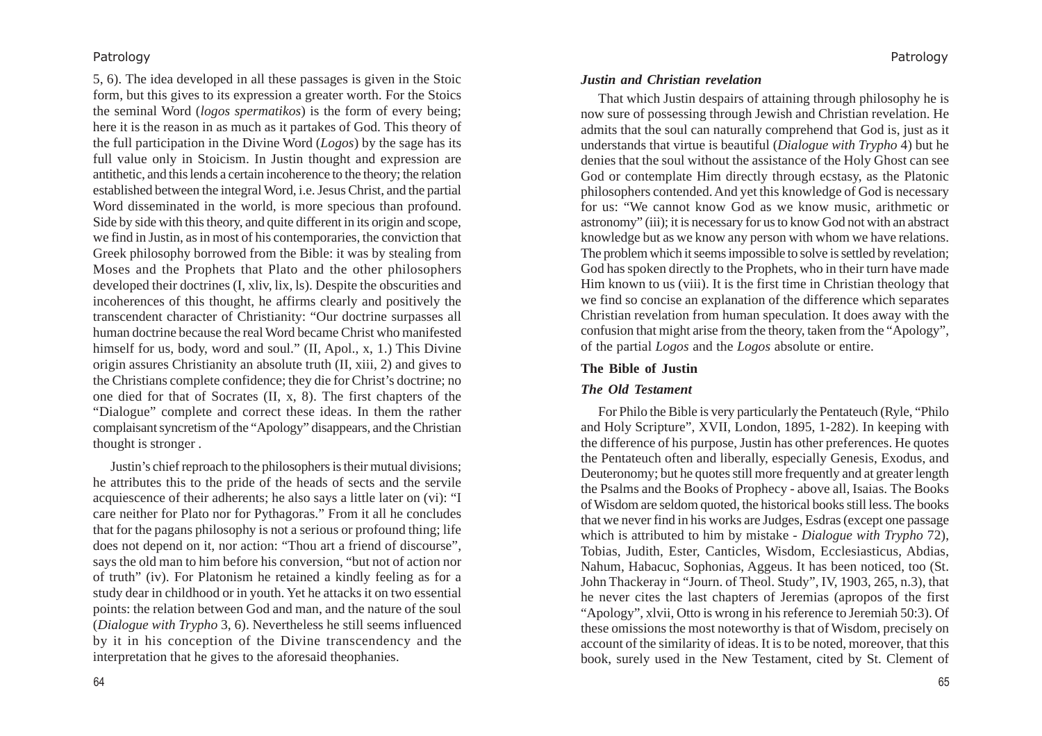5, 6). The idea developed in all these passages is given in the Stoic form, but this gives to its expression a greater worth. For the Stoics the seminal Word (*logos spermatikos*) is the form of every being; here it is the reason in as much as it partakes of God. This theory of the full participation in the Divine Word (*Logos*) by the sage has its full value only in Stoicism. In Justin thought and expression are antithetic, and this lends a certain incoherence to the theory; the relation established between the integral Word, i.e. Jesus Christ, and the partial Word disseminated in the world, is more specious than profound. Side by side with this theory, and quite different in its origin and scope, we find in Justin, as in most of his contemporaries, the conviction that Greek philosophy borrowed from the Bible: it was by stealing from Moses and the Prophets that Plato and the other philosophers developed their doctrines (I, xliv, lix, ls). Despite the obscurities and incoherences of this thought, he affirms clearly and positively the transcendent character of Christianity: "Our doctrine surpasses all human doctrine because the real Word became Christ who manifested himself for us, body, word and soul." (II, Apol., x, 1.) This Divine origin assures Christianity an absolute truth (II, xiii, 2) and gives to the Christians complete confidence; they die for Christ's doctrine; no one died for that of Socrates (II, x, 8). The first chapters of the "Dialogue" complete and correct these ideas. In them the rather complaisant syncretism of the "Apology" disappears, and the Christian thought is stronger .

Justin's chief reproach to the philosophers is their mutual divisions; he attributes this to the pride of the heads of sects and the servile acquiescence of their adherents; he also says a little later on (vi): "I care neither for Plato nor for Pythagoras." From it all he concludes that for the pagans philosophy is not a serious or profound thing; life does not depend on it, nor action: "Thou art a friend of discourse", says the old man to him before his conversion, "but not of action nor of truth" (iv). For Platonism he retained a kindly feeling as for a study dear in childhood or in youth. Yet he attacks it on two essential points: the relation between God and man, and the nature of the soul (*Dialogue with Trypho* 3, 6). Nevertheless he still seems influenced by it in his conception of the Divine transcendency and the interpretation that he gives to the aforesaid theophanies.

### *Justin and Christian revelation*

That which Justin despairs of attaining through philosophy he is now sure of possessing through Jewish and Christian revelation. He admits that the soul can naturally comprehend that God is, just as it understands that virtue is beautiful (*Dialogue with Trypho* 4) but he denies that the soul without the assistance of the Holy Ghost can see God or contemplate Him directly through ecstasy, as the Platonic philosophers contended. And yet this knowledge of God is necessary for us: "We cannot know God as we know music, arithmetic or astronomy" (iii); it is necessary for us to know God not with an abstract knowledge but as we know any person with whom we have relations. The problem which it seems impossible to solve is settled by revelation; God has spoken directly to the Prophets, who in their turn have made Him known to us (viii). It is the first time in Christian theology that we find so concise an explanation of the difference which separates Christian revelation from human speculation. It does away with the confusion that might arise from the theory, taken from the "Apology", of the partial *Logos* and the *Logos* absolute or entire.

## The Bible of Justin

### *The Old Testament*

For Philo the Bible is very particularly the Pentateuch (Ryle, "Philo and Holy Scripture", XVII, London, 1895, 1-282). In keeping with the difference of his purpose, Justin has other preferences. He quotes the Pentateuch often and liberally, especially Genesis, Exodus, and Deuteronomy; but he quotes still more frequently and at greater length the Psalms and the Books of Prophecy - above all, Isaias. The Books of Wisdom are seldom quoted, the historical books still less. The books that we never find in his works are Judges, Esdras (except one passage which is attributed to him by mistake - *Dialogue with Trypho* 72), Tobias, Judith, Ester, Canticles, Wisdom, Ecclesiasticus, Abdias, Nahum, Habacuc, Sophonias, Aggeus. It has been noticed, too (St. John Thackeray in "Journ. of Theol. Study", IV, 1903, 265, n.3), that he never cites the last chapters of Jeremias (apropos of the first "Apology", xlvii, Otto is wrong in his reference to Jeremiah 50:3). Of these omissions the most noteworthy is that of Wisdom, precisely on account of the similarity of ideas. It is to be noted, moreover, that this book, surely used in the New Testament, cited by St. Clement of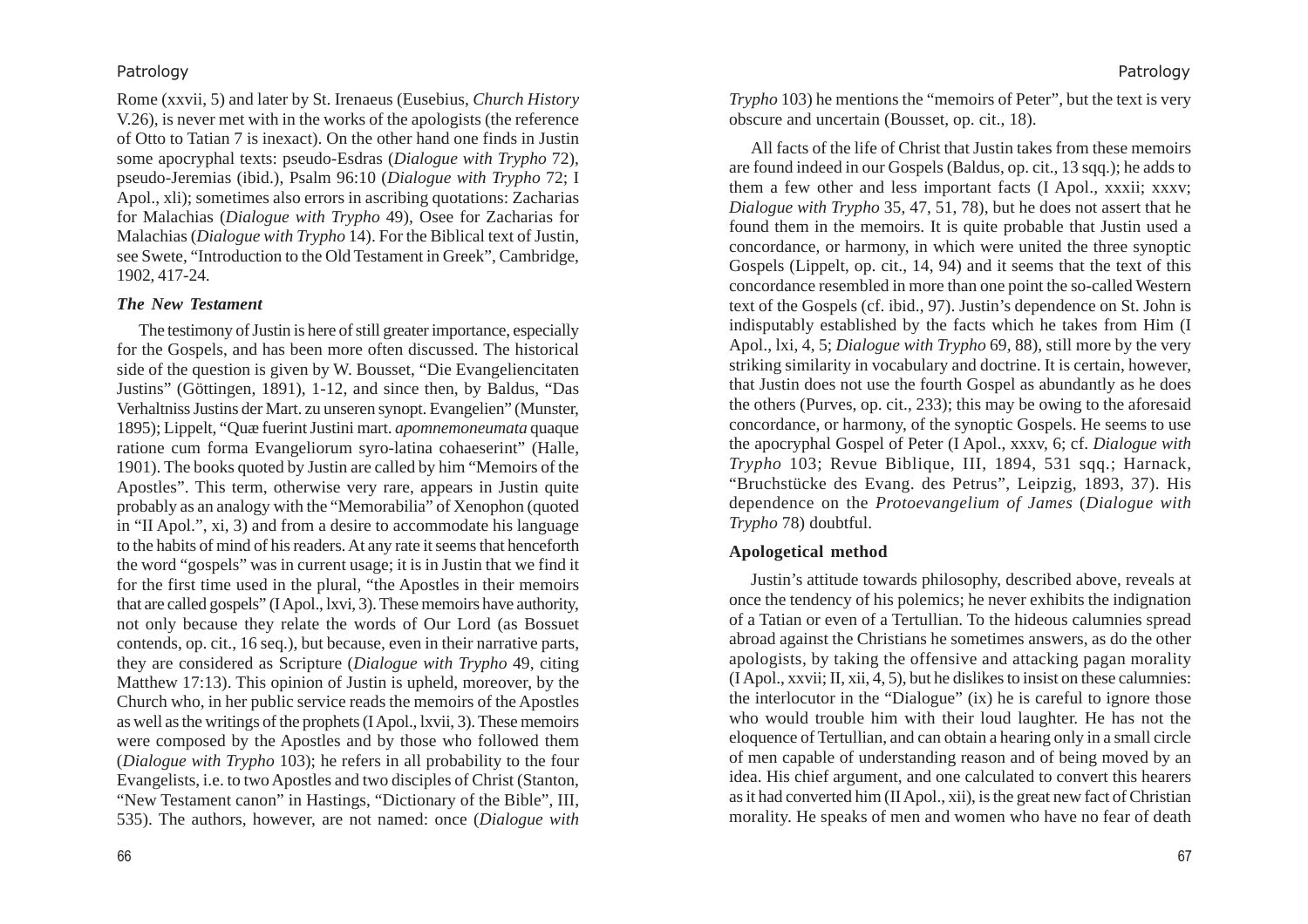Rome (xxvii, 5) and later by St. Irenaeus (Eusebius, *Church History* V.26), is never met with in the works of the apologists (the reference of Otto to Tatian 7 is inexact). On the other hand one finds in Justin some apocryphal texts: pseudo-Esdras (*Dialogue with Trypho* 72), pseudo-Jeremias (ibid.), Psalm 96:10 (*Dialogue with Trypho* 72; I Apol., xli); sometimes also errors in ascribing quotations: Zacharias for Malachias (*Dialogue with Trypho* 49), Osee for Zacharias for Malachias (*Dialogue with Trypho* 14). For the Biblical text of Justin, see Swete, "Introduction to the Old Testament in Greek", Cambridge, 1902, 417-24.

### *The New Testament*

The testimony of Justin is here of still greater importance, especially for the Gospels, and has been more often discussed. The historical side of the question is given by W. Bousset, "Die Evangeliencitaten Justins" (Göttingen, 1891), 1-12, and since then, by Baldus, "Das Verhaltniss Justins der Mart. zu unseren synopt. Evangelien" (Munster, 1895); Lippelt, "Quæ fuerint Justini mart. *apomnemoneumata* quaque ratione cum forma Evangeliorum syro-latina cohaeserint" (Halle, 1901). The books quoted by Justin are called by him "Memoirs of the Apostles". This term, otherwise very rare, appears in Justin quite probably as an analogy with the "Memorabilia" of Xenophon (quoted in "II Apol.", xi, 3) and from a desire to accommodate his language to the habits of mind of his readers. At any rate it seems that henceforth the word "gospels" was in current usage; it is in Justin that we find it for the first time used in the plural, "the Apostles in their memoirs that are called gospels" (I Apol., lxvi, 3). These memoirs have authority, not only because they relate the words of Our Lord (as Bossuet contends, op. cit., 16 seq.), but because, even in their narrative parts, they are considered as Scripture (*Dialogue with Trypho* 49, citing Matthew 17:13). This opinion of Justin is upheld, moreover, by the Church who, in her public service reads the memoirs of the Apostles as well as the writings of the prophets (I Apol., lxvii, 3). These memoirs were composed by the Apostles and by those who followed them (*Dialogue with Trypho* 103); he refers in all probability to the four Evangelists, i.e. to two Apostles and two disciples of Christ (Stanton, "New Testament canon" in Hastings, "Dictionary of the Bible", III, 535). The authors, however, are not named: once (*Dialogue with Trypho* 103) he mentions the "memoirs of Peter", but the text is very obscure and uncertain (Bousset, op. cit., 18).

All facts of the life of Christ that Justin takes from these memoirs are found indeed in our Gospels (Baldus, op. cit., 13 sqq.); he adds to them a few other and less important facts (I Apol., xxxii; xxxv; *Dialogue with Trypho* 35, 47, 51, 78), but he does not assert that he found them in the memoirs. It is quite probable that Justin used a concordance, or harmony, in which were united the three synoptic Gospels (Lippelt, op. cit., 14, 94) and it seems that the text of this concordance resembled in more than one point the so-called Western text of the Gospels (cf. ibid., 97). Justin's dependence on St. John is indisputably established by the facts which he takes from Him (I Apol., lxi, 4, 5; *Dialogue with Trypho* 69, 88), still more by the very striking similarity in vocabulary and doctrine. It is certain, however, that Justin does not use the fourth Gospel as abundantly as he does the others (Purves, op. cit., 233); this may be owing to the aforesaid concordance, or harmony, of the synoptic Gospels. He seems to use the apocryphal Gospel of Peter (I Apol., xxxv, 6; cf. *Dialogue with Trypho* 103; Revue Biblique, III, 1894, 531 sqq.; Harnack, "Bruchstücke des Evang. des Petrus", Leipzig, 1893, 37). His dependence on the *Protoevangelium of James* (*Dialogue with Trypho* 78) doubtful.

### **Apologetical method**

Justin's attitude towards philosophy, described above, reveals at once the tendency of his polemics; he never exhibits the indignation of a Tatian or even of a Tertullian. To the hideous calumnies spread abroad against the Christians he sometimes answers, as do the other apologists, by taking the offensive and attacking pagan morality (I Apol., xxvii; II, xii, 4, 5), but he dislikes to insist on these calumnies: the interlocutor in the "Dialogue" (ix) he is careful to ignore those who would trouble him with their loud laughter. He has not the eloquence of Tertullian, and can obtain a hearing only in a small circle of men capable of understanding reason and of being moved by an idea. His chief argument, and one calculated to convert this hearers as it had converted him (II Apol., xii), is the great new fact of Christian morality. He speaks of men and women who have no fear of death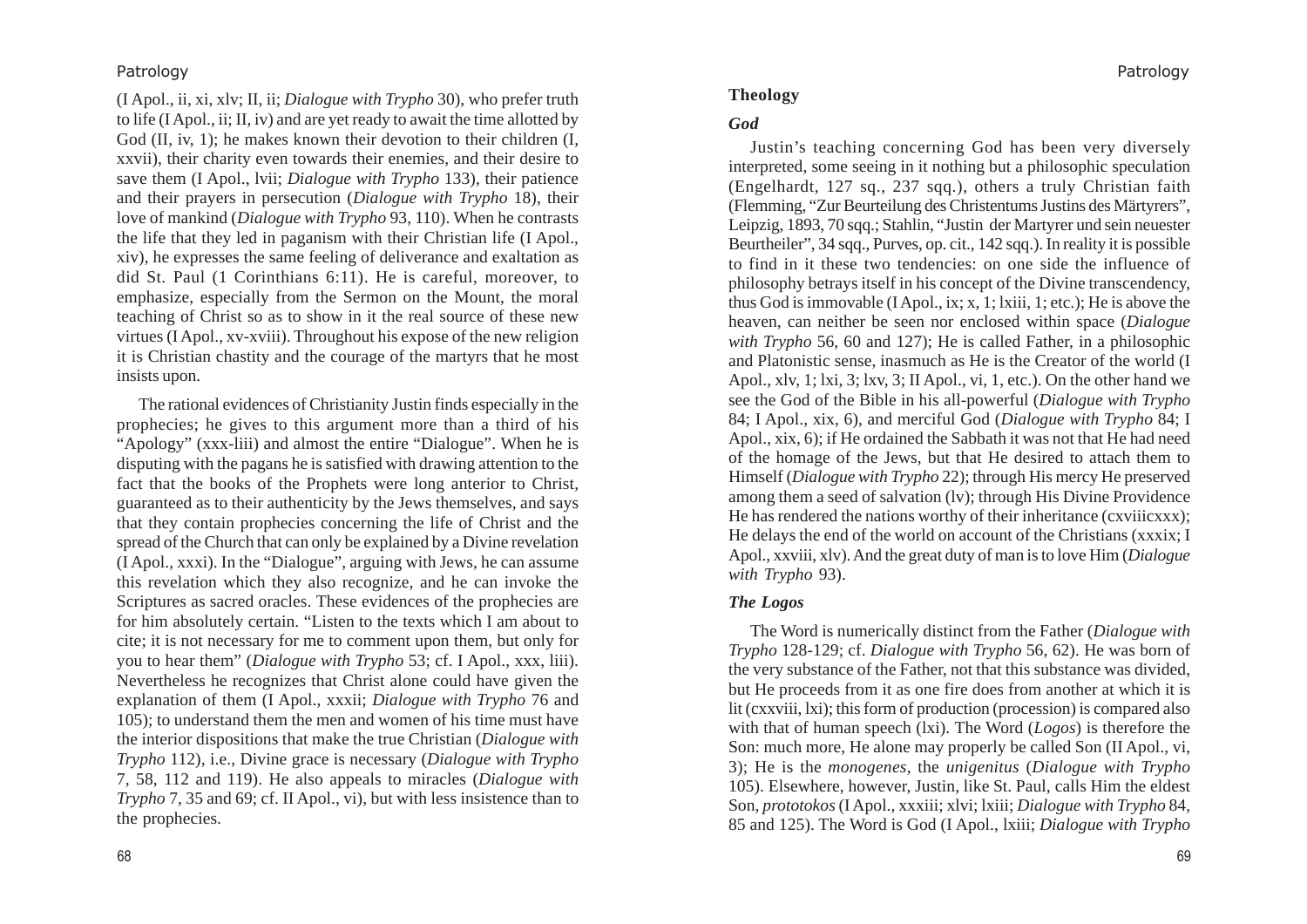(I Apol., ii, xi, xlv; II, ii; *Dialogue with Trypho* 30), who prefer truth to life (I Apol., ii; II, iv) and are yet ready to await the time allotted by God (II, iv, 1); he makes known their devotion to their children (I, xxvii), their charity even towards their enemies, and their desire to save them (I Apol., lvii; *Dialogue with Trypho* 133), their patience and their prayers in persecution (*Dialogue with Trypho* 18), their love of mankind (*Dialogue with Trypho* 93, 110). When he contrasts the life that they led in paganism with their Christian life (I Apol., xiv), he expresses the same feeling of deliverance and exaltation as did St. Paul (1 Corinthians 6:11). He is careful, moreover, to emphasize, especially from the Sermon on the Mount, the moral teaching of Christ so as to show in it the real source of these new virtues (I Apol., xv-xviii). Throughout his expose of the new religion it is Christian chastity and the courage of the martyrs that he most insists upon.

The rational evidences of Christianity Justin finds especially in the prophecies; he gives to this argument more than a third of his "Apology" (xxx-liii) and almost the entire "Dialogue". When he is disputing with the pagans he is satisfied with drawing attention to the fact that the books of the Prophets were long anterior to Christ, guaranteed as to their authenticity by the Jews themselves, and says that they contain prophecies concerning the life of Christ and the spread of the Church that can only be explained by a Divine revelation (I Apol., xxxi). In the "Dialogue", arguing with Jews, he can assume this revelation which they also recognize, and he can invoke the Scriptures as sacred oracles. These evidences of the prophecies are for him absolutely certain. "Listen to the texts which I am about to cite; it is not necessary for me to comment upon them, but only for you to hear them" (*Dialogue with Trypho* 53; cf. I Apol., xxx, liii). Nevertheless he recognizes that Christ alone could have given the explanation of them (I Apol., xxxii; *Dialogue with Trypho* 76 and 105); to understand them the men and women of his time must have the interior dispositions that make the true Christian (*Dialogue with Trypho* 112), i.e., Divine grace is necessary (*Dialogue with Trypho* 7, 58, 112 and 119). He also appeals to miracles (*Dialogue with Trypho* 7, 35 and 69; cf. II Apol., vi), but with less insistence than to the prophecies.

## Theology

### *God*

Justin's teaching concerning God has been very diversely interpreted, some seeing in it nothing but a philosophic speculation (Engelhardt, 127 sq., 237 sqq.), others a truly Christian faith (Flemming, "Zur Beurteilung des Christentums Justins des Märtyrers", Leipzig, 1893, 70 sqq.; Stahlin, "Justin der Martyrer und sein neuester Beurtheiler", 34 sqq., Purves, op. cit., 142 sqq.). In reality it is possible to find in it these two tendencies: on one side the influence of philosophy betrays itself in his concept of the Divine transcendency, thus God is immovable (I Apol., ix; x, 1; lxiii, 1; etc.); He is above the heaven, can neither be seen nor enclosed within space (*Dialogue with Trypho* 56, 60 and 127); He is called Father, in a philosophic and Platonistic sense, inasmuch as He is the Creator of the world (I Apol., xlv, 1; lxi, 3; lxv, 3; II Apol., vi, 1, etc.). On the other hand we see the God of the Bible in his all-powerful (*Dialogue with Trypho* 84; I Apol., xix, 6), and merciful God (*Dialogue with Trypho* 84; I Apol., xix, 6); if He ordained the Sabbath it was not that He had need of the homage of the Jews, but that He desired to attach them to Himself (*Dialogue with Trypho* 22); through His mercy He preserved among them a seed of salvation (lv); through His Divine Providence He has rendered the nations worthy of their inheritance (cxviiicxxx); He delays the end of the world on account of the Christians (xxxix; I Apol., xxviii, xlv). And the great duty of man is to love Him (*Dialogue with Trypho* 93).

### *The Logos*

The Word is numerically distinct from the Father (*Dialogue with Trypho* 128-129; cf. *Dialogue with Trypho* 56, 62). He was born of the very substance of the Father, not that this substance was divided, but He proceeds from it as one fire does from another at which it is lit (cxxviii, lxi); this form of production (procession) is compared also with that of human speech (lxi). The Word (*Logos*) is therefore the Son: much more, He alone may properly be called Son (II Apol., vi, 3); He is the *monogenes*, the *unigenitus* (*Dialogue with Trypho* 105). Elsewhere, however, Justin, like St. Paul, calls Him the eldest Son, *prototokos* (I Apol., xxxiii; xlvi; lxiii; *Dialogue with Trypho* 84, 85 and 125). The Word is God (I Apol., lxiii; *Dialogue with Trypho*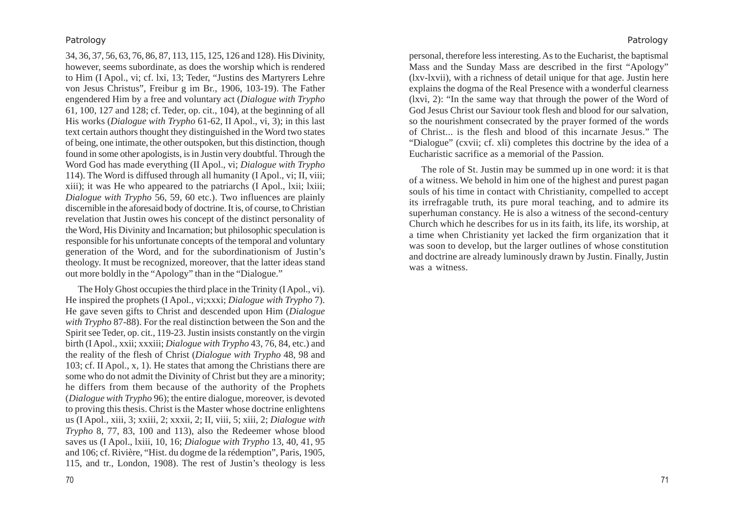34, 36, 37, 56, 63, 76, 86, 87, 113, 115, 125, 126 and 128). His Divinity, however, seems subordinate, as does the worship which is rendered to Him (I Apol., vi; cf. lxi, 13; Teder, "Justins des Martyrers Lehre von Jesus Christus", Freibur g im Br., 1906, 103-19). The Father engendered Him by a free and voluntary act (*Dialogue with Trypho* 61, 100, 127 and 128; cf. Teder, op. cit., 104), at the beginning of all His works (*Dialogue with Trypho* 61-62, II Apol., vi, 3); in this last text certain authors thought they distinguished in the Word two states of being, one intimate, the other outspoken, but this distinction, though found in some other apologists, is in Justin very doubtful. Through the Word God has made everything (II Apol., vi; *Dialogue with Trypho* 114). The Word is diffused through all humanity (I Apol., vi; II, viii; xiii); it was He who appeared to the patriarchs (I Apol., lxii; lxiii; *Dialogue with Trypho* 56, 59, 60 etc.). Two influences are plainly discernible in the aforesaid body of doctrine. It is, of course, to Christian revelation that Justin owes his concept of the distinct personality of the Word, His Divinity and Incarnation; but philosophic speculation is responsible for his unfortunate concepts of the temporal and voluntary generation of the Word, and for the subordinationism of Justin's theology. It must be recognized, moreover, that the latter ideas stand out more boldly in the "Apology" than in the "Dialogue."

The Holy Ghost occupies the third place in the Trinity (I Apol., vi). He inspired the prophets (I Apol., vi;xxxi; *Dialogue with Trypho* 7). He gave seven gifts to Christ and descended upon Him (*Dialogue with Trypho* 87-88). For the real distinction between the Son and the Spirit see Teder, op. cit., 119-23. Justin insists constantly on the virgin birth (I Apol., xxii; xxxiii; *Dialogue with Trypho* 43, 76, 84, etc.) and the reality of the flesh of Christ (*Dialogue with Trypho* 48, 98 and 103; cf. II Apol., x, 1). He states that among the Christians there are some who do not admit the Divinity of Christ but they are a minority; he differs from them because of the authority of the Prophets (*Dialogue with Trypho* 96); the entire dialogue, moreover, is devoted to proving this thesis. Christ is the Master whose doctrine enlightens us (I Apol., xiii, 3; xxiii, 2; xxxii, 2; II, viii, 5; xiii, 2; *Dialogue with Trypho* 8, 77, 83, 100 and 113), also the Redeemer whose blood saves us (I Apol., lxiii, 10, 16; *Dialogue with Trypho* 13, 40, 41, 95 and 106; cf. Rivière, "Hist. du dogme de la rédemption", Paris, 1905, 115, and tr., London, 1908). The rest of Justin's theology is less personal, therefore less interesting. As to the Eucharist, the baptismal Mass and the Sunday Mass are described in the first "Apology" (lxv-lxvii), with a richness of detail unique for that age. Justin here explains the dogma of the Real Presence with a wonderful clearness (lxvi, 2): "In the same way that through the power of the Word of God Jesus Christ our Saviour took flesh and blood for our salvation, so the nourishment consecrated by the prayer formed of the words of Christ... is the flesh and blood of this incarnate Jesus." The "Dialogue" (cxvii; cf. xli) completes this doctrine by the idea of a Eucharistic sacrifice as a memorial of the Passion.

The role of St. Justin may be summed up in one word: it is that of a witness. We behold in him one of the highest and purest pagan souls of his time in contact with Christianity, compelled to accept its irrefragable truth, its pure moral teaching, and to admire its superhuman constancy. He is also a witness of the second-century Church which he describes for us in its faith, its life, its worship, at a time when Christianity yet lacked the firm organization that it was soon to develop, but the larger outlines of whose constitution and doctrine are already luminously drawn by Justin. Finally, Justin was a witness.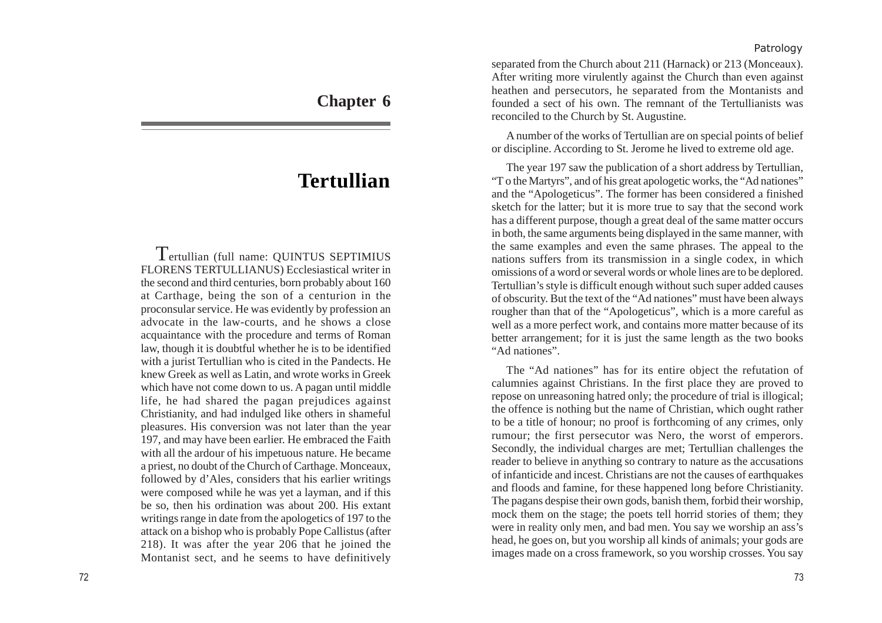# Chapter 6

# Tertullian

Tertullian (full name: QUINTUS SEPTIMIUS FLORENS TERTULLIANUS) Ecclesiastical writer in the second and third centuries, born probably about 160 at Carthage, being the son of a centurion in the proconsular service. He was evidently by profession an advocate in the law-courts, and he shows a close acquaintance with the procedure and terms of Roman law, though it is doubtful whether he is to be identified with a jurist Tertullian who is cited in the Pandects. He knew Greek as well as Latin, and wrote works in Greek which have not come down to us. A pagan until middle life, he had shared the pagan prejudices against Christianity, and had indulged like others in shameful pleasures. His conversion was not later than the year 197, and may have been earlier. He embraced the Faith with all the ardour of his impetuous nature. He became a priest, no doubt of the Church of Carthage. Monceaux, followed by d'Ales, considers that his earlier writings were composed while he was yet a layman, and if this be so, then his ordination was about 200. His extant writings range in date from the apologetics of 197 to the attack on a bishop who is probably Pope Callistus (after 218). It was after the year 206 that he joined the Montanist sect, and he seems to have definitively separated from the Church about 211 (Harnack) or 213 (Monceaux). After writing more virulently against the Church than even against heathen and persecutors, he separated from the Montanists and founded a sect of his own. The remnant of the Tertullianists was reconciled to the Church by St. Augustine.

A number of the works of Tertullian are on special points of belief or discipline. According to St. Jerome he lived to extreme old age.

The year 197 saw the publication of a short address by Tertullian, "T o the Martyrs", and of his great apologetic works, the "Ad nationes" and the "Apologeticus". The former has been considered a finished sketch for the latter; but it is more true to say that the second work has a different purpose, though a great deal of the same matter occurs in both, the same arguments being displayed in the same manner, with the same examples and even the same phrases. The appeal to the nations suffers from its transmission in a single codex, in which omissions of a word or several words or whole lines are to be deplored. Tertullian's style is difficult enough without such super added causes of obscurity. But the text of the "Ad nationes" must have been always rougher than that of the "Apologeticus", which is a more careful as well as a more perfect work, and contains more matter because of its better arrangement; for it is just the same length as the two books "Ad nationes".

The "Ad nationes" has for its entire object the refutation of calumnies against Christians. In the first place they are proved to repose on unreasoning hatred only; the procedure of trial is illogical; the offence is nothing but the name of Christian, which ought rather to be a title of honour; no proof is forthcoming of any crimes, only rumour; the first persecutor was Nero, the worst of emperors. Secondly, the individual charges are met; Tertullian challenges the reader to believe in anything so contrary to nature as the accusations of infanticide and incest. Christians are not the causes of earthquakes and floods and famine, for these happened long before Christianity. The pagans despise their own gods, banish them, forbid their worship, mock them on the stage; the poets tell horrid stories of them; they were in reality only men, and bad men. You say we worship an ass's head, he goes on, but you worship all kinds of animals; your gods are images made on a cross framework, so you worship crosses. You say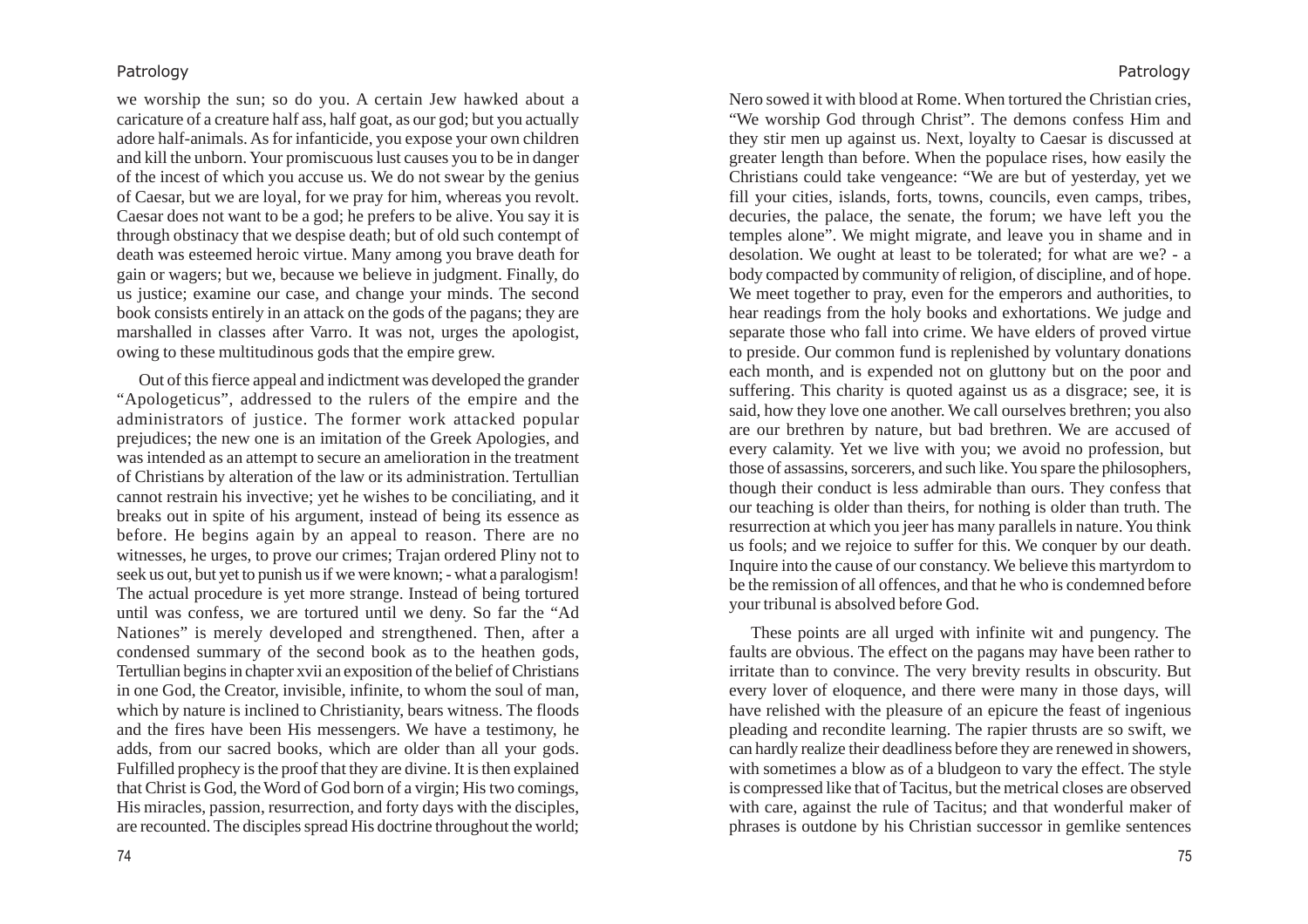we worship the sun; so do you. A certain Jew hawked about a caricature of a creature half ass, half goat, as our god; but you actually adore half-animals. As for infanticide, you expose your own children and kill the unborn. Your promiscuous lust causes you to be in danger of the incest of which you accuse us. We do not swear by the genius of Caesar, but we are loyal, for we pray for him, whereas you revolt. Caesar does not want to be a god; he prefers to be alive. You say it is through obstinacy that we despise death; but of old such contempt of death was esteemed heroic virtue. Many among you brave death for gain or wagers; but we, because we believe in judgment. Finally, do us justice; examine our case, and change your minds. The second book consists entirely in an attack on the gods of the pagans; they are marshalled in classes after Varro. It was not, urges the apologist, owing to these multitudinous gods that the empire grew.

Out of this fierce appeal and indictment was developed the grander "Apologeticus", addressed to the rulers of the empire and the administrators of justice. The former work attacked popular prejudices; the new one is an imitation of the Greek Apologies, and was intended as an attempt to secure an amelioration in the treatment of Christians by alteration of the law or its administration. Tertullian cannot restrain his invective; yet he wishes to be conciliating, and it breaks out in spite of his argument, instead of being its essence as before. He begins again by an appeal to reason. There are no witnesses, he urges, to prove our crimes; Trajan ordered Pliny not to seek us out, but yet to punish us if we were known; - what a paralogism! The actual procedure is yet more strange. Instead of being tortured until was confess, we are tortured until we deny. So far the "Ad Nationes" is merely developed and strengthened. Then, after a condensed summary of the second book as to the heathen gods, Tertullian begins in chapter xvii an exposition of the belief of Christians in one God, the Creator, invisible, infinite, to whom the soul of man, which by nature is inclined to Christianity, bears witness. The floods and the fires have been His messengers. We have a testimony, he adds, from our sacred books, which are older than all your gods. Fulfilled prophecy is the proof that they are divine. It is then explained that Christ is God, the Word of God born of a virgin; His two comings, His miracles, passion, resurrection, and forty days with the disciples, are recounted. The disciples spread His doctrine throughout the world; Nero sowed it with blood at Rome. When tortured the Christian cries, "We worship God through Christ". The demons confess Him and they stir men up against us. Next, loyalty to Caesar is discussed at greater length than before. When the populace rises, how easily the Christians could take vengeance: "We are but of yesterday, yet we fill your cities, islands, forts, towns, councils, even camps, tribes, decuries, the palace, the senate, the forum; we have left you the temples alone". We might migrate, and leave you in shame and in desolation. We ought at least to be tolerated; for what are we? - a body compacted by community of religion, of discipline, and of hope. We meet together to pray, even for the emperors and authorities, to hear readings from the holy books and exhortations. We judge and separate those who fall into crime. We have elders of proved virtue to preside. Our common fund is replenished by voluntary donations each month, and is expended not on gluttony but on the poor and suffering. This charity is quoted against us as a disgrace; see, it is said, how they love one another. We call ourselves brethren; you also are our brethren by nature, but bad brethren. We are accused of every calamity. Yet we live with you; we avoid no profession, but those of assassins, sorcerers, and such like. You spare the philosophers, though their conduct is less admirable than ours. They confess that our teaching is older than theirs, for nothing is older than truth. The resurrection at which you jeer has many parallels in nature. You think us fools; and we rejoice to suffer for this. We conquer by our death. Inquire into the cause of our constancy. We believe this martyrdom to be the remission of all offences, and that he who is condemned before your tribunal is absolved before God.

These points are all urged with infinite wit and pungency. The faults are obvious. The effect on the pagans may have been rather to irritate than to convince. The very brevity results in obscurity. But every lover of eloquence, and there were many in those days, will have relished with the pleasure of an epicure the feast of ingenious pleading and recondite learning. The rapier thrusts are so swift, we can hardly realize their deadliness before they are renewed in showers, with sometimes a blow as of a bludgeon to vary the effect. The style is compressed like that of Tacitus, but the metrical closes are observed with care, against the rule of Tacitus; and that wonderful maker of phrases is outdone by his Christian successor in gemlike sentences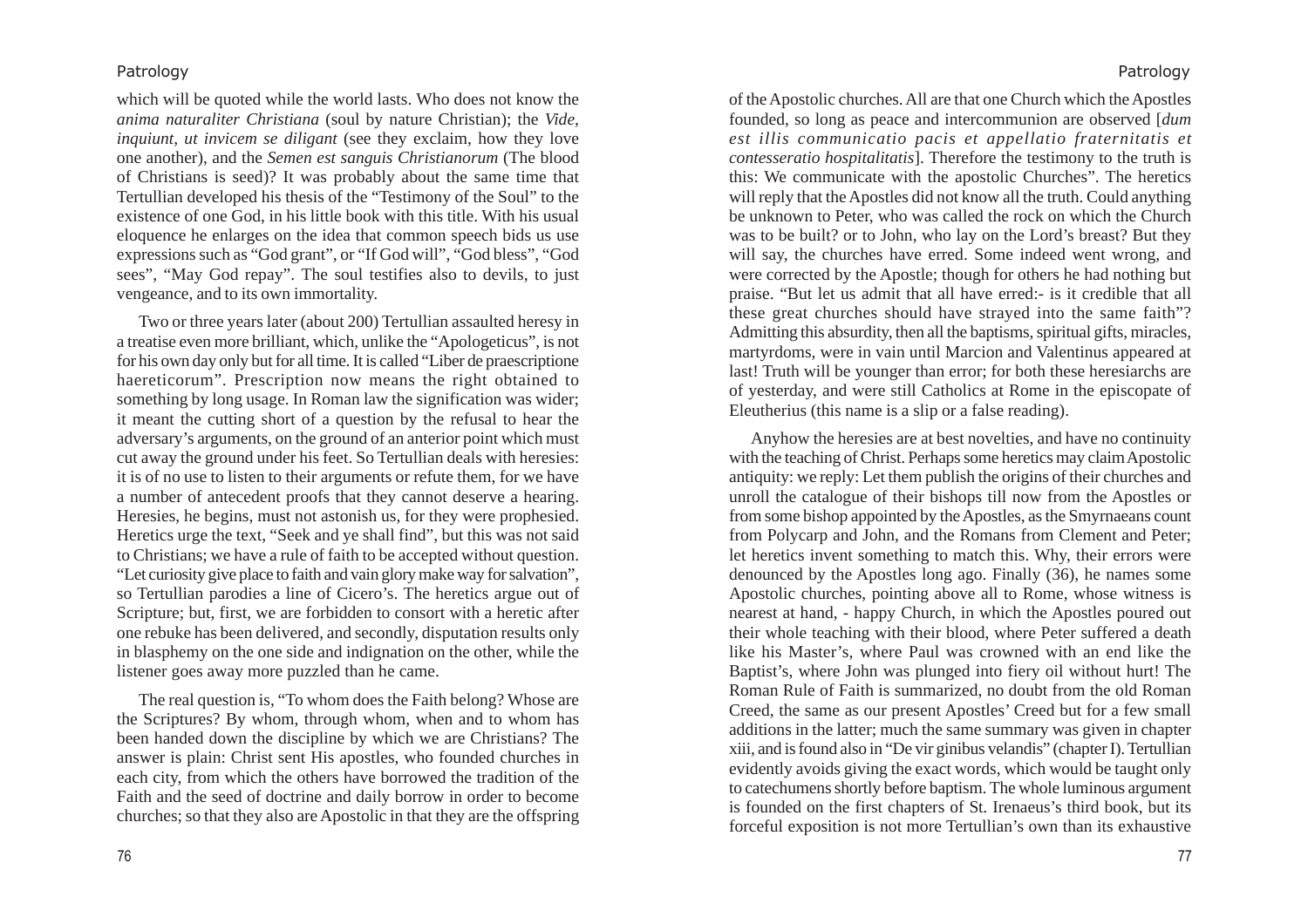which will be quoted while the world lasts. Who does not know the *anima naturaliter Christiana* (soul by nature Christian); the *Vide, inquiunt, ut invicem se diligant* (see they exclaim, how they love one another), and the *Semen est sanguis Christianorum* (The blood of Christians is seed)? It was probably about the same time that Tertullian developed his thesis of the "Testimony of the Soul" to the existence of one God, in his little book with this title. With his usual eloquence he enlarges on the idea that common speech bids us use expressions such as "God grant", or "If God will", "God bless", "God sees", "May God repay". The soul testifies also to devils, to just vengeance, and to its own immortality.

Two or three years later (about 200) Tertullian assaulted heresy in a treatise even more brilliant, which, unlike the "Apologeticus", is not for his own day only but for all time. It is called "Liber de praescriptione haereticorum". Prescription now means the right obtained to something by long usage. In Roman law the signification was wider; it meant the cutting short of a question by the refusal to hear the adversary's arguments, on the ground of an anterior point which must cut away the ground under his feet. So Tertullian deals with heresies: it is of no use to listen to their arguments or refute them, for we have a number of antecedent proofs that they cannot deserve a hearing. Heresies, he begins, must not astonish us, for they were prophesied. Heretics urge the text, "Seek and ye shall find", but this was not said to Christians; we have a rule of faith to be accepted without question. "Let curiosity give place to faith and vain glory make way for salvation", so Tertullian parodies a line of Cicero's. The heretics argue out of Scripture; but, first, we are forbidden to consort with a heretic after one rebuke has been delivered, and secondly, disputation results only in blasphemy on the one side and indignation on the other, while the listener goes away more puzzled than he came.

The real question is, "To whom does the Faith belong? Whose are the Scriptures? By whom, through whom, when and to whom has been handed down the discipline by which we are Christians? The answer is plain: Christ sent His apostles, who founded churches in each city, from which the others have borrowed the tradition of the Faith and the seed of doctrine and daily borrow in order to become churches; so that they also are Apostolic in that they are the offspring of the Apostolic churches. All are that one Church which the Apostles founded, so long as peace and intercommunion are observed [*dum est illis communicatio pacis et appellatio fraternitatis et contesseratio hospitalitatis*]. Therefore the testimony to the truth is this: We communicate with the apostolic Churches". The heretics will reply that the Apostles did not know all the truth. Could anything be unknown to Peter, who was called the rock on which the Church was to be built? or to John, who lay on the Lord's breast? But they will say, the churches have erred. Some indeed went wrong, and were corrected by the Apostle; though for others he had nothing but praise. "But let us admit that all have erred:- is it credible that all these great churches should have strayed into the same faith"? Admitting this absurdity, then all the baptisms, spiritual gifts, miracles, martyrdoms, were in vain until Marcion and Valentinus appeared at last! Truth will be younger than error; for both these heresiarchs are of yesterday, and were still Catholics at Rome in the episcopate of Eleutherius (this name is a slip or a false reading).

Anyhow the heresies are at best novelties, and have no continuity with the teaching of Christ. Perhaps some heretics may claim Apostolic antiquity: we reply: Let them publish the origins of their churches and unroll the catalogue of their bishops till now from the Apostles or from some bishop appointed by the Apostles, as the Smyrnaeans count from Polycarp and John, and the Romans from Clement and Peter; let heretics invent something to match this. Why, their errors were denounced by the Apostles long ago. Finally (36), he names some Apostolic churches, pointing above all to Rome, whose witness is nearest at hand, - happy Church, in which the Apostles poured out their whole teaching with their blood, where Peter suffered a death like his Master's, where Paul was crowned with an end like the Baptist's, where John was plunged into fiery oil without hurt! The Roman Rule of Faith is summarized, no doubt from the old Roman Creed, the same as our present Apostles' Creed but for a few small additions in the latter; much the same summary was given in chapter xiii, and is found also in "De vir ginibus velandis" (chapter I). Tertullian evidently avoids giving the exact words, which would be taught only to catechumens shortly before baptism. The whole luminous argument is founded on the first chapters of St. Irenaeus's third book, but its forceful exposition is not more Tertullian's own than its exhaustive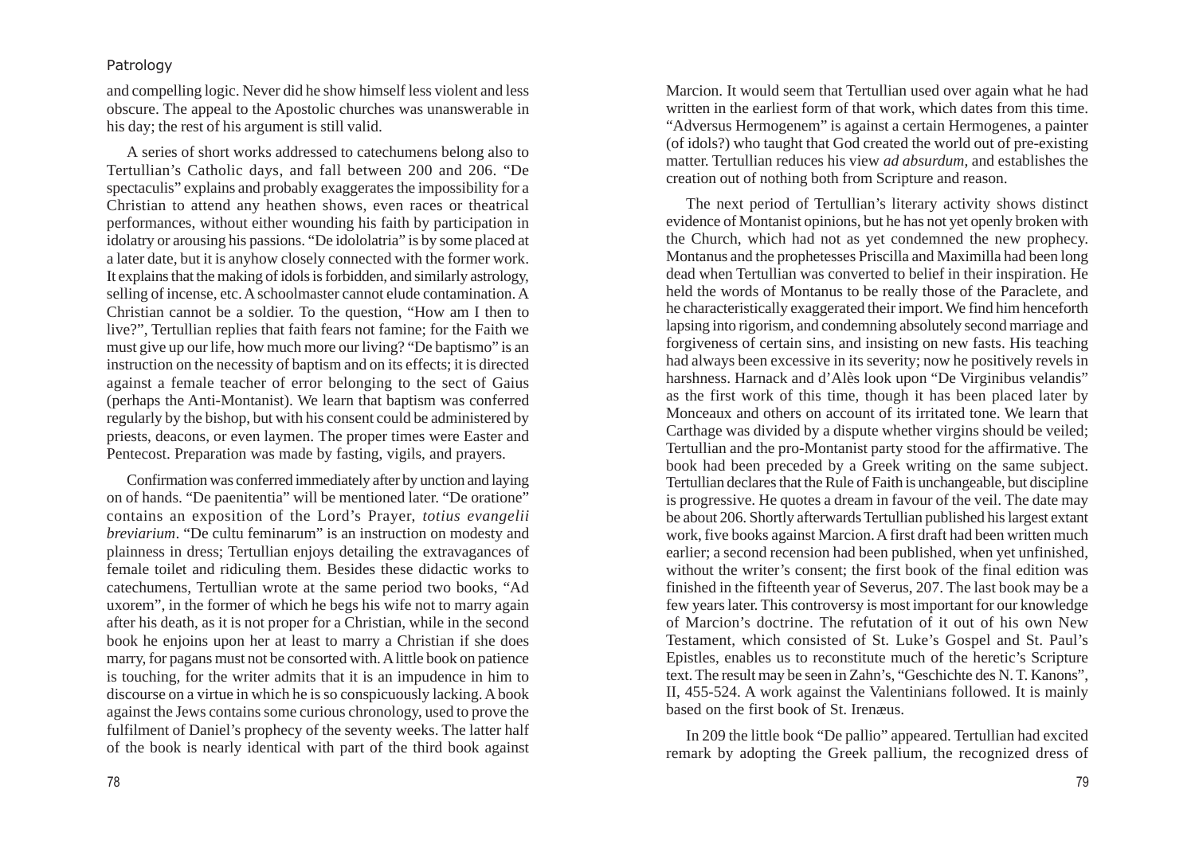and compelling logic. Never did he show himself less violent and less obscure. The appeal to the Apostolic churches was unanswerable in his day; the rest of his argument is still valid.

A series of short works addressed to catechumens belong also to Tertullian's Catholic days, and fall between 200 and 206. "De spectaculis" explains and probably exaggerates the impossibility for a Christian to attend any heathen shows, even races or theatrical performances, without either wounding his faith by participation in idolatry or arousing his passions. "De idololatria" is by some placed at a later date, but it is anyhow closely connected with the former work. It explains that the making of idols is forbidden, and similarly astrology, selling of incense, etc. A schoolmaster cannot elude contamination. A Christian cannot be a soldier. To the question, "How am I then to live?", Tertullian replies that faith fears not famine; for the Faith we must give up our life, how much more our living? "De baptismo" is an instruction on the necessity of baptism and on its effects; it is directed against a female teacher of error belonging to the sect of Gaius (perhaps the Anti-Montanist). We learn that baptism was conferred regularly by the bishop, but with his consent could be administered by priests, deacons, or even laymen. The proper times were Easter and Pentecost. Preparation was made by fasting, vigils, and prayers.

Confirmation was conferred immediately after by unction and laying on of hands. "De paenitentia" will be mentioned later. "De oratione" contains an exposition of the Lord's Prayer, *totius evangelii breviarium*. "De cultu feminarum" is an instruction on modesty and plainness in dress; Tertullian enjoys detailing the extravagances of female toilet and ridiculing them. Besides these didactic works to catechumens, Tertullian wrote at the same period two books, "Ad uxorem", in the former of which he begs his wife not to marry again after his death, as it is not proper for a Christian, while in the second book he enjoins upon her at least to marry a Christian if she does marry, for pagans must not be consorted with. A little book on patience is touching, for the writer admits that it is an impudence in him to discourse on a virtue in which he is so conspicuously lacking. A book against the Jews contains some curious chronology, used to prove the fulfilment of Daniel's prophecy of the seventy weeks. The latter half of the book is nearly identical with part of the third book against Marcion. It would seem that Tertullian used over again what he had written in the earliest form of that work, which dates from this time. "Adversus Hermogenem" is against a certain Hermogenes, a painter (of idols?) who taught that God created the world out of pre-existing matter. Tertullian reduces his view *ad absurdum*, and establishes the creation out of nothing both from Scripture and reason.

The next period of Tertullian's literary activity shows distinct evidence of Montanist opinions, but he has not yet openly broken with the Church, which had not as yet condemned the new prophecy. Montanus and the prophetesses Priscilla and Maximilla had been long dead when Tertullian was converted to belief in their inspiration. He held the words of Montanus to be really those of the Paraclete, and he characteristically exaggerated their import. We find him henceforth lapsing into rigorism, and condemning absolutely second marriage and forgiveness of certain sins, and insisting on new fasts. His teaching had always been excessive in its severity; now he positively revels in harshness. Harnack and d'Alès look upon "De Virginibus velandis" as the first work of this time, though it has been placed later by Monceaux and others on account of its irritated tone. We learn that Carthage was divided by a dispute whether virgins should be veiled; Tertullian and the pro-Montanist party stood for the affirmative. The book had been preceded by a Greek writing on the same subject. Tertullian declares that the Rule of Faith is unchangeable, but discipline is progressive. He quotes a dream in favour of the veil. The date may be about 206. Shortly afterwards Tertullian published his largest extant work, five books against Marcion. A first draft had been written much earlier; a second recension had been published, when yet unfinished, without the writer's consent; the first book of the final edition was finished in the fifteenth year of Severus, 207. The last book may be a few years later. This controversy is most important for our knowledge of Marcion's doctrine. The refutation of it out of his own New Testament, which consisted of St. Luke's Gospel and St. Paul's Epistles, enables us to reconstitute much of the heretic's Scripture text. The result may be seen in Zahn's, "Geschichte des N. T. Kanons", II, 455-524. A work against the Valentinians followed. It is mainly based on the first book of St. Irenæus.

In 209 the little book "De pallio" appeared. Tertullian had excited remark by adopting the Greek pallium, the recognized dress of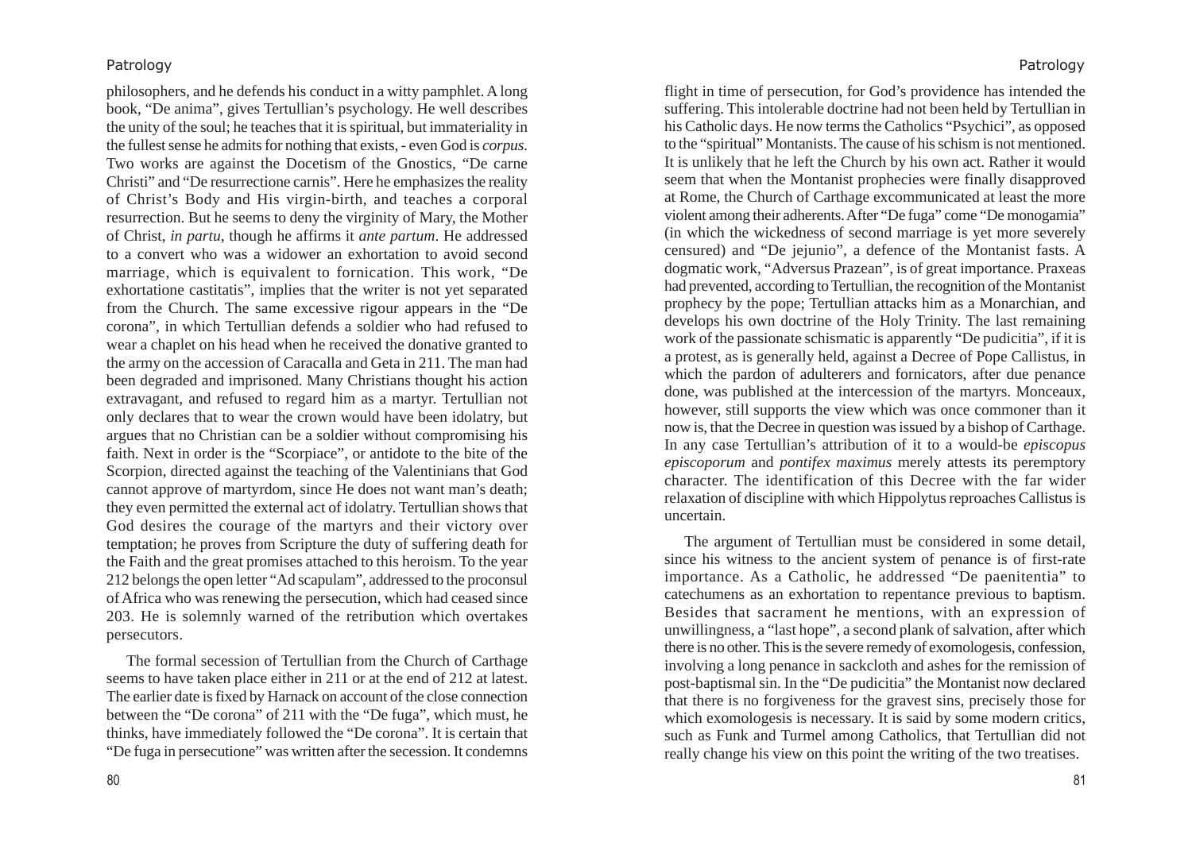philosophers, and he defends his conduct in a witty pamphlet. A long book, "De anima", gives Tertullian's psychology. He well describes the unity of the soul; he teaches that it is spiritual, but immateriality in the fullest sense he admits for nothing that exists, - even God is *corpus*. Two works are against the Docetism of the Gnostics, "De carne Christi" and "De resurrectione carnis". Here he emphasizes the reality of Christ's Body and His virgin-birth, and teaches a corporal resurrection. But he seems to deny the virginity of Mary, the Mother of Christ, *in partu*, though he affirms it *ante partum*. He addressed to a convert who was a widower an exhortation to avoid second marriage, which is equivalent to fornication. This work, "De exhortatione castitatis", implies that the writer is not yet separated from the Church. The same excessive rigour appears in the "De corona", in which Tertullian defends a soldier who had refused to wear a chaplet on his head when he received the donative granted to the army on the accession of Caracalla and Geta in 211. The man had been degraded and imprisoned. Many Christians thought his action extravagant, and refused to regard him as a martyr. Tertullian not only declares that to wear the crown would have been idolatry, but argues that no Christian can be a soldier without compromising his faith. Next in order is the "Scorpiace", or antidote to the bite of the Scorpion, directed against the teaching of the Valentinians that God cannot approve of martyrdom, since He does not want man's death; they even permitted the external act of idolatry. Tertullian shows that God desires the courage of the martyrs and their victory over temptation; he proves from Scripture the duty of suffering death for the Faith and the great promises attached to this heroism. To the year 212 belongs the open letter "Ad scapulam", addressed to the proconsul of Africa who was renewing the persecution, which had ceased since 203. He is solemnly warned of the retribution which overtakes persecutors.

The formal secession of Tertullian from the Church of Carthage seems to have taken place either in 211 or at the end of 212 at latest. The earlier date is fixed by Harnack on account of the close connection between the "De corona" of 211 with the "De fuga", which must, he thinks, have immediately followed the "De corona". It is certain that "De fuga in persecutione" was written after the secession. It condemns flight in time of persecution, for God's providence has intended the suffering. This intolerable doctrine had not been held by Tertullian in his Catholic days. He now terms the Catholics "Psychici", as opposed to the "spiritual" Montanists. The cause of his schism is not mentioned. It is unlikely that he left the Church by his own act. Rather it would seem that when the Montanist prophecies were finally disapproved at Rome, the Church of Carthage excommunicated at least the more violent among their adherents. After "De fuga" come "De monogamia" (in which the wickedness of second marriage is yet more severely censured) and "De jejunio", a defence of the Montanist fasts. A dogmatic work, "Adversus Prazean", is of great importance. Praxeas had prevented, according to Tertullian, the recognition of the Montanist prophecy by the pope; Tertullian attacks him as a Monarchian, and develops his own doctrine of the Holy Trinity. The last remaining work of the passionate schismatic is apparently "De pudicitia", if it is a protest, as is generally held, against a Decree of Pope Callistus, in which the pardon of adulterers and fornicators, after due penance done, was published at the intercession of the martyrs. Monceaux, however, still supports the view which was once commoner than it now is, that the Decree in question was issued by a bishop of Carthage. In any case Tertullian's attribution of it to a would-be *episcopus episcoporum* and *pontifex maximus* merely attests its peremptory character. The identification of this Decree with the far wider relaxation of discipline with which Hippolytus reproaches Callistus is uncertain.

The argument of Tertullian must be considered in some detail, since his witness to the ancient system of penance is of first-rate importance. As a Catholic, he addressed "De paenitentia" to catechumens as an exhortation to repentance previous to baptism. Besides that sacrament he mentions, with an expression of unwillingness, a "last hope", a second plank of salvation, after which there is no other. This is the severe remedy of exomologesis, confession, involving a long penance in sackcloth and ashes for the remission of post-baptismal sin. In the "De pudicitia" the Montanist now declared that there is no forgiveness for the gravest sins, precisely those for which exomologesis is necessary. It is said by some modern critics, such as Funk and Turmel among Catholics, that Tertullian did not really change his view on this point the writing of the two treatises.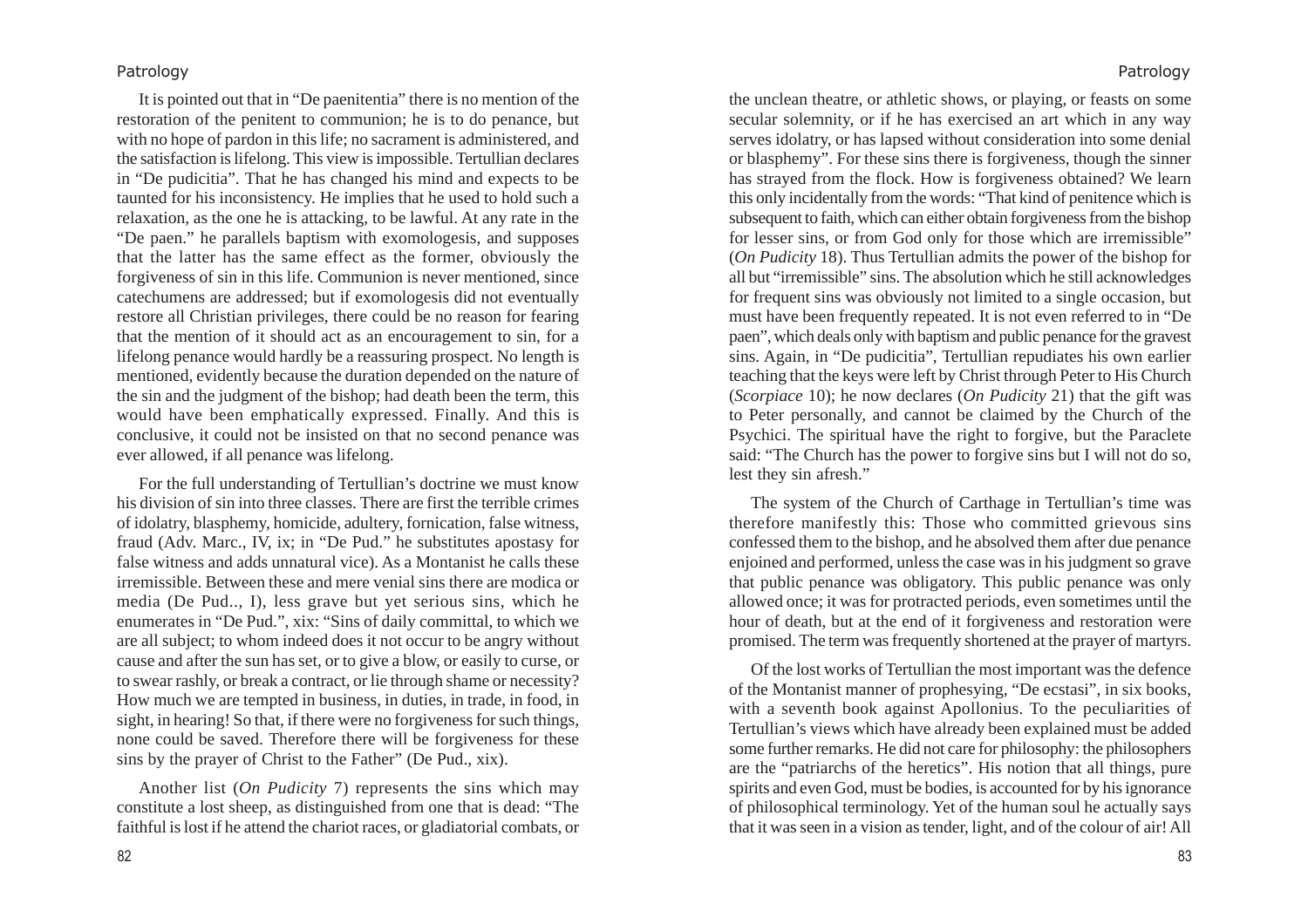It is pointed out that in "De paenitentia" there is no mention of the restoration of the penitent to communion; he is to do penance, but with no hope of pardon in this life; no sacrament is administered, and the satisfaction is lifelong. This view is impossible. Tertullian declares in "De pudicitia". That he has changed his mind and expects to be taunted for his inconsistency. He implies that he used to hold such a relaxation, as the one he is attacking, to be lawful. At any rate in the "De paen." he parallels baptism with exomologesis, and supposes that the latter has the same effect as the former, obviously the forgiveness of sin in this life. Communion is never mentioned, since catechumens are addressed; but if exomologesis did not eventually restore all Christian privileges, there could be no reason for fearing that the mention of it should act as an encouragement to sin, for a lifelong penance would hardly be a reassuring prospect. No length is mentioned, evidently because the duration depended on the nature of the sin and the judgment of the bishop; had death been the term, this would have been emphatically expressed. Finally. And this is conclusive, it could not be insisted on that no second penance was ever allowed, if all penance was lifelong.

For the full understanding of Tertullian's doctrine we must know his division of sin into three classes. There are first the terrible crimes of idolatry, blasphemy, homicide, adultery, fornication, false witness, fraud (Adv. Marc., IV, ix; in "De Pud." he substitutes apostasy for false witness and adds unnatural vice). As a Montanist he calls these irremissible. Between these and mere venial sins there are modica or media (De Pud.., I), less grave but yet serious sins, which he enumerates in "De Pud.", xix: "Sins of daily committal, to which we are all subject; to whom indeed does it not occur to be angry without cause and after the sun has set, or to give a blow, or easily to curse, or to swear rashly, or break a contract, or lie through shame or necessity? How much we are tempted in business, in duties, in trade, in food, in sight, in hearing! So that, if there were no forgiveness for such things, none could be saved. Therefore there will be forgiveness for these sins by the prayer of Christ to the Father" (De Pud., xix).

Another list (*On Pudicity* 7) represents the sins which may constitute a lost sheep, as distinguished from one that is dead: "The faithful is lost if he attend the chariot races, or gladiatorial combats, or the unclean theatre, or athletic shows, or playing, or feasts on some secular solemnity, or if he has exercised an art which in any way serves idolatry, or has lapsed without consideration into some denial or blasphemy". For these sins there is forgiveness, though the sinner has strayed from the flock. How is forgiveness obtained? We learn this only incidentally from the words: "That kind of penitence which is subsequent to faith, which can either obtain forgiveness from the bishop for lesser sins, or from God only for those which are irremissible" (*On Pudicity* 18). Thus Tertullian admits the power of the bishop for all but "irremissible" sins. The absolution which he still acknowledges for frequent sins was obviously not limited to a single occasion, but must have been frequently repeated. It is not even referred to in "De paen", which deals only with baptism and public penance for the gravest sins. Again, in "De pudicitia", Tertullian repudiates his own earlier teaching that the keys were left by Christ through Peter to His Church (*Scorpiace* 10); he now declares (*On Pudicity* 21) that the gift was to Peter personally, and cannot be claimed by the Church of the Psychici. The spiritual have the right to forgive, but the Paraclete said: "The Church has the power to forgive sins but I will not do so, lest they sin afresh."

The system of the Church of Carthage in Tertullian's time was therefore manifestly this: Those who committed grievous sins confessed them to the bishop, and he absolved them after due penance enjoined and performed, unless the case was in his judgment so grave that public penance was obligatory. This public penance was only allowed once; it was for protracted periods, even sometimes until the hour of death, but at the end of it forgiveness and restoration were promised. The term was frequently shortened at the prayer of martyrs.

Of the lost works of Tertullian the most important was the defence of the Montanist manner of prophesying, "De ecstasi", in six books, with a seventh book against Apollonius. To the peculiarities of Tertullian's views which have already been explained must be added some further remarks. He did not care for philosophy: the philosophers are the "patriarchs of the heretics". His notion that all things, pure spirits and even God, must be bodies, is accounted for by his ignorance of philosophical terminology. Yet of the human soul he actually says that it was seen in a vision as tender, light, and of the colour of air! All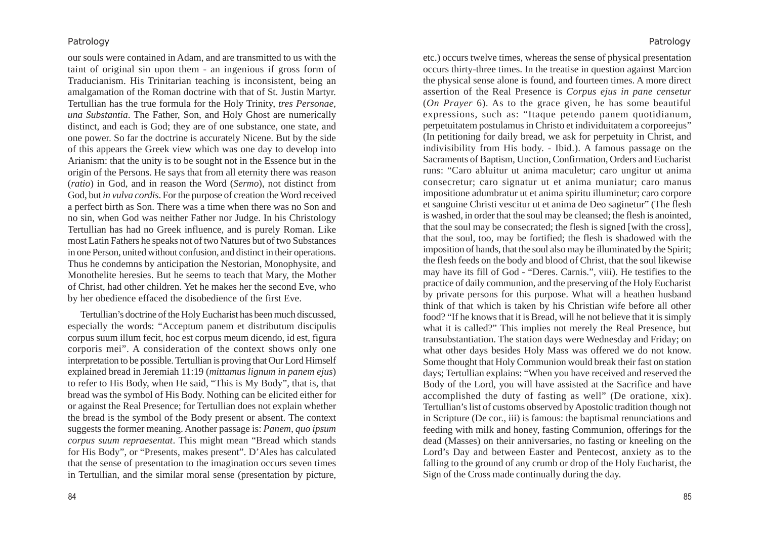our souls were contained in Adam, and are transmitted to us with the taint of original sin upon them - an ingenious if gross form of Traducianism. His Trinitarian teaching is inconsistent, being an amalgamation of the Roman doctrine with that of St. Justin Martyr. Tertullian has the true formula for the Holy Trinity, *tres Personae, una Substantia*. The Father, Son, and Holy Ghost are numerically distinct, and each is God; they are of one substance, one state, and one power. So far the doctrine is accurately Nicene. But by the side of this appears the Greek view which was one day to develop into Arianism: that the unity is to be sought not in the Essence but in the origin of the Persons. He says that from all eternity there was reason (*ratio*) in God, and in reason the Word (*Sermo*), not distinct from God, but *in vulva cordis*. For the purpose of creation the Word received a perfect birth as Son. There was a time when there was no Son and no sin, when God was neither Father nor Judge. In his Christology Tertullian has had no Greek influence, and is purely Roman. Like most Latin Fathers he speaks not of two Natures but of two Substances in one Person, united without confusion, and distinct in their operations. Thus he condemns by anticipation the Nestorian, Monophysite, and Monothelite heresies. But he seems to teach that Mary, the Mother of Christ, had other children. Yet he makes her the second Eve, who by her obedience effaced the disobedience of the first Eve.

Tertullian's doctrine of the Holy Eucharist has been much discussed, especially the words: "Acceptum panem et distributum discipulis corpus suum illum fecit, hoc est corpus meum dicendo, id est, figura corporis mei". A consideration of the context shows only one interpretation to be possible. Tertullian is proving that Our Lord Himself explained bread in Jeremiah 11:19 (*mittamus lignum in panem ejus*) to refer to His Body, when He said, "This is My Body", that is, that bread was the symbol of His Body. Nothing can be elicited either for or against the Real Presence; for Tertullian does not explain whether the bread is the symbol of the Body present or absent. The context suggests the former meaning. Another passage is: *Panem, quo ipsum corpus suum repraesentat*. This might mean "Bread which stands for His Body", or "Presents, makes present". D'Ales has calculated that the sense of presentation to the imagination occurs seven times in Tertullian, and the similar moral sense (presentation by picture, etc.) occurs twelve times, whereas the sense of physical presentation occurs thirty-three times. In the treatise in question against Marcion the physical sense alone is found, and fourteen times. A more direct assertion of the Real Presence is *Corpus ejus in pane censetur* (*On Prayer* 6). As to the grace given, he has some beautiful expressions, such as: "Itaque petendo panem quotidianum, perpetuitatem postulamus in Christo et individuitatem a corporeejus" (In petitioning for daily bread, we ask for perpetuity in Christ, and indivisibility from His body. - Ibid.). A famous passage on the Sacraments of Baptism, Unction, Confirmation, Orders and Eucharist runs: "Caro abluitur ut anima maculetur; caro ungitur ut anima consecretur; caro signatur ut et anima muniatur; caro manus impositione adumbratur ut et anima spiritu illuminetur; caro corpore et sanguine Christi vescitur ut et anima de Deo saginetur" (The flesh is washed, in order that the soul may be cleansed; the flesh is anointed, that the soul may be consecrated; the flesh is signed [with the cross], that the soul, too, may be fortified; the flesh is shadowed with the imposition of hands, that the soul also may be illuminated by the Spirit; the flesh feeds on the body and blood of Christ, that the soul likewise may have its fill of God - "Deres. Carnis.", viii). He testifies to the practice of daily communion, and the preserving of the Holy Eucharist by private persons for this purpose. What will a heathen husband think of that which is taken by his Christian wife before all other food? "If he knows that it is Bread, will he not believe that it is simply what it is called?" This implies not merely the Real Presence, but transubstantiation. The station days were Wednesday and Friday; on what other days besides Holy Mass was offered we do not know. Some thought that Holy Communion would break their fast on station days; Tertullian explains: "When you have received and reserved the Body of the Lord, you will have assisted at the Sacrifice and have accomplished the duty of fasting as well" (De oratione, xix). Tertullian's list of customs observed by Apostolic tradition though not in Scripture (De cor., iii) is famous: the baptismal renunciations and feeding with milk and honey, fasting Communion, offerings for the dead (Masses) on their anniversaries, no fasting or kneeling on the Lord's Day and between Easter and Pentecost, anxiety as to the falling to the ground of any crumb or drop of the Holy Eucharist, the Sign of the Cross made continually during the day.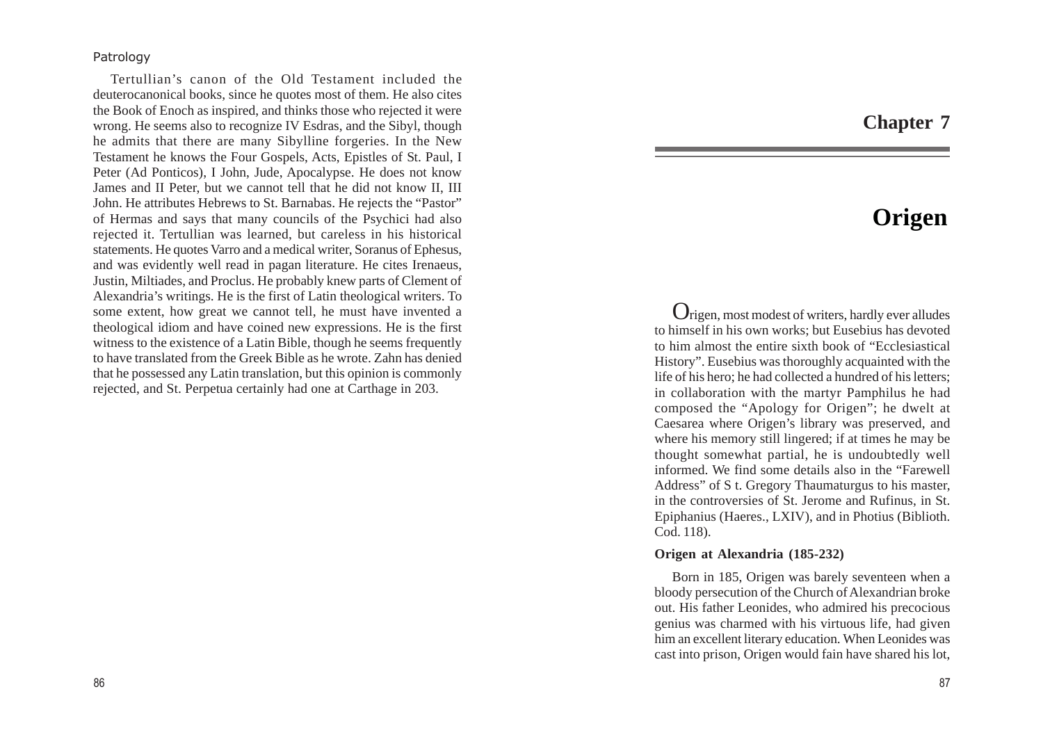Tertullian's canon of the Old Testament included the deuterocanonical books, since he quotes most of them. He also cites the Book of Enoch as inspired, and thinks those who rejected it were wrong. He seems also to recognize IV Esdras, and the Sibyl, though he admits that there are many Sibylline forgeries. In the New Testament he knows the Four Gospels, Acts, Epistles of St. Paul, I Peter (Ad Ponticos), I John, Jude, Apocalypse. He does not know James and II Peter, but we cannot tell that he did not know II, III John. He attributes Hebrews to St. Barnabas. He rejects the "Pastor" of Hermas and says that many councils of the Psychici had also rejected it. Tertullian was learned, but careless in his historical statements. He quotes Varro and a medical writer, Soranus of Ephesus, and was evidently well read in pagan literature. He cites Irenaeus, Justin, Miltiades, and Proclus. He probably knew parts of Clement of Alexandria's writings. He is the first of Latin theological writers. To some extent, how great we cannot tell, he must have invented a theological idiom and have coined new expressions. He is the first witness to the existence of a Latin Bible, though he seems frequently to have translated from the Greek Bible as he wrote. Zahn has denied that he possessed any Latin translation, but this opinion is commonly rejected, and St. Perpetua certainly had one at Carthage in 203.

## Chapter 7

# Origen

Origen, most modest of writers, hardly ever alludes to himself in his own works; but Eusebius has devoted to him almost the entire sixth book of "Ecclesiastical History". Eusebius was thoroughly acquainted with the life of his hero; he had collected a hundred of his letters; in collaboration with the martyr Pamphilus he had composed the "Apology for Origen"; he dwelt at Caesarea where Origen's library was preserved, and where his memory still lingered; if at times he may be thought somewhat partial, he is undoubtedly well informed. We find some details also in the "Farewell Address" of S t. Gregory Thaumaturgus to his master, in the controversies of St. Jerome and Rufinus, in St. Epiphanius (Haeres., LXIV), and in Photius (Biblioth. Cod. 118).

### Origen at Alexandria (185-232)

Born in 185, Origen was barely seventeen when a bloody persecution of the Church of Alexandrian broke out. His father Leonides, who admired his precocious genius was charmed with his virtuous life, had given him an excellent literary education. When Leonides was cast into prison, Origen would fain have shared his lot,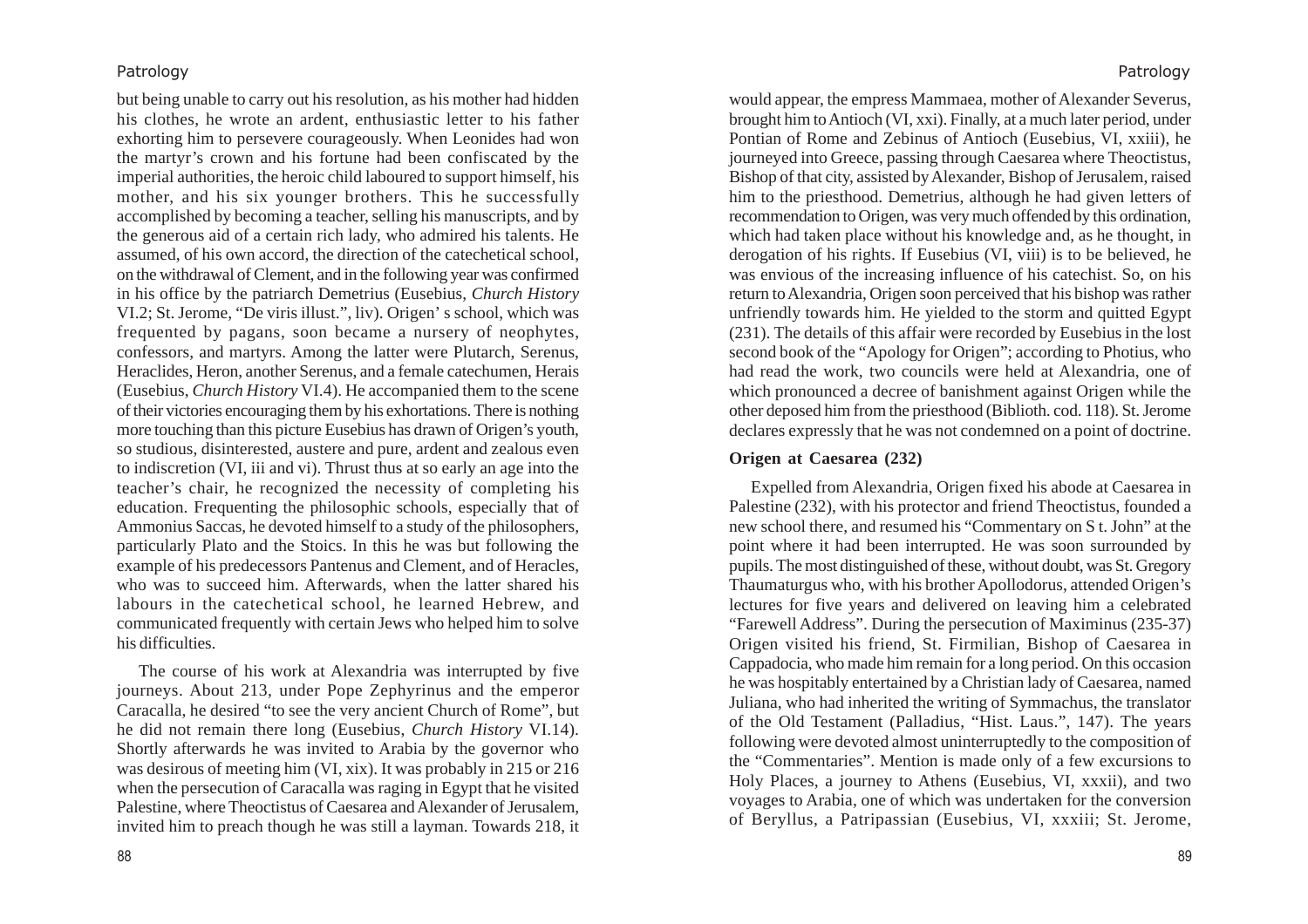but being unable to carry out his resolution, as his mother had hidden his clothes, he wrote an ardent, enthusiastic letter to his father exhorting him to persevere courageously. When Leonides had won the martyr's crown and his fortune had been confiscated by the imperial authorities, the heroic child laboured to support himself, his mother, and his six younger brothers. This he successfully accomplished by becoming a teacher, selling his manuscripts, and by the generous aid of a certain rich lady, who admired his talents. He assumed, of his own accord, the direction of the catechetical school, on the withdrawal of Clement, and in the following year was confirmed in his office by the patriarch Demetrius (Eusebius, *Church History* VI.2; St. Jerome, "De viris illust.", liv). Origen' s school, which was frequented by pagans, soon became a nursery of neophytes, confessors, and martyrs. Among the latter were Plutarch, Serenus, Heraclides, Heron, another Serenus, and a female catechumen, Herais (Eusebius, *Church History* VI.4). He accompanied them to the scene of their victories encouraging them by his exhortations. There is nothing more touching than this picture Eusebius has drawn of Origen's youth, so studious, disinterested, austere and pure, ardent and zealous even to indiscretion (VI, iii and vi). Thrust thus at so early an age into the teacher's chair, he recognized the necessity of completing his education. Frequenting the philosophic schools, especially that of Ammonius Saccas, he devoted himself to a study of the philosophers, particularly Plato and the Stoics. In this he was but following the example of his predecessors Pantenus and Clement, and of Heracles, who was to succeed him. Afterwards, when the latter shared his labours in the catechetical school, he learned Hebrew, and communicated frequently with certain Jews who helped him to solve his difficulties.

The course of his work at Alexandria was interrupted by five journeys. About 213, under Pope Zephyrinus and the emperor Caracalla, he desired "to see the very ancient Church of Rome", but he did not remain there long (Eusebius, *Church History* VI.14). Shortly afterwards he was invited to Arabia by the governor who was desirous of meeting him (VI, xix). It was probably in 215 or 216 when the persecution of Caracalla was raging in Egypt that he visited Palestine, where Theoctistus of Caesarea and Alexander of Jerusalem, invited him to preach though he was still a layman. Towards 218, it would appear, the empress Mammaea, mother of Alexander Severus, brought him to Antioch (VI, xxi). Finally, at a much later period, under Pontian of Rome and Zebinus of Antioch (Eusebius, VI, xxiii), he journeyed into Greece, passing through Caesarea where Theoctistus, Bishop of that city, assisted by Alexander, Bishop of Jerusalem, raised him to the priesthood. Demetrius, although he had given letters of recommendation to Origen, was very much offended by this ordination, which had taken place without his knowledge and, as he thought, in derogation of his rights. If Eusebius (VI, viii) is to be believed, he was envious of the increasing influence of his catechist. So, on his return to Alexandria, Origen soon perceived that his bishop was rather unfriendly towards him. He yielded to the storm and quitted Egypt (231). The details of this affair were recorded by Eusebius in the lost second book of the "Apology for Origen"; according to Photius, who had read the work, two councils were held at Alexandria, one of which pronounced a decree of banishment against Origen while the other deposed him from the priesthood (Biblioth. cod. 118). St. Jerome declares expressly that he was not condemned on a point of doctrine.

### Origen at Caesarea (232)

Expelled from Alexandria, Origen fixed his abode at Caesarea in Palestine (232), with his protector and friend Theoctistus, founded a new school there, and resumed his "Commentary on S t. John" at the point where it had been interrupted. He was soon surrounded by pupils. The most distinguished of these, without doubt, was St. Gregory Thaumaturgus who, with his brother Apollodorus, attended Origen's lectures for five years and delivered on leaving him a celebrated "Farewell Address". During the persecution of Maximinus (235-37) Origen visited his friend, St. Firmilian, Bishop of Caesarea in Cappadocia, who made him remain for a long period. On this occasion he was hospitably entertained by a Christian lady of Caesarea, named Juliana, who had inherited the writing of Symmachus, the translator of the Old Testament (Palladius, "Hist. Laus.", 147). The years following were devoted almost uninterruptedly to the composition of the "Commentaries". Mention is made only of a few excursions to Holy Places, a journey to Athens (Eusebius, VI, xxxii), and two voyages to Arabia, one of which was undertaken for the conversion of Beryllus, a Patripassian (Eusebius, VI, xxxiii; St. Jerome,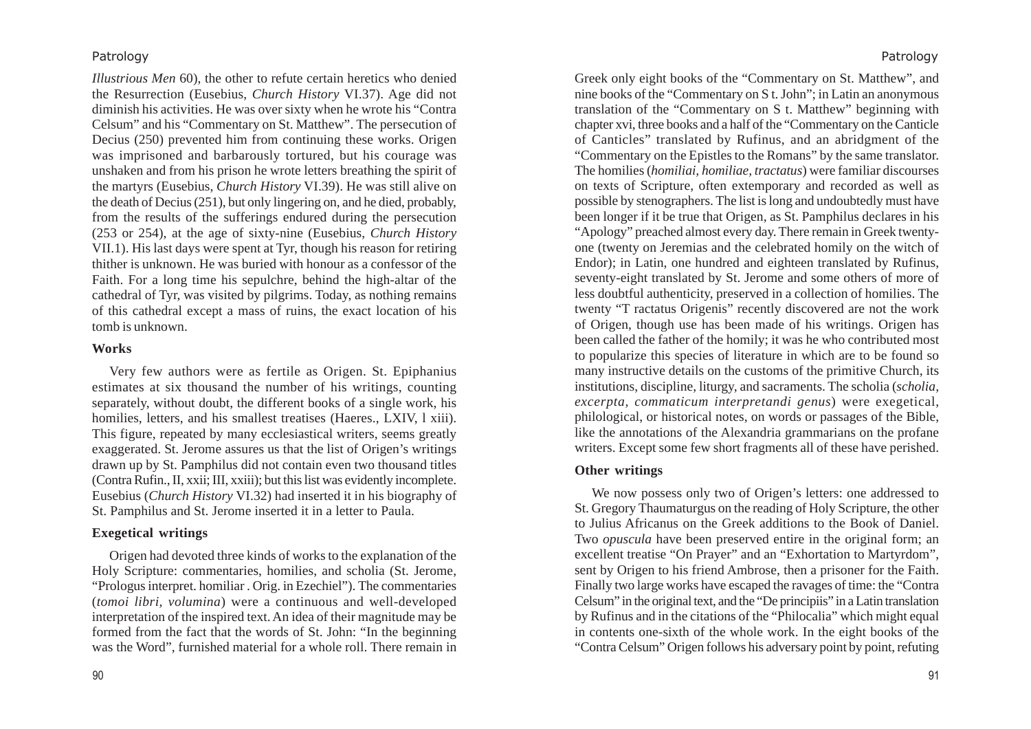*Illustrious Men* 60), the other to refute certain heretics who denied the Resurrection (Eusebius, *Church History* VI.37). Age did not diminish his activities. He was over sixty when he wrote his "Contra Celsum" and his "Commentary on St. Matthew". The persecution of Decius (250) prevented him from continuing these works. Origen was imprisoned and barbarously tortured, but his courage was unshaken and from his prison he wrote letters breathing the spirit of the martyrs (Eusebius, *Church History* VI.39). He was still alive on the death of Decius (251), but only lingering on, and he died, probably, from the results of the sufferings endured during the persecution (253 or 254), at the age of sixty-nine (Eusebius, *Church History* VII.1). His last days were spent at Tyr, though his reason for retiring thither is unknown. He was buried with honour as a confessor of the Faith. For a long time his sepulchre, behind the high-altar of the cathedral of Tyr, was visited by pilgrims. Today, as nothing remains of this cathedral except a mass of ruins, the exact location of his tomb is unknown.

### Works

Very few authors were as fertile as Origen. St. Epiphanius estimates at six thousand the number of his writings, counting separately, without doubt, the different books of a single work, his homilies, letters, and his smallest treatises (Haeres., LXIV, l xiii). This figure, repeated by many ecclesiastical writers, seems greatly exaggerated. St. Jerome assures us that the list of Origen's writings drawn up by St. Pamphilus did not contain even two thousand titles (Contra Rufin., II, xxii; III, xxiii); but this list was evidently incomplete. Eusebius (*Church History* VI.32) had inserted it in his biography of St. Pamphilus and St. Jerome inserted it in a letter to Paula.

### Exegetical writings

Origen had devoted three kinds of works to the explanation of the Holy Scripture: commentaries, homilies, and scholia (St. Jerome, "Prologus interpret. homiliar . Orig. in Ezechiel"). The commentaries (*tomoi libri, volumina*) were a continuous and well-developed interpretation of the inspired text. An idea of their magnitude may be formed from the fact that the words of St. John: "In the beginning was the Word", furnished material for a whole roll. There remain in Greek only eight books of the "Commentary on St. Matthew", and nine books of the "Commentary on S t. John"; in Latin an anonymous translation of the "Commentary on S t. Matthew" beginning with chapter xvi, three books and a half of the "Commentary on the Canticle of Canticles" translated by Rufinus, and an abridgment of the "Commentary on the Epistles to the Romans" by the same translator. The homilies (*homiliai, homiliae, tractatus*) were familiar discourses on texts of Scripture, often extemporary and recorded as well as possible by stenographers. The list is long and undoubtedly must have been longer if it be true that Origen, as St. Pamphilus declares in his "Apology" preached almost every day. There remain in Greek twenty-one (twenty on Jeremias and the celebrated homily on the witch of Endor); in Latin, one hundred and eighteen translated by Rufinus, seventy-eight translated by St. Jerome and some others of more of less doubtful authenticity, preserved in a collection of homilies. The twenty "T ractatus Origenis" recently discovered are not the work of Origen, though use has been made of his writings. Origen has been called the father of the homily; it was he who contributed most to popularize this species of literature in which are to be found so many instructive details on the customs of the primitive Church, its institutions, discipline, liturgy, and sacraments. The scholia (*scholia, excerpta, commaticum interpretandi genus*) were exegetical, philological, or historical notes, on words or passages of the Bible, like the annotations of the Alexandria grammarians on the profane writers. Except some few short fragments all of these have perished.

### Other writings

We now possess only two of Origen's letters: one addressed to St. Gregory Thaumaturgus on the reading of Holy Scripture, the other to Julius Africanus on the Greek additions to the Book of Daniel. Two *opuscula* have been preserved entire in the original form; an excellent treatise "On Prayer" and an "Exhortation to Martyrdom", sent by Origen to his friend Ambrose, then a prisoner for the Faith. Finally two large works have escaped the ravages of time: the "Contra Celsum" in the original text, and the "De principiis" in a Latin translation by Rufinus and in the citations of the "Philocalia" which might equal in contents one-sixth of the whole work. In the eight books of the "Contra Celsum" Origen follows his adversary point by point, refuting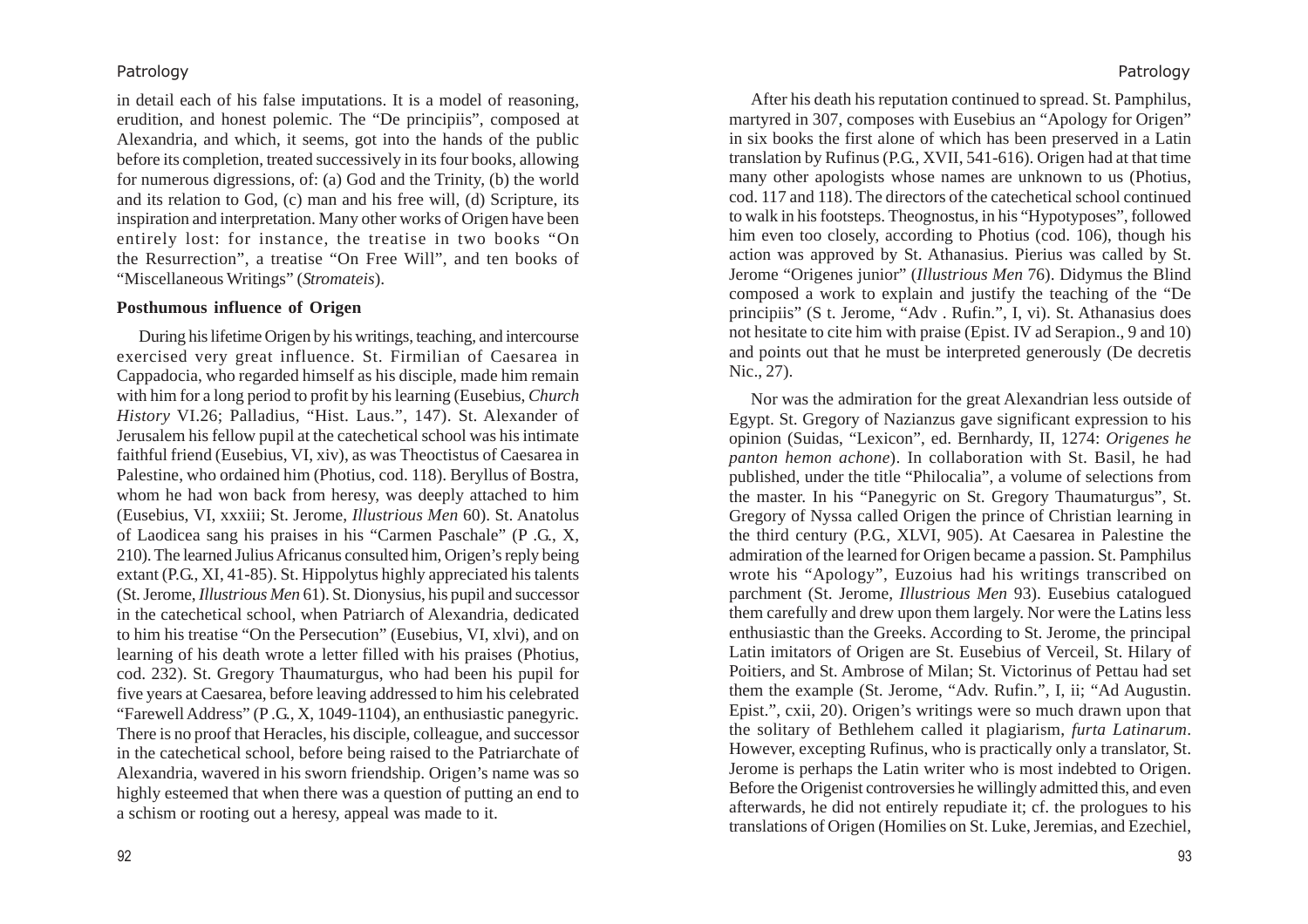in detail each of his false imputations. It is a model of reasoning, erudition, and honest polemic. The "De principiis", composed at Alexandria, and which, it seems, got into the hands of the public before its completion, treated successively in its four books, allowing for numerous digressions, of: (a) God and the Trinity, (b) the world and its relation to God, (c) man and his free will, (d) Scripture, its inspiration and interpretation. Many other works of Origen have been entirely lost: for instance, the treatise in two books "On the Resurrection", a treatise "On Free Will", and ten books of "Miscellaneous Writings" (*Stromateis*).

**Posthumous influence of Origen**

During his lifetime Origen by his writings, teaching, and intercourse exercised very great influence. St. Firmilian of Caesarea in Cappadocia, who regarded himself as his disciple, made him remain with him for a long period to profit by his learning (Eusebius, *Church History* VI.26; Palladius, "Hist. Laus.", 147). St. Alexander of Jerusalem his fellow pupil at the catechetical school was his intimate faithful friend (Eusebius, VI, xiv), as was Theoctistus of Caesarea in Palestine, who ordained him (Photius, cod. 118). Beryllus of Bostra, whom he had won back from heresy, was deeply attached to him (Eusebius, VI, xxxiii; St. Jerome, *Illustrious Men* 60). St. Anatolus of Laodicea sang his praises in his "Carmen Paschale" (P .G., X, 210). The learned Julius Africanus consulted him, Origen's reply being extant (P.G., XI, 41-85). St. Hippolytus highly appreciated his talents (St. Jerome, *Illustrious Men* 61). St. Dionysius, his pupil and successor in the catechetical school, when Patriarch of Alexandria, dedicated to him his treatise "On the Persecution" (Eusebius, VI, xlvi), and on learning of his death wrote a letter filled with his praises (Photius, cod. 232). St. Gregory Thaumaturgus, who had been his pupil for five years at Caesarea, before leaving addressed to him his celebrated "Farewell Address" (P .G., X, 1049-1104), an enthusiastic panegyric. There is no proof that Heracles, his disciple, colleague, and successor in the catechetical school, before being raised to the Patriarchate of Alexandria, wavered in his sworn friendship. Origen's name was so highly esteemed that when there was a question of putting an end to a schism or rooting out a heresy, appeal was made to it.

After his death his reputation continued to spread. St. Pamphilus, martyred in 307, composes with Eusebius an "Apology for Origen" in six books the first alone of which has been preserved in a Latin translation by Rufinus (P.G., XVII, 541-616). Origen had at that time many other apologists whose names are unknown to us (Photius, cod. 117 and 118). The directors of the catechetical school continued to walk in his footsteps. Theognostus, in his "Hypotyposes", followed him even too closely, according to Photius (cod. 106), though his action was approved by St. Athanasius. Pierius was called by St. Jerome "Origenes junior" (*Illustrious Men* 76). Didymus the Blind composed a work to explain and justify the teaching of the "De principiis" (S t. Jerome, "Adv . Rufin.", I, vi). St. Athanasius does not hesitate to cite him with praise (Epist. IV ad Serapion., 9 and 10) and points out that he must be interpreted generously (De decretis Nic., 27).

Nor was the admiration for the great Alexandrian less outside of Egypt. St. Gregory of Nazianzus gave significant expression to his opinion (Suidas, "Lexicon", ed. Bernhardy, II, 1274: *Origenes he panton hemon achone*). In collaboration with St. Basil, he had published, under the title "Philocalia", a volume of selections from the master. In his "Panegyric on St. Gregory Thaumaturgus", St. Gregory of Nyssa called Origen the prince of Christian learning in the third century (P.G., XLVI, 905). At Caesarea in Palestine the admiration of the learned for Origen became a passion. St. Pamphilus wrote his "Apology", Euzoius had his writings transcribed on parchment (St. Jerome, *Illustrious Men* 93). Eusebius catalogued them carefully and drew upon them largely. Nor were the Latins less enthusiastic than the Greeks. According to St. Jerome, the principal Latin imitators of Origen are St. Eusebius of Verceil, St. Hilary of Poitiers, and St. Ambrose of Milan; St. Victorinus of Pettau had set them the example (St. Jerome, "Adv. Rufin.", I, ii; "Ad Augustin. Epist.", cxii, 20). Origen's writings were so much drawn upon that the solitary of Bethlehem called it plagiarism, *furta Latinarum*. However, excepting Rufinus, who is practically only a translator, St. Jerome is perhaps the Latin writer who is most indebted to Origen. Before the Origenist controversies he willingly admitted this, and even afterwards, he did not entirely repudiate it; cf. the prologues to his translations of Origen (Homilies on St. Luke, Jeremias, and Ezechiel,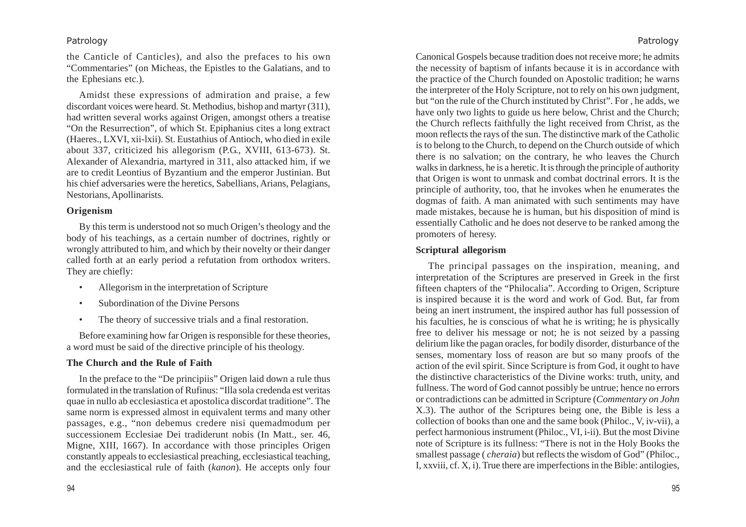the Canticle of Canticles), and also the prefaces to his own "Commentaries" (on Micheas, the Epistles to the Galatians, and to the Ephesians etc.).

Amidst these expressions of admiration and praise, a few discordant voices were heard. St. Methodius, bishop and martyr (311), had written several works against Origen, amongst others a treatise "On the Resurrection", of which St. Epiphanius cites a long extract (Haeres., LXVI, xii-lxii). St. Eustathius of Antioch, who died in exile about 337, criticized his allegorism (P.G., XVIII, 613-673). St. Alexander of Alexandria, martyred in 311, also attacked him, if we are to credit Leontius of Byzantium and the emperor Justinian. But his chief adversaries were the heretics, Sabellians, Arians, Pelagians, Nestorians, Apollinarists.

**Origenism**

By this term is understood not so much Origen's theology and the body of his teachings, as a certain number of doctrines, rightly or wrongly attributed to him, and which by their novelty or their danger called forth at an early period a refutation from orthodox writers. They are chiefly:

- Allegorism in the interpretation of Scripture
- Subordination of the Divine Persons
- The theory of successive trials and a final restoration.

Before examining how far Origen is responsible for these theories, a word must be said of the directive principle of his theology.

**The Church and the Rule of Faith**

In the preface to the "De principiis" Origen laid down a rule thus formulated in the translation of Rufinus: "Illa sola credenda est veritas quae in nullo ab ecclesiastica et apostolica discordat traditione". The same norm is expressed almost in equivalent terms and many other passages, e.g., "non debemus credere nisi quemadmodum per successionem Ecclesiae Dei tradiderunt nobis (In Matt., ser. 46, Migne, XIII, 1667). In accordance with those principles Origen constantly appeals to ecclesiastical preaching, ecclesiastical teaching, and the ecclesiastical rule of faith (*kanon*). He accepts only four Canonical Gospels because tradition does not receive more; he admits the necessity of baptism of infants because it is in accordance with the practice of the Church founded on Apostolic tradition; he warns the interpreter of the Holy Scripture, not to rely on his own judgment, but "on the rule of the Church instituted by Christ". For , he adds, we have only two lights to guide us here below, Christ and the Church; the Church reflects faithfully the light received from Christ, as the moon reflects the rays of the sun. The distinctive mark of the Catholic is to belong to the Church, to depend on the Church outside of which there is no salvation; on the contrary, he who leaves the Church walks in darkness, he is a heretic. It is through the principle of authority that Origen is wont to unmask and combat doctrinal errors. It is the principle of authority, too, that he invokes when he enumerates the dogmas of faith. A man animated with such sentiments may have made mistakes, because he is human, but his disposition of mind is essentially Catholic and he does not deserve to be ranked among the promoters of heresy.

**Scriptural allegorism**

The principal passages on the inspiration, meaning, and interpretation of the Scriptures are preserved in Greek in the first fifteen chapters of the "Philocalia". According to Origen, Scripture is inspired because it is the word and work of God. But, far from being an inert instrument, the inspired author has full possession of his faculties, he is conscious of what he is writing; he is physically free to deliver his message or not; he is not seized by a passing delirium like the pagan oracles, for bodily disorder, disturbance of the senses, momentary loss of reason are but so many proofs of the action of the evil spirit. Since Scripture is from God, it ought to have the distinctive characteristics of the Divine works: truth, unity, and fullness. The word of God cannot possibly be untrue; hence no errors or contradictions can be admitted in Scripture (*Commentary on John* X.3). The author of the Scriptures being one, the Bible is less a collection of books than one and the same book (Philoc., V, iv-vii), a perfect harmonious instrument (Philoc., VI, i-ii). But the most Divine note of Scripture is its fullness: "There is not in the Holy Books the smallest passage ( *cheraia*) but reflects the wisdom of God" (Philoc., I, xxviii, cf. X, i). True there are imperfections in the Bible: antilogies,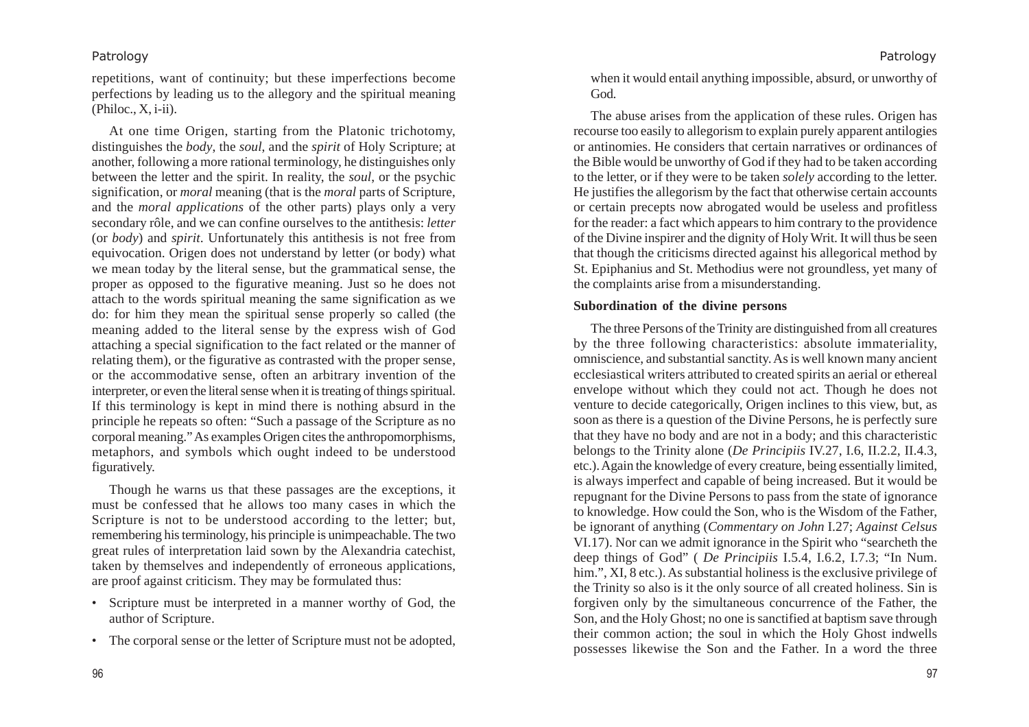repetitions, want of continuity; but these imperfections become perfections by leading us to the allegory and the spiritual meaning (Philoc., X, i-ii).

At one time Origen, starting from the Platonic trichotomy, distinguishes the *body*, the *soul*, and the *spirit* of Holy Scripture; at another, following a more rational terminology, he distinguishes only between the letter and the spirit. In reality, the *soul*, or the psychic signification, or *moral* meaning (that is the *moral* parts of Scripture, and the *moral applications* of the other parts) plays only a very secondary rôle, and we can confine ourselves to the antithesis: *letter* (or *body*) and *spirit*. Unfortunately this antithesis is not free from equivocation. Origen does not understand by letter (or body) what we mean today by the literal sense, but the grammatical sense, the proper as opposed to the figurative meaning. Just so he does not attach to the words spiritual meaning the same signification as we do: for him they mean the spiritual sense properly so called (the meaning added to the literal sense by the express wish of God attaching a special signification to the fact related or the manner of relating them), or the figurative as contrasted with the proper sense, or the accommodative sense, often an arbitrary invention of the interpreter, or even the literal sense when it is treating of things spiritual. If this terminology is kept in mind there is nothing absurd in the principle he repeats so often: "Such a passage of the Scripture as no corporal meaning." As examples Origen cites the anthropomorphisms, metaphors, and symbols which ought indeed to be understood figuratively.

Though he warns us that these passages are the exceptions, it must be confessed that he allows too many cases in which the Scripture is not to be understood according to the letter; but, remembering his terminology, his principle is unimpeachable. The two great rules of interpretation laid sown by the Alexandria catechist, taken by themselves and independently of erroneous applications, are proof against criticism. They may be formulated thus:

- Scripture must be interpreted in a manner worthy of God, the author of Scripture.
- The corporal sense or the letter of Scripture must not be adopted, when it would entail anything impossible, absurd, or unworthy of God.

The abuse arises from the application of these rules. Origen has recourse too easily to allegorism to explain purely apparent antilogies or antinomies. He considers that certain narratives or ordinances of the Bible would be unworthy of God if they had to be taken according to the letter, or if they were to be taken *solely* according to the letter. He justifies the allegorism by the fact that otherwise certain accounts or certain precepts now abrogated would be useless and profitless for the reader: a fact which appears to him contrary to the providence of the Divine inspirer and the dignity of Holy Writ. It will thus be seen that though the criticisms directed against his allegorical method by St. Epiphanius and St. Methodius were not groundless, yet many of the complaints arise from a misunderstanding.

**Subordination of the divine persons**

The three Persons of the Trinity are distinguished from all creatures by the three following characteristics: absolute immateriality, omniscience, and substantial sanctity. As is well known many ancient ecclesiastical writers attributed to created spirits an aerial or ethereal envelope without which they could not act. Though he does not venture to decide categorically, Origen inclines to this view, but, as soon as there is a question of the Divine Persons, he is perfectly sure that they have no body and are not in a body; and this characteristic belongs to the Trinity alone (*De Principiis* IV.27, I.6, II.2.2, II.4.3, etc.). Again the knowledge of every creature, being essentially limited, is always imperfect and capable of being increased. But it would be repugnant for the Divine Persons to pass from the state of ignorance to knowledge. How could the Son, who is the Wisdom of the Father, be ignorant of anything (*Commentary on John* I.27; *Against Celsus* VI.17). Nor can we admit ignorance in the Spirit who "searcheth the deep things of God" ( *De Principiis* I.5.4, I.6.2, I.7.3; "In Num. him.", XI, 8 etc.). As substantial holiness is the exclusive privilege of the Trinity so also is it the only source of all created holiness. Sin is forgiven only by the simultaneous concurrence of the Father, the Son, and the Holy Ghost; no one is sanctified at baptism save through their common action; the soul in which the Holy Ghost indwells possesses likewise the Son and the Father. In a word the three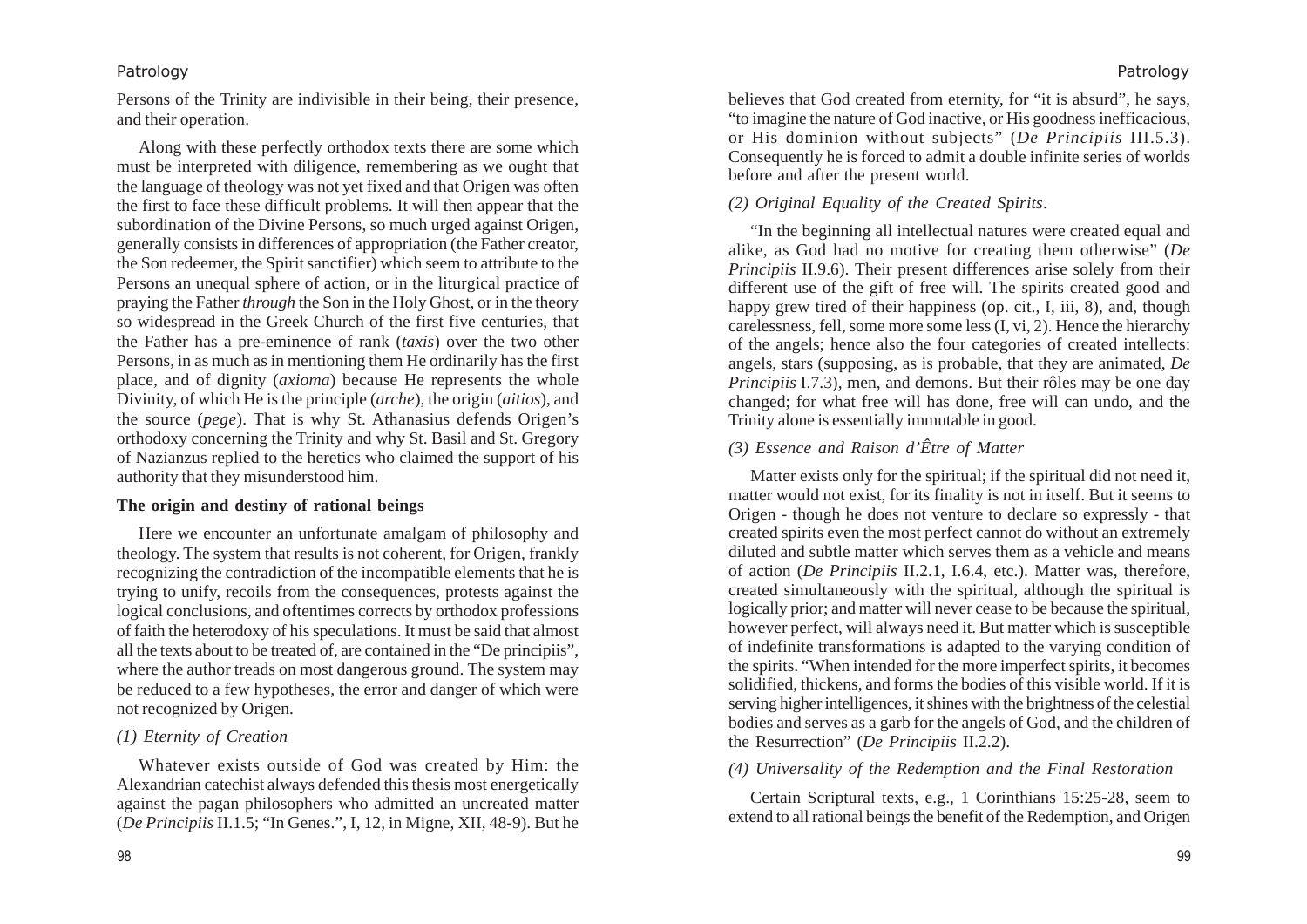Persons of the Trinity are indivisible in their being, their presence, and their operation.

Along with these perfectly orthodox texts there are some which must be interpreted with diligence, remembering as we ought that the language of theology was not yet fixed and that Origen was often the first to face these difficult problems. It will then appear that the subordination of the Divine Persons, so much urged against Origen, generally consists in differences of appropriation (the Father creator, the Son redeemer, the Spirit sanctifier) which seem to attribute to the Persons an unequal sphere of action, or in the liturgical practice of praying the Father *through* the Son in the Holy Ghost, or in the theory so widespread in the Greek Church of the first five centuries, that the Father has a pre-eminence of rank (*taxis*) over the two other Persons, in as much as in mentioning them He ordinarily has the first place, and of dignity (*axioma*) because He represents the whole Divinity, of which He is the principle (*arche*), the origin (*aitios*), and the source (*pege*). That is why St. Athanasius defends Origen's orthodoxy concerning the Trinity and why St. Basil and St. Gregory of Nazianzus replied to the heretics who claimed the support of his authority that they misunderstood him.

**The origin and destiny of rational beings**

Here we encounter an unfortunate amalgam of philosophy and theology. The system that results is not coherent, for Origen, frankly recognizing the contradiction of the incompatible elements that he is trying to unify, recoils from the consequences, protests against the logical conclusions, and oftentimes corrects by orthodox professions of faith the heterodoxy of his speculations. It must be said that almost all the texts about to be treated of, are contained in the "De principiis", where the author treads on most dangerous ground. The system may be reduced to a few hypotheses, the error and danger of which were not recognized by Origen.

*(1) Eternity of Creation*

Whatever exists outside of God was created by Him: the Alexandrian catechist always defended this thesis most energetically against the pagan philosophers who admitted an uncreated matter (*De Principiis* II.1.5; "In Genes.", I, 12, in Migne, XII, 48-9). But he believes that God created from eternity, for "it is absurd", he says, "to imagine the nature of God inactive, or His goodness inefficacious, or His dominion without subjects" (*De Principiis* III.5.3). Consequently he is forced to admit a double infinite series of worlds before and after the present world.

*(2) Original Equality of the Created Spirits.*

"In the beginning all intellectual natures were created equal and alike, as God had no motive for creating them otherwise" (*De Principiis* II.9.6). Their present differences arise solely from their different use of the gift of free will. The spirits created good and happy grew tired of their happiness (op. cit., I, iii, 8), and, though carelessness, fell, some more some less (I, vi, 2). Hence the hierarchy of the angels; hence also the four categories of created intellects: angels, stars (supposing, as is probable, that they are animated, *De Principiis* I.7.3), men, and demons. But their rôles may be one day changed; for what free will has done, free will can undo, and the Trinity alone is essentially immutable in good.

*(3) Essence and Raison d'Être of Matter*

Matter exists only for the spiritual; if the spiritual did not need it, matter would not exist, for its finality is not in itself. But it seems to Origen - though he does not venture to declare so expressly - that created spirits even the most perfect cannot do without an extremely diluted and subtle matter which serves them as a vehicle and means of action (*De Principiis* II.2.1, I.6.4, etc.). Matter was, therefore, created simultaneously with the spiritual, although the spiritual is logically prior; and matter will never cease to be because the spiritual, however perfect, will always need it. But matter which is susceptible of indefinite transformations is adapted to the varying condition of the spirits. "When intended for the more imperfect spirits, it becomes solidified, thickens, and forms the bodies of this visible world. If it is serving higher intelligences, it shines with the brightness of the celestial bodies and serves as a garb for the angels of God, and the children of the Resurrection" (*De Principiis* II.2.2).

*(4) Universality of the Redemption and the Final Restoration*

Certain Scriptural texts, e.g., 1 Corinthians 15:25-28, seem to extend to all rational beings the benefit of the Redemption, and Origen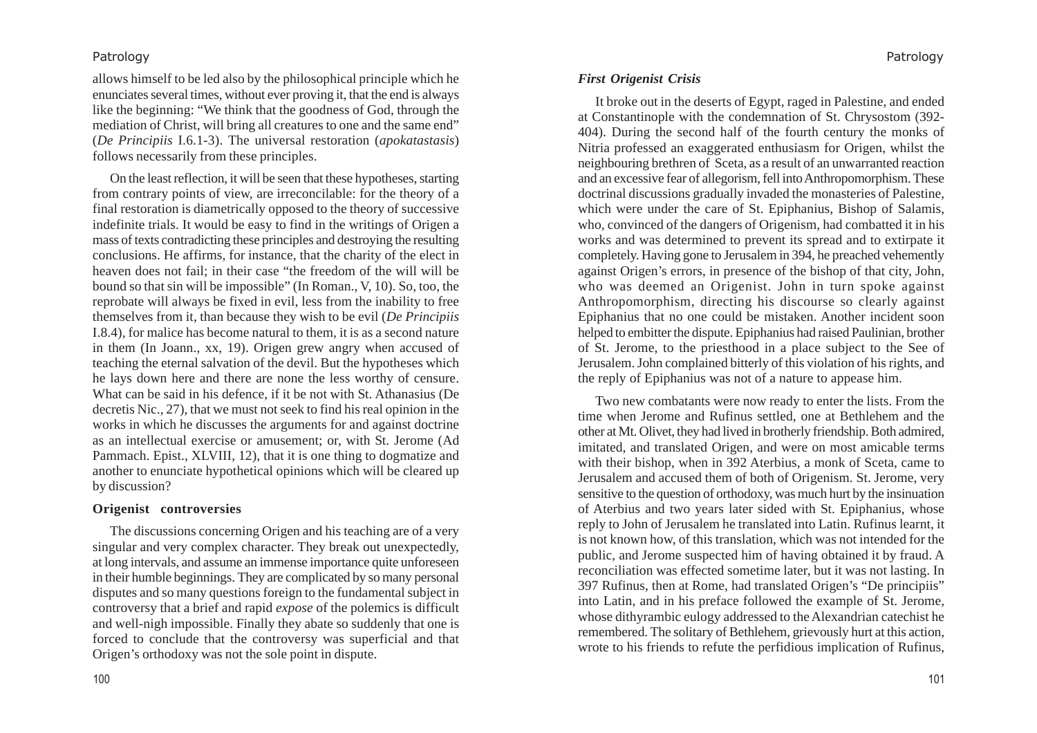allows himself to be led also by the philosophical principle which he enunciates several times, without ever proving it, that the end is always like the beginning: "We think that the goodness of God, through the mediation of Christ, will bring all creatures to one and the same end" (*De Principiis* I.6.1-3). The universal restoration (*apokatastasis*) follows necessarily from these principles.

On the least reflection, it will be seen that these hypotheses, starting from contrary points of view, are irreconcilable: for the theory of a final restoration is diametrically opposed to the theory of successive indefinite trials. It would be easy to find in the writings of Origen a mass of texts contradicting these principles and destroying the resulting conclusions. He affirms, for instance, that the charity of the elect in heaven does not fail; in their case "the freedom of the will will be bound so that sin will be impossible" (In Roman., V, 10). So, too, the reprobate will always be fixed in evil, less from the inability to free themselves from it, than because they wish to be evil (*De Principiis* I.8.4), for malice has become natural to them, it is as a second nature in them (In Joann., xx, 19). Origen grew angry when accused of teaching the eternal salvation of the devil. But the hypotheses which he lays down here and there are none the less worthy of censure. What can be said in his defence, if it be not with St. Athanasius (De decretis Nic., 27), that we must not seek to find his real opinion in the works in which he discusses the arguments for and against doctrine as an intellectual exercise or amusement; or, with St. Jerome (Ad Pammach. Epist., XLVIII, 12), that it is one thing to dogmatize and another to enunciate hypothetical opinions which will be cleared up by discussion?

### Origenist controversies

The discussions concerning Origen and his teaching are of a very singular and very complex character. They break out unexpectedly, at long intervals, and assume an immense importance quite unforeseen in their humble beginnings. They are complicated by so many personal disputes and so many questions foreign to the fundamental subject in controversy that a brief and rapid *expose* of the polemics is difficult and well-nigh impossible. Finally they abate so suddenly that one is forced to conclude that the controversy was superficial and that Origen's orthodoxy was not the sole point in dispute.

### *First Origenist Crisis*

It broke out in the deserts of Egypt, raged in Palestine, and ended at Constantinople with the condemnation of St. Chrysostom (392-404). During the second half of the fourth century the monks of Nitria professed an exaggerated enthusiasm for Origen, whilst the neighbouring brethren of Sceta, as a result of an unwarranted reaction and an excessive fear of allegorism, fell into Anthropomorphism. These doctrinal discussions gradually invaded the monasteries of Palestine, which were under the care of St. Epiphanius, Bishop of Salamis, who, convinced of the dangers of Origenism, had combatted it in his works and was determined to prevent its spread and to extirpate it completely. Having gone to Jerusalem in 394, he preached vehemently against Origen's errors, in presence of the bishop of that city, John, who was deemed an Origenist. John in turn spoke against Anthropomorphism, directing his discourse so clearly against Epiphanius that no one could be mistaken. Another incident soon helped to embitter the dispute. Epiphanius had raised Paulinian, brother of St. Jerome, to the priesthood in a place subject to the See of Jerusalem. John complained bitterly of this violation of his rights, and the reply of Epiphanius was not of a nature to appease him.

Two new combatants were now ready to enter the lists. From the time when Jerome and Rufinus settled, one at Bethlehem and the other at Mt. Olivet, they had lived in brotherly friendship. Both admired, imitated, and translated Origen, and were on most amicable terms with their bishop, when in 392 Aterbius, a monk of Sceta, came to Jerusalem and accused them of both of Origenism. St. Jerome, very sensitive to the question of orthodoxy, was much hurt by the insinuation of Aterbius and two years later sided with St. Epiphanius, whose reply to John of Jerusalem he translated into Latin. Rufinus learnt, it is not known how, of this translation, which was not intended for the public, and Jerome suspected him of having obtained it by fraud. A reconciliation was effected sometime later, but it was not lasting. In 397 Rufinus, then at Rome, had translated Origen's "De principiis" into Latin, and in his preface followed the example of St. Jerome, whose dithyrambic eulogy addressed to the Alexandrian catechist he remembered. The solitary of Bethlehem, grievously hurt at this action, wrote to his friends to refute the perfidious implication of Rufinus,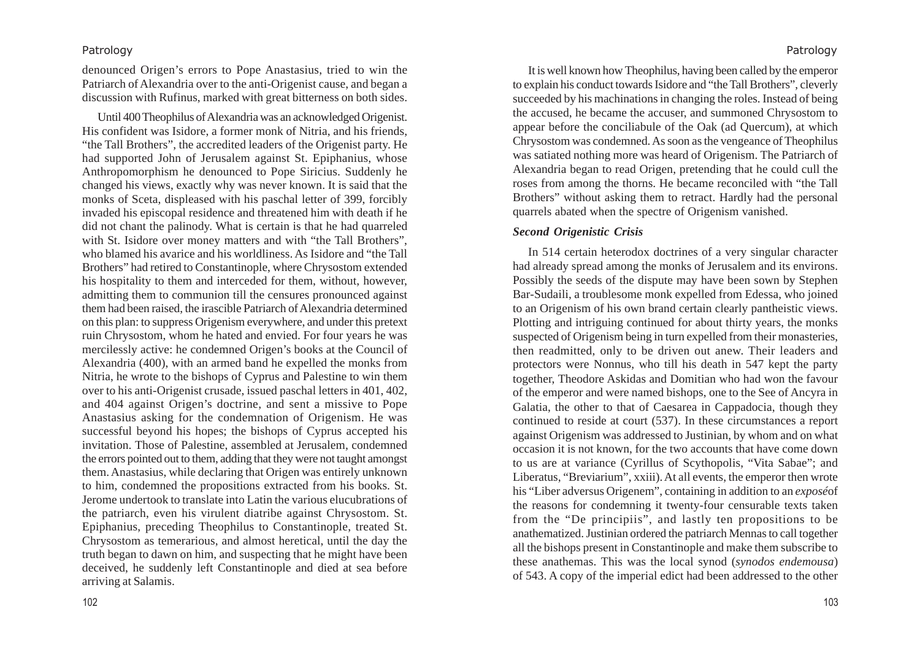denounced Origen's errors to Pope Anastasius, tried to win the Patriarch of Alexandria over to the anti-Origenist cause, and began a discussion with Rufinus, marked with great bitterness on both sides.

Until 400 Theophilus of Alexandria was an acknowledged Origenist. His confident was Isidore, a former monk of Nitria, and his friends, "the Tall Brothers", the accredited leaders of the Origenist party. He had supported John of Jerusalem against St. Epiphanius, whose Anthropomorphism he denounced to Pope Siricius. Suddenly he changed his views, exactly why was never known. It is said that the monks of Sceta, displeased with his paschal letter of 399, forcibly invaded his episcopal residence and threatened him with death if he did not chant the palinody. What is certain is that he had quarreled with St. Isidore over money matters and with "the Tall Brothers", who blamed his avarice and his worldliness. As Isidore and "the Tall Brothers" had retired to Constantinople, where Chrysostom extended his hospitality to them and interceded for them, without, however, admitting them to communion till the censures pronounced against them had been raised, the irascible Patriarch of Alexandria determined on this plan: to suppress Origenism everywhere, and under this pretext ruin Chrysostom, whom he hated and envied. For four years he was mercilessly active: he condemned Origen's books at the Council of Alexandria (400), with an armed band he expelled the monks from Nitria, he wrote to the bishops of Cyprus and Palestine to win them over to his anti-Origenist crusade, issued paschal letters in 401, 402, and 404 against Origen's doctrine, and sent a missive to Pope Anastasius asking for the condemnation of Origenism. He was successful beyond his hopes; the bishops of Cyprus accepted his invitation. Those of Palestine, assembled at Jerusalem, condemned the errors pointed out to them, adding that they were not taught amongst them. Anastasius, while declaring that Origen was entirely unknown to him, condemned the propositions extracted from his books. St. Jerome undertook to translate into Latin the various elucubrations of the patriarch, even his virulent diatribe against Chrysostom. St. Epiphanius, preceding Theophilus to Constantinople, treated St. Chrysostom as temerarious, and almost heretical, until the day the truth began to dawn on him, and suspecting that he might have been deceived, he suddenly left Constantinople and died at sea before arriving at Salamis.

It is well known how Theophilus, having been called by the emperor to explain his conduct towards Isidore and "the Tall Brothers", cleverly succeeded by his machinations in changing the roles. Instead of being the accused, he became the accuser, and summoned Chrysostom to appear before the conciliabule of the Oak (ad Quercum), at which Chrysostom was condemned. As soon as the vengeance of Theophilus was satiated nothing more was heard of Origenism. The Patriarch of Alexandria began to read Origen, pretending that he could cull the roses from among the thorns. He became reconciled with "the Tall Brothers" without asking them to retract. Hardly had the personal quarrels abated when the spectre of Origenism vanished.

### *Second Origenistic Crisis*

In 514 certain heterodox doctrines of a very singular character had already spread among the monks of Jerusalem and its environs. Possibly the seeds of the dispute may have been sown by Stephen Bar-Sudaili, a troublesome monk expelled from Edessa, who joined to an Origenism of his own brand certain clearly pantheistic views. Plotting and intriguing continued for about thirty years, the monks suspected of Origenism being in turn expelled from their monasteries, then readmitted, only to be driven out anew. Their leaders and protectors were Nonnus, who till his death in 547 kept the party together, Theodore Askidas and Domitian who had won the favour of the emperor and were named bishops, one to the See of Ancyra in Galatia, the other to that of Caesarea in Cappadocia, though they continued to reside at court (537). In these circumstances a report against Origenism was addressed to Justinian, by whom and on what occasion it is not known, for the two accounts that have come down to us are at variance (Cyrillus of Scythopolis, "Vita Sabae"; and Liberatus, "Breviarium", xxiii). At all events, the emperor then wrote his "Liber adversus Origenem", containing in addition to an *exposé* of the reasons for condemning it twenty-four censurable texts taken from the "De principiis", and lastly ten propositions to be anathematized. Justinian ordered the patriarch Mennas to call together all the bishops present in Constantinople and make them subscribe to these anathemas. This was the local synod (*synodos endemousa*) of 543. A copy of the imperial edict had been addressed to the other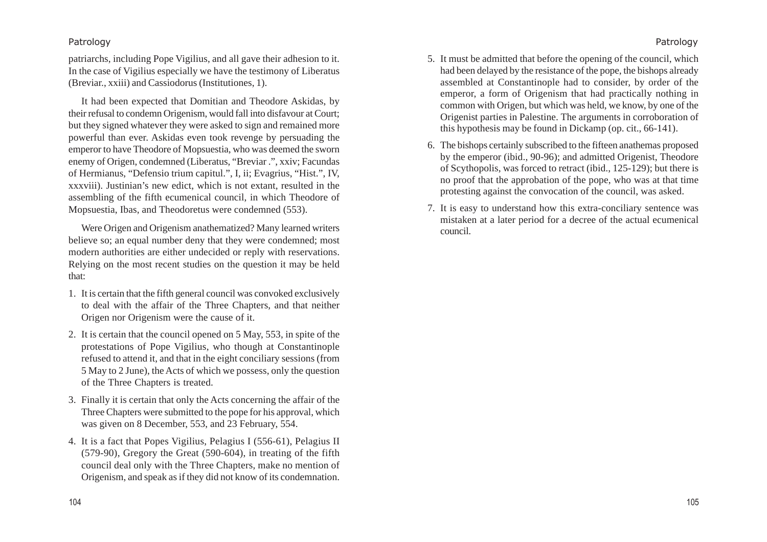patriarchs, including Pope Vigilius, and all gave their adhesion to it. In the case of Vigilius especially we have the testimony of Liberatus (Breviar., xxiii) and Cassiodorus (Institutiones, 1).

It had been expected that Domitian and Theodore Askidas, by their refusal to condemn Origenism, would fall into disfavour at Court; but they signed whatever they were asked to sign and remained more powerful than ever. Askidas even took revenge by persuading the emperor to have Theodore of Mopsuestia, who was deemed the sworn enemy of Origen, condemned (Liberatus, "Breviar .", xxiv; Facundas of Hermianus, "Defensio trium capitul.", I, ii; Evagrius, "Hist.", IV, xxxviii). Justinian's new edict, which is not extant, resulted in the assembling of the fifth ecumenical council, in which Theodore of Mopsuestia, Ibas, and Theodoretus were condemned (553).

Were Origen and Origenism anathematized? Many learned writers believe so; an equal number deny that they were condemned; most modern authorities are either undecided or reply with reservations. Relying on the most recent studies on the question it may be held that:

1. It is certain that the fifth general council was convoked exclusively to deal with the affair of the Three Chapters, and that neither Origen nor Origenism were the cause of it.
2. It is certain that the council opened on 5 May, 553, in spite of the protestations of Pope Vigilius, who though at Constantinople refused to attend it, and that in the eight conciliary sessions (from 5 May to 2 June), the Acts of which we possess, only the question of the Three Chapters is treated.
3. Finally it is certain that only the Acts concerning the affair of the Three Chapters were submitted to the pope for his approval, which was given on 8 December, 553, and 23 February, 554.
4. It is a fact that Popes Vigilius, Pelagius I (556-61), Pelagius II (579-90), Gregory the Great (590-604), in treating of the fifth council deal only with the Three Chapters, make no mention of Origenism, and speak as if they did not know of its condemnation.
5. It must be admitted that before the opening of the council, which had been delayed by the resistance of the pope, the bishops already assembled at Constantinople had to consider, by order of the emperor, a form of Origenism that had practically nothing in common with Origen, but which was held, we know, by one of the Origenist parties in Palestine. The arguments in corroboration of this hypothesis may be found in Dickamp (op. cit., 66-141).
6. The bishops certainly subscribed to the fifteen anathemas proposed by the emperor (ibid., 90-96); and admitted Origenist, Theodore of Scythopolis, was forced to retract (ibid., 125-129); but there is no proof that the approbation of the pope, who was at that time protesting against the convocation of the council, was asked.
7. It is easy to understand how this extra-conciliary sentence was mistaken at a later period for a decree of the actual ecumenical council.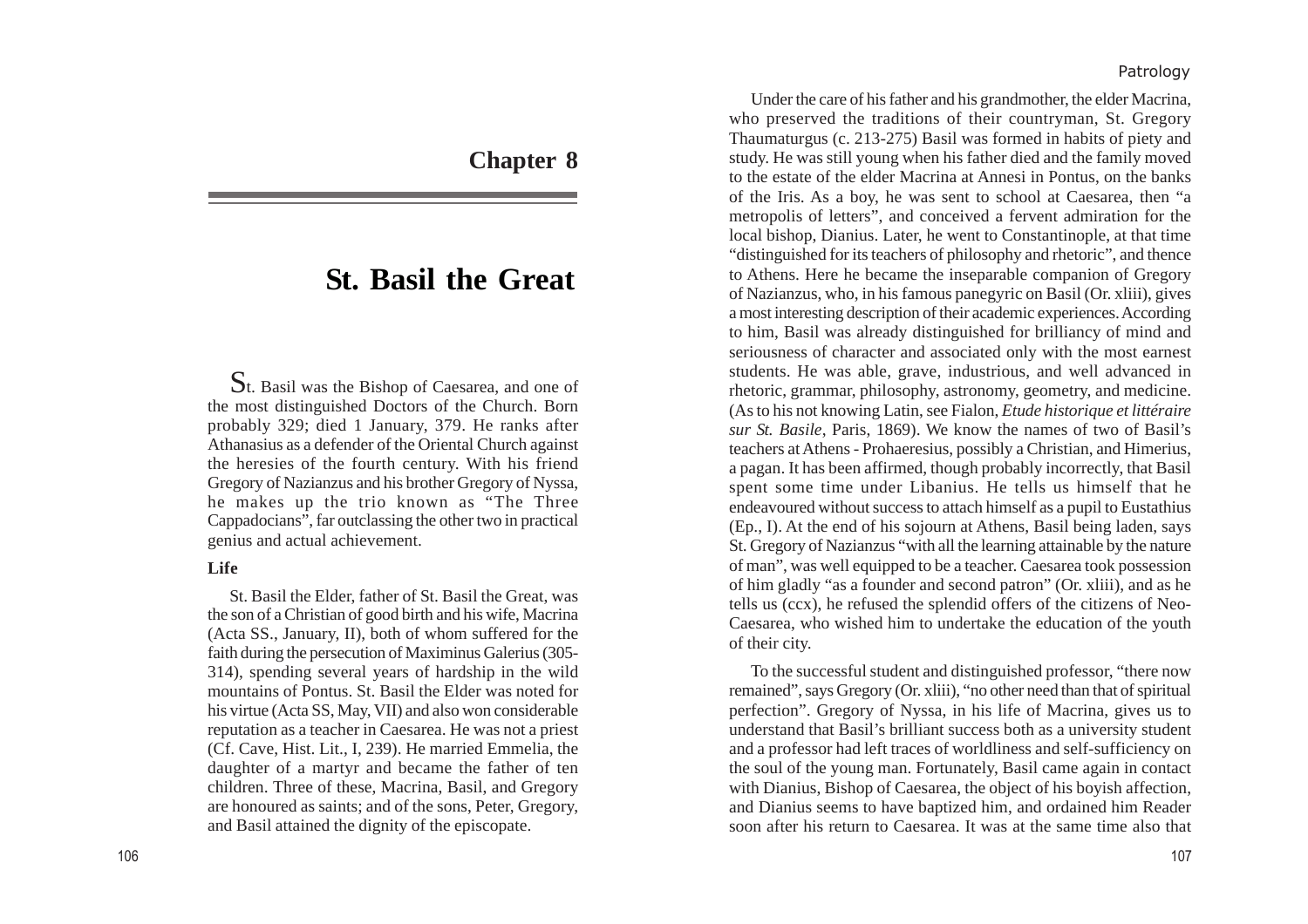# Chapter 8

# St. Basil the Great

St. Basil was the Bishop of Caesarea, and one of the most distinguished Doctors of the Church. Born probably 329; died 1 January, 379. He ranks after Athanasius as a defender of the Oriental Church against the heresies of the fourth century. With his friend Gregory of Nazianzus and his brother Gregory of Nyssa, he makes up the trio known as "The Three Cappadocians", far outclassing the other two in practical genius and actual achievement.

### Life

St. Basil the Elder, father of St. Basil the Great, was the son of a Christian of good birth and his wife, Macrina (Acta SS., January, II), both of whom suffered for the faith during the persecution of Maximinus Galerius (305-314), spending several years of hardship in the wild mountains of Pontus. St. Basil the Elder was noted for his virtue (Acta SS, May, VII) and also won considerable reputation as a teacher in Caesarea. He was not a priest (Cf. Cave, Hist. Lit., I, 239). He married Emmelia, the daughter of a martyr and became the father of ten children. Three of these, Macrina, Basil, and Gregory are honoured as saints; and of the sons, Peter, Gregory, and Basil attained the dignity of the episcopate.

Under the care of his father and his grandmother, the elder Macrina, who preserved the traditions of their countryman, St. Gregory Thaumaturgus (c. 213-275) Basil was formed in habits of piety and study. He was still young when his father died and the family moved to the estate of the elder Macrina at Annesi in Pontus, on the banks of the Iris. As a boy, he was sent to school at Caesarea, then "a metropolis of letters", and conceived a fervent admiration for the local bishop, Dianius. Later, he went to Constantinople, at that time "distinguished for its teachers of philosophy and rhetoric", and thence to Athens. Here he became the inseparable companion of Gregory of Nazianzus, who, in his famous panegyric on Basil (Or. xliii), gives a most interesting description of their academic experiences. According to him, Basil was already distinguished for brilliancy of mind and seriousness of character and associated only with the most earnest students. He was able, grave, industrious, and well advanced in rhetoric, grammar, philosophy, astronomy, geometry, and medicine. (As to his not knowing Latin, see Fialon, *Etude historique et littéraire sur St. Basile*, Paris, 1869). We know the names of two of Basil's teachers at Athens - Prohaeresius, possibly a Christian, and Himerius, a pagan. It has been affirmed, though probably incorrectly, that Basil spent some time under Libanius. He tells us himself that he endeavoured without success to attach himself as a pupil to Eustathius (Ep., I). At the end of his sojourn at Athens, Basil being laden, says St. Gregory of Nazianzus "with all the learning attainable by the nature of man", was well equipped to be a teacher. Caesarea took possession of him gladly "as a founder and second patron" (Or. xliii), and as he tells us (ccx), he refused the splendid offers of the citizens of Neo-Caesarea, who wished him to undertake the education of the youth of their city.

To the successful student and distinguished professor, "there now remained", says Gregory (Or. xliii), "no other need than that of spiritual perfection". Gregory of Nyssa, in his life of Macrina, gives us to understand that Basil's brilliant success both as a university student and a professor had left traces of worldliness and self-sufficiency on the soul of the young man. Fortunately, Basil came again in contact with Dianius, Bishop of Caesarea, the object of his boyish affection, and Dianius seems to have baptized him, and ordained him Reader soon after his return to Caesarea. It was at the same time also that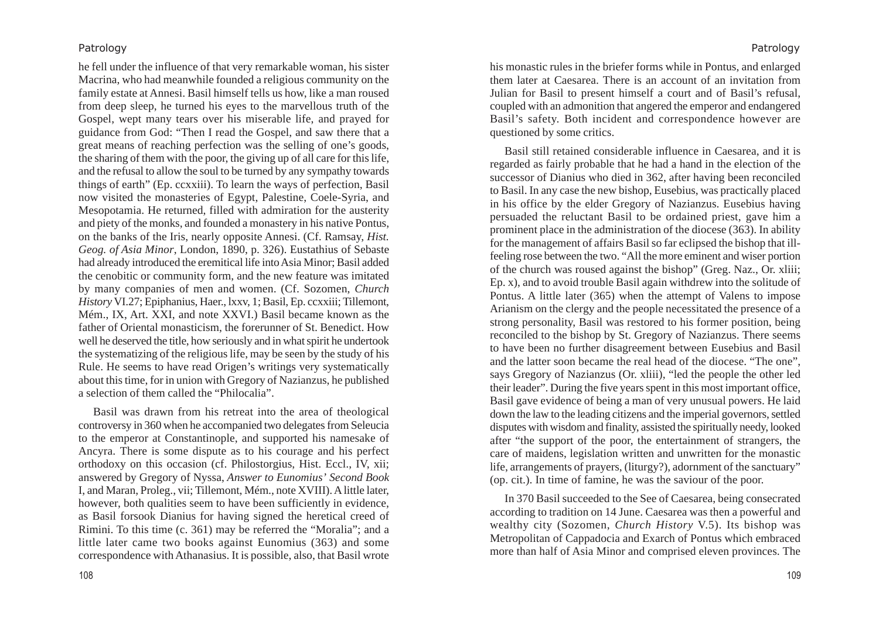he fell under the influence of that very remarkable woman, his sister Macrina, who had meanwhile founded a religious community on the family estate at Annesi. Basil himself tells us how, like a man roused from deep sleep, he turned his eyes to the marvellous truth of the Gospel, wept many tears over his miserable life, and prayed for guidance from God: "Then I read the Gospel, and saw there that a great means of reaching perfection was the selling of one's goods, the sharing of them with the poor, the giving up of all care for this life, and the refusal to allow the soul to be turned by any sympathy towards things of earth" (Ep. ccxxiii). To learn the ways of perfection, Basil now visited the monasteries of Egypt, Palestine, Coele-Syria, and Mesopotamia. He returned, filled with admiration for the austerity and piety of the monks, and founded a monastery in his native Pontus, on the banks of the Iris, nearly opposite Annesi. (Cf. Ramsay, *Hist. Geog. of Asia Minor*, London, 1890, p. 326). Eustathius of Sebaste had already introduced the eremitical life into Asia Minor; Basil added the cenobitic or community form, and the new feature was imitated by many companies of men and women. (Cf. Sozomen, *Church History* VI.27; Epiphanius, Haer., lxxv, 1; Basil, Ep. ccxxiii; Tillemont, Mém., IX, Art. XXI, and note XXVI.) Basil became known as the father of Oriental monasticism, the forerunner of St. Benedict. How well he deserved the title, how seriously and in what spirit he undertook the systematizing of the religious life, may be seen by the study of his Rule. He seems to have read Origen's writings very systematically about this time, for in union with Gregory of Nazianzus, he published a selection of them called the "Philocalia".

Basil was drawn from his retreat into the area of theological controversy in 360 when he accompanied two delegates from Seleucia to the emperor at Constantinople, and supported his namesake of Ancyra. There is some dispute as to his courage and his perfect orthodoxy on this occasion (cf. Philostorgius, Hist. Eccl., IV, xii; answered by Gregory of Nyssa, *Answer to Eunomius' Second Book* I, and Maran, Proleg., vii; Tillemont, Mém., note XVIII). A little later, however, both qualities seem to have been sufficiently in evidence, as Basil forsook Dianius for having signed the heretical creed of Rimini. To this time (c. 361) may be referred the "Moralia"; and a little later came two books against Eunomius (363) and some correspondence with Athanasius. It is possible, also, that Basil wrote his monastic rules in the briefer forms while in Pontus, and enlarged them later at Caesarea. There is an account of an invitation from Julian for Basil to present himself a court and of Basil's refusal, coupled with an admonition that angered the emperor and endangered Basil's safety. Both incident and correspondence however are questioned by some critics.

Basil still retained considerable influence in Caesarea, and it is regarded as fairly probable that he had a hand in the election of the successor of Dianius who died in 362, after having been reconciled to Basil. In any case the new bishop, Eusebius, was practically placed in his office by the elder Gregory of Nazianzus. Eusebius having persuaded the reluctant Basil to be ordained priest, gave him a prominent place in the administration of the diocese (363). In ability for the management of affairs Basil so far eclipsed the bishop that ill-feeling rose between the two. "All the more eminent and wiser portion of the church was roused against the bishop" (Greg. Naz., Or. xliii; Ep. x), and to avoid trouble Basil again withdrew into the solitude of Pontus. A little later (365) when the attempt of Valens to impose Arianism on the clergy and the people necessitated the presence of a strong personality, Basil was restored to his former position, being reconciled to the bishop by St. Gregory of Nazianzus. There seems to have been no further disagreement between Eusebius and Basil and the latter soon became the real head of the diocese. "The one", says Gregory of Nazianzus (Or. xliii), "led the people the other led their leader". During the five years spent in this most important office, Basil gave evidence of being a man of very unusual powers. He laid down the law to the leading citizens and the imperial governors, settled disputes with wisdom and finality, assisted the spiritually needy, looked after "the support of the poor, the entertainment of strangers, the care of maidens, legislation written and unwritten for the monastic life, arrangements of prayers, (liturgy?), adornment of the sanctuary" (op. cit.). In time of famine, he was the saviour of the poor.

In 370 Basil succeeded to the See of Caesarea, being consecrated according to tradition on 14 June. Caesarea was then a powerful and wealthy city (Sozomen, *Church History* V.5). Its bishop was Metropolitan of Cappadocia and Exarch of Pontus which embraced more than half of Asia Minor and comprised eleven provinces. The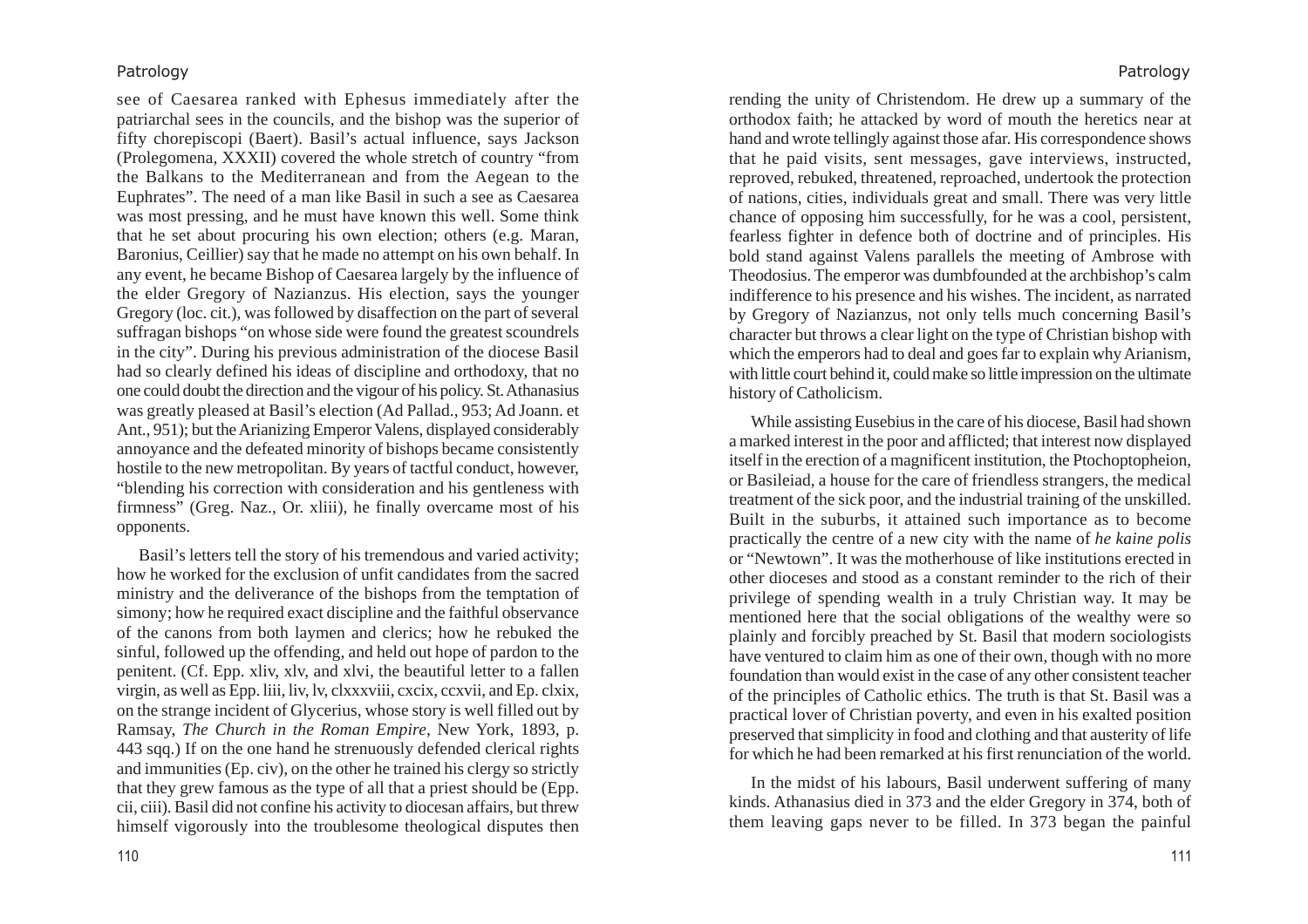see of Caesarea ranked with Ephesus immediately after the patriarchal sees in the councils, and the bishop was the superior of fifty chorepiscopi (Baert). Basil's actual influence, says Jackson (Prolegomena, XXXII) covered the whole stretch of country "from the Balkans to the Mediterranean and from the Aegean to the Euphrates". The need of a man like Basil in such a see as Caesarea was most pressing, and he must have known this well. Some think that he set about procuring his own election; others (e.g. Maran, Baronius, Ceillier) say that he made no attempt on his own behalf. In any event, he became Bishop of Caesarea largely by the influence of the elder Gregory of Nazianzus. His election, says the younger Gregory (loc. cit.), was followed by disaffection on the part of several suffragan bishops "on whose side were found the greatest scoundrels in the city". During his previous administration of the diocese Basil had so clearly defined his ideas of discipline and orthodoxy, that no one could doubt the direction and the vigour of his policy. St. Athanasius was greatly pleased at Basil's election (Ad Pallad., 953; Ad Joann. et Ant., 951); but the Arianizing Emperor Valens, displayed considerably annoyance and the defeated minority of bishops became consistently hostile to the new metropolitan. By years of tactful conduct, however, "blending his correction with consideration and his gentleness with firmness" (Greg. Naz., Or. xliii), he finally overcame most of his opponents.

Basil's letters tell the story of his tremendous and varied activity; how he worked for the exclusion of unfit candidates from the sacred ministry and the deliverance of the bishops from the temptation of simony; how he required exact discipline and the faithful observance of the canons from both laymen and clerics; how he rebuked the sinful, followed up the offending, and held out hope of pardon to the penitent. (Cf. Epp. xliv, xlv, and xlvi, the beautiful letter to a fallen virgin, as well as Epp. liii, liv, lv, clxxxviii, cxcix, ccxvii, and Ep. clxix, on the strange incident of Glycerius, whose story is well filled out by Ramsay, *The Church in the Roman Empire*, New York, 1893, p. 443 sqq.) If on the one hand he strenuously defended clerical rights and immunities (Ep. civ), on the other he trained his clergy so strictly that they grew famous as the type of all that a priest should be (Epp. cii, ciii). Basil did not confine his activity to diocesan affairs, but threw himself vigorously into the troublesome theological disputes then rending the unity of Christendom. He drew up a summary of the orthodox faith; he attacked by word of mouth the heretics near at hand and wrote tellingly against those afar. His correspondence shows that he paid visits, sent messages, gave interviews, instructed, reproved, rebuked, threatened, reproached, undertook the protection of nations, cities, individuals great and small. There was very little chance of opposing him successfully, for he was a cool, persistent, fearless fighter in defence both of doctrine and of principles. His bold stand against Valens parallels the meeting of Ambrose with Theodosius. The emperor was dumbfounded at the archbishop's calm indifference to his presence and his wishes. The incident, as narrated by Gregory of Nazianzus, not only tells much concerning Basil's character but throws a clear light on the type of Christian bishop with which the emperors had to deal and goes far to explain why Arianism, with little court behind it, could make so little impression on the ultimate history of Catholicism.

While assisting Eusebius in the care of his diocese, Basil had shown a marked interest in the poor and afflicted; that interest now displayed itself in the erection of a magnificent institution, the Ptochoptopheion, or Basileiad, a house for the care of friendless strangers, the medical treatment of the sick poor, and the industrial training of the unskilled. Built in the suburbs, it attained such importance as to become practically the centre of a new city with the name of *he kaine polis* or "Newtown". It was the motherhouse of like institutions erected in other dioceses and stood as a constant reminder to the rich of their privilege of spending wealth in a truly Christian way. It may be mentioned here that the social obligations of the wealthy were so plainly and forcibly preached by St. Basil that modern sociologists have ventured to claim him as one of their own, though with no more foundation than would exist in the case of any other consistent teacher of the principles of Catholic ethics. The truth is that St. Basil was a practical lover of Christian poverty, and even in his exalted position preserved that simplicity in food and clothing and that austerity of life for which he had been remarked at his first renunciation of the world.

In the midst of his labours, Basil underwent suffering of many kinds. Athanasius died in 373 and the elder Gregory in 374, both of them leaving gaps never to be filled. In 373 began the painful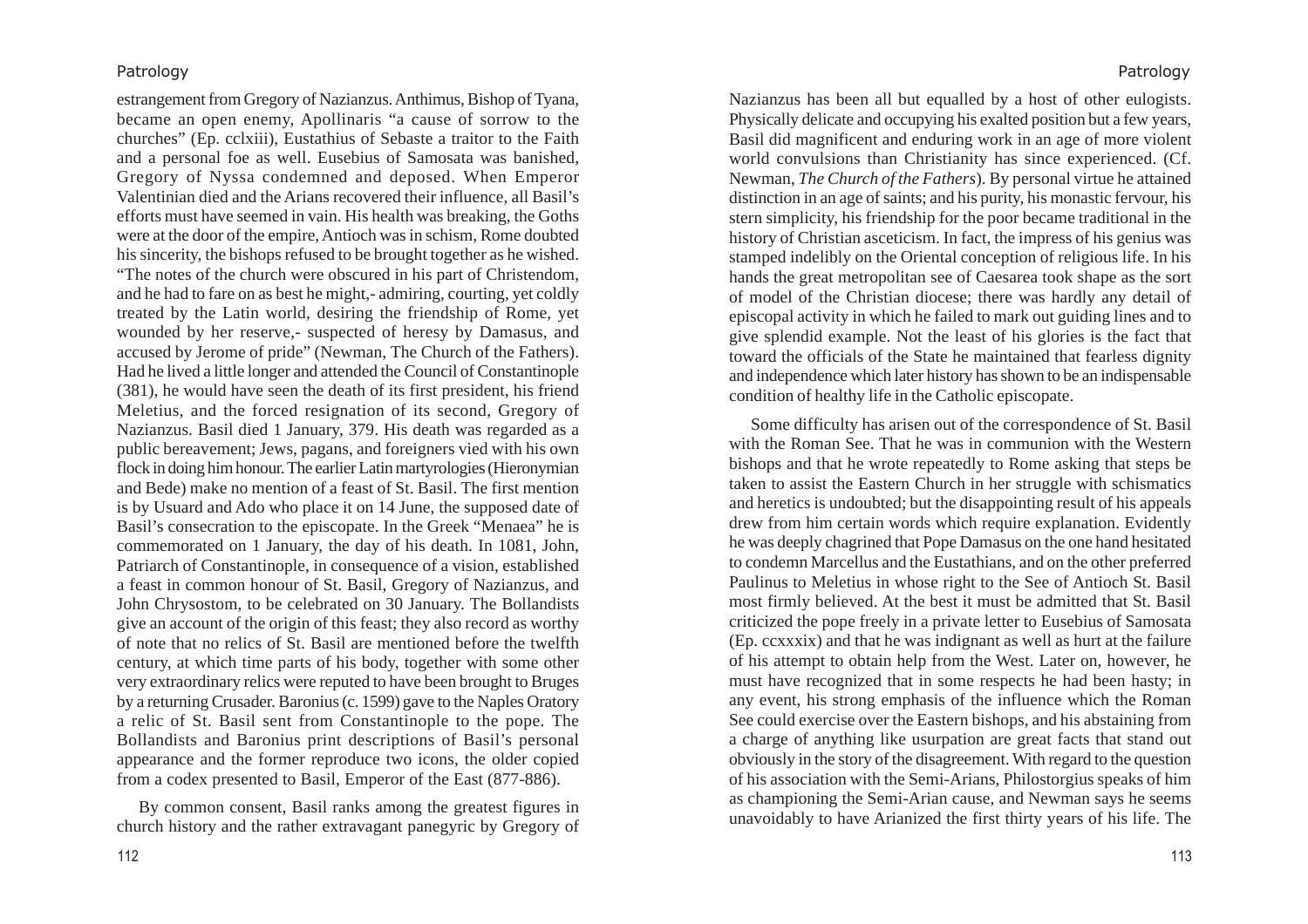estrangement from Gregory of Nazianzus. Anthimus, Bishop of Tyana, became an open enemy, Apollinaris "a cause of sorrow to the churches" (Ep. cclxiii), Eustathius of Sebaste a traitor to the Faith and a personal foe as well. Eusebius of Samosata was banished, Gregory of Nyssa condemned and deposed. When Emperor Valentinian died and the Arians recovered their influence, all Basil's efforts must have seemed in vain. His health was breaking, the Goths were at the door of the empire, Antioch was in schism, Rome doubted his sincerity, the bishops refused to be brought together as he wished. "The notes of the church were obscured in his part of Christendom, and he had to fare on as best he might,- admiring, courting, yet coldly treated by the Latin world, desiring the friendship of Rome, yet wounded by her reserve,- suspected of heresy by Damasus, and accused by Jerome of pride" (Newman, The Church of the Fathers). Had he lived a little longer and attended the Council of Constantinople (381), he would have seen the death of its first president, his friend Meletius, and the forced resignation of its second, Gregory of Nazianzus. Basil died 1 January, 379. His death was regarded as a public bereavement; Jews, pagans, and foreigners vied with his own flock in doing him honour. The earlier Latin martyrologies (Hieronymian and Bede) make no mention of a feast of St. Basil. The first mention is by Usuard and Ado who place it on 14 June, the supposed date of Basil's consecration to the episcopate. In the Greek "Menaea" he is commemorated on 1 January, the day of his death. In 1081, John, Patriarch of Constantinople, in consequence of a vision, established a feast in common honour of St. Basil, Gregory of Nazianzus, and John Chrysostom, to be celebrated on 30 January. The Bollandists give an account of the origin of this feast; they also record as worthy of note that no relics of St. Basil are mentioned before the twelfth century, at which time parts of his body, together with some other very extraordinary relics were reputed to have been brought to Bruges by a returning Crusader. Baronius (c. 1599) gave to the Naples Oratory a relic of St. Basil sent from Constantinople to the pope. The Bollandists and Baronius print descriptions of Basil's personal appearance and the former reproduce two icons, the older copied from a codex presented to Basil, Emperor of the East (877-886).

By common consent, Basil ranks among the greatest figures in church history and the rather extravagant panegyric by Gregory of Nazianzus has been all but equalled by a host of other eulogists. Physically delicate and occupying his exalted position but a few years, Basil did magnificent and enduring work in an age of more violent world convulsions than Christianity has since experienced. (Cf. Newman, *The Church of the Fathers*). By personal virtue he attained distinction in an age of saints; and his purity, his monastic fervour, his stern simplicity, his friendship for the poor became traditional in the history of Christian asceticism. In fact, the impress of his genius was stamped indelibly on the Oriental conception of religious life. In his hands the great metropolitan see of Caesarea took shape as the sort of model of the Christian diocese; there was hardly any detail of episcopal activity in which he failed to mark out guiding lines and to give splendid example. Not the least of his glories is the fact that toward the officials of the State he maintained that fearless dignity and independence which later history has shown to be an indispensable condition of healthy life in the Catholic episcopate.

Some difficulty has arisen out of the correspondence of St. Basil with the Roman See. That he was in communion with the Western bishops and that he wrote repeatedly to Rome asking that steps be taken to assist the Eastern Church in her struggle with schismatics and heretics is undoubted; but the disappointing result of his appeals drew from him certain words which require explanation. Evidently he was deeply chagrined that Pope Damasus on the one hand hesitated to condemn Marcellus and the Eustathians, and on the other preferred Paulinus to Meletius in whose right to the See of Antioch St. Basil most firmly believed. At the best it must be admitted that St. Basil criticized the pope freely in a private letter to Eusebius of Samosata (Ep. ccxxxix) and that he was indignant as well as hurt at the failure of his attempt to obtain help from the West. Later on, however, he must have recognized that in some respects he had been hasty; in any event, his strong emphasis of the influence which the Roman See could exercise over the Eastern bishops, and his abstaining from a charge of anything like usurpation are great facts that stand out obviously in the story of the disagreement. With regard to the question of his association with the Semi-Arians, Philostorgius speaks of him as championing the Semi-Arian cause, and Newman says he seems unavoidably to have Arianized the first thirty years of his life. The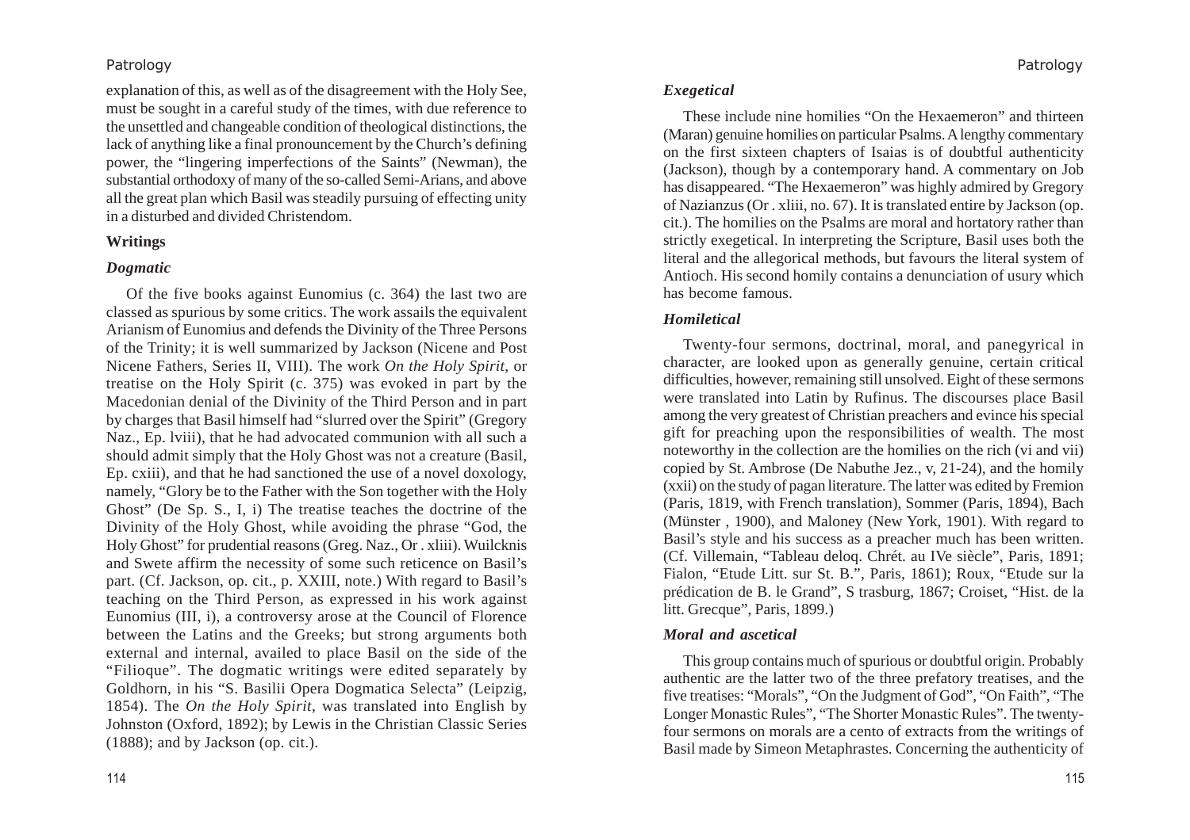explanation of this, as well as of the disagreement with the Holy See, must be sought in a careful study of the times, with due reference to the unsettled and changeable condition of theological distinctions, the lack of anything like a final pronouncement by the Church's defining power, the "lingering imperfections of the Saints" (Newman), the substantial orthodoxy of many of the so-called Semi-Arians, and above all the great plan which Basil was steadily pursuing of effecting unity in a disturbed and divided Christendom.

### Writings

#### *Dogmatic*

Of the five books against Eunomius (c. 364) the last two are classed as spurious by some critics. The work assails the equivalent Arianism of Eunomius and defends the Divinity of the Three Persons of the Trinity; it is well summarized by Jackson (Nicene and Post Nicene Fathers, Series II, VIII). The work *On the Holy Spirit*, or treatise on the Holy Spirit (c. 375) was evoked in part by the Macedonian denial of the Divinity of the Third Person and in part by charges that Basil himself had "slurred over the Spirit" (Gregory Naz., Ep. lviii), that he had advocated communion with all such a should admit simply that the Holy Ghost was not a creature (Basil, Ep. cxiii), and that he had sanctioned the use of a novel doxology, namely, "Glory be to the Father with the Son together with the Holy Ghost" (De Sp. S., I, i) The treatise teaches the doctrine of the Divinity of the Holy Ghost, while avoiding the phrase "God, the Holy Ghost" for prudential reasons (Greg. Naz., Or . xliii). Wuilcknis and Swete affirm the necessity of some such reticence on Basil's part. (Cf. Jackson, op. cit., p. XXIII, note.) With regard to Basil's teaching on the Third Person, as expressed in his work against Eunomius (III, i), a controversy arose at the Council of Florence between the Latins and the Greeks; but strong arguments both external and internal, availed to place Basil on the side of the "Filioque". The dogmatic writings were edited separately by Goldhorn, in his "S. Basilii Opera Dogmatica Selecta" (Leipzig, 1854). The *On the Holy Spirit*, was translated into English by Johnston (Oxford, 1892); by Lewis in the Christian Classic Series (1888); and by Jackson (op. cit.).

#### *Exegetical*

These include nine homilies "On the Hexaemeron" and thirteen (Maran) genuine homilies on particular Psalms. A lengthy commentary on the first sixteen chapters of Isaias is of doubtful authenticity (Jackson), though by a contemporary hand. A commentary on Job has disappeared. "The Hexaemeron" was highly admired by Gregory of Nazianzus (Or . xliii, no. 67). It is translated entire by Jackson (op. cit.). The homilies on the Psalms are moral and hortatory rather than strictly exegetical. In interpreting the Scripture, Basil uses both the literal and the allegorical methods, but favours the literal system of Antioch. His second homily contains a denunciation of usury which has become famous.

#### *Homiletical*

Twenty-four sermons, doctrinal, moral, and panegyrical in character, are looked upon as generally genuine, certain critical difficulties, however, remaining still unsolved. Eight of these sermons were translated into Latin by Rufinus. The discourses place Basil among the very greatest of Christian preachers and evince his special gift for preaching upon the responsibilities of wealth. The most noteworthy in the collection are the homilies on the rich (vi and vii) copied by St. Ambrose (De Nabuthe Jez., v, 21-24), and the homily (xxii) on the study of pagan literature. The latter was edited by Fremion (Paris, 1819, with French translation), Sommer (Paris, 1894), Bach (Münster , 1900), and Maloney (New York, 1901). With regard to Basil's style and his success as a preacher much has been written. (Cf. Villemain, "Tableau deloq. Chrét. au IVe siècle", Paris, 1891; Fialon, "Etude Litt. sur St. B.", Paris, 1861); Roux, "Etude sur la prédication de B. le Grand", S trasburg, 1867; Croiset, "Hist. de la litt. Grecque", Paris, 1899.)

#### *Moral and ascetical*

This group contains much of spurious or doubtful origin. Probably authentic are the latter two of the three prefatory treatises, and the five treatises: "Morals", "On the Judgment of God", "On Faith", "The Longer Monastic Rules", "The Shorter Monastic Rules". The twenty-four sermons on morals are a cento of extracts from the writings of Basil made by Simeon Metaphrastes. Concerning the authenticity of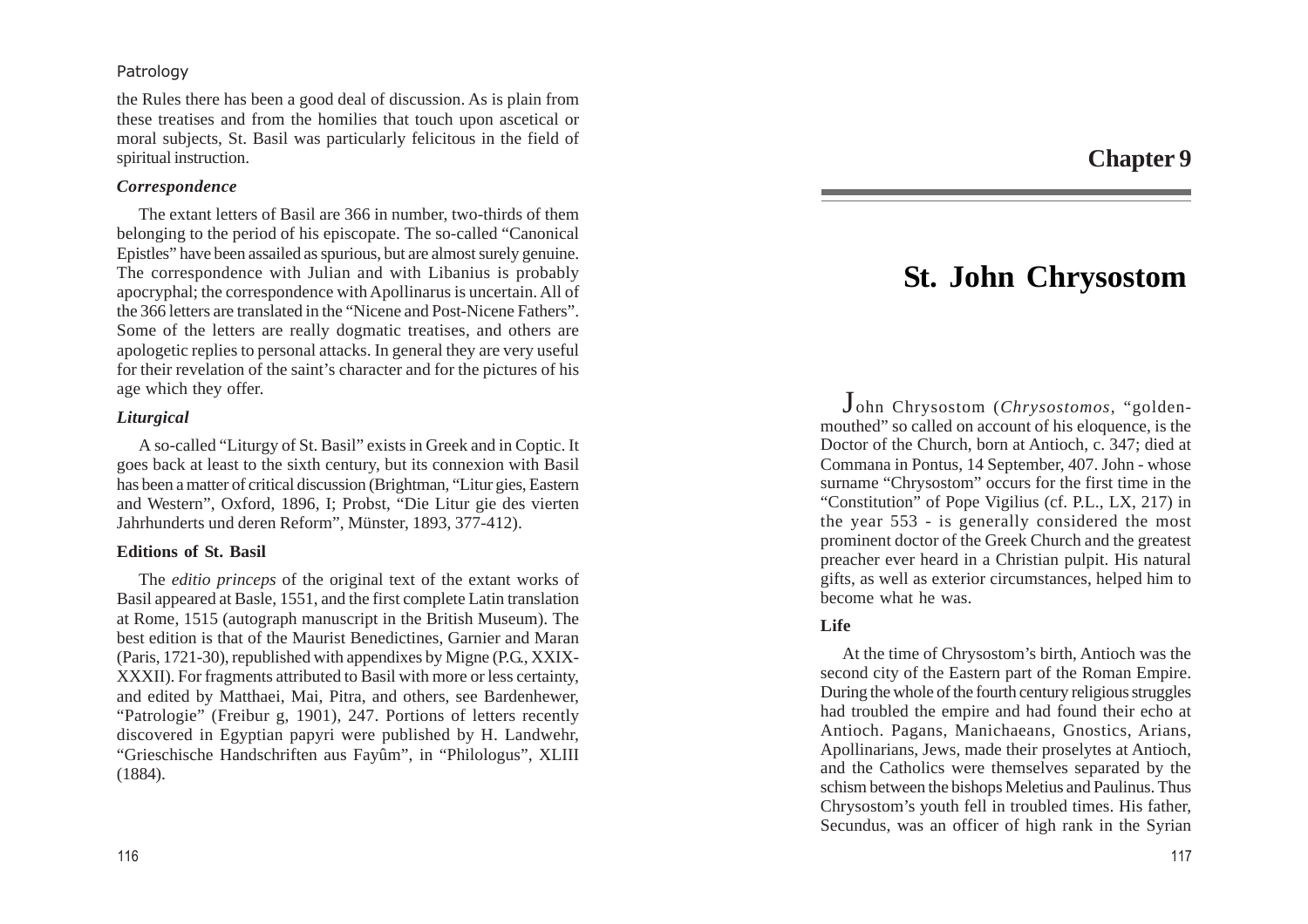the Rules there has been a good deal of discussion. As is plain from these treatises and from the homilies that touch upon ascetical or moral subjects, St. Basil was particularly felicitous in the field of spiritual instruction.

### *Correspondence*

The extant letters of Basil are 366 in number, two-thirds of them belonging to the period of his episcopate. The so-called "Canonical Epistles" have been assailed as spurious, but are almost surely genuine. The correspondence with Julian and with Libanius is probably apocryphal; the correspondence with Apollinarus is uncertain. All of the 366 letters are translated in the "Nicene and Post-Nicene Fathers". Some of the letters are really dogmatic treatises, and others are apologetic replies to personal attacks. In general they are very useful for their revelation of the saint's character and for the pictures of his age which they offer.

### *Liturgical*

A so-called "Liturgy of St. Basil" exists in Greek and in Coptic. It goes back at least to the sixth century, but its connexion with Basil has been a matter of critical discussion (Brightman, "Litur gies, Eastern and Western", Oxford, 1896, I; Probst, "Die Litur gie des vierten Jahrhunderts und deren Reform", Münster, 1893, 377-412).

### Editions of St. Basil

The *editio princeps* of the original text of the extant works of Basil appeared at Basle, 1551, and the first complete Latin translation at Rome, 1515 (autograph manuscript in the British Museum). The best edition is that of the Maurist Benedictines, Garnier and Maran (Paris, 1721-30), republished with appendixes by Migne (P.G., XXIX-XXXII). For fragments attributed to Basil with more or less certainty, and edited by Matthaei, Mai, Pitra, and others, see Bardenhewer, "Patrologie" (Freibur g, 1901), 247. Portions of letters recently discovered in Egyptian papyri were published by H. Landwehr, "Grieschische Handschriften aus Fayûm", in "Philologus", XLIII (1884).

## Chapter 9

# St. John Chrysostom

John Chrysostom (*Chrysostomos*, "golden-mouthed" so called on account of his eloquence, is the Doctor of the Church, born at Antioch, c. 347; died at Commana in Pontus, 14 September, 407. John - whose surname "Chrysostom" occurs for the first time in the "Constitution" of Pope Vigilius (cf. P.L., LX, 217) in the year 553 - is generally considered the most prominent doctor of the Greek Church and the greatest preacher ever heard in a Christian pulpit. His natural gifts, as well as exterior circumstances, helped him to become what he was.

### Life

At the time of Chrysostom's birth, Antioch was the second city of the Eastern part of the Roman Empire. During the whole of the fourth century religious struggles had troubled the empire and had found their echo at Antioch. Pagans, Manichaeans, Gnostics, Arians, Apollinarians, Jews, made their proselytes at Antioch, and the Catholics were themselves separated by the schism between the bishops Meletius and Paulinus. Thus Chrysostom's youth fell in troubled times. His father, Secundus, was an officer of high rank in the Syrian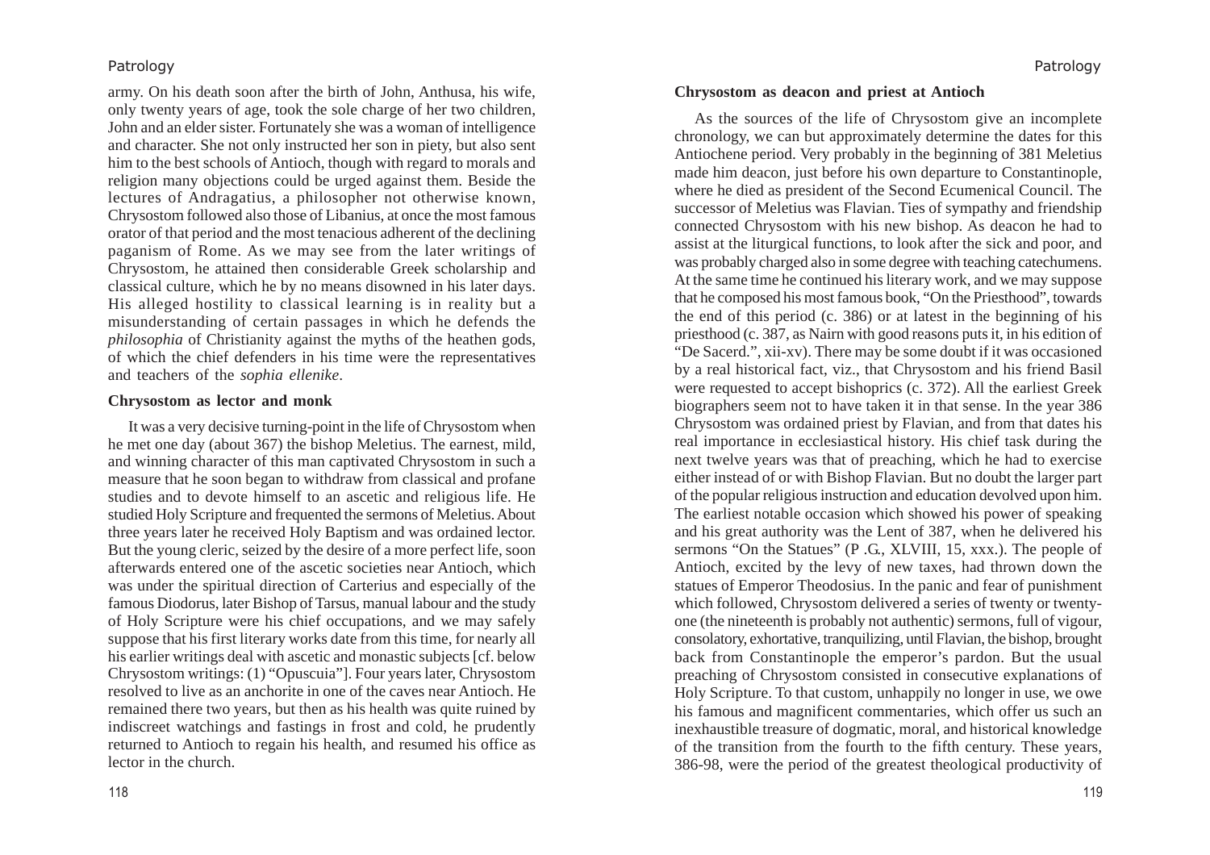army. On his death soon after the birth of John, Anthusa, his wife, only twenty years of age, took the sole charge of her two children, John and an elder sister. Fortunately she was a woman of intelligence and character. She not only instructed her son in piety, but also sent him to the best schools of Antioch, though with regard to morals and religion many objections could be urged against them. Beside the lectures of Andragatius, a philosopher not otherwise known, Chrysostom followed also those of Libanius, at once the most famous orator of that period and the most tenacious adherent of the declining paganism of Rome. As we may see from the later writings of Chrysostom, he attained then considerable Greek scholarship and classical culture, which he by no means disowned in his later days. His alleged hostility to classical learning is in reality but a misunderstanding of certain passages in which he defends the *philosophia* of Christianity against the myths of the heathen gods, of which the chief defenders in his time were the representatives and teachers of the *sophia ellenike*.

**Chrysostom as lector and monk**

It was a very decisive turning-point in the life of Chrysostom when he met one day (about 367) the bishop Meletius. The earnest, mild, and winning character of this man captivated Chrysostom in such a measure that he soon began to withdraw from classical and profane studies and to devote himself to an ascetic and religious life. He studied Holy Scripture and frequented the sermons of Meletius. About three years later he received Holy Baptism and was ordained lector. But the young cleric, seized by the desire of a more perfect life, soon afterwards entered one of the ascetic societies near Antioch, which was under the spiritual direction of Carterius and especially of the famous Diodorus, later Bishop of Tarsus, manual labour and the study of Holy Scripture were his chief occupations, and we may safely suppose that his first literary works date from this time, for nearly all his earlier writings deal with ascetic and monastic subjects [cf. below Chrysostom writings: (1) "Opuscuia"]. Four years later, Chrysostom resolved to live as an anchorite in one of the caves near Antioch. He remained there two years, but then as his health was quite ruined by indiscreet watchings and fastings in frost and cold, he prudently returned to Antioch to regain his health, and resumed his office as lector in the church.

**Chrysostom as deacon and priest at Antioch**

As the sources of the life of Chrysostom give an incomplete chronology, we can but approximately determine the dates for this Antiochene period. Very probably in the beginning of 381 Meletius made him deacon, just before his own departure to Constantinople, where he died as president of the Second Ecumenical Council. The successor of Meletius was Flavian. Ties of sympathy and friendship connected Chrysostom with his new bishop. As deacon he had to assist at the liturgical functions, to look after the sick and poor, and was probably charged also in some degree with teaching catechumens. At the same time he continued his literary work, and we may suppose that he composed his most famous book, "On the Priesthood", towards the end of this period (c. 386) or at latest in the beginning of his priesthood (c. 387, as Nairn with good reasons puts it, in his edition of "De Sacerd.", xii-xv). There may be some doubt if it was occasioned by a real historical fact, viz., that Chrysostom and his friend Basil were requested to accept bishoprics (c. 372). All the earliest Greek biographers seem not to have taken it in that sense. In the year 386 Chrysostom was ordained priest by Flavian, and from that dates his real importance in ecclesiastical history. His chief task during the next twelve years was that of preaching, which he had to exercise either instead of or with Bishop Flavian. But no doubt the larger part of the popular religious instruction and education devolved upon him. The earliest notable occasion which showed his power of speaking and his great authority was the Lent of 387, when he delivered his sermons "On the Statues" (P .G., XLVIII, 15, xxx.). The people of Antioch, excited by the levy of new taxes, had thrown down the statues of Emperor Theodosius. In the panic and fear of punishment which followed, Chrysostom delivered a series of twenty or twenty-one (the nineteenth is probably not authentic) sermons, full of vigour, consolatory, exhortative, tranquilizing, until Flavian, the bishop, brought back from Constantinople the emperor's pardon. But the usual preaching of Chrysostom consisted in consecutive explanations of Holy Scripture. To that custom, unhappily no longer in use, we owe his famous and magnificent commentaries, which offer us such an inexhaustible treasure of dogmatic, moral, and historical knowledge of the transition from the fourth to the fifth century. These years, 386-98, were the period of the greatest theological productivity of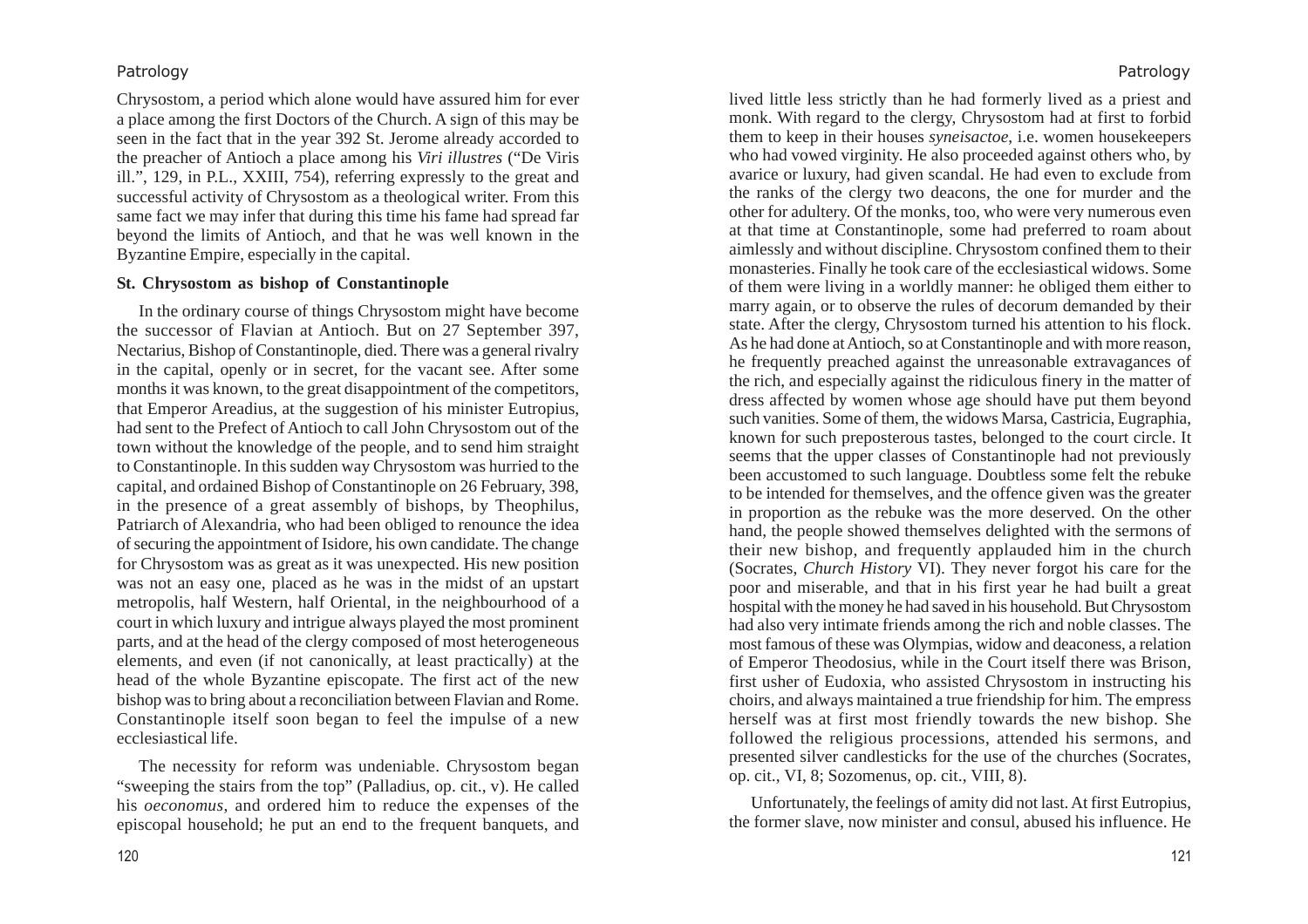Chrysostom, a period which alone would have assured him for ever a place among the first Doctors of the Church. A sign of this may be seen in the fact that in the year 392 St. Jerome already accorded to the preacher of Antioch a place among his *Viri illustres* ("De Viris ill.", 129, in P.L., XXIII, 754), referring expressly to the great and successful activity of Chrysostom as a theological writer. From this same fact we may infer that during this time his fame had spread far beyond the limits of Antioch, and that he was well known in the Byzantine Empire, especially in the capital.

### St. Chrysostom as bishop of Constantinople

In the ordinary course of things Chrysostom might have become the successor of Flavian at Antioch. But on 27 September 397, Nectarius, Bishop of Constantinople, died. There was a general rivalry in the capital, openly or in secret, for the vacant see. After some months it was known, to the great disappointment of the competitors, that Emperor Areadius, at the suggestion of his minister Eutropius, had sent to the Prefect of Antioch to call John Chrysostom out of the town without the knowledge of the people, and to send him straight to Constantinople. In this sudden way Chrysostom was hurried to the capital, and ordained Bishop of Constantinople on 26 February, 398, in the presence of a great assembly of bishops, by Theophilus, Patriarch of Alexandria, who had been obliged to renounce the idea of securing the appointment of Isidore, his own candidate. The change for Chrysostom was as great as it was unexpected. His new position was not an easy one, placed as he was in the midst of an upstart metropolis, half Western, half Oriental, in the neighbourhood of a court in which luxury and intrigue always played the most prominent parts, and at the head of the clergy composed of most heterogeneous elements, and even (if not canonically, at least practically) at the head of the whole Byzantine episcopate. The first act of the new bishop was to bring about a reconciliation between Flavian and Rome. Constantinople itself soon began to feel the impulse of a new ecclesiastical life.

The necessity for reform was undeniable. Chrysostom began "sweeping the stairs from the top" (Palladius, op. cit., v). He called his *oeconomus*, and ordered him to reduce the expenses of the episcopal household; he put an end to the frequent banquets, and lived little less strictly than he had formerly lived as a priest and monk. With regard to the clergy, Chrysostom had at first to forbid them to keep in their houses *syneisactoe*, i.e. women housekeepers who had vowed virginity. He also proceeded against others who, by avarice or luxury, had given scandal. He had even to exclude from the ranks of the clergy two deacons, the one for murder and the other for adultery. Of the monks, too, who were very numerous even at that time at Constantinople, some had preferred to roam about aimlessly and without discipline. Chrysostom confined them to their monasteries. Finally he took care of the ecclesiastical widows. Some of them were living in a worldly manner: he obliged them either to marry again, or to observe the rules of decorum demanded by their state. After the clergy, Chrysostom turned his attention to his flock. As he had done at Antioch, so at Constantinople and with more reason, he frequently preached against the unreasonable extravagances of the rich, and especially against the ridiculous finery in the matter of dress affected by women whose age should have put them beyond such vanities. Some of them, the widows Marsa, Castricia, Eugraphia, known for such preposterous tastes, belonged to the court circle. It seems that the upper classes of Constantinople had not previously been accustomed to such language. Doubtless some felt the rebuke to be intended for themselves, and the offence given was the greater in proportion as the rebuke was the more deserved. On the other hand, the people showed themselves delighted with the sermons of their new bishop, and frequently applauded him in the church (Socrates, *Church History* VI). They never forgot his care for the poor and miserable, and that in his first year he had built a great hospital with the money he had saved in his household. But Chrysostom had also very intimate friends among the rich and noble classes. The most famous of these was Olympias, widow and deaconess, a relation of Emperor Theodosius, while in the Court itself there was Brison, first usher of Eudoxia, who assisted Chrysostom in instructing his choirs, and always maintained a true friendship for him. The empress herself was at first most friendly towards the new bishop. She followed the religious processions, attended his sermons, and presented silver candlesticks for the use of the churches (Socrates, op. cit., VI, 8; Sozomenus, op. cit., VIII, 8).

Unfortunately, the feelings of amity did not last. At first Eutropius, the former slave, now minister and consul, abused his influence. He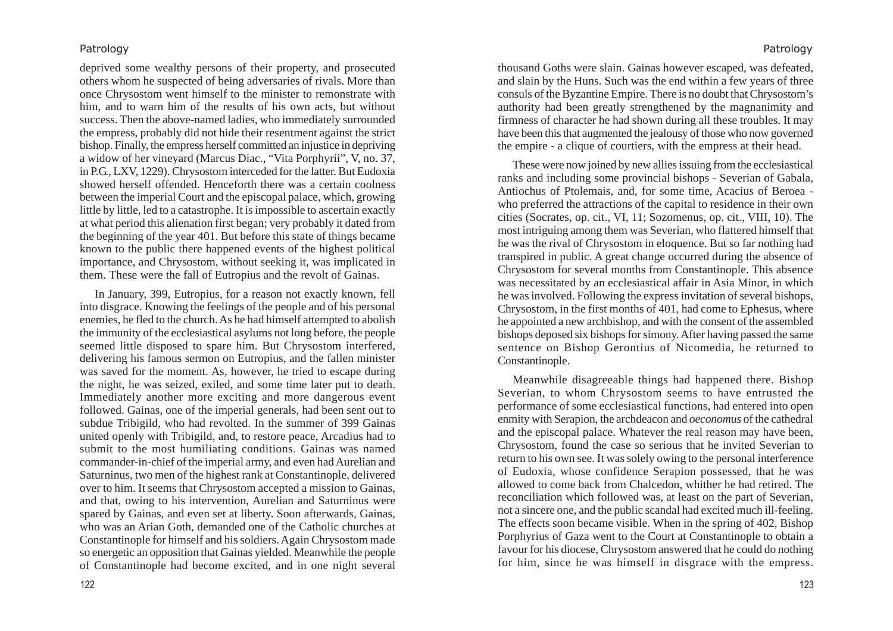deprived some wealthy persons of their property, and prosecuted others whom he suspected of being adversaries of rivals. More than once Chrysostom went himself to the minister to remonstrate with him, and to warn him of the results of his own acts, but without success. Then the above-named ladies, who immediately surrounded the empress, probably did not hide their resentment against the strict bishop. Finally, the empress herself committed an injustice in depriving a widow of her vineyard (Marcus Diac., "Vita Porphyrii", V, no. 37, in P.G., LXV, 1229). Chrysostom interceded for the latter. But Eudoxia showed herself offended. Henceforth there was a certain coolness between the imperial Court and the episcopal palace, which, growing little by little, led to a catastrophe. It is impossible to ascertain exactly at what period this alienation first began; very probably it dated from the beginning of the year 401. But before this state of things became known to the public there happened events of the highest political importance, and Chrysostom, without seeking it, was implicated in them. These were the fall of Eutropius and the revolt of Gainas.

In January, 399, Eutropius, for a reason not exactly known, fell into disgrace. Knowing the feelings of the people and of his personal enemies, he fled to the church. As he had himself attempted to abolish the immunity of the ecclesiastical asylums not long before, the people seemed little disposed to spare him. But Chrysostom interfered, delivering his famous sermon on Eutropius, and the fallen minister was saved for the moment. As, however, he tried to escape during the night, he was seized, exiled, and some time later put to death. Immediately another more exciting and more dangerous event followed. Gainas, one of the imperial generals, had been sent out to subdue Tribigild, who had revolted. In the summer of 399 Gainas united openly with Tribigild, and, to restore peace, Arcadius had to submit to the most humiliating conditions. Gainas was named commander-in-chief of the imperial army, and even had Aurelian and Saturninus, two men of the highest rank at Constantinople, delivered over to him. It seems that Chrysostom accepted a mission to Gainas, and that, owing to his intervention, Aurelian and Saturninus were spared by Gainas, and even set at liberty. Soon afterwards, Gainas, who was an Arian Goth, demanded one of the Catholic churches at Constantinople for himself and his soldiers. Again Chrysostom made so energetic an opposition that Gainas yielded. Meanwhile the people of Constantinople had become excited, and in one night several thousand Goths were slain. Gainas however escaped, was defeated, and slain by the Huns. Such was the end within a few years of three consuls of the Byzantine Empire. There is no doubt that Chrysostom's authority had been greatly strengthened by the magnanimity and firmness of character he had shown during all these troubles. It may have been this that augmented the jealousy of those who now governed the empire - a clique of courtiers, with the empress at their head.

These were now joined by new allies issuing from the ecclesiastical ranks and including some provincial bishops - Severian of Gabala, Antiochus of Ptolemais, and, for some time, Acacius of Beroea - who preferred the attractions of the capital to residence in their own cities (Socrates, op. cit., VI, 11; Sozomenus, op. cit., VIII, 10). The most intriguing among them was Severian, who flattered himself that he was the rival of Chrysostom in eloquence. But so far nothing had transpired in public. A great change occurred during the absence of Chrysostom for several months from Constantinople. This absence was necessitated by an ecclesiastical affair in Asia Minor, in which he was involved. Following the express invitation of several bishops, Chrysostom, in the first months of 401, had come to Ephesus, where he appointed a new archbishop, and with the consent of the assembled bishops deposed six bishops for simony. After having passed the same sentence on Bishop Gerontius of Nicomedia, he returned to Constantinople.

Meanwhile disagreeable things had happened there. Bishop Severian, to whom Chrysostom seems to have entrusted the performance of some ecclesiastical functions, had entered into open enmity with Serapion, the archdeacon and *oeconomus* of the cathedral and the episcopal palace. Whatever the real reason may have been, Chrysostom, found the case so serious that he invited Severian to return to his own see. It was solely owing to the personal interference of Eudoxia, whose confidence Serapion possessed, that he was allowed to come back from Chalcedon, whither he had retired. The reconciliation which followed was, at least on the part of Severian, not a sincere one, and the public scandal had excited much ill-feeling. The effects soon became visible. When in the spring of 402, Bishop Porphyrius of Gaza went to the Court at Constantinople to obtain a favour for his diocese, Chrysostom answered that he could do nothing for him, since he was himself in disgrace with the empress.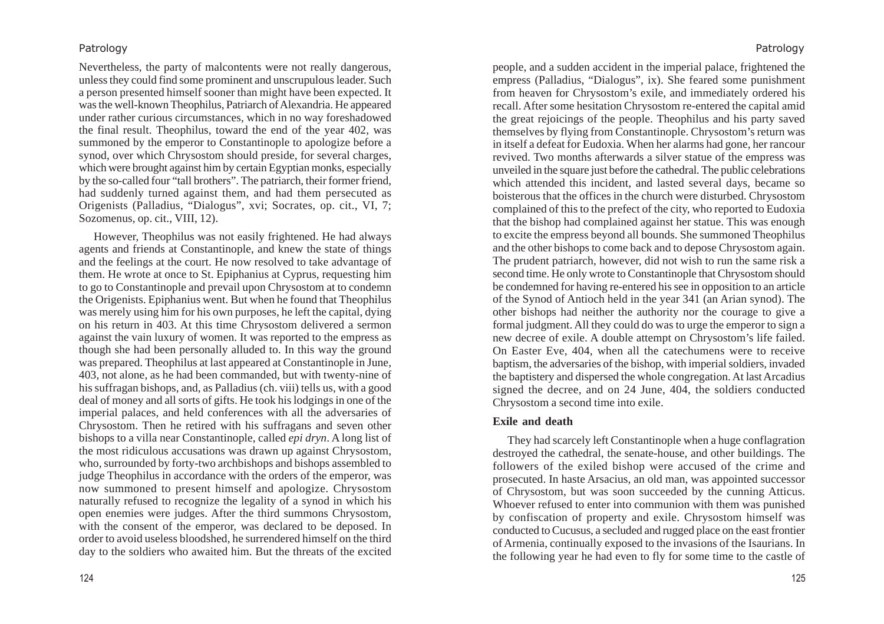Nevertheless, the party of malcontents were not really dangerous, unless they could find some prominent and unscrupulous leader. Such a person presented himself sooner than might have been expected. It was the well-known Theophilus, Patriarch of Alexandria. He appeared under rather curious circumstances, which in no way foreshadowed the final result. Theophilus, toward the end of the year 402, was summoned by the emperor to Constantinople to apologize before a synod, over which Chrysostom should preside, for several charges, which were brought against him by certain Egyptian monks, especially by the so-called four "tall brothers". The patriarch, their former friend, had suddenly turned against them, and had them persecuted as Origenists (Palladius, "Dialogus", xvi; Socrates, op. cit., VI, 7; Sozomenus, op. cit., VIII, 12).

However, Theophilus was not easily frightened. He had always agents and friends at Constantinople, and knew the state of things and the feelings at the court. He now resolved to take advantage of them. He wrote at once to St. Epiphanius at Cyprus, requesting him to go to Constantinople and prevail upon Chrysostom at to condemn the Origenists. Epiphanius went. But when he found that Theophilus was merely using him for his own purposes, he left the capital, dying on his return in 403. At this time Chrysostom delivered a sermon against the vain luxury of women. It was reported to the empress as though she had been personally alluded to. In this way the ground was prepared. Theophilus at last appeared at Constantinople in June, 403, not alone, as he had been commanded, but with twenty-nine of his suffragan bishops, and, as Palladius (ch. viii) tells us, with a good deal of money and all sorts of gifts. He took his lodgings in one of the imperial palaces, and held conferences with all the adversaries of Chrysostom. Then he retired with his suffragans and seven other bishops to a villa near Constantinople, called *epi dryn*. A long list of the most ridiculous accusations was drawn up against Chrysostom, who, surrounded by forty-two archbishops and bishops assembled to judge Theophilus in accordance with the orders of the emperor, was now summoned to present himself and apologize. Chrysostom naturally refused to recognize the legality of a synod in which his open enemies were judges. After the third summons Chrysostom, with the consent of the emperor, was declared to be deposed. In order to avoid useless bloodshed, he surrendered himself on the third day to the soldiers who awaited him. But the threats of the excited people, and a sudden accident in the imperial palace, frightened the empress (Palladius, "Dialogus", ix). She feared some punishment from heaven for Chrysostom's exile, and immediately ordered his recall. After some hesitation Chrysostom re-entered the capital amid the great rejoicings of the people. Theophilus and his party saved themselves by flying from Constantinople. Chrysostom's return was in itself a defeat for Eudoxia. When her alarms had gone, her rancour revived. Two months afterwards a silver statue of the empress was unveiled in the square just before the cathedral. The public celebrations which attended this incident, and lasted several days, became so boisterous that the offices in the church were disturbed. Chrysostom complained of this to the prefect of the city, who reported to Eudoxia that the bishop had complained against her statue. This was enough to excite the empress beyond all bounds. She summoned Theophilus and the other bishops to come back and to depose Chrysostom again. The prudent patriarch, however, did not wish to run the same risk a second time. He only wrote to Constantinople that Chrysostom should be condemned for having re-entered his see in opposition to an article of the Synod of Antioch held in the year 341 (an Arian synod). The other bishops had neither the authority nor the courage to give a formal judgment. All they could do was to urge the emperor to sign a new decree of exile. A double attempt on Chrysostom's life failed. On Easter Eve, 404, when all the catechumens were to receive baptism, the adversaries of the bishop, with imperial soldiers, invaded the baptistery and dispersed the whole congregation. At last Arcadius signed the decree, and on 24 June, 404, the soldiers conducted Chrysostom a second time into exile.

**Exile and death**

They had scarcely left Constantinople when a huge conflagration destroyed the cathedral, the senate-house, and other buildings. The followers of the exiled bishop were accused of the crime and prosecuted. In haste Arsacius, an old man, was appointed successor of Chrysostom, but was soon succeeded by the cunning Atticus. Whoever refused to enter into communion with them was punished by confiscation of property and exile. Chrysostom himself was conducted to Cucusus, a secluded and rugged place on the east frontier of Armenia, continually exposed to the invasions of the Isaurians. In the following year he had even to fly for some time to the castle of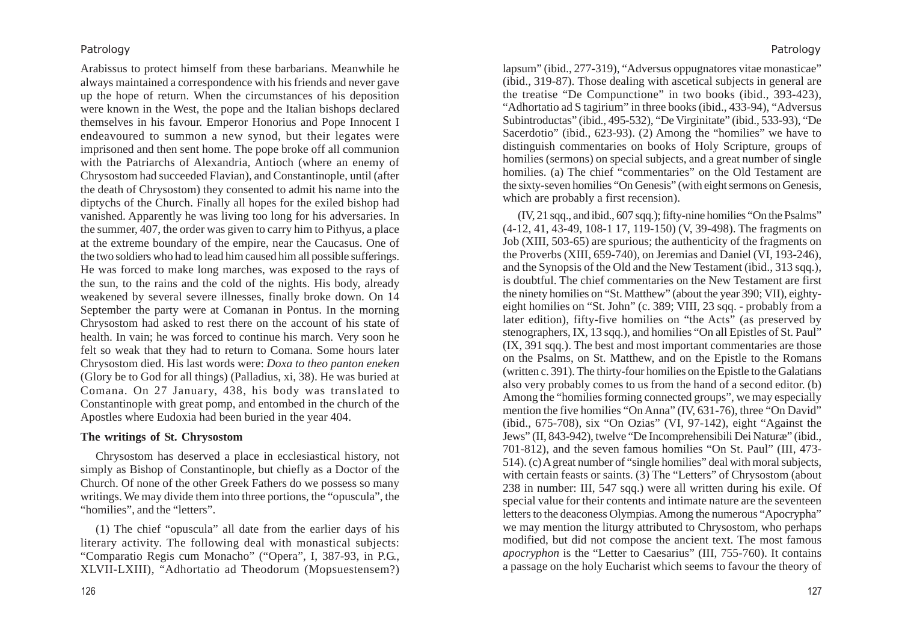Arabissus to protect himself from these barbarians. Meanwhile he always maintained a correspondence with his friends and never gave up the hope of return. When the circumstances of his deposition were known in the West, the pope and the Italian bishops declared themselves in his favour. Emperor Honorius and Pope Innocent I endeavoured to summon a new synod, but their legates were imprisoned and then sent home. The pope broke off all communion with the Patriarchs of Alexandria, Antioch (where an enemy of Chrysostom had succeeded Flavian), and Constantinople, until (after the death of Chrysostom) they consented to admit his name into the diptychs of the Church. Finally all hopes for the exiled bishop had vanished. Apparently he was living too long for his adversaries. In the summer, 407, the order was given to carry him to Pithyus, a place at the extreme boundary of the empire, near the Caucasus. One of the two soldiers who had to lead him caused him all possible sufferings. He was forced to make long marches, was exposed to the rays of the sun, to the rains and the cold of the nights. His body, already weakened by several severe illnesses, finally broke down. On 14 September the party were at Comanan in Pontus. In the morning Chrysostom had asked to rest there on the account of his state of health. In vain; he was forced to continue his march. Very soon he felt so weak that they had to return to Comana. Some hours later Chrysostom died. His last words were: *Doxa to theo panton eneken* (Glory be to God for all things) (Palladius, xi, 38). He was buried at Comana. On 27 January, 438, his body was translated to Constantinople with great pomp, and entombed in the church of the Apostles where Eudoxia had been buried in the year 404.

**The writings of St. Chrysostom**

Chrysostom has deserved a place in ecclesiastical history, not simply as Bishop of Constantinople, but chiefly as a Doctor of the Church. Of none of the other Greek Fathers do we possess so many writings. We may divide them into three portions, the "opuscula", the "homilies", and the "letters".

(1) The chief "opuscula" all date from the earlier days of his literary activity. The following deal with monastical subjects: "Comparatio Regis cum Monacho" ("Opera", I, 387-93, in P.G., XLVII-LXIII), "Adhortatio ad Theodorum (Mopsuestensem?) lapsum" (ibid., 277-319), "Adversus oppugnatores vitae monasticae" (ibid., 319-87). Those dealing with ascetical subjects in general are the treatise "De Compunctione" in two books (ibid., 393-423), "Adhortatio ad S tagirium" in three books (ibid., 433-94), "Adversus Subintroductas" (ibid., 495-532), "De Virginitate" (ibid., 533-93), "De Sacerdotio" (ibid., 623-93). (2) Among the "homilies" we have to distinguish commentaries on books of Holy Scripture, groups of homilies (sermons) on special subjects, and a great number of single homilies. (a) The chief "commentaries" on the Old Testament are the sixty-seven homilies "On Genesis" (with eight sermons on Genesis, which are probably a first recension).

(IV, 21 sqq., and ibid., 607 sqq.); fifty-nine homilies "On the Psalms" (4-12, 41, 43-49, 108-1 17, 119-150) (V, 39-498). The fragments on Job (XIII, 503-65) are spurious; the authenticity of the fragments on the Proverbs (XIII, 659-740), on Jeremias and Daniel (VI, 193-246), and the Synopsis of the Old and the New Testament (ibid., 313 sqq.), is doubtful. The chief commentaries on the New Testament are first the ninety homilies on "St. Matthew" (about the year 390; VII), eighty-eight homilies on "St. John" (c. 389; VIII, 23 sqq. - probably from a later edition), fifty-five homilies on "the Acts" (as preserved by stenographers, IX, 13 sqq.), and homilies "On all Epistles of St. Paul" (IX, 391 sqq.). The best and most important commentaries are those on the Psalms, on St. Matthew, and on the Epistle to the Romans (written c. 391). The thirty-four homilies on the Epistle to the Galatians also very probably comes to us from the hand of a second editor. (b) Among the "homilies forming connected groups", we may especially mention the five homilies "On Anna" (IV, 631-76), three "On David" (ibid., 675-708), six "On Ozias" (VI, 97-142), eight "Against the Jews" (II, 843-942), twelve "De Incomprehensibili Dei Naturæ" (ibid., 701-812), and the seven famous homilies "On St. Paul" (III, 473-514). (c) A great number of "single homilies" deal with moral subjects, with certain feasts or saints. (3) The "Letters" of Chrysostom (about 238 in number: III, 547 sqq.) were all written during his exile. Of special value for their contents and intimate nature are the seventeen letters to the deaconess Olympias. Among the numerous "Apocrypha" we may mention the liturgy attributed to Chrysostom, who perhaps modified, but did not compose the ancient text. The most famous *apocryphon* is the "Letter to Caesarius" (III, 755-760). It contains a passage on the holy Eucharist which seems to favour the theory of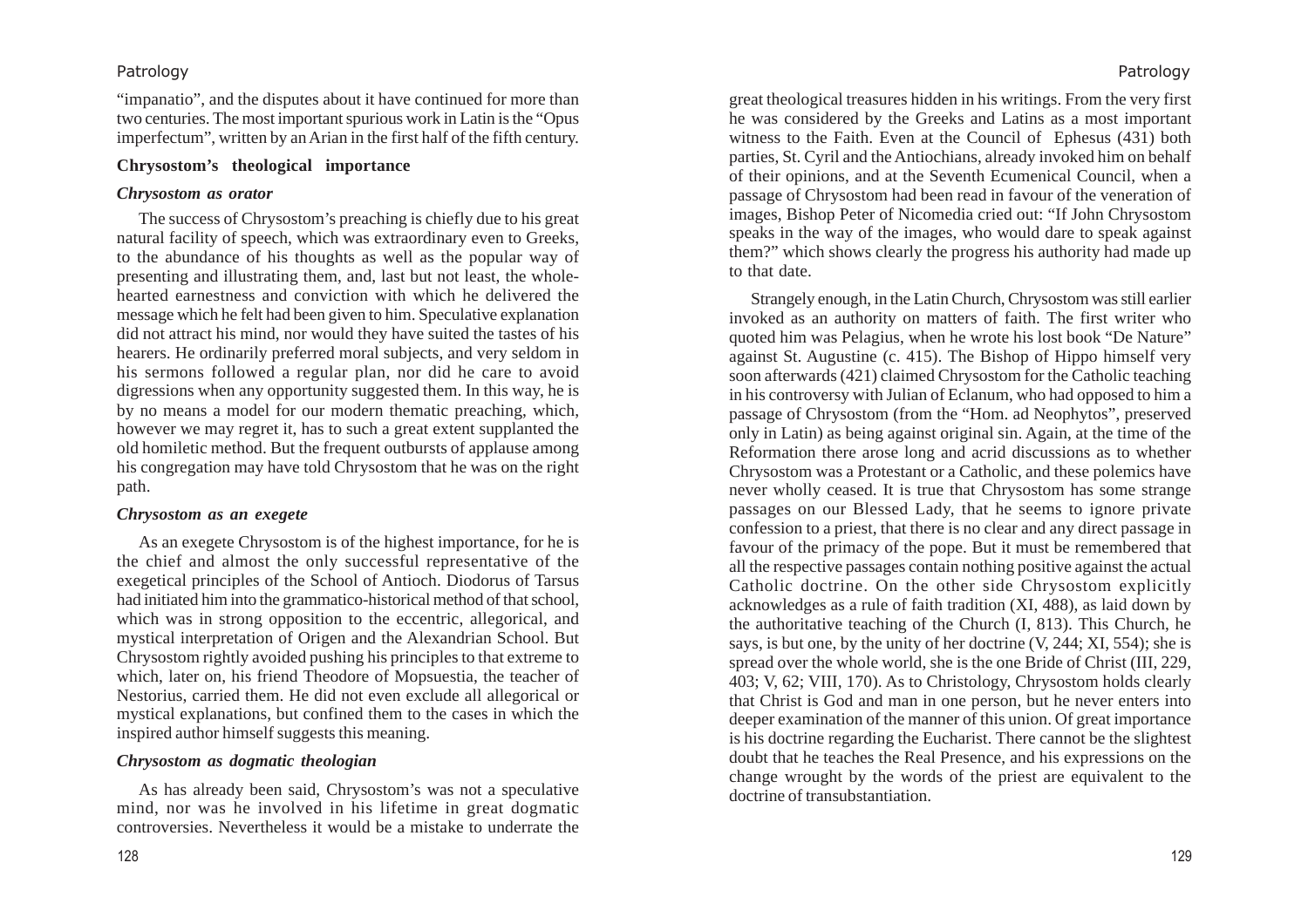"impanatio", and the disputes about it have continued for more than two centuries. The most important spurious work in Latin is the "Opus imperfectum", written by an Arian in the first half of the fifth century.

## Chrysostom's theological importance

### *Chrysostom as orator*

The success of Chrysostom's preaching is chiefly due to his great natural facility of speech, which was extraordinary even to Greeks, to the abundance of his thoughts as well as the popular way of presenting and illustrating them, and, last but not least, the whole-hearted earnestness and conviction with which he delivered the message which he felt had been given to him. Speculative explanation did not attract his mind, nor would they have suited the tastes of his hearers. He ordinarily preferred moral subjects, and very seldom in his sermons followed a regular plan, nor did he care to avoid digressions when any opportunity suggested them. In this way, he is by no means a model for our modern thematic preaching, which, however we may regret it, has to such a great extent supplanted the old homiletic method. But the frequent outbursts of applause among his congregation may have told Chrysostom that he was on the right path.

### *Chrysostom as an exegete*

As an exegete Chrysostom is of the highest importance, for he is the chief and almost the only successful representative of the exegetical principles of the School of Antioch. Diodorus of Tarsus had initiated him into the grammatico-historical method of that school, which was in strong opposition to the eccentric, allegorical, and mystical interpretation of Origen and the Alexandrian School. But Chrysostom rightly avoided pushing his principles to that extreme to which, later on, his friend Theodore of Mopsuestia, the teacher of Nestorius, carried them. He did not even exclude all allegorical or mystical explanations, but confined them to the cases in which the inspired author himself suggests this meaning.

### *Chrysostom as dogmatic theologian*

As has already been said, Chrysostom's was not a speculative mind, nor was he involved in his lifetime in great dogmatic controversies. Nevertheless it would be a mistake to underrate the great theological treasures hidden in his writings. From the very first he was considered by the Greeks and Latins as a most important witness to the Faith. Even at the Council of Ephesus (431) both parties, St. Cyril and the Antiochians, already invoked him on behalf of their opinions, and at the Seventh Ecumenical Council, when a passage of Chrysostom had been read in favour of the veneration of images, Bishop Peter of Nicomedia cried out: "If John Chrysostom speaks in the way of the images, who would dare to speak against them?" which shows clearly the progress his authority had made up to that date.

Strangely enough, in the Latin Church, Chrysostom was still earlier invoked as an authority on matters of faith. The first writer who quoted him was Pelagius, when he wrote his lost book "De Nature" against St. Augustine (c. 415). The Bishop of Hippo himself very soon afterwards (421) claimed Chrysostom for the Catholic teaching in his controversy with Julian of Eclanum, who had opposed to him a passage of Chrysostom (from the "Hom. ad Neophytos", preserved only in Latin) as being against original sin. Again, at the time of the Reformation there arose long and acrid discussions as to whether Chrysostom was a Protestant or a Catholic, and these polemics have never wholly ceased. It is true that Chrysostom has some strange passages on our Blessed Lady, that he seems to ignore private confession to a priest, that there is no clear and any direct passage in favour of the primacy of the pope. But it must be remembered that all the respective passages contain nothing positive against the actual Catholic doctrine. On the other side Chrysostom explicitly acknowledges as a rule of faith tradition (XI, 488), as laid down by the authoritative teaching of the Church (I, 813). This Church, he says, is but one, by the unity of her doctrine (V, 244; XI, 554); she is spread over the whole world, she is the one Bride of Christ (III, 229, 403; V, 62; VIII, 170). As to Christology, Chrysostom holds clearly that Christ is God and man in one person, but he never enters into deeper examination of the manner of this union. Of great importance is his doctrine regarding the Eucharist. There cannot be the slightest doubt that he teaches the Real Presence, and his expressions on the change wrought by the words of the priest are equivalent to the doctrine of transubstantiation.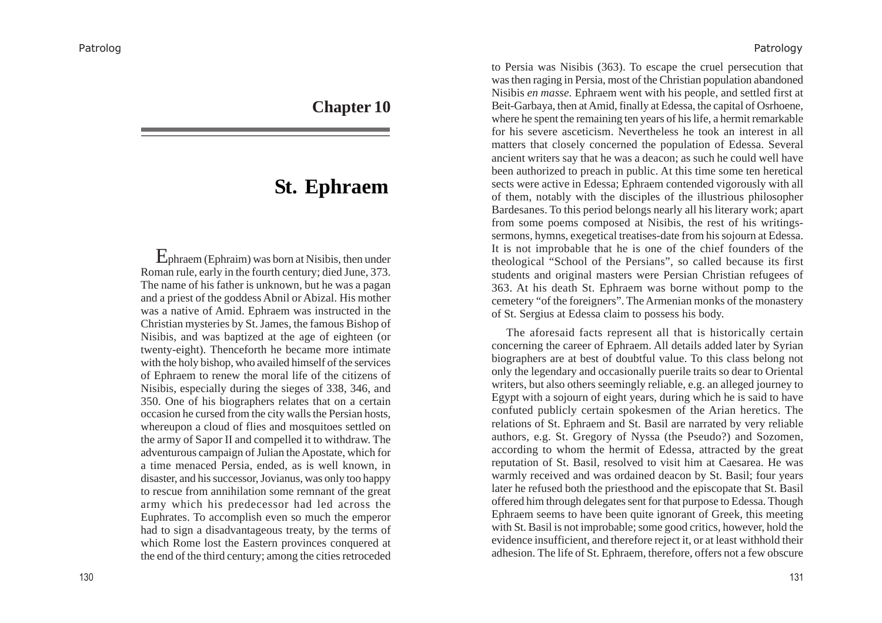## Chapter 10

# St. Ephraem

Ephraem (Ephraim) was born at Nisibis, then under Roman rule, early in the fourth century; died June, 373. The name of his father is unknown, but he was a pagan and a priest of the goddess Abnil or Abizal. His mother was a native of Amid. Ephraem was instructed in the Christian mysteries by St. James, the famous Bishop of Nisibis, and was baptized at the age of eighteen (or twenty-eight). Thenceforth he became more intimate with the holy bishop, who availed himself of the services of Ephraem to renew the moral life of the citizens of Nisibis, especially during the sieges of 338, 346, and 350. One of his biographers relates that on a certain occasion he cursed from the city walls the Persian hosts, whereupon a cloud of flies and mosquitoes settled on the army of Sapor II and compelled it to withdraw. The adventurous campaign of Julian the Apostate, which for a time menaced Persia, ended, as is well known, in disaster, and his successor, Jovianus, was only too happy to rescue from annihilation some remnant of the great army which his predecessor had led across the Euphrates. To accomplish even so much the emperor had to sign a disadvantageous treaty, by the terms of which Rome lost the Eastern provinces conquered at the end of the third century; among the cities retroceded to Persia was Nisibis (363). To escape the cruel persecution that was then raging in Persia, most of the Christian population abandoned Nisibis *en masse.* Ephraem went with his people, and settled first at Beit-Garbaya, then at Amid, finally at Edessa, the capital of Osrhoene, where he spent the remaining ten years of his life, a hermit remarkable for his severe asceticism. Nevertheless he took an interest in all matters that closely concerned the population of Edessa. Several ancient writers say that he was a deacon; as such he could well have been authorized to preach in public. At this time some ten heretical sects were active in Edessa; Ephraem contended vigorously with all of them, notably with the disciples of the illustrious philosopher Bardesanes. To this period belongs nearly all his literary work; apart from some poems composed at Nisibis, the rest of his writings-sermons, hymns, exegetical treatises-date from his sojourn at Edessa. It is not improbable that he is one of the chief founders of the theological “School of the Persians”, so called because its first students and original masters were Persian Christian refugees of 363. At his death St. Ephraem was borne without pomp to the cemetery “of the foreigners”. The Armenian monks of the monastery of St. Sergius at Edessa claim to possess his body.

The aforesaid facts represent all that is historically certain concerning the career of Ephraem. All details added later by Syrian biographers are at best of doubtful value. To this class belong not only the legendary and occasionally puerile traits so dear to Oriental writers, but also others seemingly reliable, e.g. an alleged journey to Egypt with a sojourn of eight years, during which he is said to have confuted publicly certain spokesmen of the Arian heretics. The relations of St. Ephraem and St. Basil are narrated by very reliable authors, e.g. St. Gregory of Nyssa (the Pseudo?) and Sozomen, according to whom the hermit of Edessa, attracted by the great reputation of St. Basil, resolved to visit him at Caesarea. He was warmly received and was ordained deacon by St. Basil; four years later he refused both the priesthood and the episcopate that St. Basil offered him through delegates sent for that purpose to Edessa. Though Ephraem seems to have been quite ignorant of Greek, this meeting with St. Basil is not improbable; some good critics, however, hold the evidence insufficient, and therefore reject it, or at least withhold their adhesion. The life of St. Ephraem, therefore, offers not a few obscure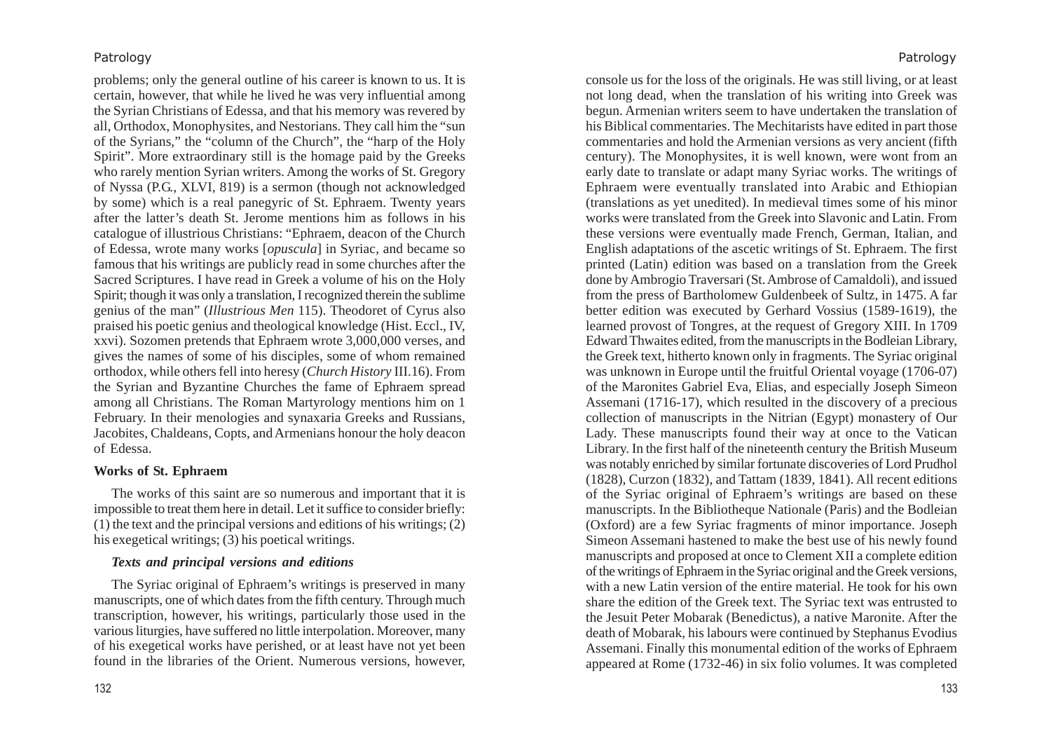problems; only the general outline of his career is known to us. It is certain, however, that while he lived he was very influential among the Syrian Christians of Edessa, and that his memory was revered by all, Orthodox, Monophysites, and Nestorians. They call him the "sun of the Syrians," the "column of the Church", the "harp of the Holy Spirit". More extraordinary still is the homage paid by the Greeks who rarely mention Syrian writers. Among the works of St. Gregory of Nyssa (P.G., XLVI, 819) is a sermon (though not acknowledged by some) which is a real panegyric of St. Ephraem. Twenty years after the latter's death St. Jerome mentions him as follows in his catalogue of illustrious Christians: "Ephraem, deacon of the Church of Edessa, wrote many works [*opuscula*] in Syriac, and became so famous that his writings are publicly read in some churches after the Sacred Scriptures. I have read in Greek a volume of his on the Holy Spirit; though it was only a translation, I recognized therein the sublime genius of the man" (*Illustrious Men* 115). Theodoret of Cyrus also praised his poetic genius and theological knowledge (Hist. Eccl., IV, xxvi). Sozomen pretends that Ephraem wrote 3,000,000 verses, and gives the names of some of his disciples, some of whom remained orthodox, while others fell into heresy (*Church History* III.16). From the Syrian and Byzantine Churches the fame of Ephraem spread among all Christians. The Roman Martyrology mentions him on 1 February. In their menologies and synaxaria Greeks and Russians, Jacobites, Chaldeans, Copts, and Armenians honour the holy deacon of Edessa.

### Works of St. Ephraem

The works of this saint are so numerous and important that it is impossible to treat them here in detail. Let it suffice to consider briefly: (1) the text and the principal versions and editions of his writings; (2) his exegetical writings; (3) his poetical writings.

#### *Texts and principal versions and editions*

The Syriac original of Ephraem's writings is preserved in many manuscripts, one of which dates from the fifth century. Through much transcription, however, his writings, particularly those used in the various liturgies, have suffered no little interpolation. Moreover, many of his exegetical works have perished, or at least have not yet been found in the libraries of the Orient. Numerous versions, however, console us for the loss of the originals. He was still living, or at least not long dead, when the translation of his writing into Greek was begun. Armenian writers seem to have undertaken the translation of his Biblical commentaries. The Mechitarists have edited in part those commentaries and hold the Armenian versions as very ancient (fifth century). The Monophysites, it is well known, were wont from an early date to translate or adapt many Syriac works. The writings of Ephraem were eventually translated into Arabic and Ethiopian (translations as yet unedited). In medieval times some of his minor works were translated from the Greek into Slavonic and Latin. From these versions were eventually made French, German, Italian, and English adaptations of the ascetic writings of St. Ephraem. The first printed (Latin) edition was based on a translation from the Greek done by Ambrogio Traversari (St. Ambrose of Camaldoli), and issued from the press of Bartholomew Guldenbeek of Sultz, in 1475. A far better edition was executed by Gerhard Vossius (1589-1619), the learned provost of Tongres, at the request of Gregory XIII. In 1709 Edward Thwaites edited, from the manuscripts in the Bodleian Library, the Greek text, hitherto known only in fragments. The Syriac original was unknown in Europe until the fruitful Oriental voyage (1706-07) of the Maronites Gabriel Eva, Elias, and especially Joseph Simeon Assemani (1716-17), which resulted in the discovery of a precious collection of manuscripts in the Nitrian (Egypt) monastery of Our Lady. These manuscripts found their way at once to the Vatican Library. In the first half of the nineteenth century the British Museum was notably enriched by similar fortunate discoveries of Lord Prudhol (1828), Curzon (1832), and Tattam (1839, 1841). All recent editions of the Syriac original of Ephraem's writings are based on these manuscripts. In the Bibliotheque Nationale (Paris) and the Bodleian (Oxford) are a few Syriac fragments of minor importance. Joseph Simeon Assemani hastened to make the best use of his newly found manuscripts and proposed at once to Clement XII a complete edition of the writings of Ephraem in the Syriac original and the Greek versions, with a new Latin version of the entire material. He took for his own share the edition of the Greek text. The Syriac text was entrusted to the Jesuit Peter Mobarak (Benedictus), a native Maronite. After the death of Mobarak, his labours were continued by Stephanus Evodius Assemani. Finally this monumental edition of the works of Ephraem appeared at Rome (1732-46) in six folio volumes. It was completed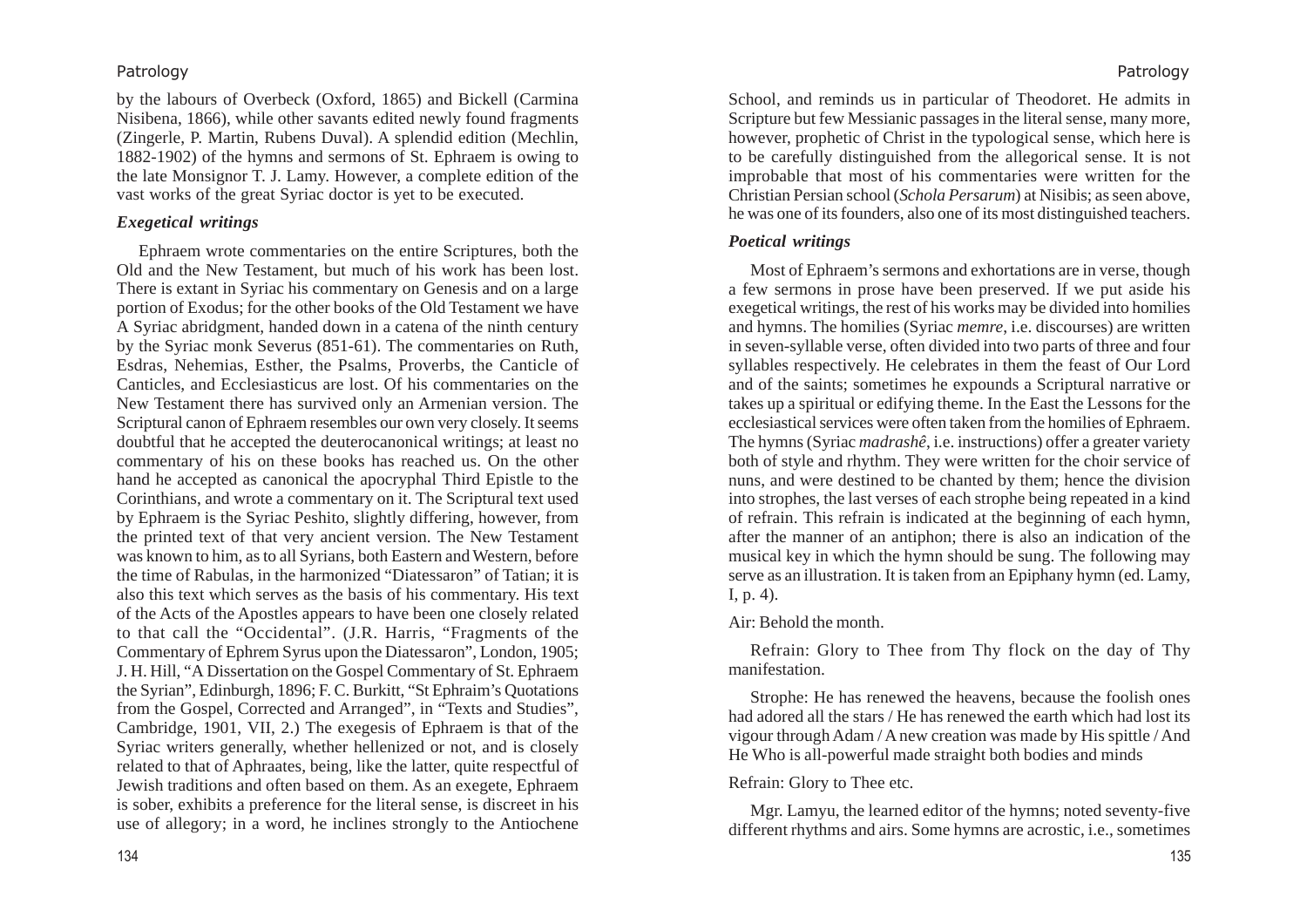by the labours of Overbeck (Oxford, 1865) and Bickell (Carmina Nisibena, 1866), while other savants edited newly found fragments (Zingerle, P. Martin, Rubens Duval). A splendid edition (Mechlin, 1882-1902) of the hymns and sermons of St. Ephraem is owing to the late Monsignor T. J. Lamy. However, a complete edition of the vast works of the great Syriac doctor is yet to be executed.

### *Exegetical writings*

Ephraem wrote commentaries on the entire Scriptures, both the Old and the New Testament, but much of his work has been lost. There is extant in Syriac his commentary on Genesis and on a large portion of Exodus; for the other books of the Old Testament we have A Syriac abridgment, handed down in a catena of the ninth century by the Syriac monk Severus (851-61). The commentaries on Ruth, Esdras, Nehemias, Esther, the Psalms, Proverbs, the Canticle of Canticles, and Ecclesiasticus are lost. Of his commentaries on the New Testament there has survived only an Armenian version. The Scriptural canon of Ephraem resembles our own very closely. It seems doubtful that he accepted the deuterocanonical writings; at least no commentary of his on these books has reached us. On the other hand he accepted as canonical the apocryphal Third Epistle to the Corinthians, and wrote a commentary on it. The Scriptural text used by Ephraem is the Syriac Peshito, slightly differing, however, from the printed text of that very ancient version. The New Testament was known to him, as to all Syrians, both Eastern and Western, before the time of Rabulas, in the harmonized "Diatessaron" of Tatian; it is also this text which serves as the basis of his commentary. His text of the Acts of the Apostles appears to have been one closely related to that call the "Occidental". (J.R. Harris, "Fragments of the Commentary of Ephrem Syrus upon the Diatessaron", London, 1905; J. H. Hill, "A Dissertation on the Gospel Commentary of St. Ephraem the Syrian", Edinburgh, 1896; F. C. Burkitt, "St Ephraim's Quotations from the Gospel, Corrected and Arranged", in "Texts and Studies", Cambridge, 1901, VII, 2.) The exegesis of Ephraem is that of the Syriac writers generally, whether hellenized or not, and is closely related to that of Aphraates, being, like the latter, quite respectful of Jewish traditions and often based on them. As an exegete, Ephraem is sober, exhibits a preference for the literal sense, is discreet in his use of allegory; in a word, he inclines strongly to the Antiochene School, and reminds us in particular of Theodoret. He admits in Scripture but few Messianic passages in the literal sense, many more, however, prophetic of Christ in the typological sense, which here is to be carefully distinguished from the allegorical sense. It is not improbable that most of his commentaries were written for the Christian Persian school (*Schola Persarum*) at Nisibis; as seen above, he was one of its founders, also one of its most distinguished teachers.

### *Poetical writings*

Most of Ephraem's sermons and exhortations are in verse, though a few sermons in prose have been preserved. If we put aside his exegetical writings, the rest of his works may be divided into homilies and hymns. The homilies (Syriac *memre*, i.e. discourses) are written in seven-syllable verse, often divided into two parts of three and four syllables respectively. He celebrates in them the feast of Our Lord and of the saints; sometimes he expounds a Scriptural narrative or takes up a spiritual or edifying theme. In the East the Lessons for the ecclesiastical services were often taken from the homilies of Ephraem. The hymns (Syriac *madrashê*, i.e. instructions) offer a greater variety both of style and rhythm. They were written for the choir service of nuns, and were destined to be chanted by them; hence the division into strophes, the last verses of each strophe being repeated in a kind of refrain. This refrain is indicated at the beginning of each hymn, after the manner of an antiphon; there is also an indication of the musical key in which the hymn should be sung. The following may serve as an illustration. It is taken from an Epiphany hymn (ed. Lamy, I, p. 4).

Air: Behold the month.

Refrain: Glory to Thee from Thy flock on the day of Thy manifestation.

Strophe: He has renewed the heavens, because the foolish ones had adored all the stars / He has renewed the earth which had lost its vigour through Adam / A new creation was made by His spittle / And He Who is all-powerful made straight both bodies and minds

Refrain: Glory to Thee etc.

Mgr. Lamyu, the learned editor of the hymns; noted seventy-five different rhythms and airs. Some hymns are acrostic, i.e., sometimes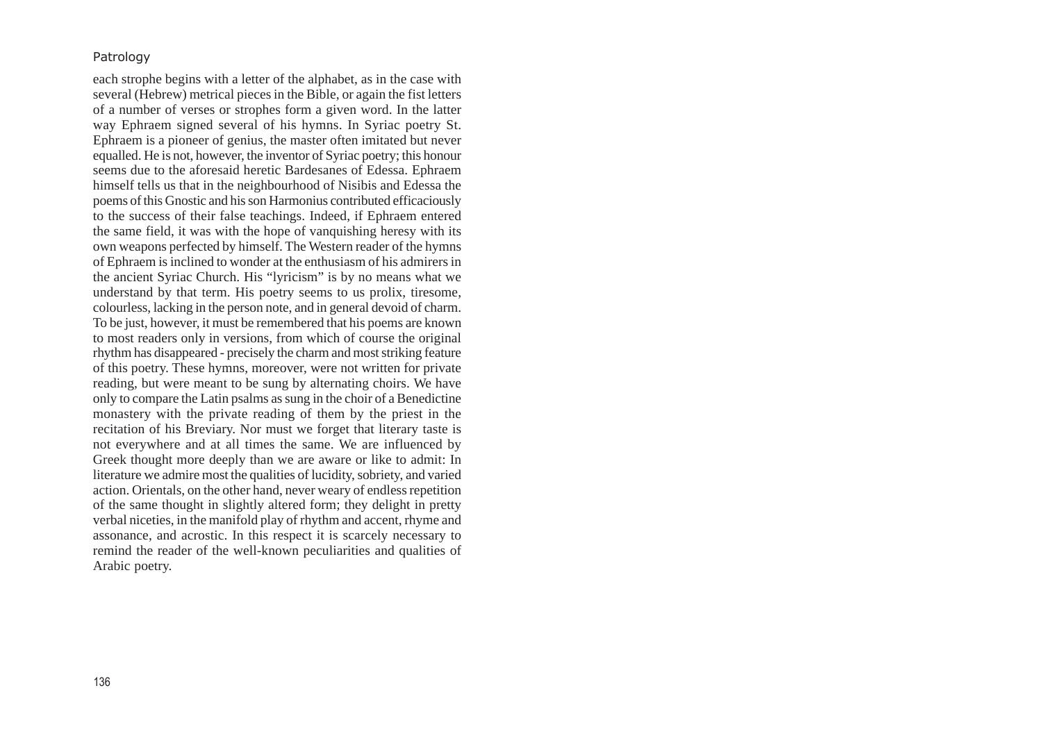each strophe begins with a letter of the alphabet, as in the case with several (Hebrew) metrical pieces in the Bible, or again the fist letters of a number of verses or strophes form a given word. In the latter way Ephraem signed several of his hymns. In Syriac poetry St. Ephraem is a pioneer of genius, the master often imitated but never equalled. He is not, however, the inventor of Syriac poetry; this honour seems due to the aforesaid heretic Bardesanes of Edessa. Ephraem himself tells us that in the neighbourhood of Nisibis and Edessa the poems of this Gnostic and his son Harmonius contributed efficaciously to the success of their false teachings. Indeed, if Ephraem entered the same field, it was with the hope of vanquishing heresy with its own weapons perfected by himself. The Western reader of the hymns of Ephraem is inclined to wonder at the enthusiasm of his admirers in the ancient Syriac Church. His "lyricism" is by no means what we understand by that term. His poetry seems to us prolix, tiresome, colourless, lacking in the person note, and in general devoid of charm. To be just, however, it must be remembered that his poems are known to most readers only in versions, from which of course the original rhythm has disappeared - precisely the charm and most striking feature of this poetry. These hymns, moreover, were not written for private reading, but were meant to be sung by alternating choirs. We have only to compare the Latin psalms as sung in the choir of a Benedictine monastery with the private reading of them by the priest in the recitation of his Breviary. Nor must we forget that literary taste is not everywhere and at all times the same. We are influenced by Greek thought more deeply than we are aware or like to admit: In literature we admire most the qualities of lucidity, sobriety, and varied action. Orientals, on the other hand, never weary of endless repetition of the same thought in slightly altered form; they delight in pretty verbal niceties, in the manifold play of rhythm and accent, rhyme and assonance, and acrostic. In this respect it is scarcely necessary to remind the reader of the well-known peculiarities and qualities of Arabic poetry.